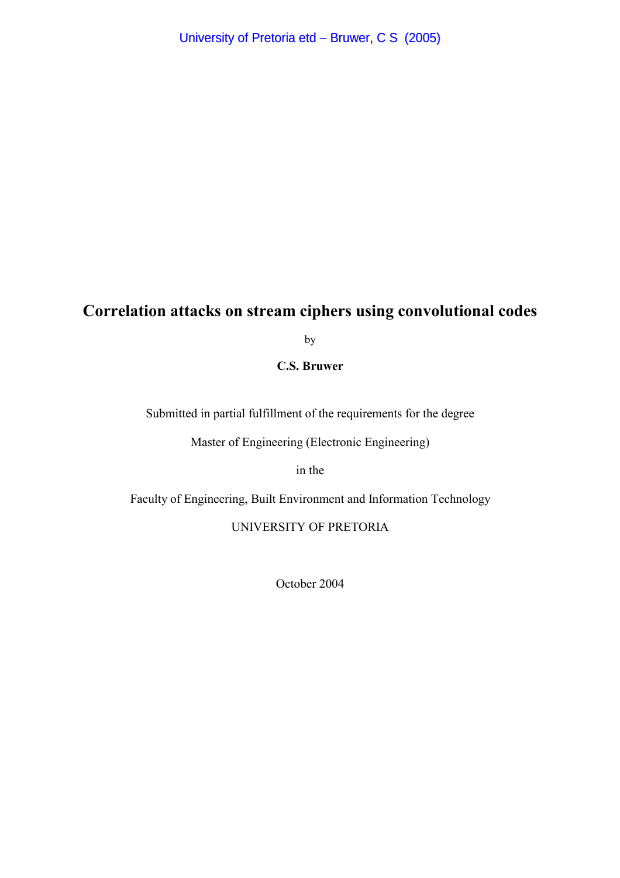# Correlation attacks on stream ciphers using convolutional codes

by

**C.S. Bruwer**

Submitted in partial fulfillment of the requirements for the degree

Master of Engineering (Electronic Engineering)

in the

Faculty of Engineering, Built Environment and Information Technology

UNIVERSITY OF PRETORIA

October 2004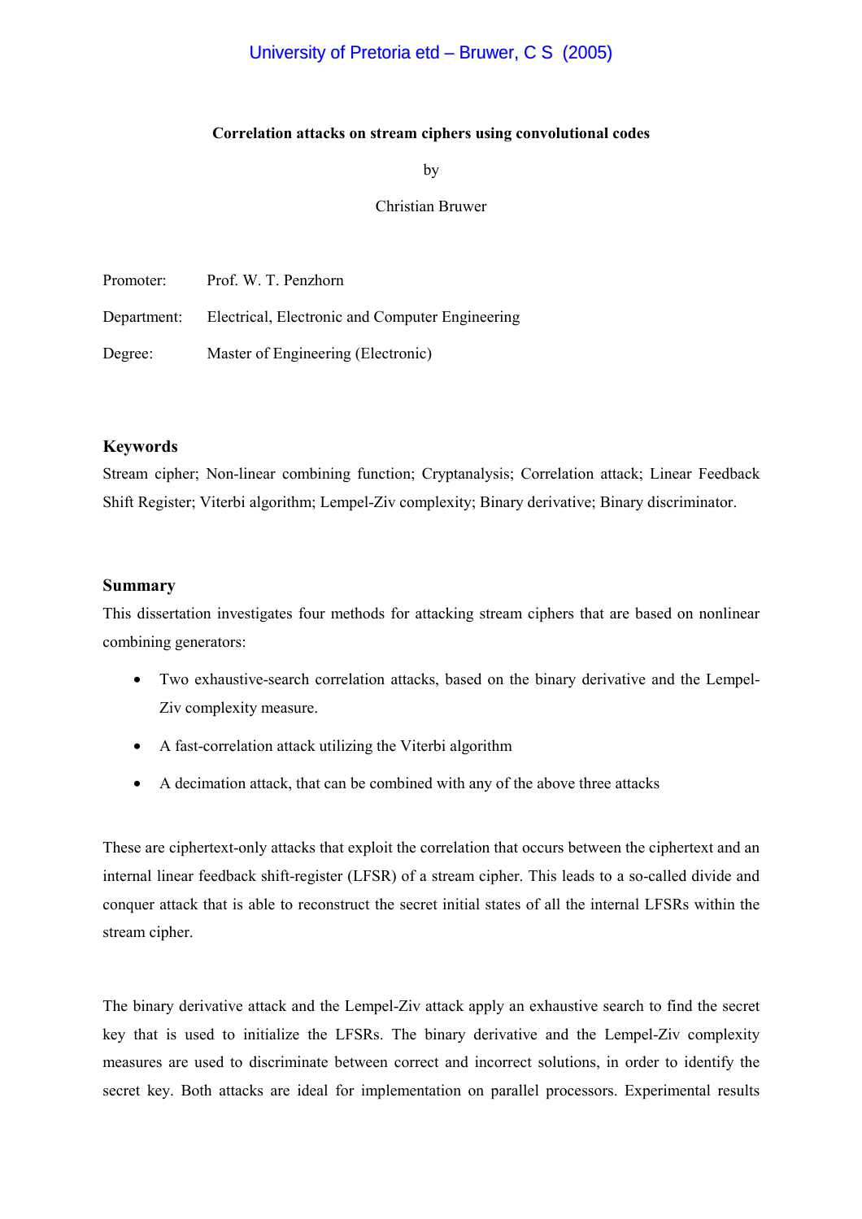**Correlation attacks on stream ciphers using convolutional codes**

by

Christian Bruwer

Promoter: Prof. W. T. Penzhorn

Department: Electrical, Electronic and Computer Engineering

Degree: Master of Engineering (Electronic)

### Keywords

Stream cipher; Non-linear combining function; Cryptanalysis; Correlation attack; Linear Feedback Shift Register; Viterbi algorithm; Lempel-Ziv complexity; Binary derivative; Binary discriminator.

### Summary

This dissertation investigates four methods for attacking stream ciphers that are based on nonlinear combining generators:

- Two exhaustive-search correlation attacks, based on the binary derivative and the Lempel-Ziv complexity measure.
- A fast-correlation attack utilizing the Viterbi algorithm
- A decimation attack, that can be combined with any of the above three attacks

These are ciphertext-only attacks that exploit the correlation that occurs between the ciphertext and an internal linear feedback shift-register (LFSR) of a stream cipher. This leads to a so-called divide and conquer attack that is able to reconstruct the secret initial states of all the internal LFSRs within the stream cipher.

The binary derivative attack and the Lempel-Ziv attack apply an exhaustive search to find the secret key that is used to initialize the LFSRs. The binary derivative and the Lempel-Ziv complexity measures are used to discriminate between correct and incorrect solutions, in order to identify the secret key. Both attacks are ideal for implementation on parallel processors. Experimental results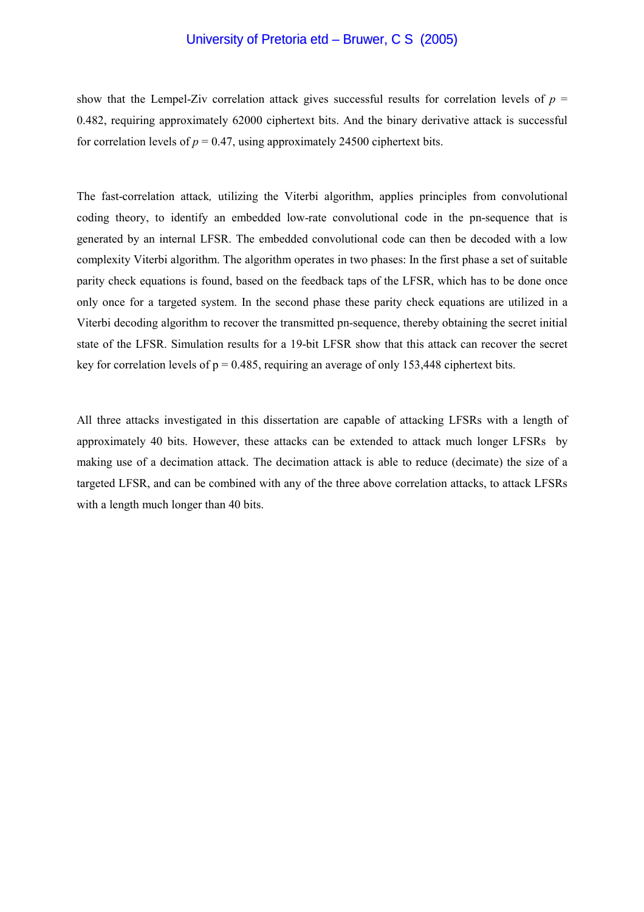show that the Lempel-Ziv correlation attack gives successful results for correlation levels of $p$ = 0.482, requiring approximately 62000 ciphertext bits. And the binary derivative attack is successful for correlation levels of $p$ = 0.47, using approximately 24500 ciphertext bits.

The fast-correlation attack*,* utilizing the Viterbi algorithm, applies principles from convolutional coding theory, to identify an embedded low-rate convolutional code in the pn-sequence that is generated by an internal LFSR. The embedded convolutional code can then be decoded with a low complexity Viterbi algorithm. The algorithm operates in two phases: In the first phase a set of suitable parity check equations is found, based on the feedback taps of the LFSR, which has to be done once only once for a targeted system. In the second phase these parity check equations are utilized in a Viterbi decoding algorithm to recover the transmitted pn-sequence, thereby obtaining the secret initial state of the LFSR. Simulation results for a 19-bit LFSR show that this attack can recover the secret key for correlation levels of p = 0.485, requiring an average of only 153,448 ciphertext bits.

All three attacks investigated in this dissertation are capable of attacking LFSRs with a length of approximately 40 bits. However, these attacks can be extended to attack much longer LFSRs by making use of a decimation attack. The decimation attack is able to reduce (decimate) the size of a targeted LFSR, and can be combined with any of the three above correlation attacks, to attack LFSRs with a length much longer than 40 bits.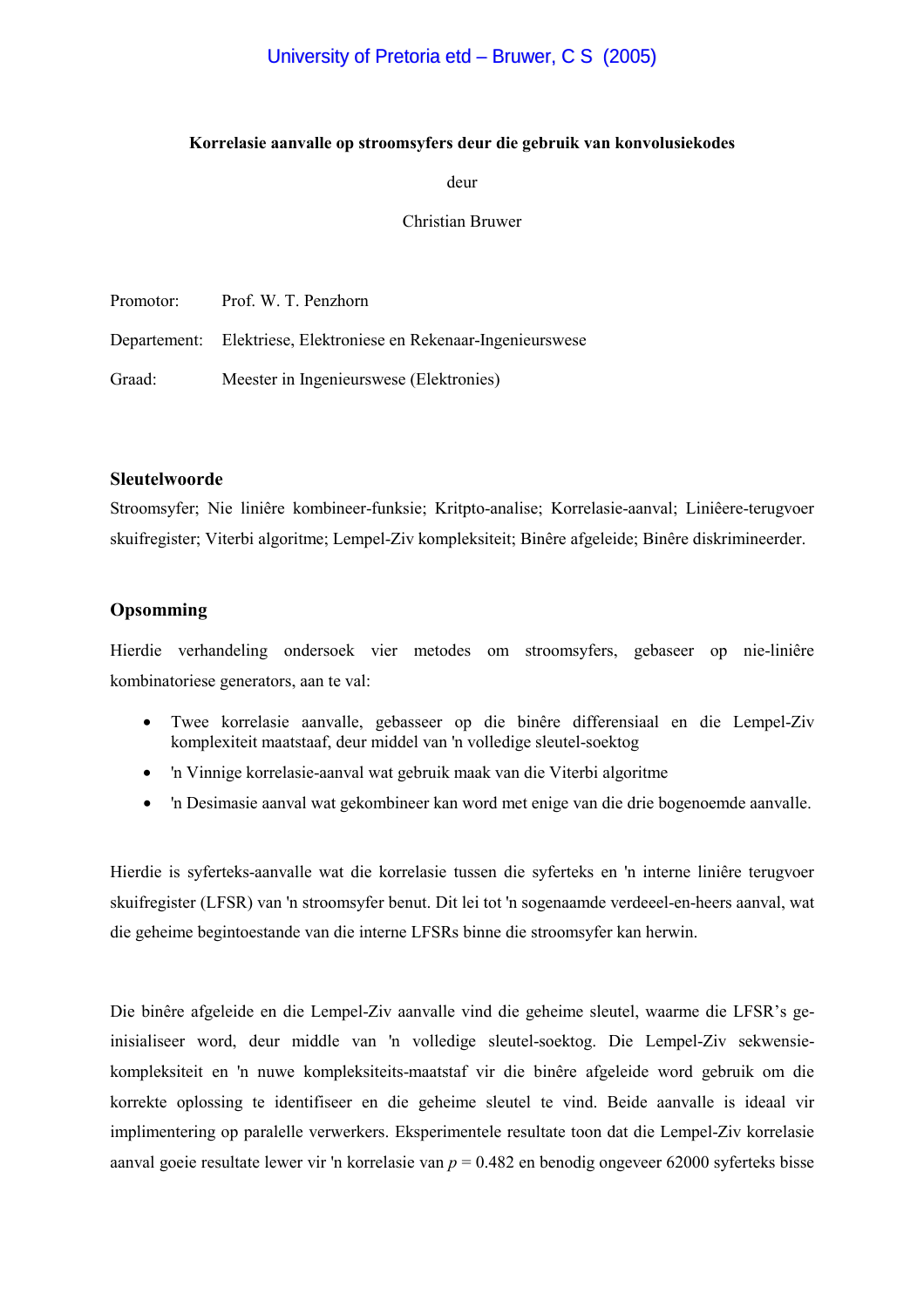**Korrelasie aanvalle op stroomsyfers deur die gebruik van konvolusiekodes**

deur

Christian Bruwer

Promotor: Prof. W. T. Penzhorn

Departement: Elektriese, Elektroniese en Rekenaar-Ingenieurswese

Graad: Meester in Ingenieurswese (Elektronies)

## Sleutelwoorde

Stroomsyfer; Nie liniêre kombineer-funksie; Kritpto-analise; Korrelasie-aanval; Liniêere-terugvoer skuifregister; Viterbi algoritme; Lempel-Ziv kompleksiteit; Binêre afgeleide; Binêre diskrimineerder.

## Opsomming

Hierdie verhandeling ondersoek vier metodes om stroomsyfers, gebaseer op nie-liniêre kombinatoriese generators, aan te val:

- Twee korrelasie aanvalle, gebasseer op die binêre differensiaal en die Lempel-Ziv komplexiteit maatstaaf, deur middel van 'n volledige sleutel-soektog
- 'n Vinnige korrelasie-aanval wat gebruik maak van die Viterbi algoritme
- 'n Desimasie aanval wat gekombineer kan word met enige van die drie bogenoemde aanvalle.

Hierdie is syferteks-aanvalle wat die korrelasie tussen die syferteks en 'n interne liniêre terugvoer skuifregister (LFSR) van 'n stroomsyfer benut. Dit lei tot 'n sogenaamde verdeeel-en-heers aanval, wat die geheime begintoestande van die interne LFSRs binne die stroomsyfer kan herwin.

Die binêre afgeleide en die Lempel-Ziv aanvalle vind die geheime sleutel, waarme die LFSR's ge-inisialiseer word, deur middel van 'n volledige sleutel-soektog. Die Lempel-Ziv sekwensie-kompleksiteit en 'n nuwe kompleksiteits-maatstaaf vir die binêre afgeleide word gebruik om die korrekte oplossing te identifiseer en die geheime sleutel te vind. Beide aanvalle is ideaal vir implimentering op paralelle verwerkers. Eksperimentele resultate toon dat die Lempel-Ziv korrelasie aanval goeie resultate lewer vir 'n korrelasie van $p = 0.482$ en benodig ongeveer 62000 syferteks bisse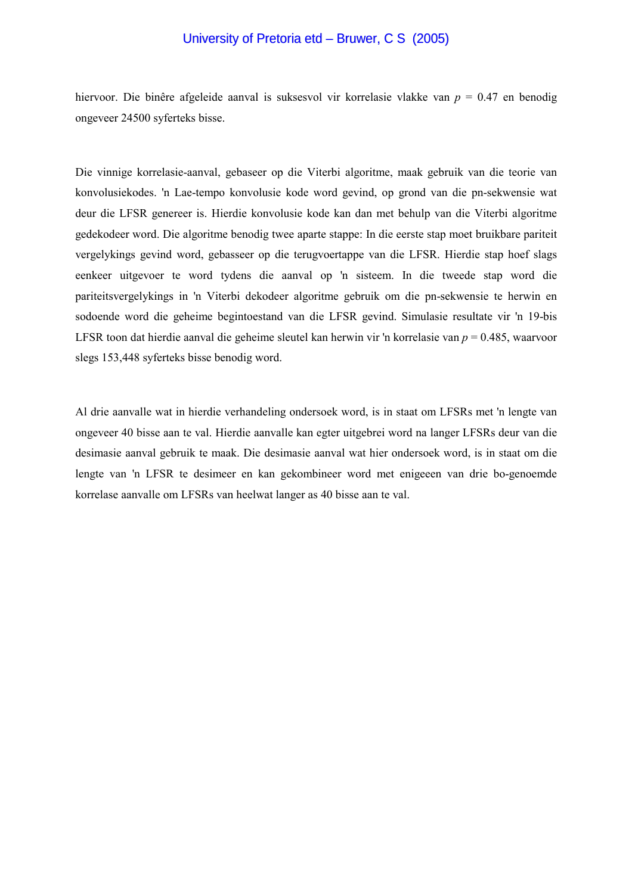hiervoor. Die binêre afgeleide aanval is suksesvol vir korrelasie vlakke van $p = 0.47$ en benodig ongeveer 24500 syferteks bisse.

Die vinnige korrelasie-aanval, gebaseer op die Viterbi algoritme, maak gebruik van die teorie van konvolusiekodes. 'n Lae-tempo konvolusie kode word gevind, op grond van die pn-sekwensie wat deur die LFSR genereer is. Hierdie konvolusie kode kan dan met behulp van die Viterbi algoritme gedekodeer word. Die algoritme benodig twee aparte stappe: In die eerste stap moet bruikbare pariteit vergelykings gevind word, gebasseer op die terugvoertappe van die LFSR. Hierdie stap hoef slags eenkeer uitgevoer te word tydens die aanval op 'n sisteem. In die tweede stap word die pariteitsvergelykings in 'n Viterbi dekodeer algoritme gebruik om die pn-sekwensie te herwin en sodoende word die geheime begintoestand van die LFSR gevind. Simulasie resultate vir 'n 19-bis LFSR toon dat hierdie aanval die geheime sleutel kan herwin vir 'n korrelasie van $p = 0.485$, waarvoor slegs 153,448 syferteks bisse benodig word.

Al drie aanvalle wat in hierdie verhandeling ondersoek word, is in staat om LFSRs met 'n lengte van ongeveer 40 bisse aan te val. Hierdie aanvalle kan egter uitgebrei word na langer LFSRs deur van die desimasie aanval gebruik te maak. Die desimasie aanval wat hier ondersoek word, is in staat om die lengte van 'n LFSR te desimeer en kan gekombineer word met enigeeen van drie bo-genoemde korrelase aanvalle om LFSRs van heelwat langer as 40 bisse aan te val.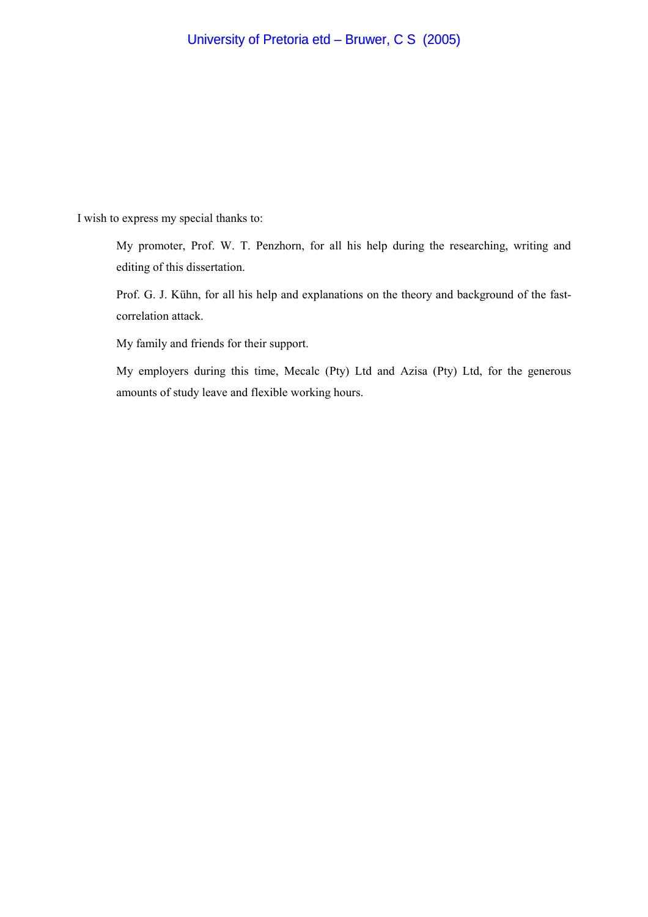I wish to express my special thanks to:

My promoter, Prof. W. T. Penzhorn, for all his help during the researching, writing and editing of this dissertation.

Prof. G. J. Kühn, for all his help and explanations on the theory and background of the fast-correlation attack.

My family and friends for their support.

My employers during this time, Mecalc (Pty) Ltd and Azisa (Pty) Ltd, for the generous amounts of study leave and flexible working hours.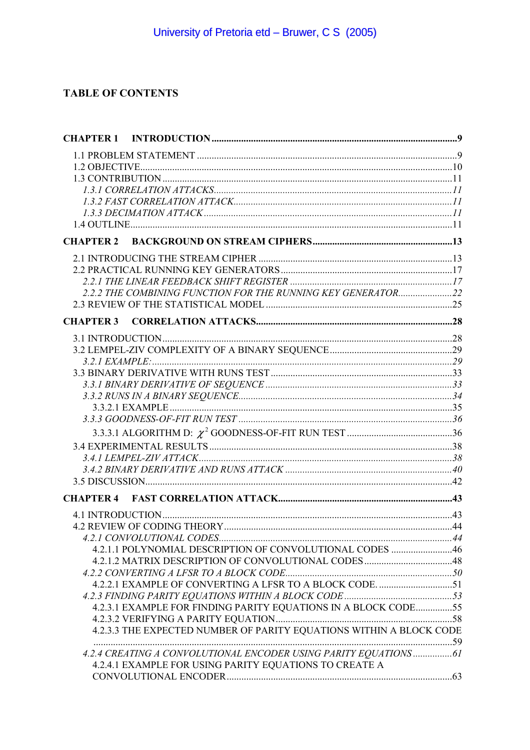# TABLE OF CONTENTS

**CHAPTER 1 INTRODUCTION ....................................................................................................9**

1.1 PROBLEM STATEMENT ..........................................................................................................9
1.2 OBJECTIVE...............................................................................................................................10
1.3 CONTRIBUTION .....................................................................................................................11
*1.3.1 CORRELATION ATTACKS.................................................................................................11*
*1.3.2 FAST CORRELATION ATTACK........................................................................................11*
*1.3.3 DECIMATION ATTACK.....................................................................................................11*
1.4 OUTLINE...................................................................................................................................11

**CHAPTER 2 BACKGROUND ON STREAM CIPHERS.........................................................13**

2.1 INTRODUCING THE STREAM CIPHER ...............................................................................13
2.2 PRACTICAL RUNNING KEY GENERATORS......................................................................17
*2.2.1 THE LINEAR FEEDBACK SHIFT REGISTER ..................................................................17*
*2.2.2 THE COMBINING FUNCTION FOR THE RUNNING KEY GENERATOR......................22*
2.3 REVIEW OF THE STATISTICAL MODEL ............................................................................25

**CHAPTER 3 CORRELATION ATTACKS...............................................................................28**

3.1 INTRODUCTION......................................................................................................................28
3.2 LEMPEL-ZIV COMPLEXITY OF A BINARY SEQUENCE..................................................29
*3.2.1 EXAMPLE:..........................................................................................................................29*
3.3 BINARY DERIVATIVE WITH RUNS TEST ..........................................................................33
*3.3.1 BINARY DERIVATIVE OF SEQUENCE ............................................................................33*
*3.3.2 RUNS IN A BINARY SEQUENCE.......................................................................................34*
3.3.2.1 EXAMPLE ..................................................................................................................35
*3.3.3 GOODNESS-OF-FIT RUN TEST .......................................................................................36*
3.3.3.1 ALGORITHM D: $\chi^2$ GOODNESS-OF-FIT RUN TEST ...........................................36
3.4 EXPERIMENTAL RESULTS ...................................................................................................38
*3.4.1 LEMPEL-ZIV ATTACK.......................................................................................................38*
*3.4.2 BINARY DERIVATIVE AND RUNS ATTACK ....................................................................40*
3.5 DISCUSSION.............................................................................................................................42

**CHAPTER 4 FAST CORRELATION ATTACK......................................................................43**

4.1 INTRODUCTION......................................................................................................................43
4.2 REVIEW OF CODING THEORY.............................................................................................44
*4.2.1 CONVOLUTIONAL CODES...............................................................................................44*
4.2.1.1 POLYNOMIAL DESCRIPTION OF CONVOLUTIONAL CODES .........................46
4.2.1.2 MATRIX DESCRIPTION OF CONVOLUTIONAL CODES....................................48
*4.2.2 CONVERTING A LFSR TO A BLOCK CODE....................................................................50*
4.2.2.1 EXAMPLE OF CONVERTING A LFSR TO A BLOCK CODE. ..............................51
*4.2.3 FINDING PARITY EQUATIONS WITHIN A BLOCK CODE............................................53*
4.2.3.1 EXAMPLE FOR FINDING PARITY EQUATIONS IN A BLOCK CODE...............55
4.2.3.2 VERIFYING A PARITY EQUATION........................................................................58
4.2.3.3 THE EXPECTED NUMBER OF PARITY EQUATIONS WITHIN A BLOCK CODE ....................................................................................................................................59
*4.2.4 CREATING A CONVOLUTIONAL ENCODER USING PARITY EQUATIONS ................61*
4.2.4.1 EXAMPLE FOR USING PARITY EQUATIONS TO CREATE A CONVOLUTIONAL ENCODER............................................................................................63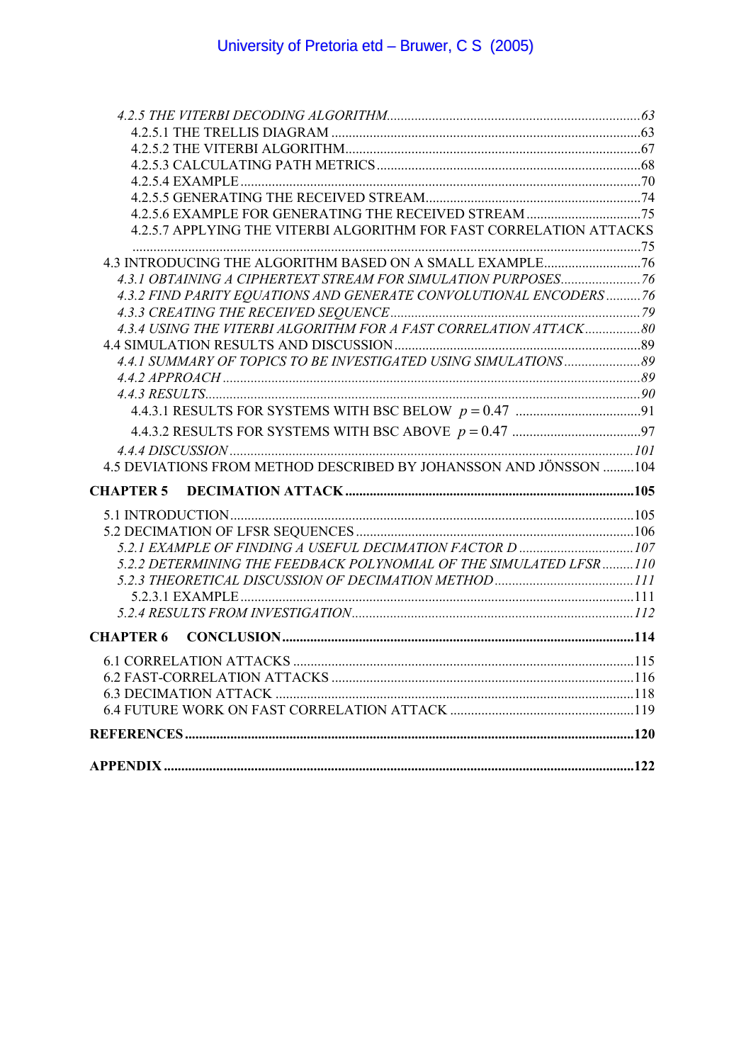*4.2.5 THE VITERBI DECODING ALGORITHM* ........ *63*
4.2.5.1 THE TRELLIS DIAGRAM ........ 63
4.2.5.2 THE VITERBI ALGORITHM ........ 67
4.2.5.3 CALCULATING PATH METRICS ........ 68
4.2.5.4 EXAMPLE ........ 70
4.2.5.5 GENERATING THE RECEIVED STREAM ........ 74
4.2.5.6 EXAMPLE FOR GENERATING THE RECEIVED STREAM ........ 75
4.2.5.7 APPLYING THE VITERBI ALGORITHM FOR FAST CORRELATION ATTACKS ........ 75
4.3 INTRODUCING THE ALGORITHM BASED ON A SMALL EXAMPLE ........ 76
*4.3.1 OBTAINING A CIPHERTEXT STREAM FOR SIMULATION PURPOSES* ........ *76*
*4.3.2 FIND PARITY EQUATIONS AND GENERATE CONVOLUTIONAL ENCODERS* ........ *76*
*4.3.3 CREATING THE RECEIVED SEQUENCE* ........ *79*
*4.3.4 USING THE VITERBI ALGORITHM FOR A FAST CORRELATION ATTACK* ........ *80*
4.4 SIMULATION RESULTS AND DISCUSSION ........ 89
*4.4.1 SUMMARY OF TOPICS TO BE INVESTIGATED USING SIMULATIONS* ........ *89*
*4.4.2 APPROACH* ........ *89*
*4.4.3 RESULTS* ........ *90*
4.4.3.1 RESULTS FOR SYSTEMS WITH BSC BELOW $p = 0.47$ ........ 91
4.4.3.2 RESULTS FOR SYSTEMS WITH BSC ABOVE $p = 0.47$ ........ 97
*4.4.4 DISCUSSION* ........ *101*
4.5 DEVIATIONS FROM METHOD DESCRIBED BY JOHANSSON AND JÖNSSON ........ 104

**CHAPTER 5 DECIMATION ATTACK ........ 105**

5.1 INTRODUCTION ........ 105
5.2 DECIMATION OF LFSR SEQUENCES ........ 106
*5.2.1 EXAMPLE OF FINDING A USEFUL DECIMATION FACTOR D* ........ *107*
*5.2.2 DETERMINING THE FEEDBACK POLYNOMIAL OF THE SIMULATED LFSR* ........ *110*
*5.2.3 THEORETICAL DISCUSSION OF DECIMATION METHOD* ........ *111*
5.2.3.1 EXAMPLE ........ 111
*5.2.4 RESULTS FROM INVESTIGATION* ........ *112*

**CHAPTER 6 CONCLUSION ........ 114**

6.1 CORRELATION ATTACKS ........ 115
6.2 FAST-CORRELATION ATTACKS ........ 116
6.3 DECIMATION ATTACK ........ 118
6.4 FUTURE WORK ON FAST CORRELATION ATTACK ........ 119

**REFERENCES ........ 120**

**APPENDIX ........ 122**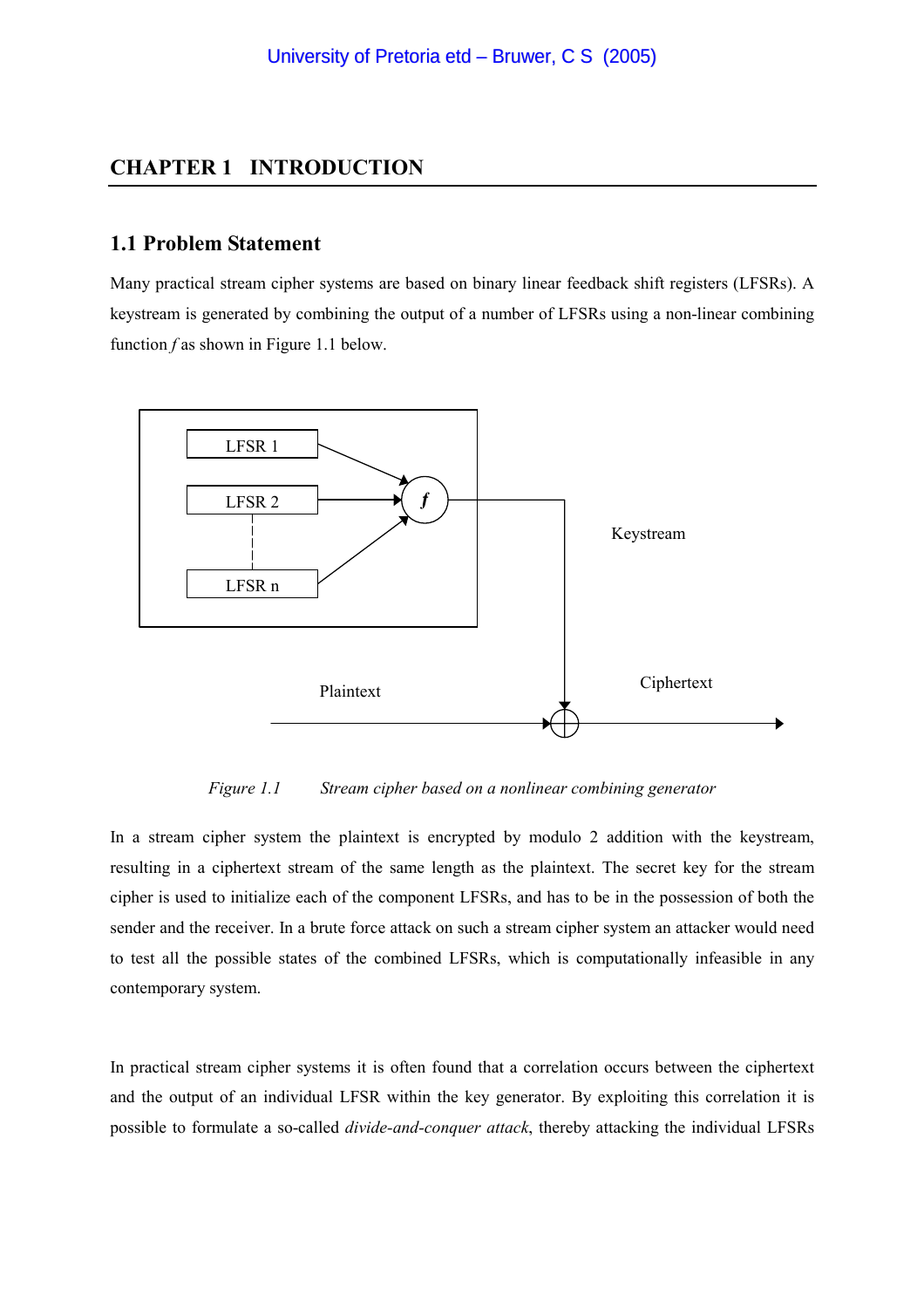# CHAPTER 1 INTRODUCTION

## 1.1 Problem Statement

Many practical stream cipher systems are based on binary linear feedback shift registers (LFSRs). A keystream is generated by combining the output of a number of LFSRs using a non-linear combining function *f* as shown in Figure 1.1 below.

*Figure 1.1 Stream cipher based on a nonlinear combining generator*

In a stream cipher system the plaintext is encrypted by modulo 2 addition with the keystream, resulting in a ciphertext stream of the same length as the plaintext. The secret key for the stream cipher is used to initialize each of the component LFSRs, and has to be in the possession of both the sender and the receiver. In a brute force attack on such a stream cipher system an attacker would need to test all the possible states of the combined LFSRs, which is computationally infeasible in any contemporary system.

In practical stream cipher systems it is often found that a correlation occurs between the ciphertext and the output of an individual LFSR within the key generator. By exploiting this correlation it is possible to formulate a so-called *divide-and-conquer attack*, thereby attacking the individual LFSRs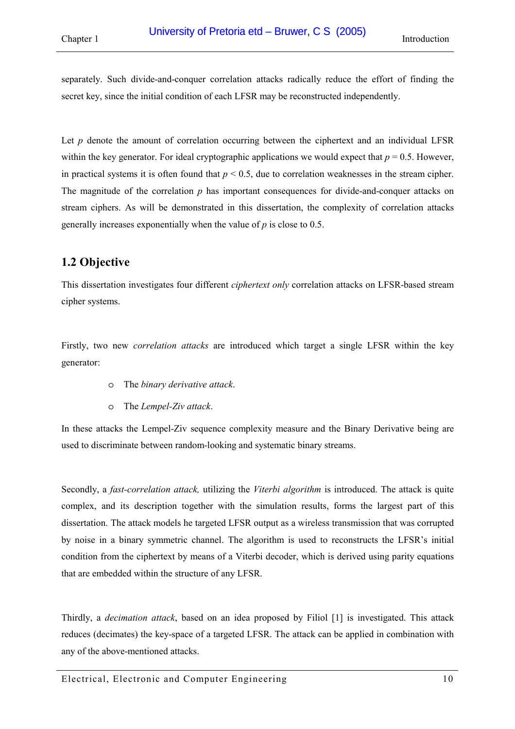separately. Such divide-and-conquer correlation attacks radically reduce the effort of finding the secret key, since the initial condition of each LFSR may be reconstructed independently.

Let $p$ denote the amount of correlation occurring between the ciphertext and an individual LFSR within the key generator. For ideal cryptographic applications we would expect that $p = 0.5$. However, in practical systems it is often found that $p < 0.5$, due to correlation weaknesses in the stream cipher. The magnitude of the correlation $p$ has important consequences for divide-and-conquer attacks on stream ciphers. As will be demonstrated in this dissertation, the complexity of correlation attacks generally increases exponentially when the value of $p$ is close to 0.5.

## 1.2 Objective

This dissertation investigates four different *ciphertext only* correlation attacks on LFSR-based stream cipher systems.

Firstly, two new *correlation attacks* are introduced which target a single LFSR within the key generator:

- The *binary derivative attack*.
- The *Lempel-Ziv attack*.

In these attacks the Lempel-Ziv sequence complexity measure and the Binary Derivative being are used to discriminate between random-looking and systematic binary streams.

Secondly, a *fast-correlation attack,* utilizing the *Viterbi algorithm* is introduced. The attack is quite complex, and its description together with the simulation results, forms the largest part of this dissertation. The attack models he targeted LFSR output as a wireless transmission that was corrupted by noise in a binary symmetric channel. The algorithm is used to reconstructs the LFSR's initial condition from the ciphertext by means of a Viterbi decoder, which is derived using parity equations that are embedded within the structure of any LFSR.

Thirdly, a *decimation attack*, based on an idea proposed by Filiol [1] is investigated. This attack reduces (decimates) the key-space of a targeted LFSR. The attack can be applied in combination with any of the above-mentioned attacks.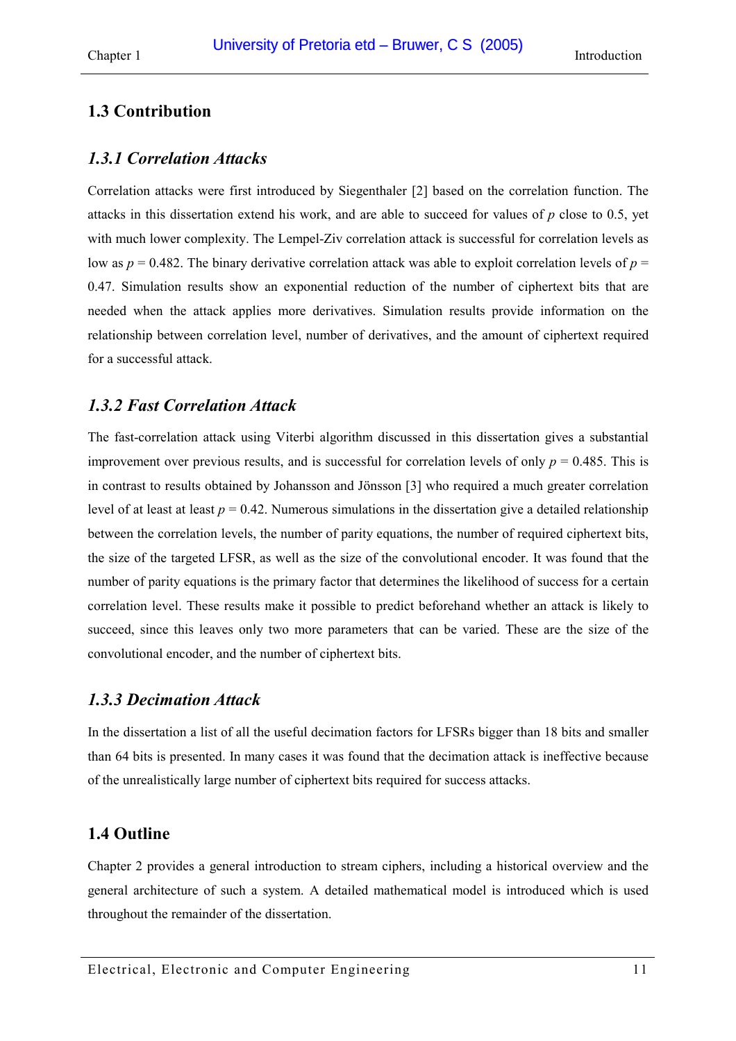## 1.3 Contribution

### *1.3.1 Correlation Attacks*

Correlation attacks were first introduced by Siegenthaler [2] based on the correlation function. The attacks in this dissertation extend his work, and are able to succeed for values of $p$ close to 0.5, yet with much lower complexity. The Lempel-Ziv correlation attack is successful for correlation levels as low as $p = 0.482$. The binary derivative correlation attack was able to exploit correlation levels of $p = 0.47$. Simulation results show an exponential reduction of the number of ciphertext bits that are needed when the attack applies more derivatives. Simulation results provide information on the relationship between correlation level, number of derivatives, and the amount of ciphertext required for a successful attack.

### *1.3.2 Fast Correlation Attack*

The fast-correlation attack using Viterbi algorithm discussed in this dissertation gives a substantial improvement over previous results, and is successful for correlation levels of only $p = 0.485$. This is in contrast to results obtained by Johansson and Jönsson [3] who required a much greater correlation level of at least at least $p = 0.42$. Numerous simulations in the dissertation give a detailed relationship between the correlation levels, the number of parity equations, the number of required ciphertext bits, the size of the targeted LFSR, as well as the size of the convolutional encoder. It was found that the number of parity equations is the primary factor that determines the likelihood of success for a certain correlation level. These results make it possible to predict beforehand whether an attack is likely to succeed, since this leaves only two more parameters that can be varied. These are the size of the convolutional encoder, and the number of ciphertext bits.

### *1.3.3 Decimation Attack*

In the dissertation a list of all the useful decimation factors for LFSRs bigger than 18 bits and smaller than 64 bits is presented. In many cases it was found that the decimation attack is ineffective because of the unrealistically large number of ciphertext bits required for success attacks.

## 1.4 Outline

Chapter 2 provides a general introduction to stream ciphers, including a historical overview and the general architecture of such a system. A detailed mathematical model is introduced which is used throughout the remainder of the dissertation.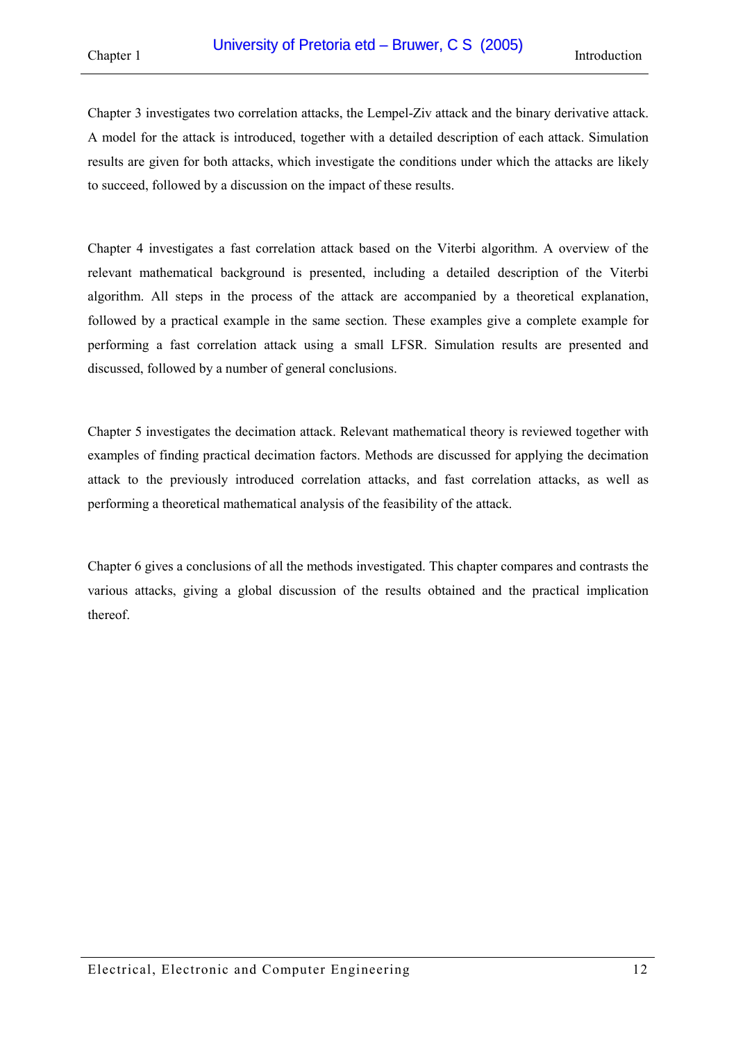Chapter 3 investigates two correlation attacks, the Lempel-Ziv attack and the binary derivative attack. A model for the attack is introduced, together with a detailed description of each attack. Simulation results are given for both attacks, which investigate the conditions under which the attacks are likely to succeed, followed by a discussion on the impact of these results.

Chapter 4 investigates a fast correlation attack based on the Viterbi algorithm. A overview of the relevant mathematical background is presented, including a detailed description of the Viterbi algorithm. All steps in the process of the attack are accompanied by a theoretical explanation, followed by a practical example in the same section. These examples give a complete example for performing a fast correlation attack using a small LFSR. Simulation results are presented and discussed, followed by a number of general conclusions.

Chapter 5 investigates the decimation attack. Relevant mathematical theory is reviewed together with examples of finding practical decimation factors. Methods are discussed for applying the decimation attack to the previously introduced correlation attacks, and fast correlation attacks, as well as performing a theoretical mathematical analysis of the feasibility of the attack.

Chapter 6 gives a conclusions of all the methods investigated. This chapter compares and contrasts the various attacks, giving a global discussion of the results obtained and the practical implication thereof.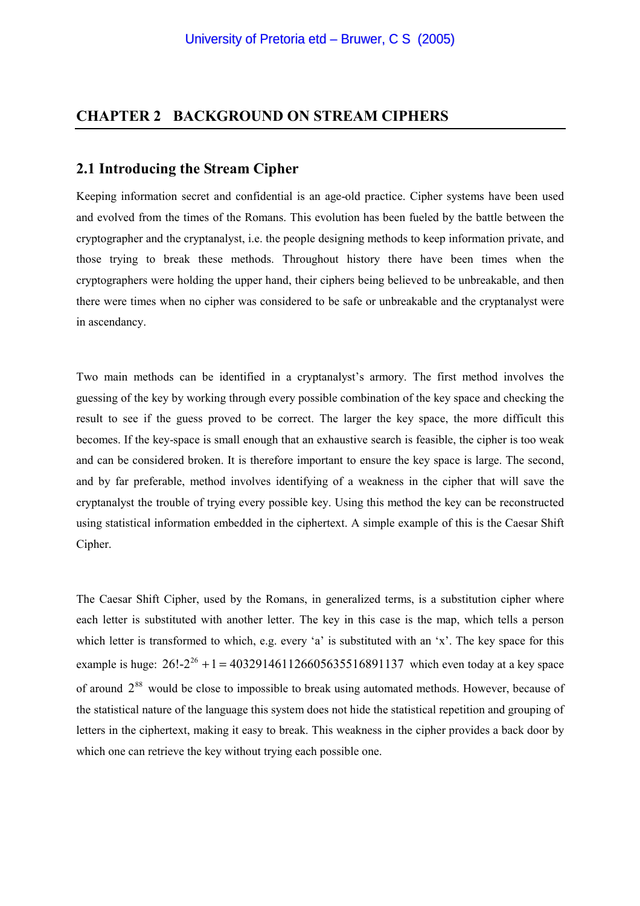# CHAPTER 2 BACKGROUND ON STREAM CIPHERS

## 2.1 Introducing the Stream Cipher

Keeping information secret and confidential is an age-old practice. Cipher systems have been used and evolved from the times of the Romans. This evolution has been fueled by the battle between the cryptographer and the cryptanalyst, i.e. the people designing methods to keep information private, and those trying to break these methods. Throughout history there have been times when the cryptographers were holding the upper hand, their ciphers being believed to be unbreakable, and then there were times when no cipher was considered to be safe or unbreakable and the cryptanalyst were in ascendancy.

Two main methods can be identified in a cryptanalyst's armory. The first method involves the guessing of the key by working through every possible combination of the key space and checking the result to see if the guess proved to be correct. The larger the key space, the more difficult this becomes. If the key-space is small enough that an exhaustive search is feasible, the cipher is too weak and can be considered broken. It is therefore important to ensure the key space is large. The second, and by far preferable, method involves identifying of a weakness in the cipher that will save the cryptanalyst the trouble of trying every possible key. Using this method the key can be reconstructed using statistical information embedded in the ciphertext. A simple example of this is the Caesar Shift Cipher.

The Caesar Shift Cipher, used by the Romans, in generalized terms, is a substitution cipher where each letter is substituted with another letter. The key in this case is the map, which tells a person which letter is transformed to which, e.g. every 'a' is substituted with an 'x'. The key space for this example is huge: $26!\text{-}2^{26}+1=403291461126605635516891137$ which even today at a key space of around $2^{88}$ would be close to impossible to break using automated methods. However, because of the statistical nature of the language this system does not hide the statistical repetition and grouping of letters in the ciphertext, making it easy to break. This weakness in the cipher provides a back door by which one can retrieve the key without trying each possible one.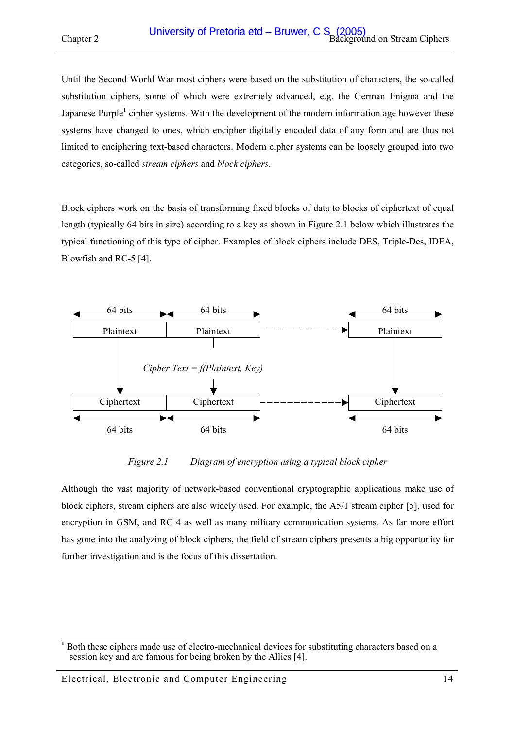Until the Second World War most ciphers were based on the substitution of characters, the so-called substitution ciphers, some of which were extremely advanced, e.g. the German Enigma and the Japanese Purple[1] cipher systems. With the development of the modern information age however these systems have changed to ones, which encipher digitally encoded data of any form and are thus not limited to enciphering text-based characters. Modern cipher systems can be loosely grouped into two categories, so-called *stream ciphers* and *block ciphers*.

Block ciphers work on the basis of transforming fixed blocks of data to blocks of ciphertext of equal length (typically 64 bits in size) according to a key as shown in Figure 2.1 below which illustrates the typical functioning of this type of cipher. Examples of block ciphers include DES, Triple-Des, IDEA, Blowfish and RC-5 [4].

64 bits | 64 bits | 64 bits

Plaintext | Plaintext | Plaintext

*Cipher Text = f(Plaintext, Key)*

Ciphertext | Ciphertext | Ciphertext

64 bits | 64 bits | 64 bits

*Figure 2.1 Diagram of encryption using a typical block cipher*

Although the vast majority of network-based conventional cryptographic applications make use of block ciphers, stream ciphers are also widely used. For example, the A5/1 stream cipher [5], used for encryption in GSM, and RC 4 as well as many military communication systems. As far more effort has gone into the analyzing of block ciphers, the field of stream ciphers presents a big opportunity for further investigation and is the focus of this dissertation.

[1] Both these ciphers made use of electro-mechanical devices for substituting characters based on a session key and are famous for being broken by the Allies [4].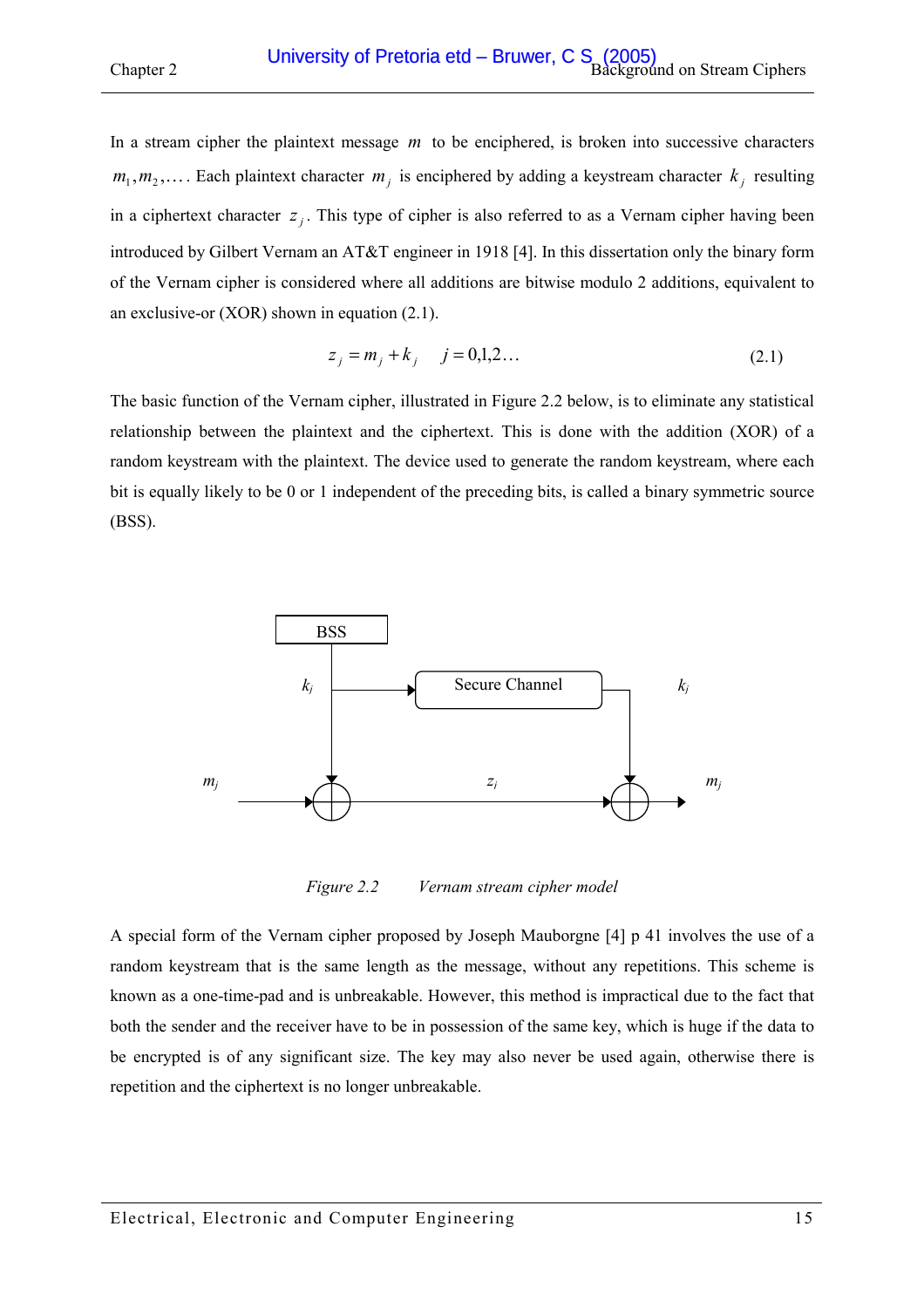In a stream cipher the plaintext message $m$ to be enciphered, is broken into successive characters $m_1, m_2, \ldots$. Each plaintext character $m_j$ is enciphered by adding a keystream character $k_j$ resulting in a ciphertext character $z_j$. This type of cipher is also referred to as a Vernam cipher having been introduced by Gilbert Vernam an AT&T engineer in 1918 [4]. In this dissertation only the binary form of the Vernam cipher is considered where all additions are bitwise modulo 2 additions, equivalent to an exclusive-or (XOR) shown in equation (2.1).

$$z_j = m_j + k_j \quad j = 0,1,2\ldots \tag{2.1}$$

The basic function of the Vernam cipher, illustrated in Figure 2.2 below, is to eliminate any statistical relationship between the plaintext and the ciphertext. This is done with the addition (XOR) of a random keystream with the plaintext. The device used to generate the random keystream, where each bit is equally likely to be 0 or 1 independent of the preceding bits, is called a binary symmetric source (BSS).

*Figure 2.2 Vernam stream cipher model*

A special form of the Vernam cipher proposed by Joseph Mauborgne [4] p 41 involves the use of a random keystream that is the same length as the message, without any repetitions. This scheme is known as a one-time-pad and is unbreakable. However, this method is impractical due to the fact that both the sender and the receiver have to be in possession of the same key, which is huge if the data to be encrypted is of any significant size. The key may also never be used again, otherwise there is repetition and the ciphertext is no longer unbreakable.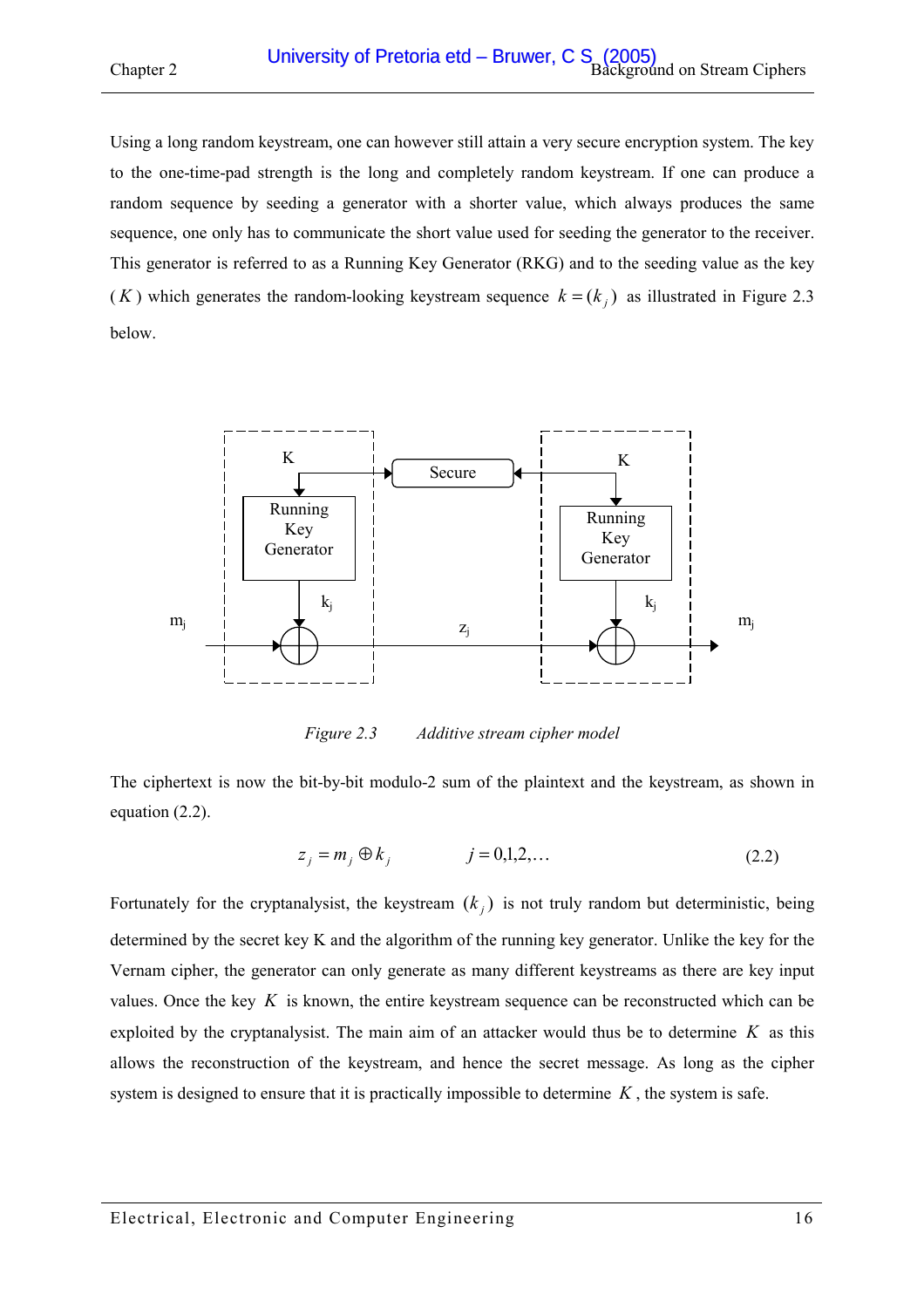Using a long random keystream, one can however still attain a very secure encryption system. The key to the one-time-pad strength is the long and completely random keystream. If one can produce a random sequence by seeding a generator with a shorter value, which always produces the same sequence, one only has to communicate the short value used for seeding the generator to the receiver. This generator is referred to as a Running Key Generator (RKG) and to the seeding value as the key ($K$) which generates the random-looking keystream sequence $k = (k_j)$ as illustrated in Figure 2.3 below.

*Figure 2.3 Additive stream cipher model*

The ciphertext is now the bit-by-bit modulo-2 sum of the plaintext and the keystream, as shown in equation (2.2).

$$z_j = m_j \oplus k_j \qquad j = 0,1,2,\ldots \tag{2.2}$$

Fortunately for the cryptanalysist, the keystream $(k_j)$ is not truly random but deterministic, being determined by the secret key K and the algorithm of the running key generator. Unlike the key for the Vernam cipher, the generator can only generate as many different keystreams as there are key input values. Once the key $K$ is known, the entire keystream sequence can be reconstructed which can be exploited by the cryptanalysist. The main aim of an attacker would thus be to determine $K$ as this allows the reconstruction of the keystream, and hence the secret message. As long as the cipher system is designed to ensure that it is practically impossible to determine $K$, the system is safe.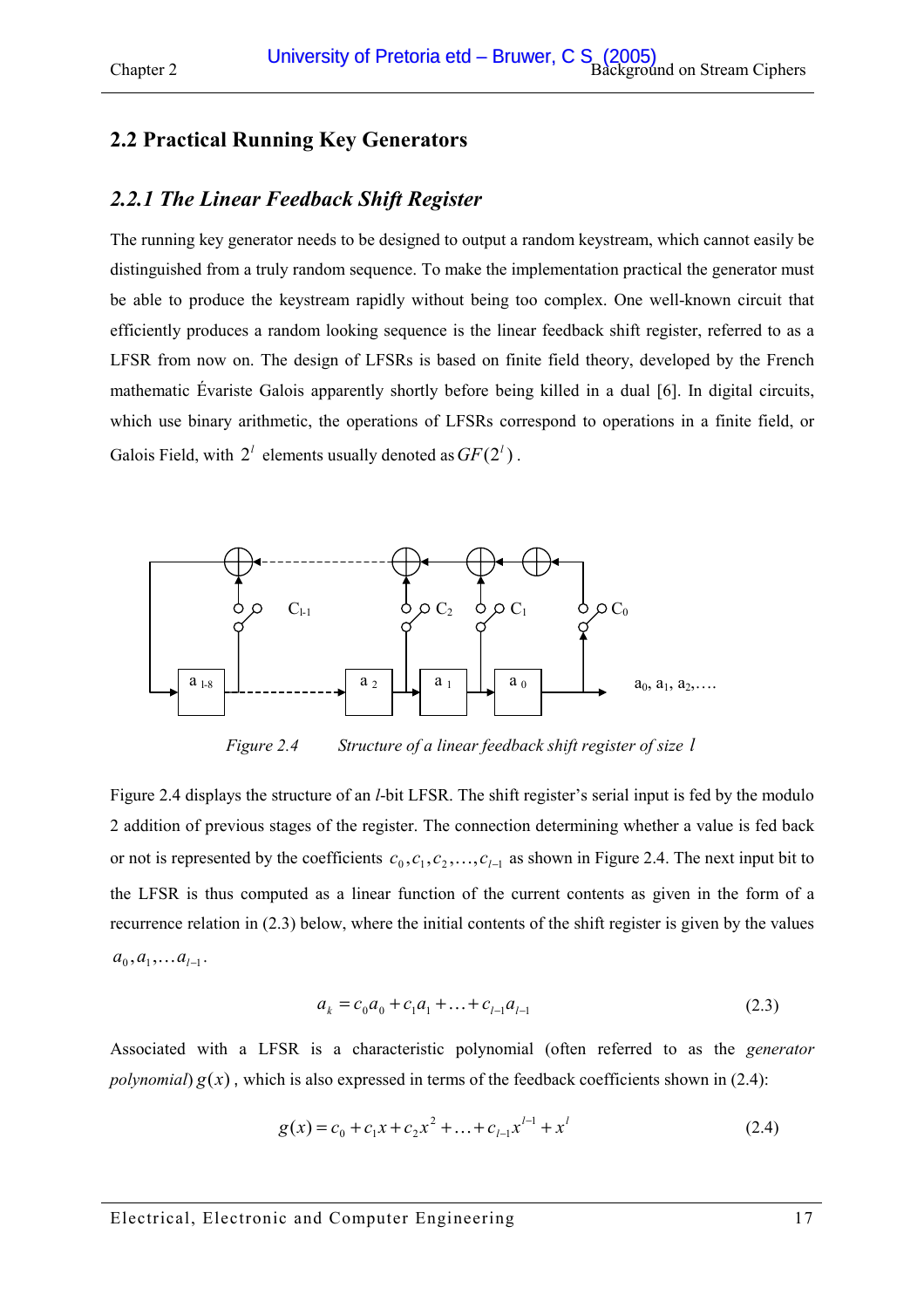## 2.2 Practical Running Key Generators

### *2.2.1 The Linear Feedback Shift Register*

The running key generator needs to be designed to output a random keystream, which cannot easily be distinguished from a truly random sequence. To make the implementation practical the generator must be able to produce the keystream rapidly without being too complex. One well-known circuit that efficiently produces a random looking sequence is the linear feedback shift register, referred to as a LFSR from now on. The design of LFSRs is based on finite field theory, developed by the French mathematic Évariste Galois apparently shortly before being killed in a dual [6]. In digital circuits, which use binary arithmetic, the operations of LFSRs correspond to operations in a finite field, or Galois Field, with $2^l$ elements usually denoted as $GF(2^l)$.

*Figure 2.4 Structure of a linear feedback shift register of size $l$*

Figure 2.4 displays the structure of an *l*-bit LFSR. The shift register's serial input is fed by the modulo 2 addition of previous stages of the register. The connection determining whether a value is fed back or not is represented by the coefficients $c_0, c_1, c_2, \ldots, c_{l-1}$ as shown in Figure 2.4. The next input bit to the LFSR is thus computed as a linear function of the current contents as given in the form of a recurrence relation in (2.3) below, where the initial contents of the shift register is given by the values $a_0, a_1, \ldots a_{l-1}$.

$$a_k = c_0 a_0 + c_1 a_1 + \ldots + c_{l-1} a_{l-1} \tag{2.3}$$

Associated with a LFSR is a characteristic polynomial (often referred to as the *generator polynomial*) $g(x)$, which is also expressed in terms of the feedback coefficients shown in (2.4):

$$g(x) = c_0 + c_1 x + c_2 x^2 + \ldots + c_{l-1} x^{l-1} + x^l \tag{2.4}$$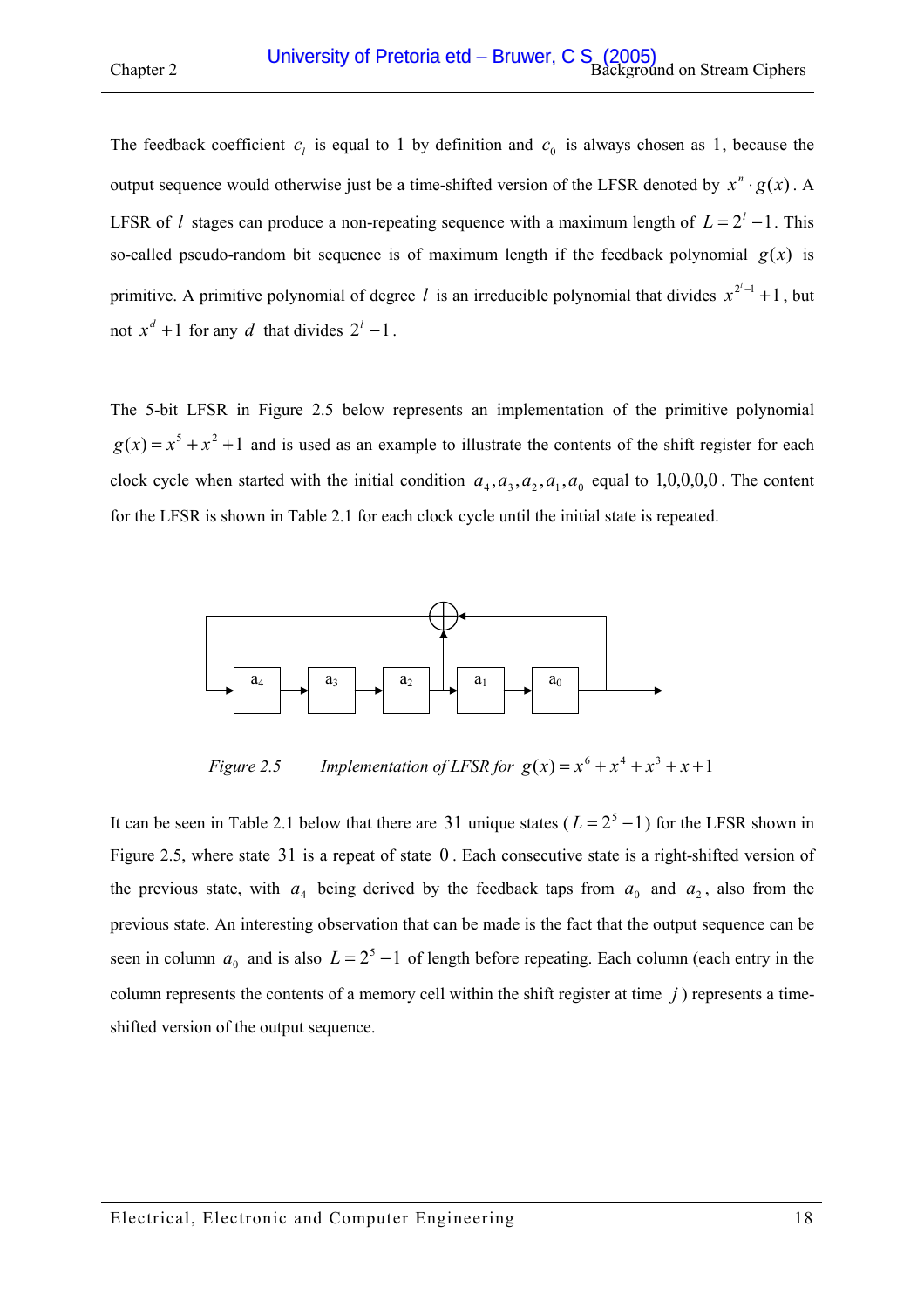The feedback coefficient $c_l$ is equal to 1 by definition and $c_0$ is always chosen as 1, because the output sequence would otherwise just be a time-shifted version of the LFSR denoted by $x^n \cdot g(x)$. A LFSR of $l$ stages can produce a non-repeating sequence with a maximum length of $L = 2^l - 1$. This so-called pseudo-random bit sequence is of maximum length if the feedback polynomial $g(x)$ is primitive. A primitive polynomial of degree $l$ is an irreducible polynomial that divides $x^{2^l - 1} + 1$, but not $x^d + 1$ for any $d$ that divides $2^l - 1$.

The 5-bit LFSR in Figure 2.5 below represents an implementation of the primitive polynomial $g(x) = x^5 + x^2 + 1$ and is used as an example to illustrate the contents of the shift register for each clock cycle when started with the initial condition $a_4, a_3, a_2, a_1, a_0$ equal to $1,0,0,0,0$. The content for the LFSR is shown in Table 2.1 for each clock cycle until the initial state is repeated.

*Figure 2.5 Implementation of LFSR for* $g(x) = x^6 + x^4 + x^3 + x + 1$

It can be seen in Table 2.1 below that there are 31 unique states ($L = 2^5 - 1$) for the LFSR shown in Figure 2.5, where state 31 is a repeat of state 0. Each consecutive state is a right-shifted version of the previous state, with $a_4$ being derived by the feedback taps from $a_0$ and $a_2$, also from the previous state. An interesting observation that can be made is the fact that the output sequence can be seen in column $a_0$ and is also $L = 2^5 - 1$ of length before repeating. Each column (each entry in the column represents the contents of a memory cell within the shift register at time $j$) represents a time-shifted version of the output sequence.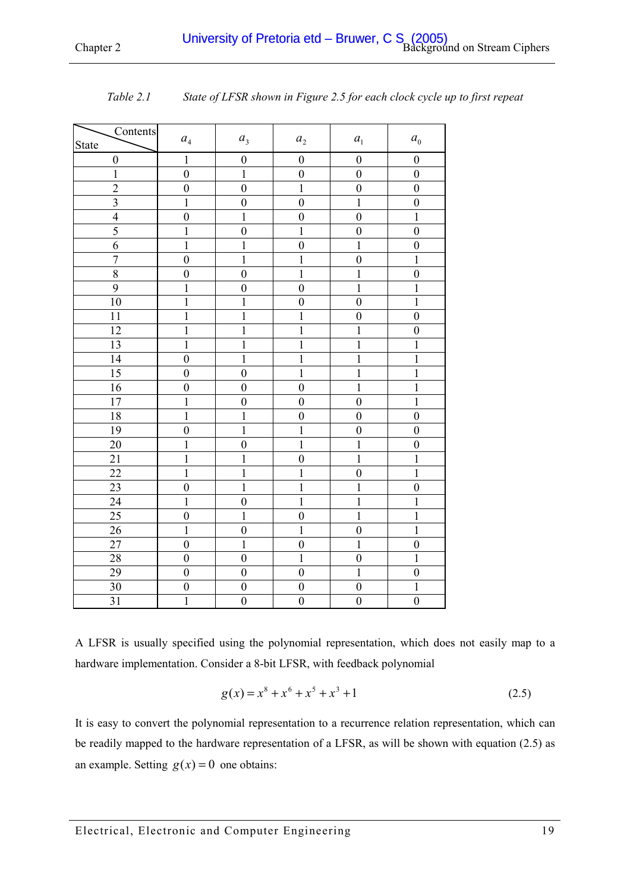*Table 2.1 State of LFSR shown in Figure 2.5 for each clock cycle up to first repeat*

| State \ Contents | $a_4$ | $a_3$ | $a_2$ | $a_1$ | $a_0$ |
|---|---|---|---|---|---|
| 0 | 1 | 0 | 0 | 0 | 0 |
| 1 | 0 | 1 | 0 | 0 | 0 |
| 2 | 0 | 0 | 1 | 0 | 0 |
| 3 | 1 | 0 | 0 | 1 | 0 |
| 4 | 0 | 1 | 0 | 0 | 1 |
| 5 | 1 | 0 | 1 | 0 | 0 |
| 6 | 1 | 1 | 0 | 1 | 0 |
| 7 | 0 | 1 | 1 | 0 | 1 |
| 8 | 0 | 0 | 1 | 1 | 0 |
| 9 | 1 | 0 | 0 | 1 | 1 |
| 10 | 1 | 1 | 0 | 0 | 1 |
| 11 | 1 | 1 | 1 | 0 | 0 |
| 12 | 1 | 1 | 1 | 1 | 0 |
| 13 | 1 | 1 | 1 | 1 | 1 |
| 14 | 0 | 1 | 1 | 1 | 1 |
| 15 | 0 | 0 | 1 | 1 | 1 |
| 16 | 0 | 0 | 0 | 1 | 1 |
| 17 | 1 | 0 | 0 | 0 | 1 |
| 18 | 1 | 1 | 0 | 0 | 0 |
| 19 | 0 | 1 | 1 | 0 | 0 |
| 20 | 1 | 0 | 1 | 1 | 0 |
| 21 | 1 | 1 | 0 | 1 | 1 |
| 22 | 1 | 1 | 1 | 0 | 1 |
| 23 | 0 | 1 | 1 | 1 | 0 |
| 24 | 1 | 0 | 1 | 1 | 1 |
| 25 | 0 | 1 | 0 | 1 | 1 |
| 26 | 1 | 0 | 1 | 0 | 1 |
| 27 | 0 | 1 | 0 | 1 | 0 |
| 28 | 0 | 0 | 1 | 0 | 1 |
| 29 | 0 | 0 | 0 | 1 | 0 |
| 30 | 0 | 0 | 0 | 0 | 1 |
| 31 | 1 | 0 | 0 | 0 | 0 |

A LFSR is usually specified using the polynomial representation, which does not easily map to a hardware implementation. Consider a 8-bit LFSR, with feedback polynomial

$$g(x) = x^8 + x^6 + x^5 + x^3 + 1 \tag{2.5}$$

It is easy to convert the polynomial representation to a recurrence relation representation, which can be readily mapped to the hardware representation of a LFSR, as will be shown with equation (2.5) as an example. Setting $g(x) = 0$ one obtains: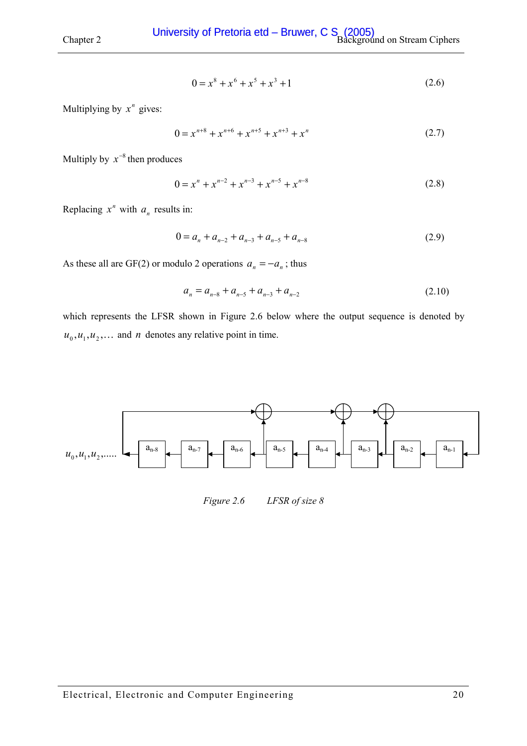$$0 = x^8 + x^6 + x^5 + x^3 + 1 \tag{2.6}$$

Multiplying by $x^n$ gives:

$$0 = x^{n+8} + x^{n+6} + x^{n+5} + x^{n+3} + x^n \tag{2.7}$$

Multiply by $x^{-8}$ then produces

$$0 = x^n + x^{n-2} + x^{n-3} + x^{n-5} + x^{n-8} \tag{2.8}$$

Replacing $x^n$ with $a_n$ results in:

$$0 = a_n + a_{n-2} + a_{n-3} + a_{n-5} + a_{n-8} \tag{2.9}$$

As these all are GF(2) or modulo 2 operations $a_n = -a_n$ ; thus

$$a_n = a_{n-8} + a_{n-5} + a_{n-3} + a_{n-2} \tag{2.10}$$

which represents the LFSR shown in Figure 2.6 below where the output sequence is denoted by $u_0, u_1, u_2, \ldots$ and $n$ denotes any relative point in time.

*Figure 2.6 LFSR of size 8*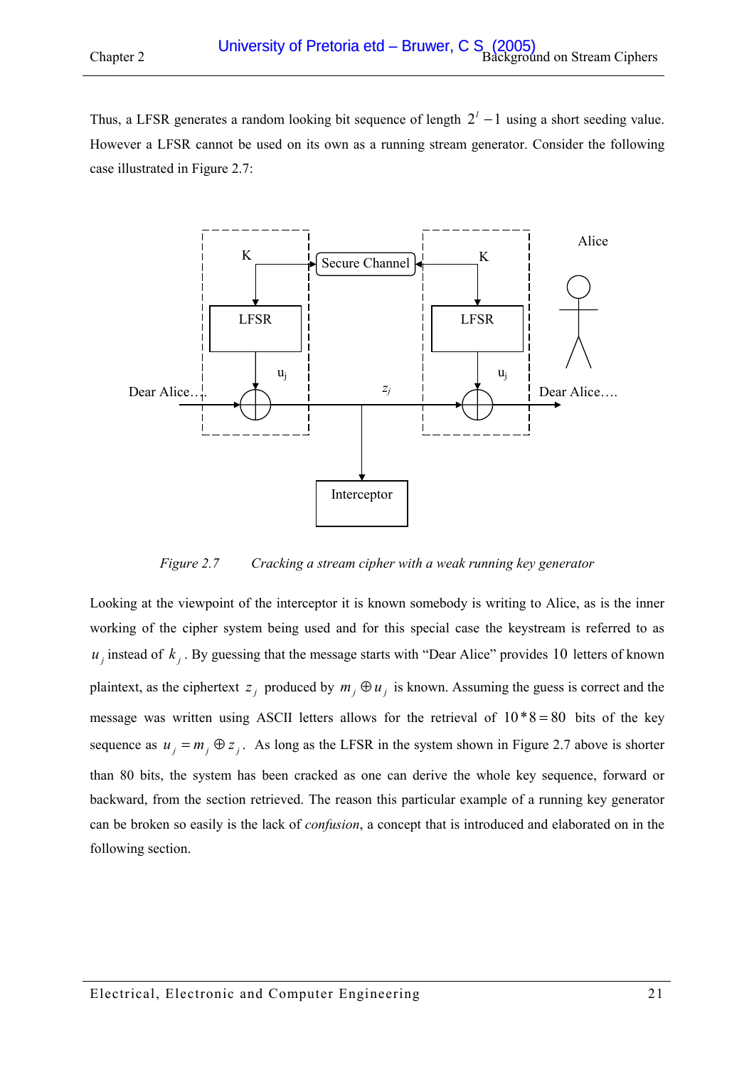Thus, a LFSR generates a random looking bit sequence of length $2^l - 1$ using a short seeding value. However a LFSR cannot be used on its own as a running stream generator. Consider the following case illustrated in Figure 2.7:

*Figure 2.7 Cracking a stream cipher with a weak running key generator*

Looking at the viewpoint of the interceptor it is known somebody is writing to Alice, as is the inner working of the cipher system being used and for this special case the keystream is referred to as $u_j$ instead of $k_j$. By guessing that the message starts with "Dear Alice" provides 10 letters of known plaintext, as the ciphertext $z_j$ produced by $m_j \oplus u_j$ is known. Assuming the guess is correct and the message was written using ASCII letters allows for the retrieval of $10 * 8 = 80$ bits of the key sequence as $u_j = m_j \oplus z_j$. As long as the LFSR in the system shown in Figure 2.7 above is shorter than 80 bits, the system has been cracked as one can derive the whole key sequence, forward or backward, from the section retrieved. The reason this particular example of a running key generator can be broken so easily is the lack of *confusion*, a concept that is introduced and elaborated on in the following section.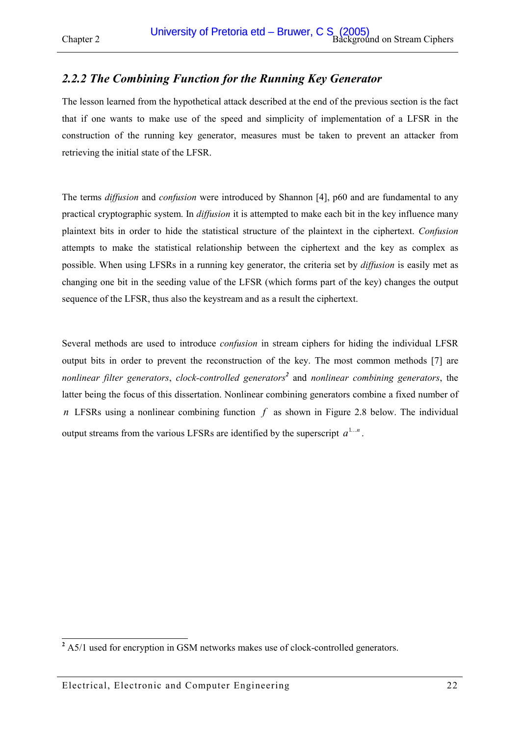### *2.2.2 The Combining Function for the Running Key Generator*

The lesson learned from the hypothetical attack described at the end of the previous section is the fact that if one wants to make use of the speed and simplicity of implementation of a LFSR in the construction of the running key generator, measures must be taken to prevent an attacker from retrieving the initial state of the LFSR.

The terms *diffusion* and *confusion* were introduced by Shannon [4], p60 and are fundamental to any practical cryptographic system. In *diffusion* it is attempted to make each bit in the key influence many plaintext bits in order to hide the statistical structure of the plaintext in the ciphertext. *Confusion* attempts to make the statistical relationship between the ciphertext and the key as complex as possible. When using LFSRs in a running key generator, the criteria set by *diffusion* is easily met as changing one bit in the seeding value of the LFSR (which forms part of the key) changes the output sequence of the LFSR, thus also the keystream and as a result the ciphertext.

Several methods are used to introduce *confusion* in stream ciphers for hiding the individual LFSR output bits in order to prevent the reconstruction of the key. The most common methods [7] are *nonlinear filter generators*, *clock-controlled generators*[2] and *nonlinear combining generators*, the latter being the focus of this dissertation. Nonlinear combining generators combine a fixed number of $n$ LFSRs using a nonlinear combining function $f$ as shown in Figure 2.8 below. The individual output streams from the various LFSRs are identified by the superscript $a^{1 \ldots n}$.

[2] A5/1 used for encryption in GSM networks makes use of clock-controlled generators.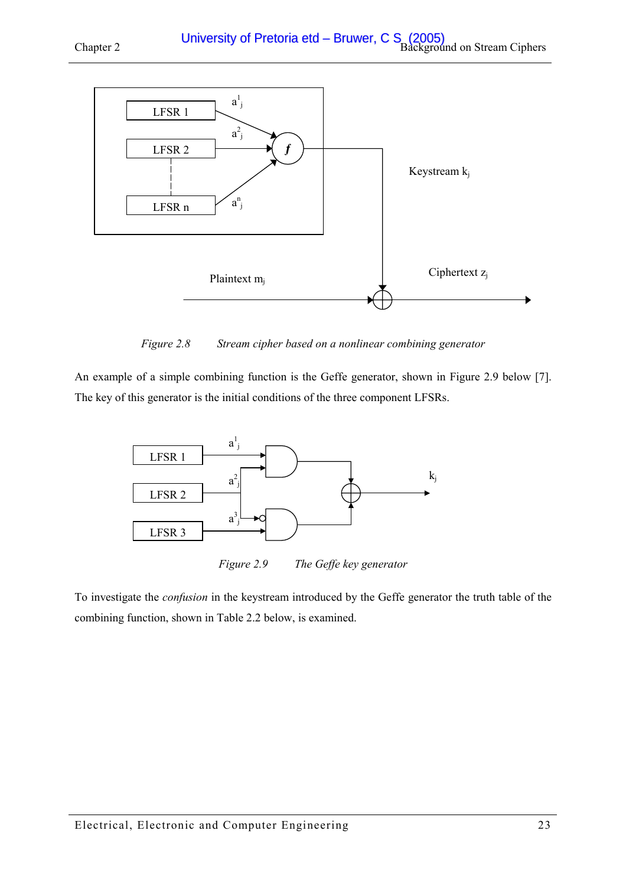*Figure 2.8 Stream cipher based on a nonlinear combining generator*

An example of a simple combining function is the Geffe generator, shown in Figure 2.9 below [7]. The key of this generator is the initial conditions of the three component LFSRs.

*Figure 2.9 The Geffe key generator*

To investigate the *confusion* in the keystream introduced by the Geffe generator the truth table of the combining function, shown in Table 2.2 below, is examined.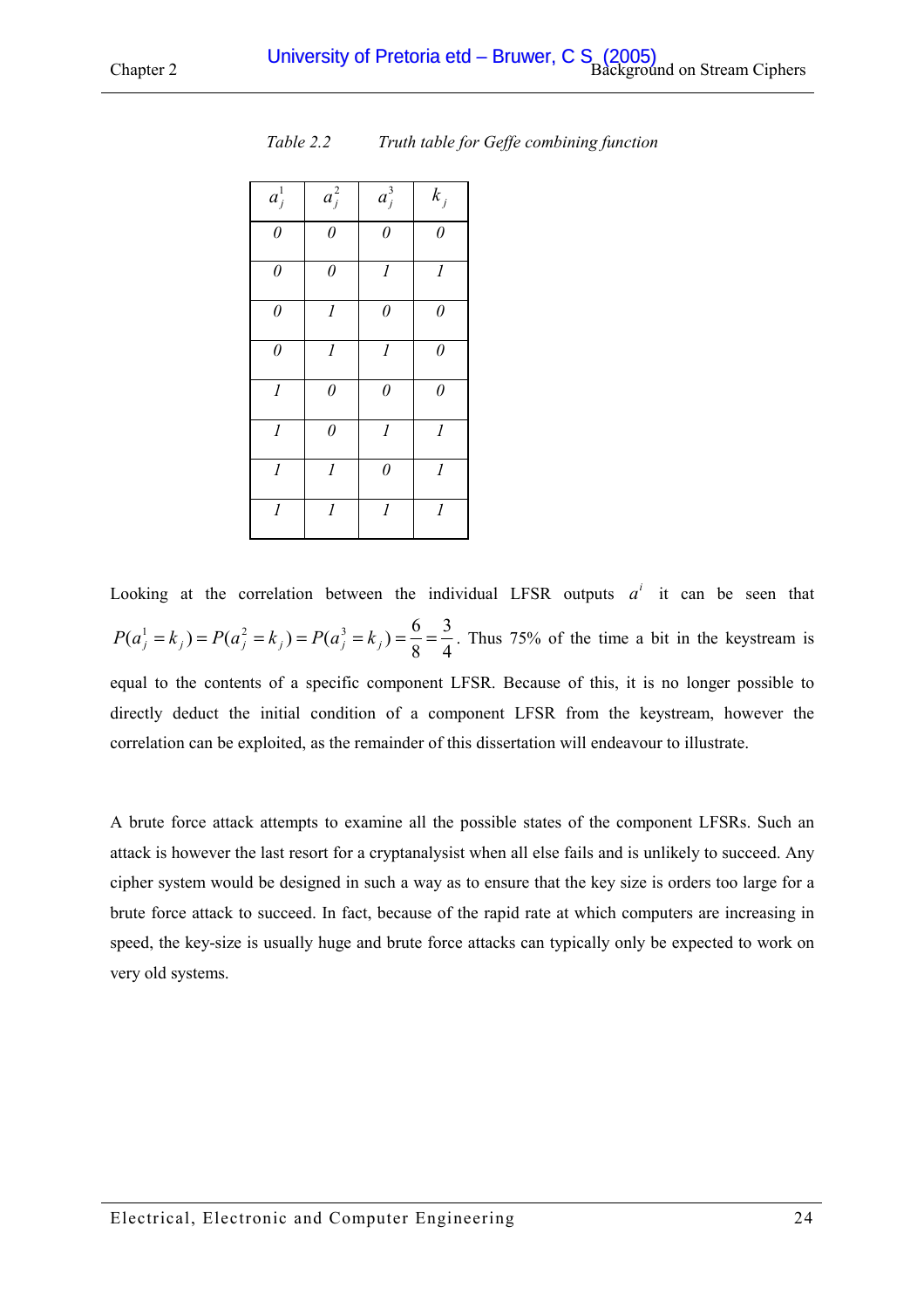*Table 2.2 Truth table for Geffe combining function*

| $a_j^1$ | $a_j^2$ | $a_j^3$ | $k_j$ |
|---|---|---|---|
| 0 | 0 | 0 | 0 |
| 0 | 0 | 1 | 1 |
| 0 | 1 | 0 | 0 |
| 0 | 1 | 1 | 0 |
| 1 | 0 | 0 | 0 |
| 1 | 0 | 1 | 1 |
| 1 | 1 | 0 | 1 |
| 1 | 1 | 1 | 1 |

Looking at the correlation between the individual LFSR outputs $a^i$ it can be seen that $P(a_j^1 = k_j) = P(a_j^2 = k_j) = P(a_j^3 = k_j) = \frac{6}{8} = \frac{3}{4}$. Thus 75% of the time a bit in the keystream is equal to the contents of a specific component LFSR. Because of this, it is no longer possible to directly deduct the initial condition of a component LFSR from the keystream, however the correlation can be exploited, as the remainder of this dissertation will endeavour to illustrate.

A brute force attack attempts to examine all the possible states of the component LFSRs. Such an attack is however the last resort for a cryptanalysist when all else fails and is unlikely to succeed. Any cipher system would be designed in such a way as to ensure that the key size is orders too large for a brute force attack to succeed. In fact, because of the rapid rate at which computers are increasing in speed, the key-size is usually huge and brute force attacks can typically only be expected to work on very old systems.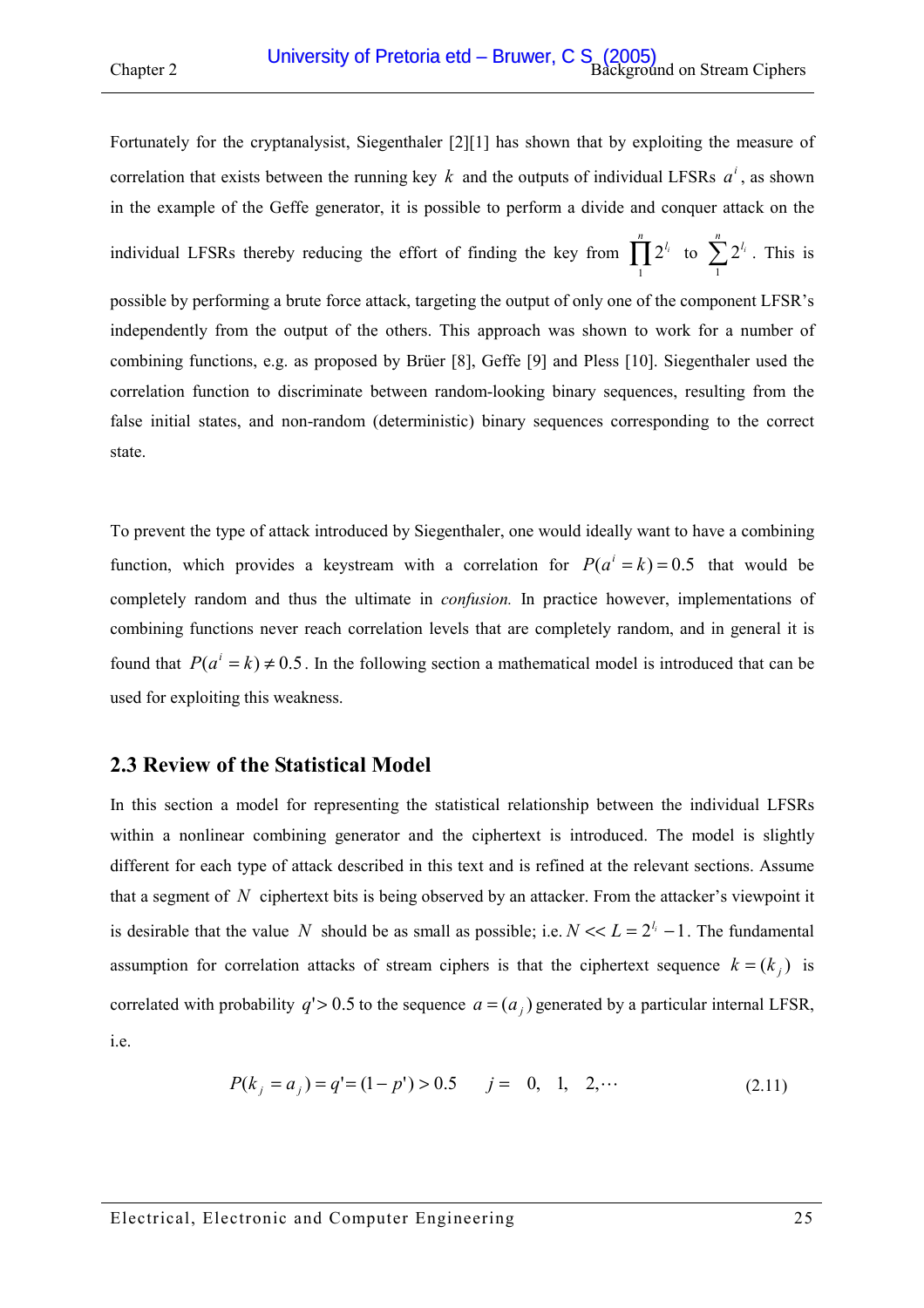Fortunately for the cryptanalysist, Siegenthaler [2][1] has shown that by exploiting the measure of correlation that exists between the running key $k$ and the outputs of individual LFSRs $a^i$, as shown in the example of the Geffe generator, it is possible to perform a divide and conquer attack on the individual LFSRs thereby reducing the effort of finding the key from $\prod_1^n 2^{l_i}$ to $\sum_1^n 2^{l_i}$. This is possible by performing a brute force attack, targeting the output of only one of the component LFSR's independently from the output of the others. This approach was shown to work for a number of combining functions, e.g. as proposed by Brüer [8], Geffe [9] and Pless [10]. Siegenthaler used the correlation function to discriminate between random-looking binary sequences, resulting from the false initial states, and non-random (deterministic) binary sequences corresponding to the correct state.

To prevent the type of attack introduced by Siegenthaler, one would ideally want to have a combining function, which provides a keystream with a correlation for $P(a^i = k) = 0.5$ that would be completely random and thus the ultimate in *confusion.* In practice however, implementations of combining functions never reach correlation levels that are completely random, and in general it is found that $P(a^i = k) \neq 0.5$. In the following section a mathematical model is introduced that can be used for exploiting this weakness.

## 2.3 Review of the Statistical Model

In this section a model for representing the statistical relationship between the individual LFSRs within a nonlinear combining generator and the ciphertext is introduced. The model is slightly different for each type of attack described in this text and is refined at the relevant sections. Assume that a segment of $N$ ciphertext bits is being observed by an attacker. From the attacker's viewpoint it is desirable that the value $N$ should be as small as possible; i.e. $N << L = 2^{l_i} - 1$. The fundamental assumption for correlation attacks of stream ciphers is that the ciphertext sequence $k = (k_j)$ is correlated with probability $q' > 0.5$ to the sequence $a = (a_j)$ generated by a particular internal LFSR, i.e.

$$P(k_j = a_j) = q' = (1 - p') > 0.5 \qquad j = \;\; 0, \;\; 1, \;\; 2, \cdots \tag{2.11}$$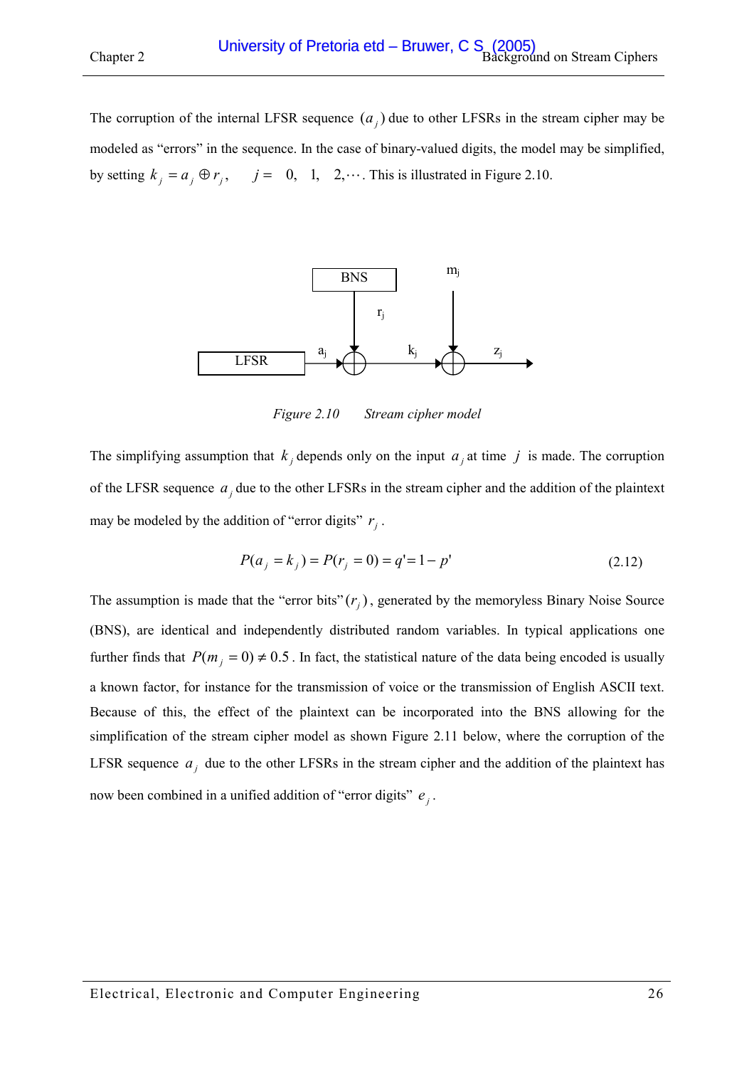The corruption of the internal LFSR sequence $(a_j)$ due to other LFSRs in the stream cipher may be modeled as "errors" in the sequence. In the case of binary-valued digits, the model may be simplified, by setting $k_j = a_j \oplus r_j, \quad j = 0, 1, 2, \cdots$. This is illustrated in Figure 2.10.

*Figure 2.10 Stream cipher model*

The simplifying assumption that $k_j$ depends only on the input $a_j$ at time $j$ is made. The corruption of the LFSR sequence $a_j$ due to the other LFSRs in the stream cipher and the addition of the plaintext may be modeled by the addition of "error digits" $r_j$.

$$P(a_j = k_j) = P(r_j = 0) = q' = 1 - p' \tag{2.12}$$

The assumption is made that the "error bits" $(r_j)$, generated by the memoryless Binary Noise Source (BNS), are identical and independently distributed random variables. In typical applications one further finds that $P(m_j = 0) \neq 0.5$. In fact, the statistical nature of the data being encoded is usually a known factor, for instance for the transmission of voice or the transmission of English ASCII text. Because of this, the effect of the plaintext can be incorporated into the BNS allowing for the simplification of the stream cipher model as shown Figure 2.11 below, where the corruption of the LFSR sequence $a_j$ due to the other LFSRs in the stream cipher and the addition of the plaintext has now been combined in a unified addition of "error digits" $e_j$.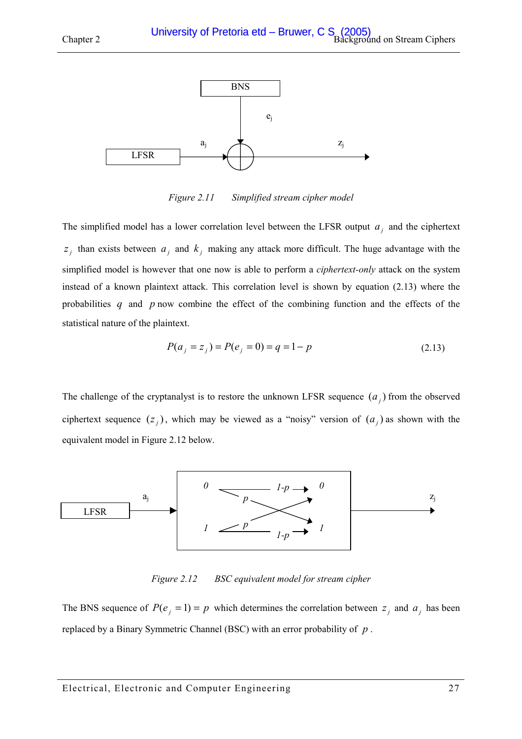*Figure 2.11 Simplified stream cipher model*

The simplified model has a lower correlation level between the LFSR output $a_j$ and the ciphertext $z_j$ than exists between $a_j$ and $k_j$ making any attack more difficult. The huge advantage with the simplified model is however that one now is able to perform a *ciphertext-only* attack on the system instead of a known plaintext attack. This correlation level is shown by equation (2.13) where the probabilities $q$ and $p$ now combine the effect of the combining function and the effects of the statistical nature of the plaintext.

$$P(a_j = z_j) = P(e_j = 0) = q = 1 - p \tag{2.13}$$

The challenge of the cryptanalyst is to restore the unknown LFSR sequence $(a_j)$ from the observed ciphertext sequence $(z_j)$, which may be viewed as a "noisy" version of $(a_j)$ as shown with the equivalent model in Figure 2.12 below.

*Figure 2.12 BSC equivalent model for stream cipher*

The BNS sequence of $P(e_j = 1) = p$ which determines the correlation between $z_j$ and $a_j$ has been replaced by a Binary Symmetric Channel (BSC) with an error probability of $p$.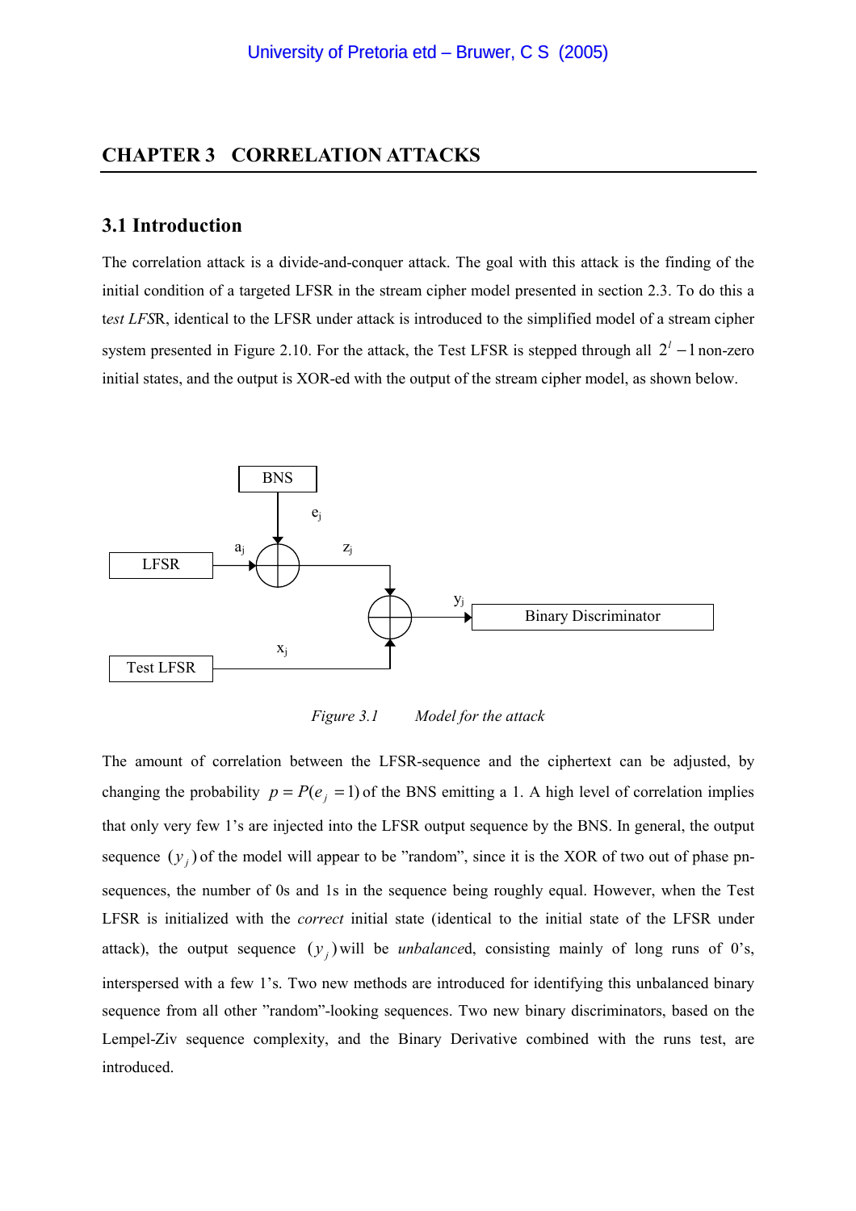# CHAPTER 3 CORRELATION ATTACKS

## 3.1 Introduction

The correlation attack is a divide-and-conquer attack. The goal with this attack is the finding of the initial condition of a targeted LFSR in the stream cipher model presented in section 2.3. To do this a t*est LFS*R, identical to the LFSR under attack is introduced to the simplified model of a stream cipher system presented in Figure 2.10. For the attack, the Test LFSR is stepped through all $2^l - 1$ non-zero initial states, and the output is XOR-ed with the output of the stream cipher model, as shown below.

*Figure 3.1 Model for the attack*

The amount of correlation between the LFSR-sequence and the ciphertext can be adjusted, by changing the probability $p = P(e_j = 1)$ of the BNS emitting a 1. A high level of correlation implies that only very few 1's are injected into the LFSR output sequence by the BNS. In general, the output sequence $(y_j)$ of the model will appear to be "random", since it is the XOR of two out of phase pn-sequences, the number of 0s and 1s in the sequence being roughly equal. However, when the Test LFSR is initialized with the *correct* initial state (identical to the initial state of the LFSR under attack), the output sequence $(y_j)$ will be *unbalance*d, consisting mainly of long runs of 0's, interspersed with a few 1's. Two new methods are introduced for identifying this unbalanced binary sequence from all other "random"-looking sequences. Two new binary discriminators, based on the Lempel-Ziv sequence complexity, and the Binary Derivative combined with the runs test, are introduced.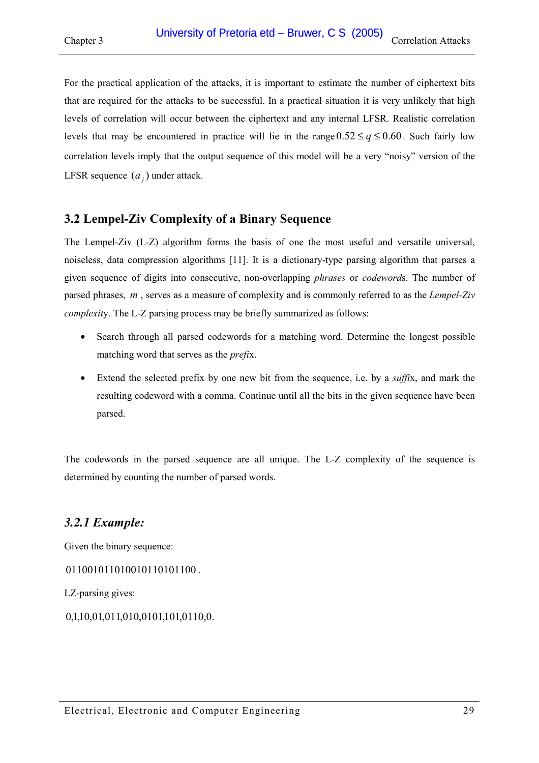For the practical application of the attacks, it is important to estimate the number of ciphertext bits that are required for the attacks to be successful. In a practical situation it is very unlikely that high levels of correlation will occur between the ciphertext and any internal LFSR. Realistic correlation levels that may be encountered in practice will lie in the range $0.52 \le q \le 0.60$. Such fairly low correlation levels imply that the output sequence of this model will be a very "noisy" version of the LFSR sequence $(a_j)$ under attack.

## 3.2 Lempel-Ziv Complexity of a Binary Sequence

The Lempel-Ziv (L-Z) algorithm forms the basis of one the most useful and versatile universal, noiseless, data compression algorithms [11]. It is a dictionary-type parsing algorithm that parses a given sequence of digits into consecutive, non-overlapping *phrases* or *codewords*. The number of parsed phrases, $m$, serves as a measure of complexity and is commonly referred to as the *Lempel-Ziv complexity*. The L-Z parsing process may be briefly summarized as follows:

- Search through all parsed codewords for a matching word. Determine the longest possible matching word that serves as the *prefix*.
- Extend the selected prefix by one new bit from the sequence, i.e. by a *suffix*, and mark the resulting codeword with a comma. Continue until all the bits in the given sequence have been parsed.

The codewords in the parsed sequence are all unique. The L-Z complexity of the sequence is determined by counting the number of parsed words.

### *3.2.1 Example:*

Given the binary sequence:

$0110010110100101101011000$.

LZ-parsing gives:

0,1,10,01,011,010,0101,101,0110,0.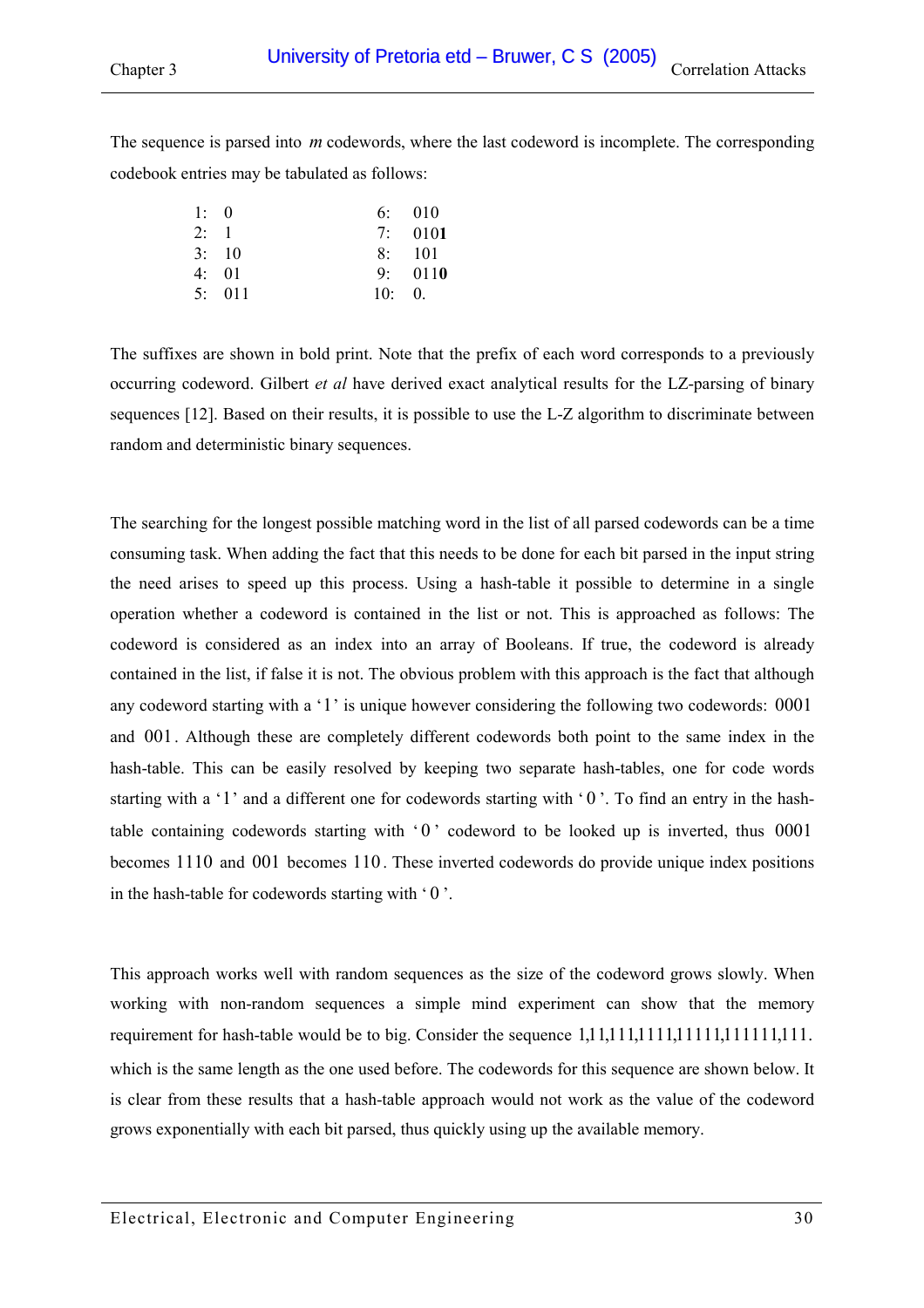The sequence is parsed into $m$ codewords, where the last codeword is incomplete. The corresponding codebook entries may be tabulated as follows:

| | | | |
|---|---|---|---|
| 1: | 0 | 6: | 010 |
| 2: | 1 | 7: | 010**1** |
| 3: | 10 | 8: | 101 |
| 4: | 01 | 9: | 011**0** |
| 5: | 011 | 10: | 0. |

The suffixes are shown in bold print. Note that the prefix of each word corresponds to a previously occurring codeword. Gilbert *et al* have derived exact analytical results for the LZ-parsing of binary sequences [12]. Based on their results, it is possible to use the L-Z algorithm to discriminate between random and deterministic binary sequences.

The searching for the longest possible matching word in the list of all parsed codewords can be a time consuming task. When adding the fact that this needs to be done for each bit parsed in the input string the need arises to speed up this process. Using a hash-table it possible to determine in a single operation whether a codeword is contained in the list or not. This is approached as follows: The codeword is considered as an index into an array of Booleans. If true, the codeword is already contained in the list, if false it is not. The obvious problem with this approach is the fact that although any codeword starting with a '1' is unique however considering the following two codewords: $0001$ and $001$. Although these are completely different codewords both point to the same index in the hash-table. This can be easily resolved by keeping two separate hash-tables, one for code words starting with a '1' and a different one for codewords starting with '0'. To find an entry in the hash-table containing codewords starting with '0' codeword to be looked up is inverted, thus $0001$ becomes $1110$ and $001$ becomes $110$. These inverted codewords do provide unique index positions in the hash-table for codewords starting with '0'.

This approach works well with random sequences as the size of the codeword grows slowly. When working with non-random sequences a simple mind experiment can show that the memory requirement for hash-table would be to big. Consider the sequence 1,11,111,1111,11111,111111,111. which is the same length as the one used before. The codewords for this sequence are shown below. It is clear from these results that a hash-table approach would not work as the value of the codeword grows exponentially with each bit parsed, thus quickly using up the available memory.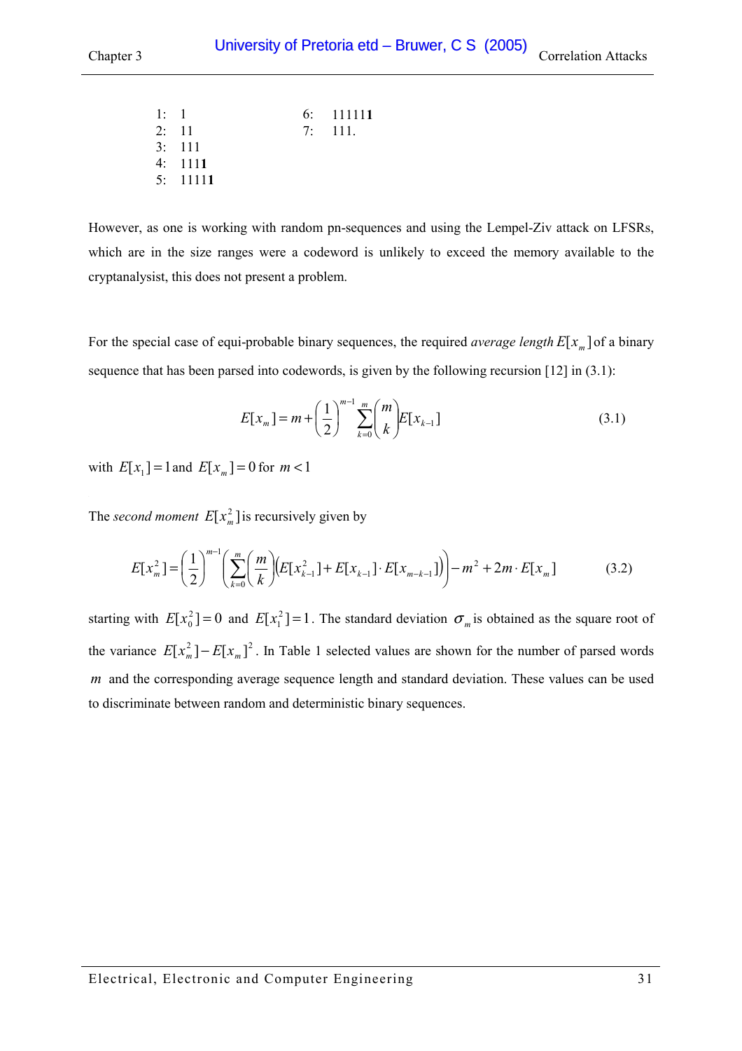1: 1  
2: 11  
3: 111  
4: 111**1**  
5: 1111**1**  
6: 11111**1**  
7: 111.

However, as one is working with random pn-sequences and using the Lempel-Ziv attack on LFSRs, which are in the size ranges were a codeword is unlikely to exceed the memory available to the cryptanalysist, this does not present a problem.

For the special case of equi-probable binary sequences, the required *average length* $E[x_m]$ of a binary sequence that has been parsed into codewords, is given by the following recursion [12] in (3.1):

$$E[x_m] = m + \left(\frac{1}{2}\right)^{m-1} \sum_{k=0}^{m} \binom{m}{k} E[x_{k-1}] \tag{3.1}$$

with $E[x_1] = 1$ and $E[x_m] = 0$ for $m < 1$

The *second moment* $E[x_m^2]$ is recursively given by

$$E[x_m^2] = \left(\frac{1}{2}\right)^{m-1} \left( \sum_{k=0}^{m} \binom{m}{k} \left( E[x_{k-1}^2] + E[x_{k-1}] \cdot E[x_{m-k-1}] \right) \right) - m^2 + 2m \cdot E[x_m] \tag{3.2}$$

starting with $E[x_0^2] = 0$ and $E[x_1^2] = 1$. The standard deviation $\sigma_m$ is obtained as the square root of the variance $E[x_m^2] - E[x_m]^2$. In Table 1 selected values are shown for the number of parsed words $m$ and the corresponding average sequence length and standard deviation. These values can be used to discriminate between random and deterministic binary sequences.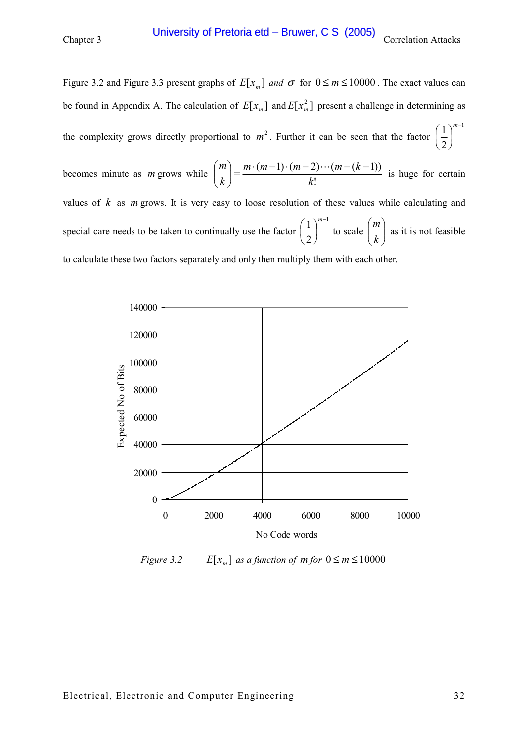Figure 3.2 and Figure 3.3 present graphs of $E[x_m]$ *and* $\sigma$ for $0 \le m \le 10000$. The exact values can be found in Appendix A. The calculation of $E[x_m]$ and $E[x_m^2]$ present a challenge in determining as the complexity grows directly proportional to $m^2$. Further it can be seen that the factor $\left(\frac{1}{2}\right)^{m-1}$ becomes minute as $m$ grows while $\binom{m}{k} = \frac{m \cdot (m-1) \cdot (m-2) \cdots (m-(k-1))}{k!}$ is huge for certain values of $k$ as $m$ grows. It is very easy to loose resolution of these values while calculating and special care needs to be taken to continually use the factor $\left(\frac{1}{2}\right)^{m-1}$ to scale $\binom{m}{k}$ as it is not feasible to calculate these two factors separately and only then multiply them with each other.

*Figure 3.2* $E[x_m]$ *as a function of* $m$ *for* $0 \le m \le 10000$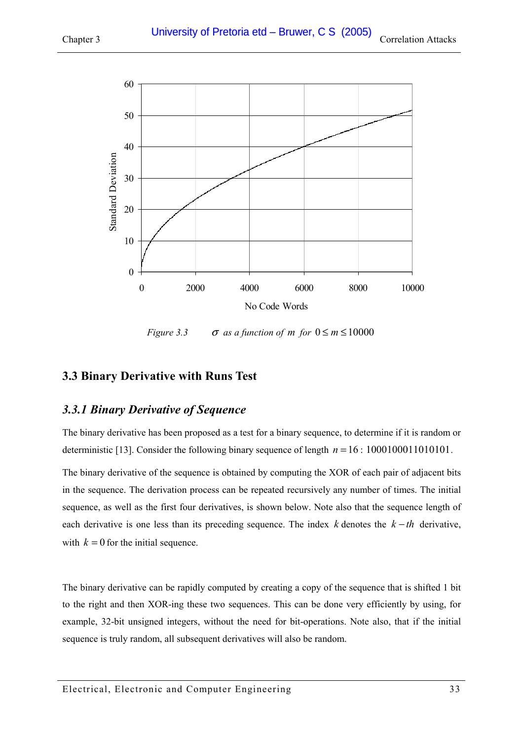Figure 3.3 $\sigma$ *as a function of* $m$ *for* $0 \leq m \leq 10000$

## 3.3 Binary Derivative with Runs Test

### *3.3.1 Binary Derivative of Sequence*

The binary derivative has been proposed as a test for a binary sequence, to determine if it is random or deterministic [13]. Consider the following binary sequence of length $n = 16$ : 1000100011010101.

The binary derivative of the sequence is obtained by computing the XOR of each pair of adjacent bits in the sequence. The derivation process can be repeated recursively any number of times. The initial sequence, as well as the first four derivatives, is shown below. Note also that the sequence length of each derivative is one less than its preceding sequence. The index $k$ denotes the $k-th$ derivative, with $k = 0$ for the initial sequence.

The binary derivative can be rapidly computed by creating a copy of the sequence that is shifted 1 bit to the right and then XOR-ing these two sequences. This can be done very efficiently by using, for example, 32-bit unsigned integers, without the need for bit-operations. Note also, that if the initial sequence is truly random, all subsequent derivatives will also be random.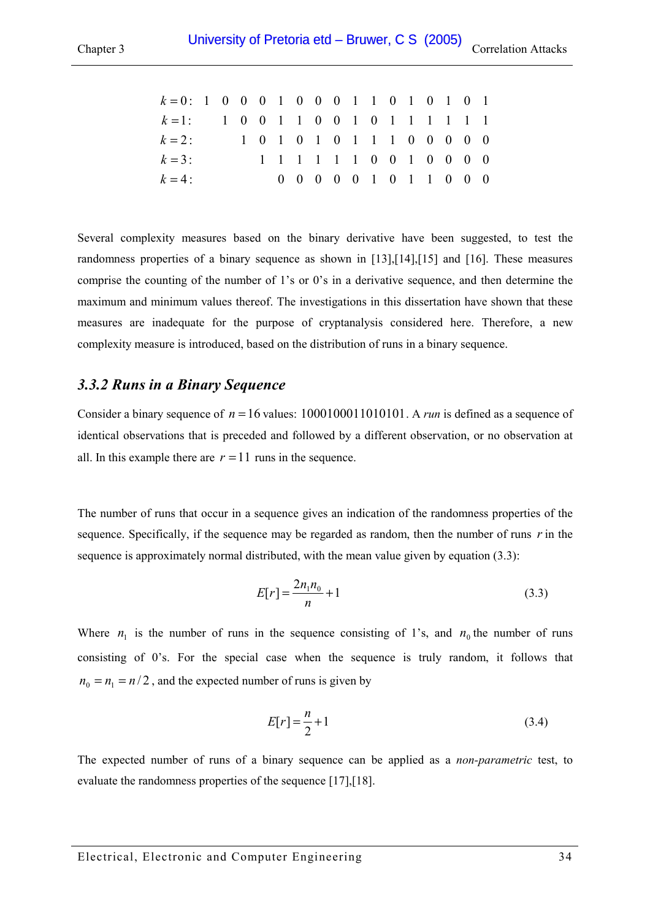$$
\begin{array}{llllllllllllllllll}
k=0: & 1 & 0 & 0 & 0 & 1 & 0 & 0 & 0 & 1 & 1 & 0 & 1 & 0 & 1 & 0 & 1 \\
k=1: & & 1 & 0 & 0 & 1 & 1 & 0 & 0 & 1 & 0 & 1 & 1 & 1 & 1 & 1 & 1 \\
k=2: & & & 1 & 0 & 1 & 0 & 1 & 0 & 1 & 1 & 1 & 0 & 0 & 0 & 0 & 0 \\
k=3: & & & & 1 & 1 & 1 & 1 & 1 & 1 & 0 & 0 & 1 & 0 & 0 & 0 & 0 \\
k=4: & & & & & 0 & 0 & 0 & 0 & 0 & 1 & 0 & 1 & 1 & 0 & 0 & 0
\end{array}
$$

Several complexity measures based on the binary derivative have been suggested, to test the randomness properties of a binary sequence as shown in [13],[14],[15] and [16]. These measures comprise the counting of the number of 1's or 0's in a derivative sequence, and then determine the maximum and minimum values thereof. The investigations in this dissertation have shown that these measures are inadequate for the purpose of cryptanalysis considered here. Therefore, a new complexity measure is introduced, based on the distribution of runs in a binary sequence.

### *3.3.2 Runs in a Binary Sequence*

Consider a binary sequence of $n = 16$ values: 1000100011010101. A *run* is defined as a sequence of identical observations that is preceded and followed by a different observation, or no observation at all. In this example there are $r = 11$ runs in the sequence.

The number of runs that occur in a sequence gives an indication of the randomness properties of the sequence. Specifically, if the sequence may be regarded as random, then the number of runs $r$ in the sequence is approximately normal distributed, with the mean value given by equation (3.3):

$$E[r] = \frac{2n_1 n_0}{n} + 1 \tag{3.3}$$

Where $n_1$ is the number of runs in the sequence consisting of 1's, and $n_0$ the number of runs consisting of 0's. For the special case when the sequence is truly random, it follows that $n_0 = n_1 = n/2$, and the expected number of runs is given by

$$E[r] = \frac{n}{2} + 1 \tag{3.4}$$

The expected number of runs of a binary sequence can be applied as a *non-parametric* test, to evaluate the randomness properties of the sequence [17],[18].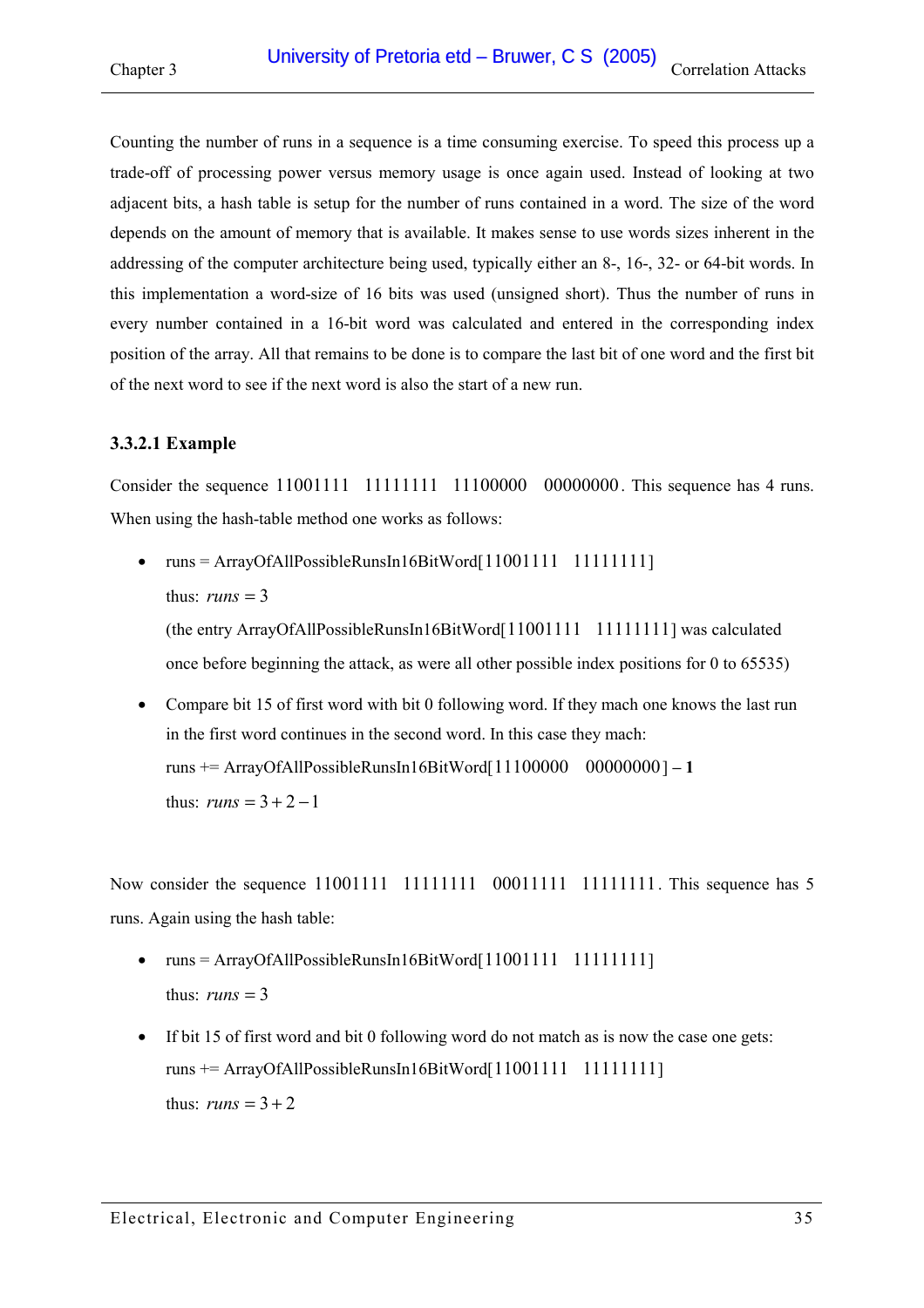Counting the number of runs in a sequence is a time consuming exercise. To speed this process up a trade-off of processing power versus memory usage is once again used. Instead of looking at two adjacent bits, a hash table is setup for the number of runs contained in a word. The size of the word depends on the amount of memory that is available. It makes sense to use words sizes inherent in the addressing of the computer architecture being used, typically either an 8-, 16-, 32- or 64-bit words. In this implementation a word-size of 16 bits was used (unsigned short). Thus the number of runs in every number contained in a 16-bit word was calculated and entered in the corresponding index position of the array. All that remains to be done is to compare the last bit of one word and the first bit of the next word to see if the next word is also the start of a new run.

### 3.3.2.1 Example

Consider the sequence $11001111 \quad 11111111 \quad 11100000 \quad 00000000$. This sequence has 4 runs. When using the hash-table method one works as follows:

- runs = ArrayOfAllPossibleRunsIn16BitWord[$11001111 \quad 11111111$]

  thus: $runs = 3$

  (the entry ArrayOfAllPossibleRunsIn16BitWord[$11001111 \quad 11111111$] was calculated once before beginning the attack, as were all other possible index positions for 0 to 65535)

- Compare bit 15 of first word with bit 0 following word. If they mach one knows the last run in the first word continues in the second word. In this case they mach:

  runs += ArrayOfAllPossibleRunsIn16BitWord[$11100000 \quad 00000000$] – **1**

  thus: $runs = 3 + 2 - 1$

Now consider the sequence $11001111 \quad 11111111 \quad 00011111 \quad 11111111$. This sequence has 5 runs. Again using the hash table:

- runs = ArrayOfAllPossibleRunsIn16BitWord[$11001111 \quad 11111111$]

  thus: $runs = 3$

- If bit 15 of first word and bit 0 following word do not match as is now the case one gets:

  runs += ArrayOfAllPossibleRunsIn16BitWord[$11001111 \quad 11111111$]

  thus: $runs = 3 + 2$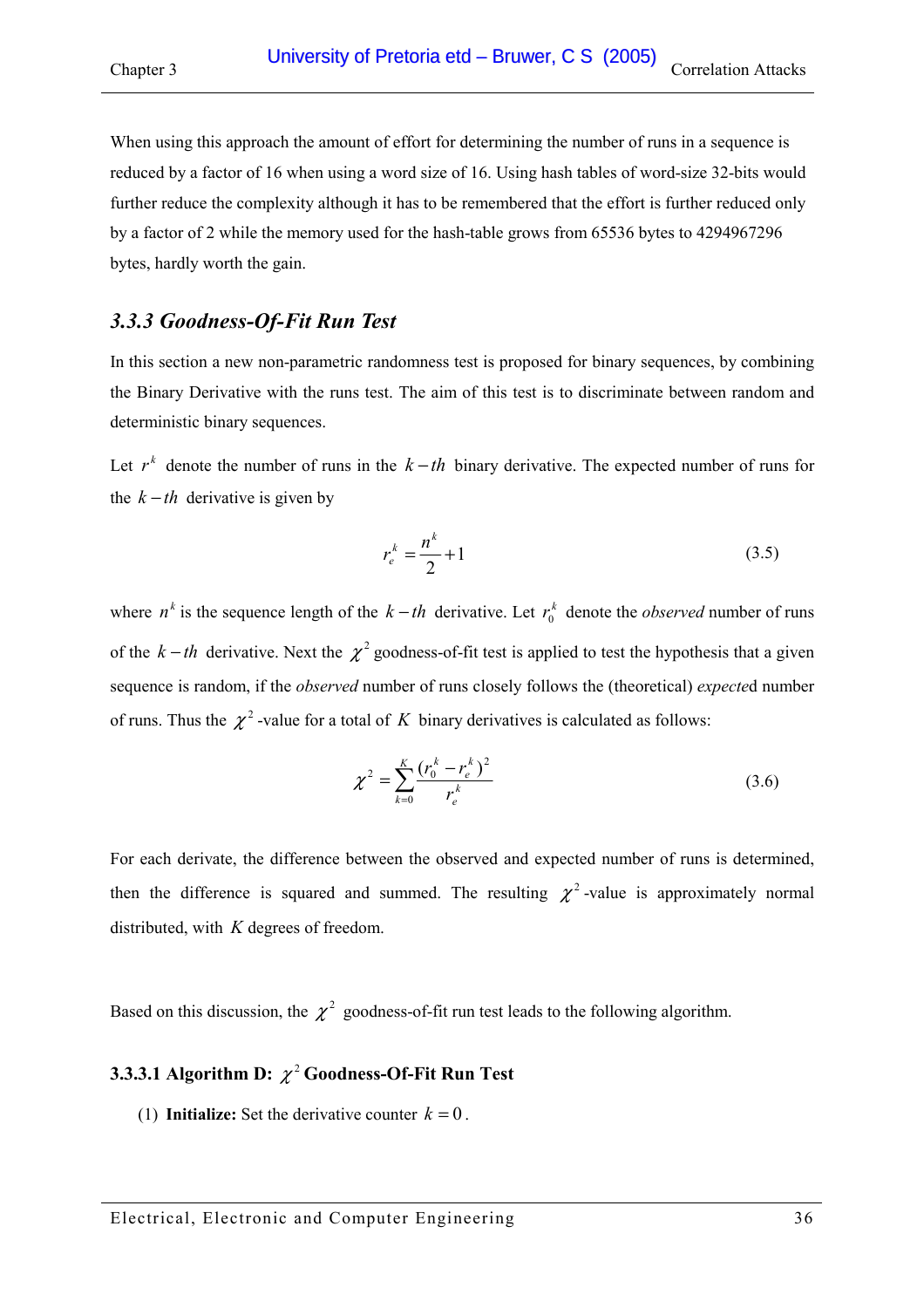When using this approach the amount of effort for determining the number of runs in a sequence is reduced by a factor of 16 when using a word size of 16. Using hash tables of word-size 32-bits would further reduce the complexity although it has to be remembered that the effort is further reduced only by a factor of 2 while the memory used for the hash-table grows from 65536 bytes to 4294967296 bytes, hardly worth the gain.

### *3.3.3 Goodness-Of-Fit Run Test*

In this section a new non-parametric randomness test is proposed for binary sequences, by combining the Binary Derivative with the runs test. The aim of this test is to discriminate between random and deterministic binary sequences.

Let $r^k$ denote the number of runs in the $k-th$ binary derivative. The expected number of runs for the $k-th$ derivative is given by

$$r_e^k = \frac{n^k}{2} + 1 \tag{3.5}$$

where $n^k$ is the sequence length of the $k-th$ derivative. Let $r_0^k$ denote the *observed* number of runs of the $k-th$ derivative. Next the $\chi^2$ goodness-of-fit test is applied to test the hypothesis that a given sequence is random, if the *observed* number of runs closely follows the (theoretical) *expecte*d number of runs. Thus the $\chi^2$-value for a total of $K$ binary derivatives is calculated as follows:

$$\chi^2 = \sum_{k=0}^{K} \frac{(r_0^k - r_e^k)^2}{r_e^k} \tag{3.6}$$

For each derivate, the difference between the observed and expected number of runs is determined, then the difference is squared and summed. The resulting $\chi^2$-value is approximately normal distributed, with $K$ degrees of freedom.

Based on this discussion, the $\chi^2$ goodness-of-fit run test leads to the following algorithm.

#### 3.3.3.1 Algorithm D: $\chi^2$ Goodness-Of-Fit Run Test

(1) **Initialize:** Set the derivative counter $k = 0$.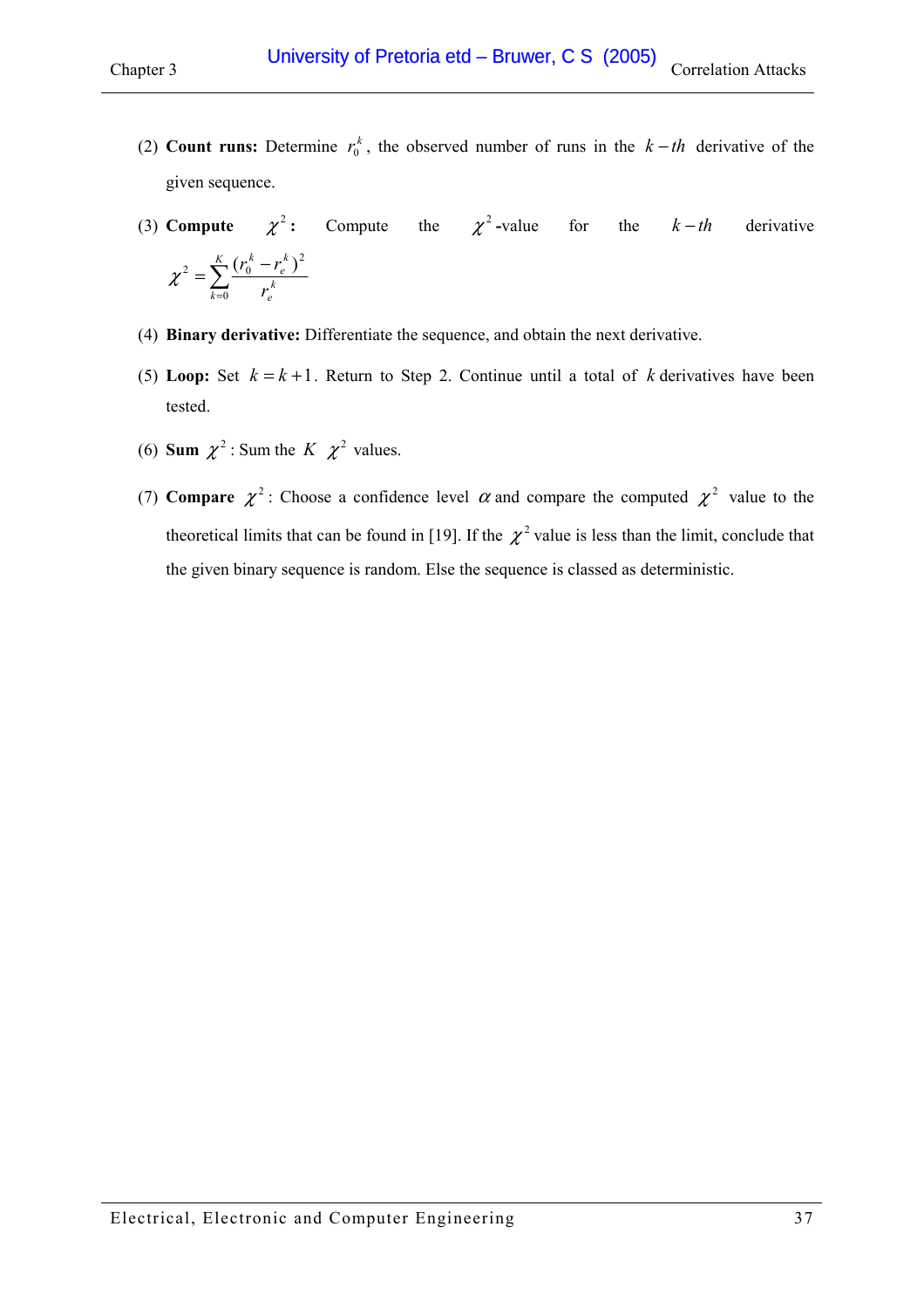(2) **Count runs:** Determine $r_0^k$, the observed number of runs in the $k-th$ derivative of the given sequence.

(3) **Compute $\chi^2$:** Compute the $\chi^2$-value for the $k-th$ derivative

$$\chi^2 = \sum_{k=0}^{K} \frac{(r_0^k - r_e^k)^2}{r_e^k}$$

(4) **Binary derivative:** Differentiate the sequence, and obtain the next derivative.

(5) **Loop:** Set $k = k+1$. Return to Step 2. Continue until a total of $k$ derivatives have been tested.

(6) **Sum $\chi^2$**: Sum the $K$ $\chi^2$ values.

(7) **Compare $\chi^2$**: Choose a confidence level $\alpha$ and compare the computed $\chi^2$ value to the theoretical limits that can be found in [19]. If the $\chi^2$ value is less than the limit, conclude that the given binary sequence is random. Else the sequence is classed as deterministic.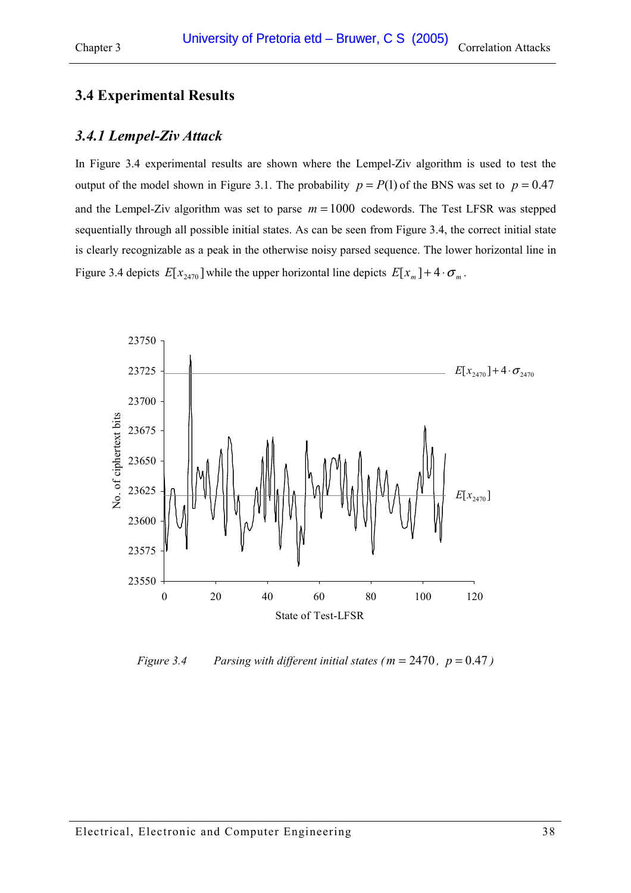## 3.4 Experimental Results

### *3.4.1 Lempel-Ziv Attack*

In Figure 3.4 experimental results are shown where the Lempel-Ziv algorithm is used to test the output of the model shown in Figure 3.1. The probability $p = P(1)$ of the BNS was set to $p = 0.47$ and the Lempel-Ziv algorithm was set to parse $m = 1000$ codewords. The Test LFSR was stepped sequentially through all possible initial states. As can be seen from Figure 3.4, the correct initial state is clearly recognizable as a peak in the otherwise noisy parsed sequence. The lower horizontal line in Figure 3.4 depicts $E[x_{2470}]$ while the upper horizontal line depicts $E[x_m] + 4 \cdot \sigma_m$.

*Figure 3.4 Parsing with different initial states (* $m = 2470$, $p = 0.47$ *)*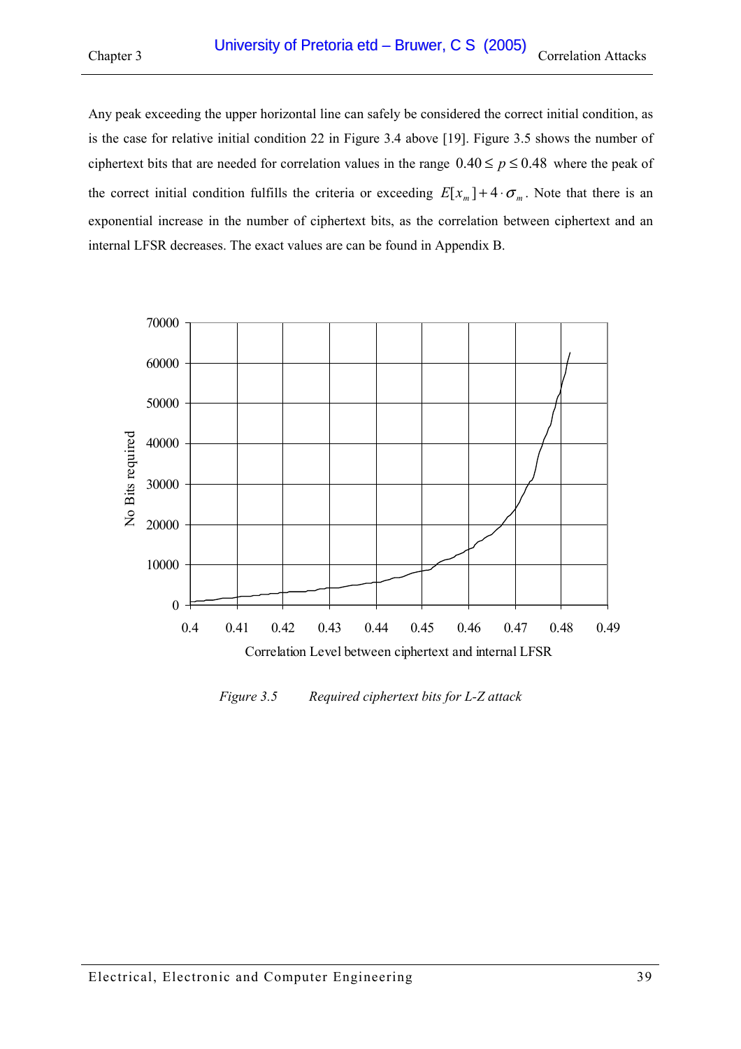Any peak exceeding the upper horizontal line can safely be considered the correct initial condition, as is the case for relative initial condition 22 in Figure 3.4 above [19]. Figure 3.5 shows the number of ciphertext bits that are needed for correlation values in the range $0.40 \le p \le 0.48$ where the peak of the correct initial condition fulfills the criteria or exceeding $E[x_m] + 4 \cdot \sigma_m$. Note that there is an exponential increase in the number of ciphertext bits, as the correlation between ciphertext and an internal LFSR decreases. The exact values are can be found in Appendix B.

*Figure 3.5 Required ciphertext bits for L-Z attack*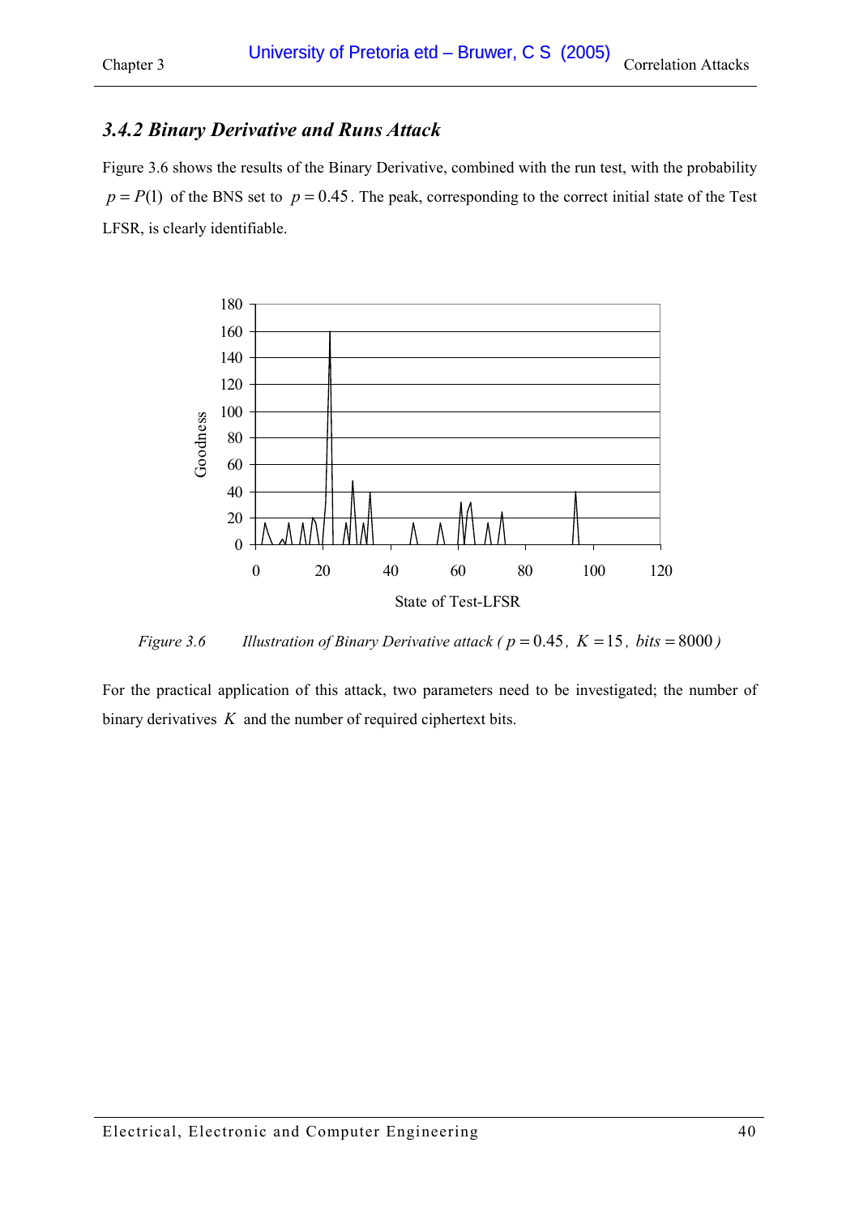### 3.4.2 Binary Derivative and Runs Attack

Figure 3.6 shows the results of the Binary Derivative, combined with the run test, with the probability $p = P(1)$ of the BNS set to $p = 0.45$. The peak, corresponding to the correct initial state of the Test LFSR, is clearly identifiable.

*Figure 3.6 Illustration of Binary Derivative attack ( $p = 0.45$, $K = 15$, $bits = 8000$ )*

For the practical application of this attack, two parameters need to be investigated; the number of binary derivatives $K$ and the number of required ciphertext bits.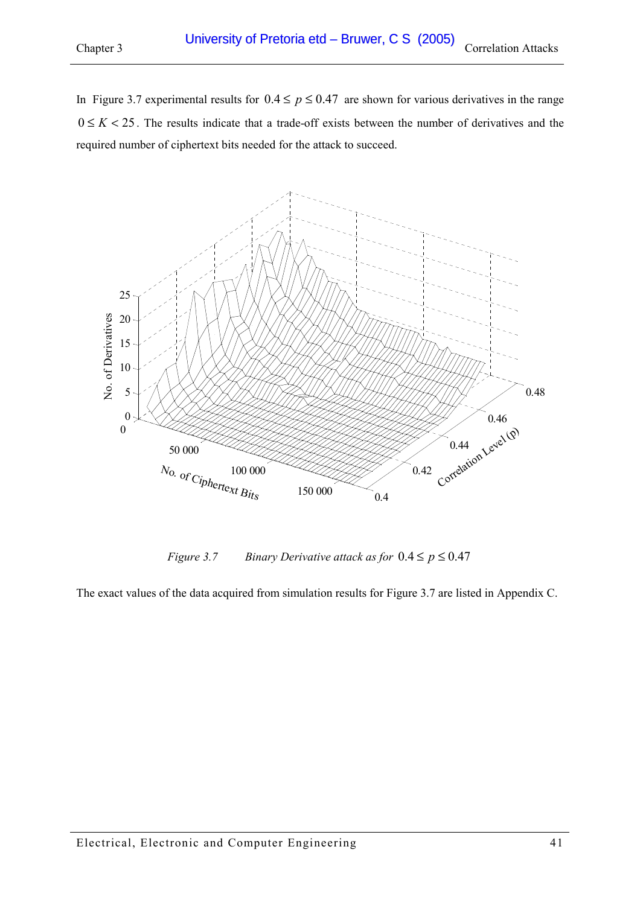In Figure 3.7 experimental results for $0.4 \leq p \leq 0.47$ are shown for various derivatives in the range $0 \leq K < 25$. The results indicate that a trade-off exists between the number of derivatives and the required number of ciphertext bits needed for the attack to succeed.

*Figure 3.7 Binary Derivative attack as for* $0.4 \leq p \leq 0.47$

The exact values of the data acquired from simulation results for Figure 3.7 are listed in Appendix C.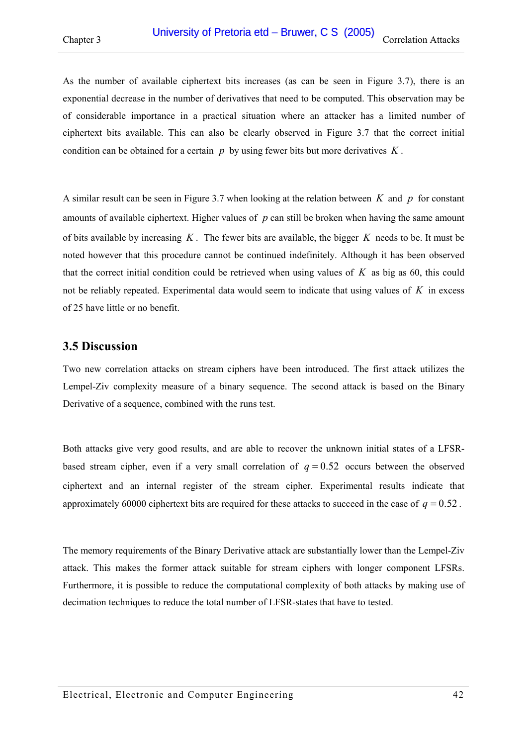As the number of available ciphertext bits increases (as can be seen in Figure 3.7), there is an exponential decrease in the number of derivatives that need to be computed. This observation may be of considerable importance in a practical situation where an attacker has a limited number of ciphertext bits available. This can also be clearly observed in Figure 3.7 that the correct initial condition can be obtained for a certain $p$ by using fewer bits but more derivatives $K$.

A similar result can be seen in Figure 3.7 when looking at the relation between $K$ and $p$ for constant amounts of available ciphertext. Higher values of $p$ can still be broken when having the same amount of bits available by increasing $K$. The fewer bits are available, the bigger $K$ needs to be. It must be noted however that this procedure cannot be continued indefinitely. Although it has been observed that the correct initial condition could be retrieved when using values of $K$ as big as 60, this could not be reliably repeated. Experimental data would seem to indicate that using values of $K$ in excess of 25 have little or no benefit.

## 3.5 Discussion

Two new correlation attacks on stream ciphers have been introduced. The first attack utilizes the Lempel-Ziv complexity measure of a binary sequence. The second attack is based on the Binary Derivative of a sequence, combined with the runs test.

Both attacks give very good results, and are able to recover the unknown initial states of a LFSR-based stream cipher, even if a very small correlation of $q = 0.52$ occurs between the observed ciphertext and an internal register of the stream cipher. Experimental results indicate that approximately 60000 ciphertext bits are required for these attacks to succeed in the case of $q = 0.52$.

The memory requirements of the Binary Derivative attack are substantially lower than the Lempel-Ziv attack. This makes the former attack suitable for stream ciphers with longer component LFSRs. Furthermore, it is possible to reduce the computational complexity of both attacks by making use of decimation techniques to reduce the total number of LFSR-states that have to tested.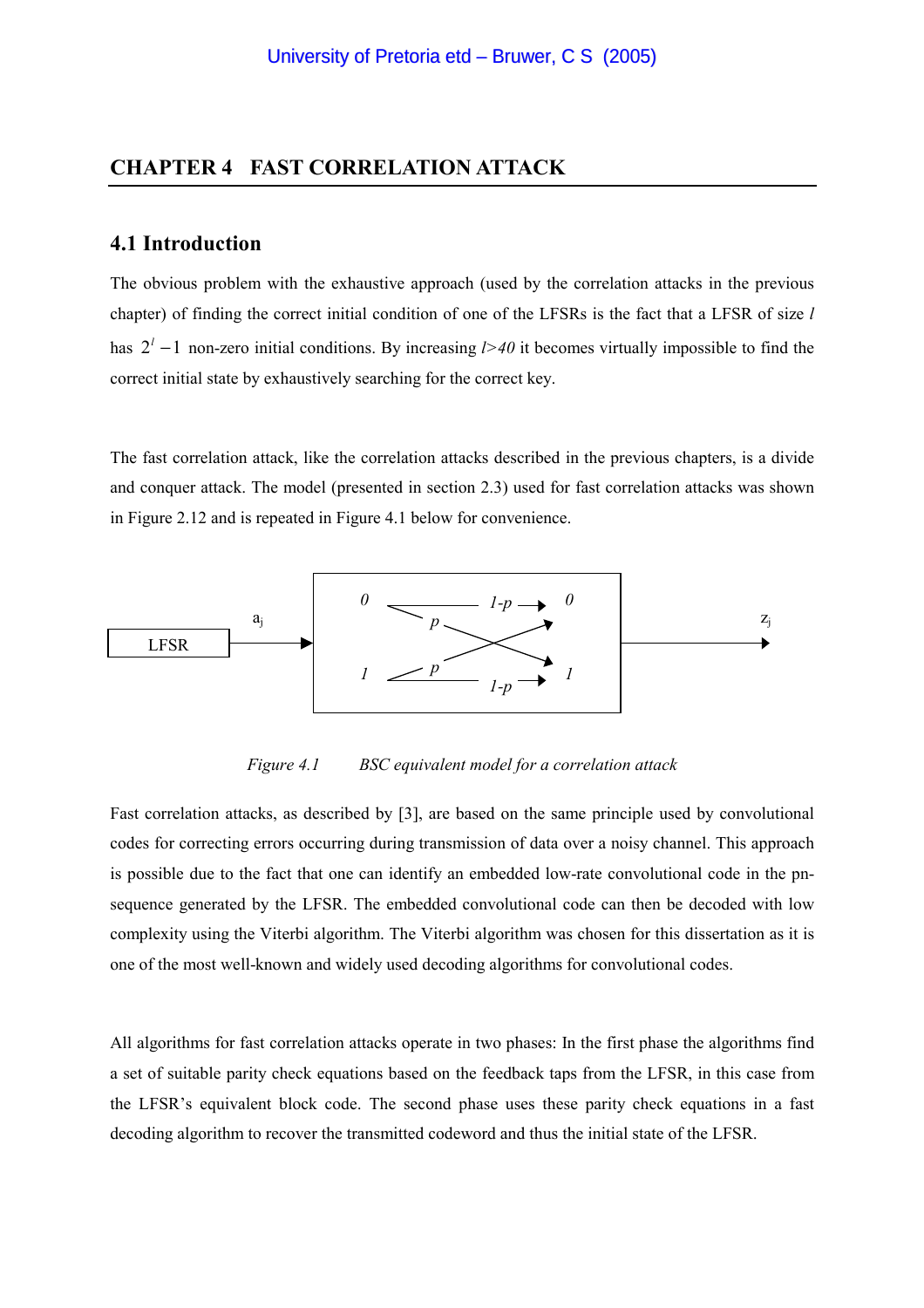# CHAPTER 4 FAST CORRELATION ATTACK

## 4.1 Introduction

The obvious problem with the exhaustive approach (used by the correlation attacks in the previous chapter) of finding the correct initial condition of one of the LFSRs is the fact that a LFSR of size $l$ has $2^l - 1$ non-zero initial conditions. By increasing $l>40$ it becomes virtually impossible to find the correct initial state by exhaustively searching for the correct key.

The fast correlation attack, like the correlation attacks described in the previous chapters, is a divide and conquer attack. The model (presented in section 2.3) used for fast correlation attacks was shown in Figure 2.12 and is repeated in Figure 4.1 below for convenience.

*Figure 4.1 BSC equivalent model for a correlation attack*

Fast correlation attacks, as described by [3], are based on the same principle used by convolutional codes for correcting errors occurring during transmission of data over a noisy channel. This approach is possible due to the fact that one can identify an embedded low-rate convolutional code in the pn-sequence generated by the LFSR. The embedded convolutional code can then be decoded with low complexity using the Viterbi algorithm. The Viterbi algorithm was chosen for this dissertation as it is one of the most well-known and widely used decoding algorithms for convolutional codes.

All algorithms for fast correlation attacks operate in two phases: In the first phase the algorithms find a set of suitable parity check equations based on the feedback taps from the LFSR, in this case from the LFSR's equivalent block code. The second phase uses these parity check equations in a fast decoding algorithm to recover the transmitted codeword and thus the initial state of the LFSR.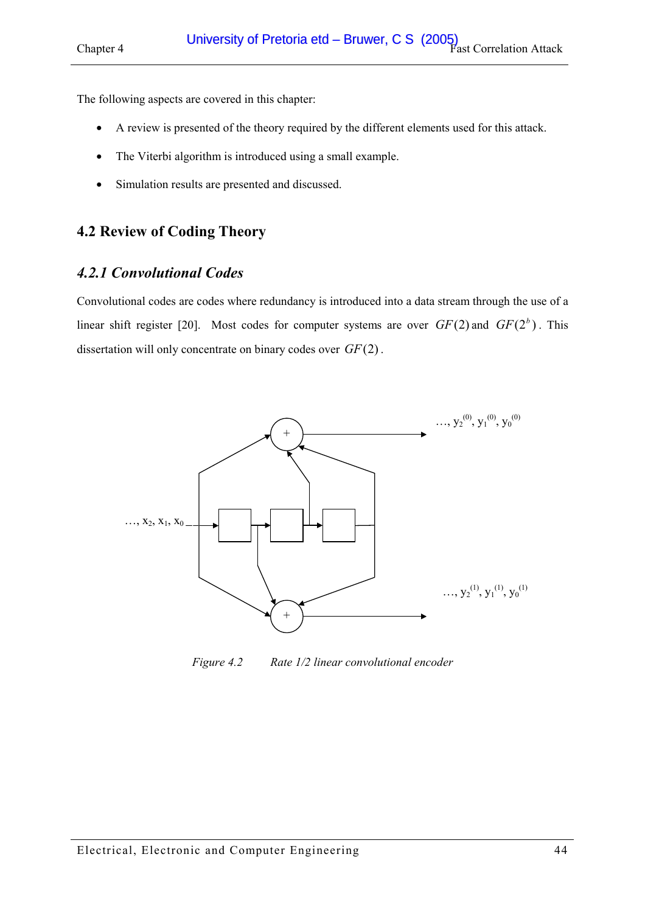The following aspects are covered in this chapter:

- A review is presented of the theory required by the different elements used for this attack.
- The Viterbi algorithm is introduced using a small example.
- Simulation results are presented and discussed.

## 4.2 Review of Coding Theory

### *4.2.1 Convolutional Codes*

Convolutional codes are codes where redundancy is introduced into a data stream through the use of a linear shift register [20]. Most codes for computer systems are over $GF(2)$ and $GF(2^b)$. This dissertation will only concentrate on binary codes over $GF(2)$.

*Figure 4.2 Rate 1/2 linear convolutional encoder*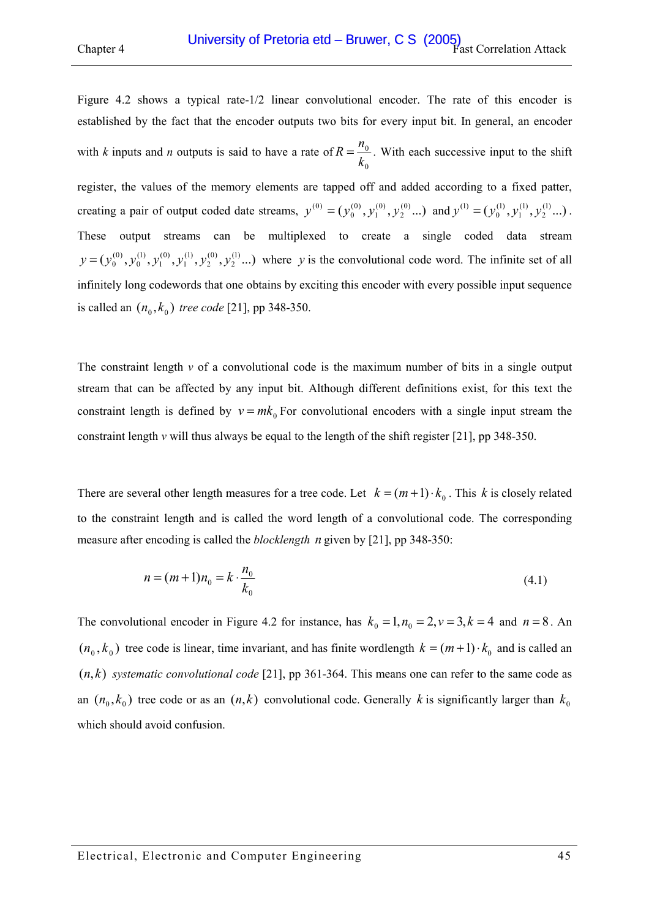Figure 4.2 shows a typical rate-1/2 linear convolutional encoder. The rate of this encoder is established by the fact that the encoder outputs two bits for every input bit. In general, an encoder with $k$ inputs and $n$ outputs is said to have a rate of $R = \frac{n_0}{k_0}$. With each successive input to the shift register, the values of the memory elements are tapped off and added according to a fixed patter, creating a pair of output coded date streams, $y^{(0)} = (y_0^{(0)}, y_1^{(0)}, y_2^{(0)} ...)$ and $y^{(1)} = (y_0^{(1)}, y_1^{(1)}, y_2^{(1)} ...)$. These output streams can be multiplexed to create a single coded data stream $y = (y_0^{(0)}, y_0^{(1)}, y_1^{(0)}, y_1^{(1)}, y_2^{(0)}, y_2^{(1)} ...)$ where $y$ is the convolutional code word. The infinite set of all infinitely long codewords that one obtains by exciting this encoder with every possible input sequence is called an $(n_0, k_0)$ *tree code* [21], pp 348-350.

The constraint length $v$ of a convolutional code is the maximum number of bits in a single output stream that can be affected by any input bit. Although different definitions exist, for this text the constraint length is defined by $v = mk_0$ For convolutional encoders with a single input stream the constraint length $v$ will thus always be equal to the length of the shift register [21], pp 348-350.

There are several other length measures for a tree code. Let $k = (m+1) \cdot k_0$. This $k$ is closely related to the constraint length and is called the word length of a convolutional code. The corresponding measure after encoding is called the *blocklength* $n$ given by [21], pp 348-350:

$$n = (m+1)n_0 = k \cdot \frac{n_0}{k_0} \tag{4.1}$$

The convolutional encoder in Figure 4.2 for instance, has $k_0 = 1, n_0 = 2, v = 3, k = 4$ and $n = 8$. An $(n_0, k_0)$ tree code is linear, time invariant, and has finite wordlength $k = (m+1) \cdot k_0$ and is called an $(n, k)$ *systematic convolutional code* [21], pp 361-364. This means one can refer to the same code as an $(n_0, k_0)$ tree code or as an $(n, k)$ convolutional code. Generally $k$ is significantly larger than $k_0$ which should avoid confusion.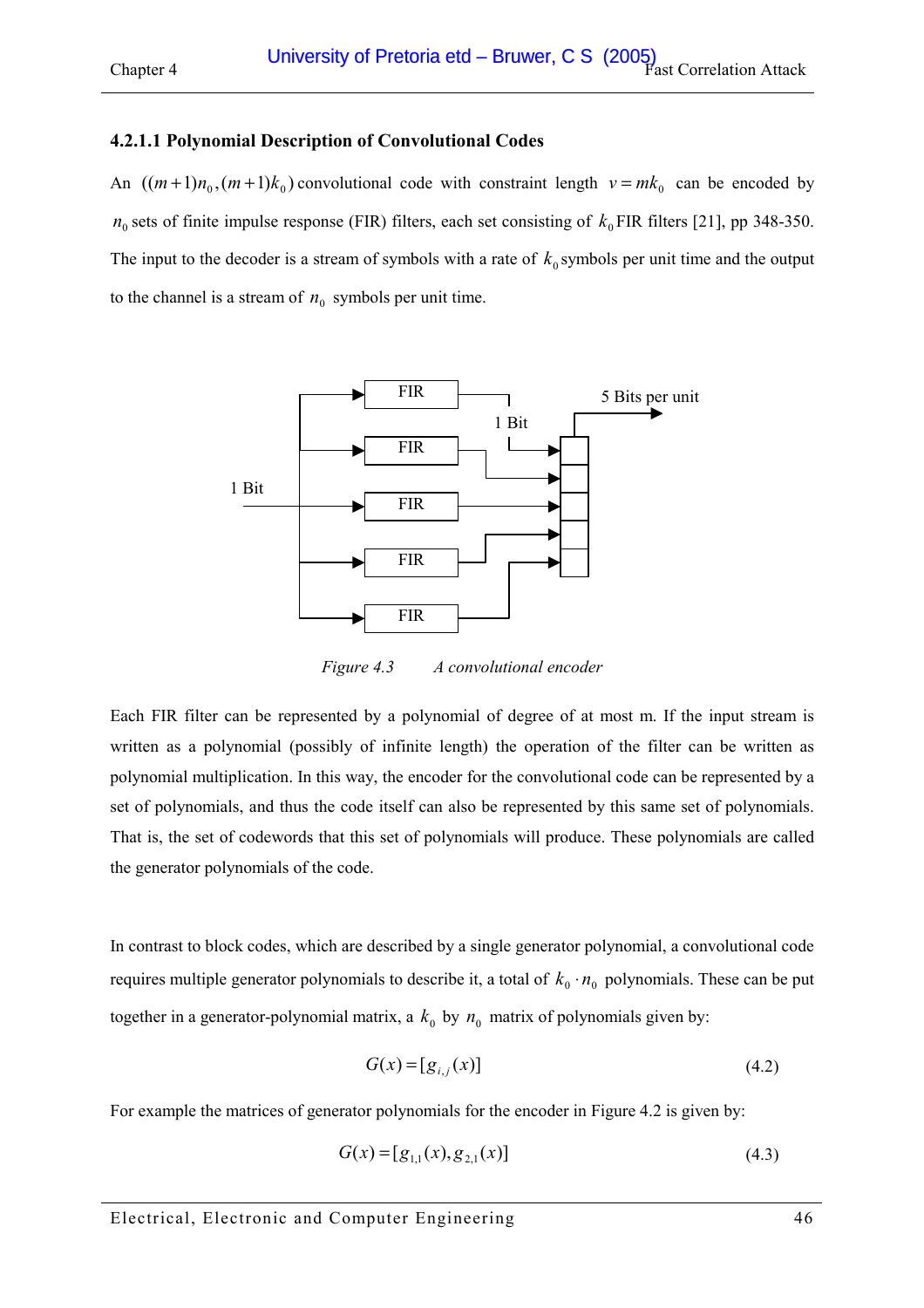#### 4.2.1.1 Polynomial Description of Convolutional Codes

An $((m+1)n_0,(m+1)k_0)$ convolutional code with constraint length $v = mk_0$ can be encoded by $n_0$ sets of finite impulse response (FIR) filters, each set consisting of $k_0$ FIR filters [21], pp 348-350. The input to the decoder is a stream of symbols with a rate of $k_0$ symbols per unit time and the output to the channel is a stream of $n_0$ symbols per unit time.

*Figure 4.3 A convolutional encoder*

Each FIR filter can be represented by a polynomial of degree of at most m. If the input stream is written as a polynomial (possibly of infinite length) the operation of the filter can be written as polynomial multiplication. In this way, the encoder for the convolutional code can be represented by a set of polynomials, and thus the code itself can also be represented by this same set of polynomials. That is, the set of codewords that this set of polynomials will produce. These polynomials are called the generator polynomials of the code.

In contrast to block codes, which are described by a single generator polynomial, a convolutional code requires multiple generator polynomials to describe it, a total of $k_0 \cdot n_0$ polynomials. These can be put together in a generator-polynomial matrix, a $k_0$ by $n_0$ matrix of polynomials given by:

$$G(x) = [g_{i,j}(x)] \tag{4.2}$$

For example the matrices of generator polynomials for the encoder in Figure 4.2 is given by:

$$G(x) = [g_{1,1}(x), g_{2,1}(x)] \tag{4.3}$$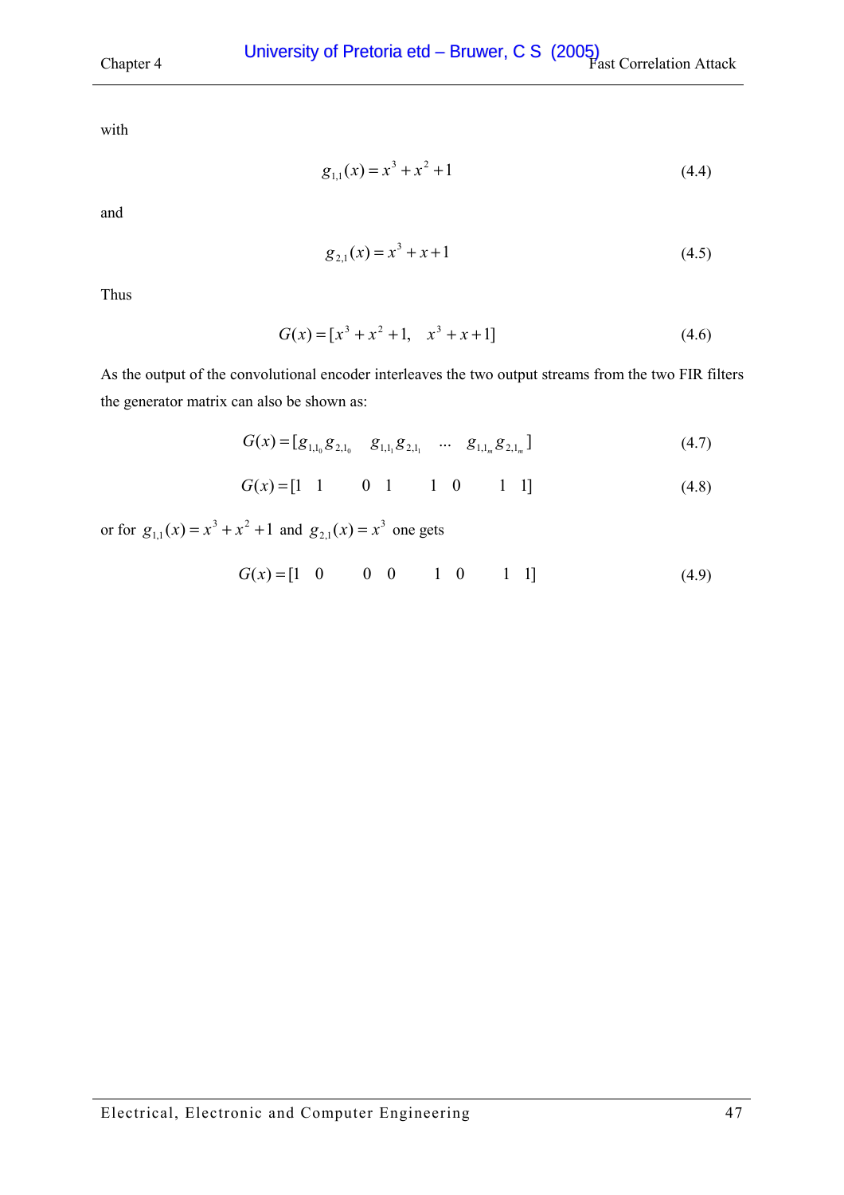with

$$g_{1,1}(x) = x^3 + x^2 + 1 \tag{4.4}$$

and

$$g_{2,1}(x) = x^3 + x + 1 \tag{4.5}$$

Thus

$$G(x) = [x^3 + x^2 + 1, \quad x^3 + x + 1] \tag{4.6}$$

As the output of the convolutional encoder interleaves the two output streams from the two FIR filters the generator matrix can also be shown as:

$$G(x) = [g_{1,1_0} g_{2,1_0} \quad g_{1,1_1} g_{2,1_1} \quad \cdots \quad g_{1,1_m} g_{2,1_m}] \tag{4.7}$$

$$G(x) = [1 \quad 1 \qquad 0 \quad 1 \qquad 1 \quad 0 \qquad 1 \quad 1] \tag{4.8}$$

or for $g_{1,1}(x) = x^3 + x^2 + 1$ and $g_{2,1}(x) = x^3$ one gets

$$G(x) = [1 \quad 0 \qquad 0 \quad 0 \qquad 1 \quad 0 \qquad 1 \quad 1] \tag{4.9}$$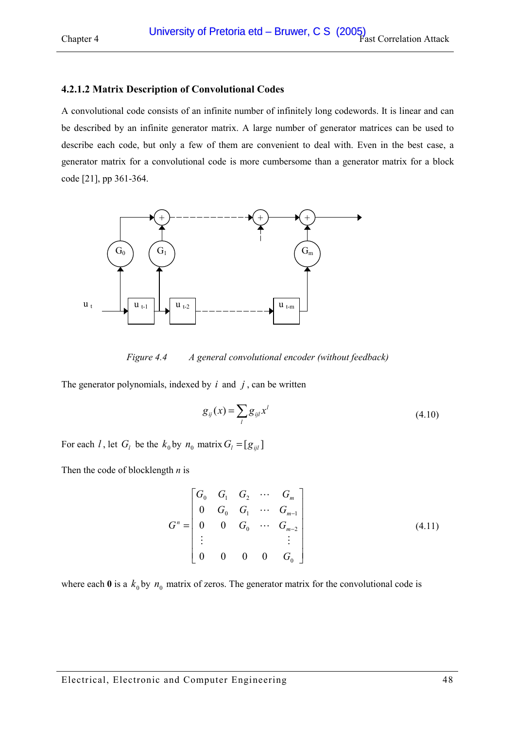#### 4.2.1.2 Matrix Description of Convolutional Codes

A convolutional code consists of an infinite number of infinitely long codewords. It is linear and can be described by an infinite generator matrix. A large number of generator matrices can be used to describe each code, but only a few of them are convenient to deal with. Even in the best case, a generator matrix for a convolutional code is more cumbersome than a generator matrix for a block code [21], pp 361-364.

*Figure 4.4 A general convolutional encoder (without feedback)*

The generator polynomials, indexed by $i$ and $j$, can be written

$$g_{ij}(x) = \sum_{l} g_{ijl} x^{l} \tag{4.10}$$

For each $l$, let $G_l$ be the $k_0$ by $n_0$ matrix $G_l = [g_{ijl}]$

Then the code of blocklength $n$ is

$$G^n = \begin{bmatrix} G_0 & G_1 & G_2 & \cdots & G_m \\ 0 & G_0 & G_1 & \cdots & G_{m-1} \\ 0 & 0 & G_0 & \cdots & G_{m-2} \\ \vdots & & & & \vdots \\ 0 & 0 & 0 & 0 & G_0 \end{bmatrix} \tag{4.11}$$

where each **0** is a $k_0$ by $n_0$ matrix of zeros. The generator matrix for the convolutional code is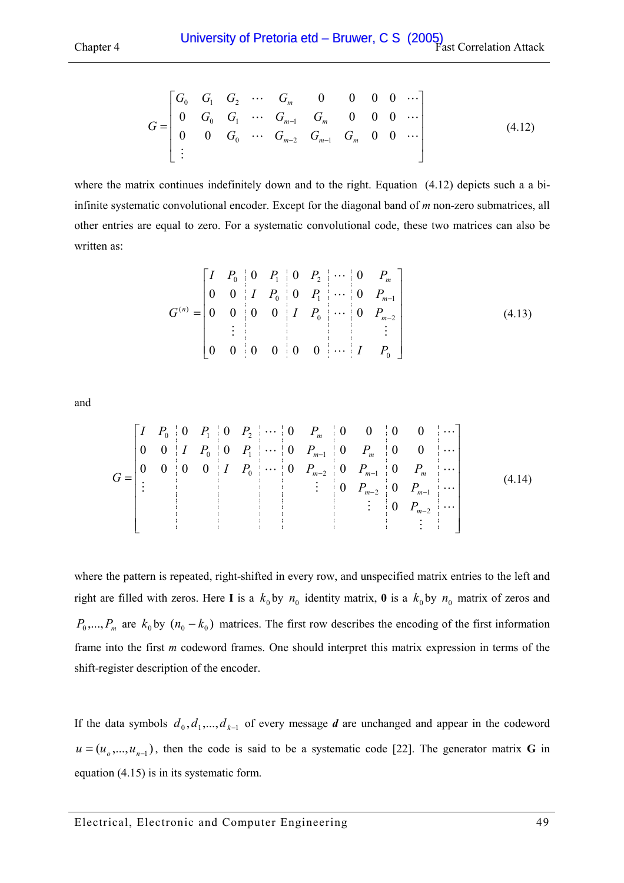$$
G = \begin{bmatrix} G_0 & G_1 & G_2 & \cdots & G_m & 0 & 0 & 0 & 0 & \cdots \\ 0 & G_0 & G_1 & \cdots & G_{m-1} & G_m & 0 & 0 & 0 & \cdots \\ 0 & 0 & G_0 & \cdots & G_{m-2} & G_{m-1} & G_m & 0 & 0 & \cdots \\ \vdots & & & & & & & & & \end{bmatrix} \tag{4.12}
$$

where the matrix continues indefinitely down and to the right. Equation (4.12) depicts such a a bi-infinite systematic convolutional encoder. Except for the diagonal band of *m* non-zero submatrices, all other entries are equal to zero. For a systematic convolutional code, these two matrices can also be written as:

$$
G^{(n)} = \left[\begin{array}{cc:cc:cc:c:cc} I & P_0 & 0 & P_1 & 0 & P_2 & \cdots & 0 & P_m \\ 0 & 0 & I & P_0 & 0 & P_1 & \cdots & 0 & P_{m-1} \\ 0 & 0 & 0 & 0 & I & P_0 & \cdots & 0 & P_{m-2} \\ & \vdots & & & & & & & \vdots \\ 0 & 0 & 0 & 0 & 0 & 0 & \cdots & I & P_0 \end{array}\right] \tag{4.13}
$$

and

$$
G = \left[\begin{array}{cc:cc:cc:c:cc:cc:cc:c} I & P_0 & 0 & P_1 & 0 & P_2 & \cdots & 0 & P_m & 0 & 0 & 0 & 0 & \cdots \\ 0 & 0 & I & P_0 & 0 & P_1 & \cdots & 0 & P_{m-1} & 0 & P_m & 0 & 0 & \cdots \\ 0 & 0 & 0 & 0 & I & P_0 & \cdots & 0 & P_{m-2} & 0 & P_{m-1} & 0 & P_m & \cdots \\ \vdots & & & & & & & & \vdots & 0 & P_{m-2} & 0 & P_{m-1} & \cdots \\ & & & & & & & & & & \vdots & 0 & P_{m-2} & \cdots \\ & & & & & & & & & & & & \vdots & \end{array}\right] \tag{4.14}
$$

where the pattern is repeated, right-shifted in every row, and unspecified matrix entries to the left and right are filled with zeros. Here **I** is a $k_0$ by $n_0$ identity matrix, **0** is a $k_0$ by $n_0$ matrix of zeros and $P_0,...,P_m$ are $k_0$ by $(n_0 - k_0)$ matrices. The first row describes the encoding of the first information frame into the first *m* codeword frames. One should interpret this matrix expression in terms of the shift-register description of the encoder.

If the data symbols $d_0, d_1,..., d_{k-1}$ of every message ***d*** are unchanged and appear in the codeword $u = (u_o,...,u_{n-1})$, then the code is said to be a systematic code [22]. The generator matrix **G** in equation (4.15) is in its systematic form.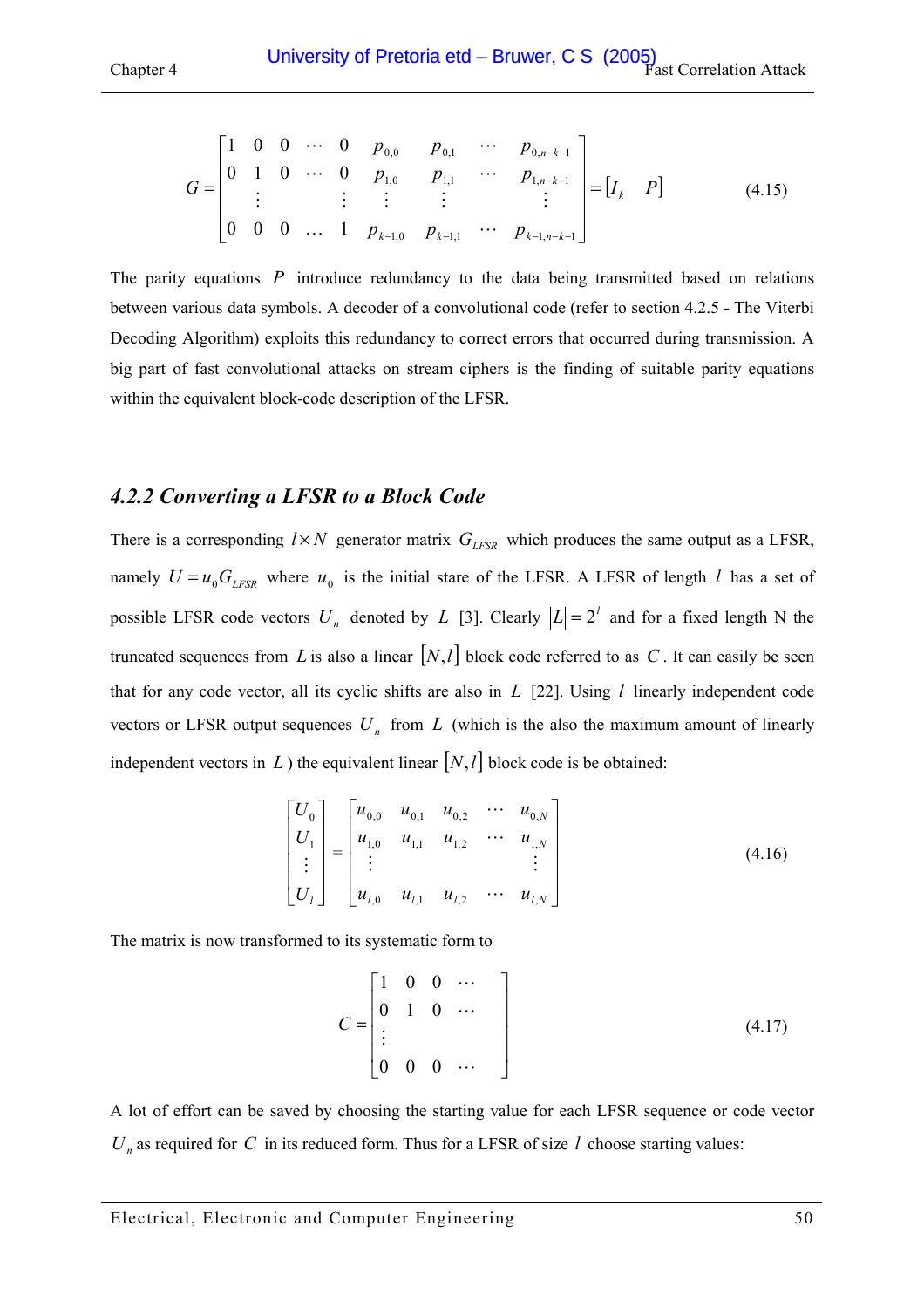$$G = \begin{bmatrix} 1 & 0 & 0 & \cdots & 0 & p_{0,0} & p_{0,1} & \cdots & p_{0,n-k-1} \\ 0 & 1 & 0 & \cdots & 0 & p_{1,0} & p_{1,1} & \cdots & p_{1,n-k-1} \\ & \vdots & & & \vdots & \vdots & \vdots & & \vdots \\ 0 & 0 & 0 & \ldots & 1 & p_{k-1,0} & p_{k-1,1} & \cdots & p_{k-1,n-k-1} \end{bmatrix} = \begin{bmatrix} I_k & P \end{bmatrix} \tag{4.15}$$

The parity equations $P$ introduce redundancy to the data being transmitted based on relations between various data symbols. A decoder of a convolutional code (refer to section 4.2.5 - The Viterbi Decoding Algorithm) exploits this redundancy to correct errors that occurred during transmission. A big part of fast convolutional attacks on stream ciphers is the finding of suitable parity equations within the equivalent block-code description of the LFSR.

### *4.2.2 Converting a LFSR to a Block Code*

There is a corresponding $l \times N$ generator matrix $G_{LFSR}$ which produces the same output as a LFSR, namely $U = u_0 G_{LFSR}$ where $u_0$ is the initial stare of the LFSR. A LFSR of length $l$ has a set of possible LFSR code vectors $U_n$ denoted by $L$ [3]. Clearly $|L| = 2^l$ and for a fixed length N the truncated sequences from $L$ is also a linear $[N, l]$ block code referred to as $C$. It can easily be seen that for any code vector, all its cyclic shifts are also in $L$ [22]. Using $l$ linearly independent code vectors or LFSR output sequences $U_n$ from $L$ (which is the also the maximum amount of linearly independent vectors in $L$) the equivalent linear $[N, l]$ block code is be obtained:

$$\begin{bmatrix} U_0 \\ U_1 \\ \vdots \\ U_l \end{bmatrix} = \begin{bmatrix} u_{0,0} & u_{0,1} & u_{0,2} & \cdots & u_{0,N} \\ u_{1,0} & u_{1,1} & u_{1,2} & \cdots & u_{1,N} \\ \vdots & & & & \vdots \\ u_{l,0} & u_{l,1} & u_{l,2} & \cdots & u_{l,N} \end{bmatrix} \tag{4.16}$$

The matrix is now transformed to its systematic form to

$$C = \begin{bmatrix} 1 & 0 & 0 & \cdots & \\ 0 & 1 & 0 & \cdots & \\ \vdots & & & & \\ 0 & 0 & 0 & \cdots & \end{bmatrix} \tag{4.17}$$

A lot of effort can be saved by choosing the starting value for each LFSR sequence or code vector $U_n$ as required for $C$ in its reduced form. Thus for a LFSR of size $l$ choose starting values: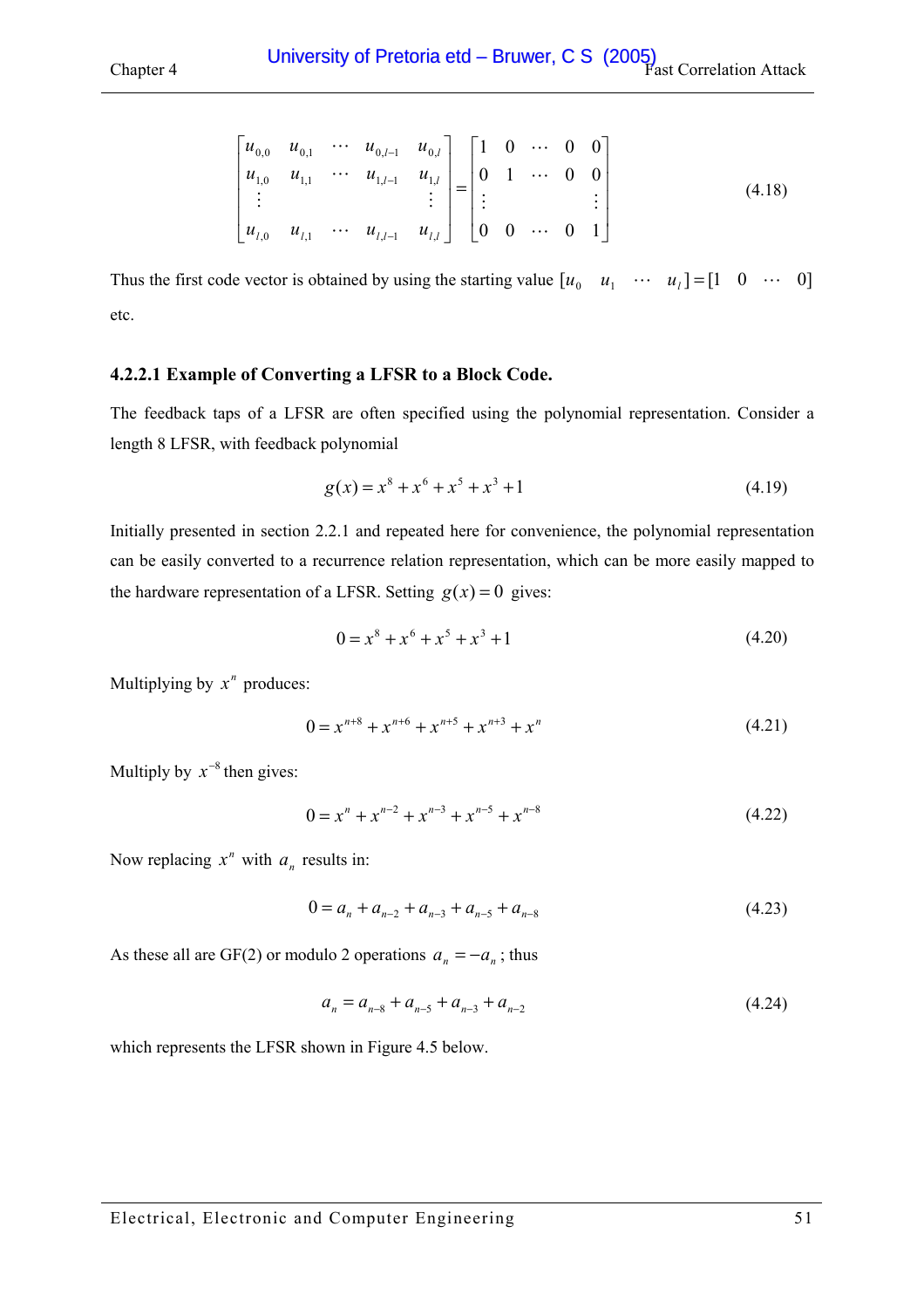$$\begin{bmatrix} u_{0,0} & u_{0,1} & \cdots & u_{0,l-1} & u_{0,l} \\ u_{1,0} & u_{1,1} & \cdots & u_{1,l-1} & u_{1,l} \\ \vdots & & & & \vdots \\ u_{l,0} & u_{l,1} & \cdots & u_{l,l-1} & u_{l,l} \end{bmatrix} = \begin{bmatrix} 1 & 0 & \cdots & 0 & 0 \\ 0 & 1 & \cdots & 0 & 0 \\ \vdots & & & & \vdots \\ 0 & 0 & \cdots & 0 & 1 \end{bmatrix} \tag{4.18}$$

Thus the first code vector is obtained by using the starting value $[u_0 \quad u_1 \quad \cdots \quad u_l] = [1 \quad 0 \quad \cdots \quad 0]$ etc.

#### 4.2.2.1 Example of Converting a LFSR to a Block Code.

The feedback taps of a LFSR are often specified using the polynomial representation. Consider a length 8 LFSR, with feedback polynomial

$$g(x) = x^8 + x^6 + x^5 + x^3 + 1 \tag{4.19}$$

Initially presented in section 2.2.1 and repeated here for convenience, the polynomial representation can be easily converted to a recurrence relation representation, which can be more easily mapped to the hardware representation of a LFSR. Setting $g(x) = 0$ gives:

$$0 = x^8 + x^6 + x^5 + x^3 + 1 \tag{4.20}$$

Multiplying by $x^n$ produces:

$$0 = x^{n+8} + x^{n+6} + x^{n+5} + x^{n+3} + x^n \tag{4.21}$$

Multiply by $x^{-8}$ then gives:

$$0 = x^n + x^{n-2} + x^{n-3} + x^{n-5} + x^{n-8} \tag{4.22}$$

Now replacing $x^n$ with $a_n$ results in:

$$0 = a_n + a_{n-2} + a_{n-3} + a_{n-5} + a_{n-8} \tag{4.23}$$

As these all are GF(2) or modulo 2 operations $a_n = -a_n$; thus

$$a_n = a_{n-8} + a_{n-5} + a_{n-3} + a_{n-2} \tag{4.24}$$

which represents the LFSR shown in Figure 4.5 below.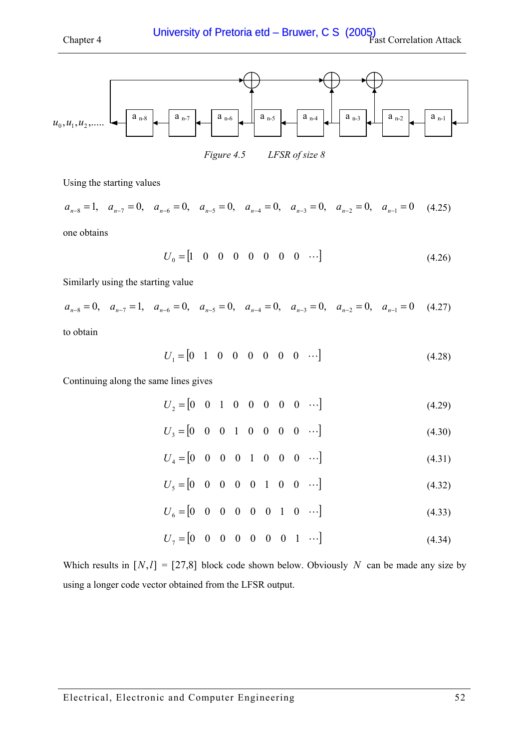Figure 4.5 LFSR of size 8

Using the starting values

$$a_{n-8}=1,\quad a_{n-7}=0,\quad a_{n-6}=0,\quad a_{n-5}=0,\quad a_{n-4}=0,\quad a_{n-3}=0,\quad a_{n-2}=0,\quad a_{n-1}=0 \tag{4.25}$$

one obtains

$$U_0=[1\quad 0\quad 0\quad 0\quad 0\quad 0\quad 0\quad 0\quad \cdots] \tag{4.26}$$

Similarly using the starting value

$$a_{n-8}=0,\quad a_{n-7}=1,\quad a_{n-6}=0,\quad a_{n-5}=0,\quad a_{n-4}=0,\quad a_{n-3}=0,\quad a_{n-2}=0,\quad a_{n-1}=0 \tag{4.27}$$

to obtain

$$U_1=[0\quad 1\quad 0\quad 0\quad 0\quad 0\quad 0\quad 0\quad \cdots] \tag{4.28}$$

Continuing along the same lines gives

$$U_2=[0\quad 0\quad 1\quad 0\quad 0\quad 0\quad 0\quad 0\quad \cdots] \tag{4.29}$$

$$U_3=[0\quad 0\quad 0\quad 1\quad 0\quad 0\quad 0\quad 0\quad \cdots] \tag{4.30}$$

$$U_4=[0\quad 0\quad 0\quad 0\quad 1\quad 0\quad 0\quad 0\quad \cdots] \tag{4.31}$$

$$U_5=[0\quad 0\quad 0\quad 0\quad 0\quad 1\quad 0\quad 0\quad \cdots] \tag{4.32}$$

$$U_6=[0\quad 0\quad 0\quad 0\quad 0\quad 0\quad 1\quad 0\quad \cdots] \tag{4.33}$$

$$U_7=[0\quad 0\quad 0\quad 0\quad 0\quad 0\quad 0\quad 1\quad \cdots] \tag{4.34}$$

Which results in $[N,l]$ = [27,8] block code shown below. Obviously $N$ can be made any size by using a longer code vector obtained from the LFSR output.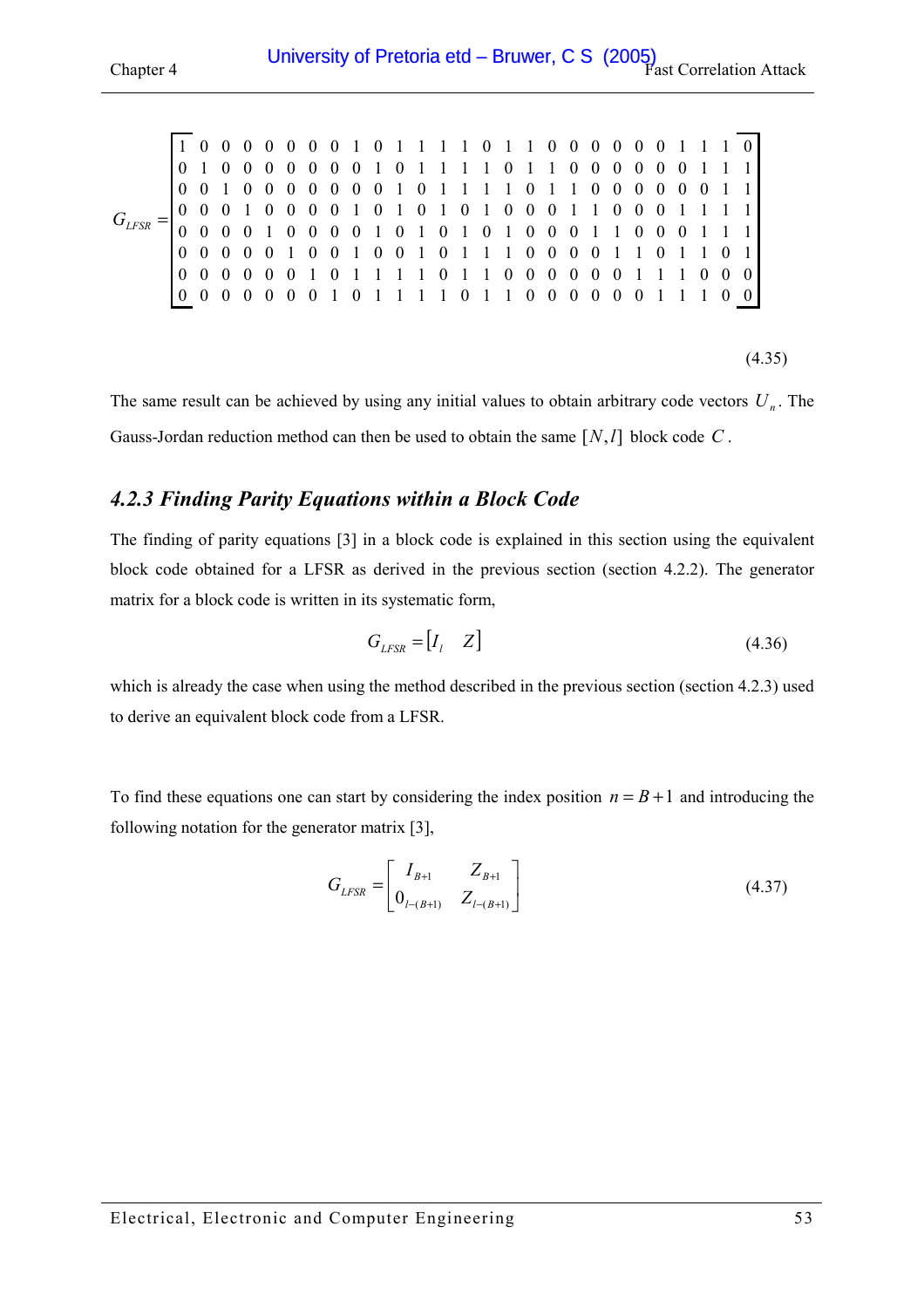$$G_{LFSR} = \begin{bmatrix} 1&0&0&0&0&0&0&0&1&0&1&1&1&1&0&1&1&0&0&0&0&0&0&1&1&1&0 \\ 0&1&0&0&0&0&0&0&0&1&0&1&1&1&1&0&1&1&0&0&0&0&0&0&1&1&1 \\ 0&0&1&0&0&0&0&0&0&0&1&0&1&1&1&1&0&1&1&0&0&0&0&0&0&1&1 \\ 0&0&0&1&0&0&0&0&1&0&1&0&1&0&1&0&0&0&1&1&0&0&0&1&1&1&1 \\ 0&0&0&0&1&0&0&0&0&1&0&1&0&1&0&1&0&0&0&1&1&0&0&0&1&1&1 \\ 0&0&0&0&0&1&0&0&1&0&0&1&0&1&1&1&0&0&0&0&1&1&0&1&1&0&1 \\ 0&0&0&0&0&0&1&0&1&1&1&1&0&1&1&0&0&0&0&0&0&1&1&1&0&0&0 \\ 0&0&0&0&0&0&0&1&0&1&1&1&1&0&1&1&0&0&0&0&0&0&1&1&1&0&0 \end{bmatrix}$$

(4.35)

The same result can be achieved by using any initial values to obtain arbitrary code vectors $U_n$. The Gauss-Jordan reduction method can then be used to obtain the same $[N, l]$ block code $C$.

### *4.2.3 Finding Parity Equations within a Block Code*

The finding of parity equations [3] in a block code is explained in this section using the equivalent block code obtained for a LFSR as derived in the previous section (section 4.2.2). The generator matrix for a block code is written in its systematic form,

$$G_{LFSR} = [I_l \quad Z] \tag{4.36}$$

which is already the case when using the method described in the previous section (section 4.2.3) used to derive an equivalent block code from a LFSR.

To find these equations one can start by considering the index position $n = B + 1$ and introducing the following notation for the generator matrix [3],

$$G_{LFSR} = \begin{bmatrix} I_{B+1} & Z_{B+1} \\ 0_{l-(B+1)} & Z_{l-(B+1)} \end{bmatrix} \tag{4.37}$$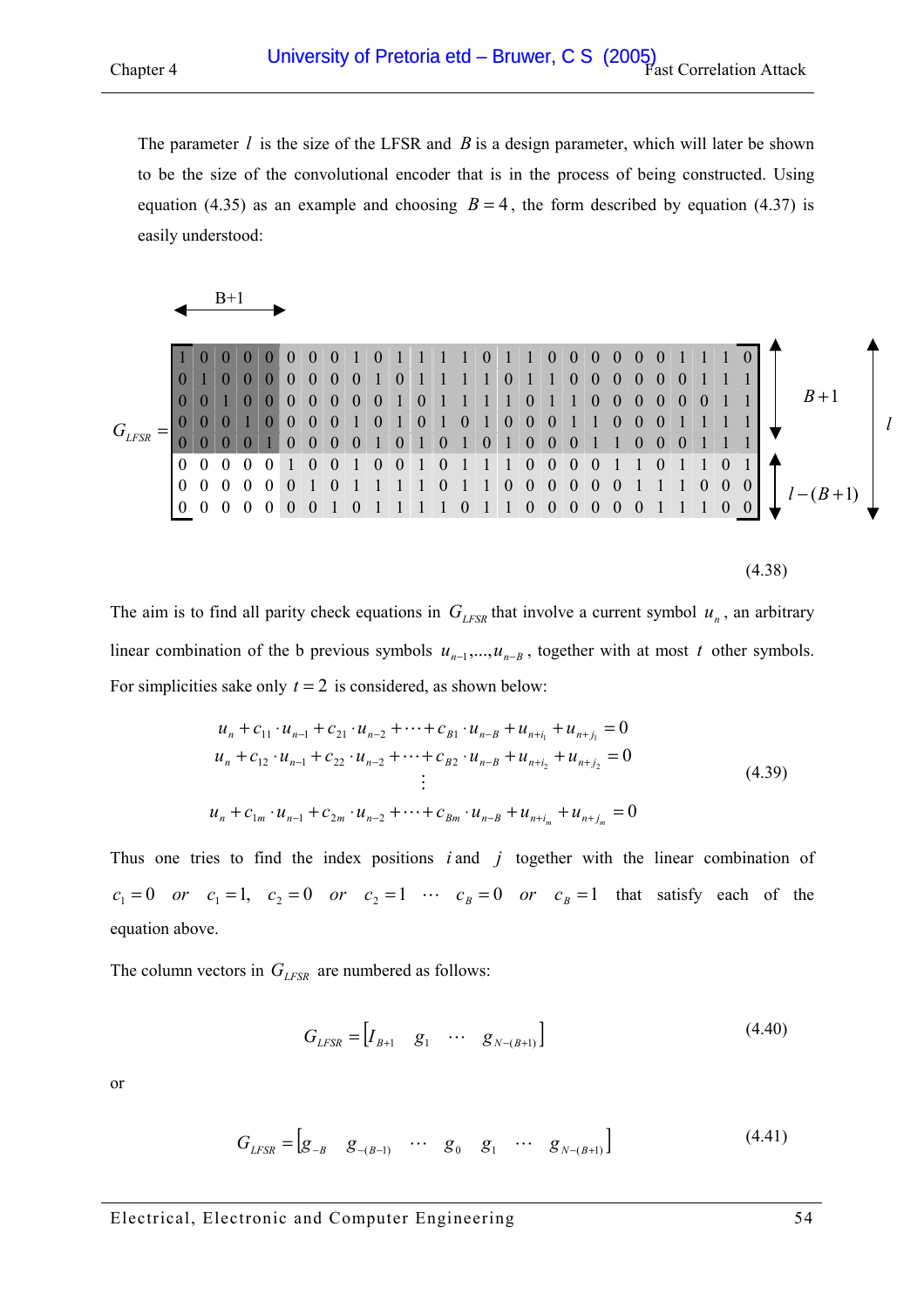The parameter $l$ is the size of the LFSR and $B$ is a design parameter, which will later be shown to be the size of the convolutional encoder that is in the process of being constructed. Using equation (4.35) as an example and choosing $B = 4$, the form described by equation (4.37) is easily understood:

$$G_{LFSR} = \left[\begin{array}{ccccc|ccccccccccccccccccccccc}
1&0&0&0&0&0&0&0&1&0&1&1&1&1&0&1&1&0&0&0&0&0&0&1&1&1&0\\
0&1&0&0&0&0&0&0&0&1&0&1&1&1&1&0&1&1&0&0&0&0&0&0&1&1&1\\
0&0&1&0&0&0&0&0&0&0&1&0&1&1&1&1&0&1&1&0&0&0&0&0&0&1&1\\
0&0&0&1&0&0&0&0&1&0&1&0&1&0&1&0&0&0&1&1&0&0&0&1&1&1&1\\
0&0&0&0&1&0&0&0&0&1&0&1&0&1&0&1&0&0&0&1&1&0&0&0&1&1&1\\
0&0&0&0&0&1&0&0&1&0&0&1&0&1&1&1&0&0&0&0&1&1&0&1&1&0&1\\
0&0&0&0&0&0&1&0&1&1&1&1&0&1&1&0&0&0&0&0&0&1&1&1&0&0&0\\
0&0&0&0&0&0&0&1&0&1&1&1&1&0&1&1&0&0&0&0&0&0&1&1&1&0&0
\end{array}\right] \begin{array}{l} \left.\vphantom{\begin{array}{c}1\\1\\1\\1\\1\end{array}}\right\} B+1 \\ \left.\vphantom{\begin{array}{c}1\\1\\1\end{array}}\right\} l-(B+1) \end{array}$$

(the first $B+1$ columns form the identity block of width $B+1$; the total number of rows is $l$)

(4.38)

The aim is to find all parity check equations in $G_{LFSR}$ that involve a current symbol $u_n$, an arbitrary linear combination of the b previous symbols $u_{n-1},\ldots,u_{n-B}$, together with at most $t$ other symbols. For simplicities sake only $t = 2$ is considered, as shown below:

$$\begin{aligned}
u_n + c_{11} \cdot u_{n-1} + c_{21} \cdot u_{n-2} + \cdots + c_{B1} \cdot u_{n-B} + u_{n+i_1} + u_{n+j_1} &= 0 \\
u_n + c_{12} \cdot u_{n-1} + c_{22} \cdot u_{n-2} + \cdots + c_{B2} \cdot u_{n-B} + u_{n+i_2} + u_{n+j_2} &= 0 \\
&\vdots \\
u_n + c_{1m} \cdot u_{n-1} + c_{2m} \cdot u_{n-2} + \cdots + c_{Bm} \cdot u_{n-B} + u_{n+i_m} + u_{n+j_m} &= 0
\end{aligned} \tag{4.39}$$

Thus one tries to find the index positions $i$ and $j$ together with the linear combination of $c_1 = 0 \;\; or \;\; c_1 = 1, \;\; c_2 = 0 \;\; or \;\; c_2 = 1 \;\; \cdots \;\; c_B = 0 \;\; or \;\; c_B = 1$ that satisfy each of the equation above.

The column vectors in $G_{LFSR}$ are numbered as follows:

$$G_{LFSR} = \begin{bmatrix} I_{B+1} & g_1 & \cdots & g_{N-(B+1)} \end{bmatrix} \tag{4.40}$$

or

$$G_{LFSR} = \begin{bmatrix} g_{-B} & g_{-(B-1)} & \cdots & g_0 & g_1 & \cdots & g_{N-(B+1)} \end{bmatrix} \tag{4.41}$$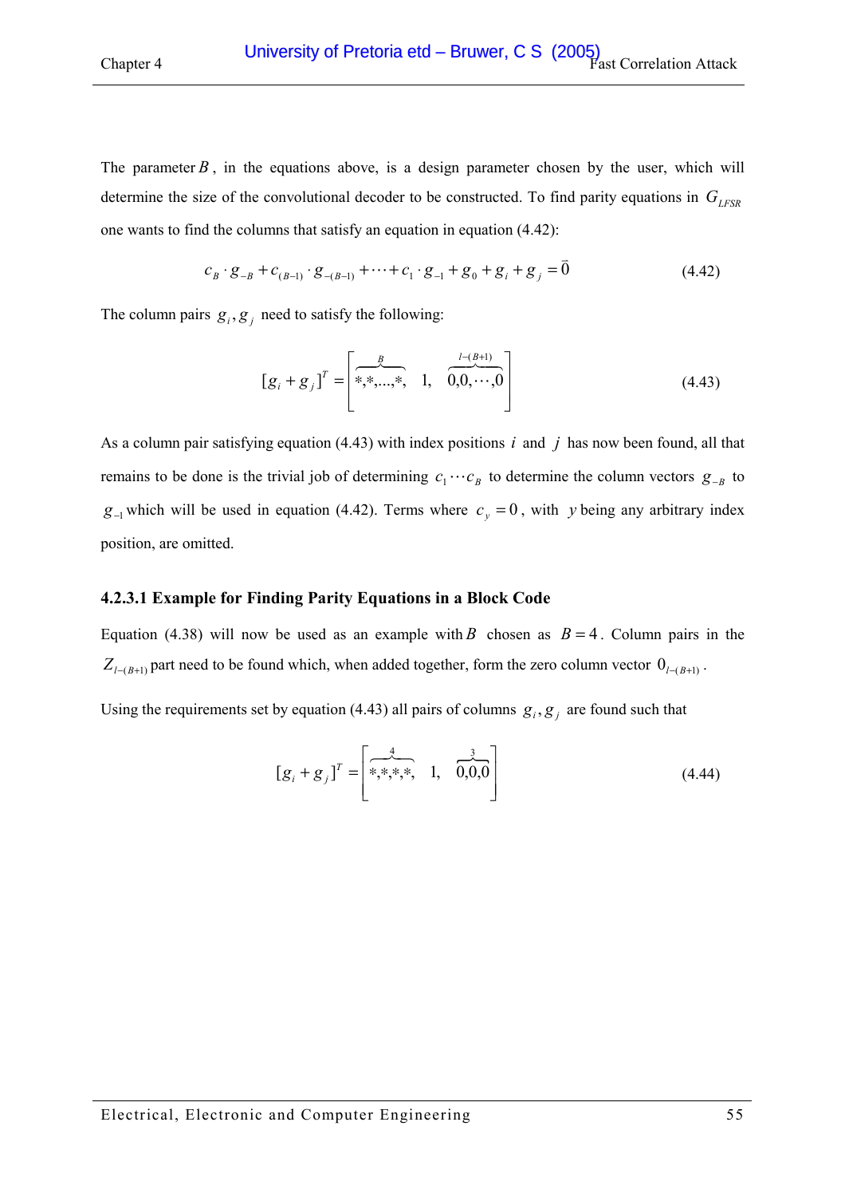The parameter $B$, in the equations above, is a design parameter chosen by the user, which will determine the size of the convolutional decoder to be constructed. To find parity equations in $G_{LFSR}$ one wants to find the columns that satisfy an equation in equation (4.42):

$$c_B \cdot g_{-B} + c_{(B-1)} \cdot g_{-(B-1)} + \cdots + c_1 \cdot g_{-1} + g_0 + g_i + g_j = \bar{0} \tag{4.42}$$

The column pairs $g_i, g_j$ need to satisfy the following:

$$[g_i + g_j]^T = \left[ \overbrace{*,*,\ldots,*}^{B}, \quad 1, \quad \overbrace{0,0,\cdots,0}^{l-(B+1)} \right] \tag{4.43}$$

As a column pair satisfying equation (4.43) with index positions $i$ and $j$ has now been found, all that remains to be done is the trivial job of determining $c_1 \cdots c_B$ to determine the column vectors $g_{-B}$ to $g_{-1}$ which will be used in equation (4.42). Terms where $c_y = 0$, with $y$ being any arbitrary index position, are omitted.

### 4.2.3.1 Example for Finding Parity Equations in a Block Code

Equation (4.38) will now be used as an example with $B$ chosen as $B = 4$. Column pairs in the $Z_{l-(B+1)}$ part need to be found which, when added together, form the zero column vector $0_{l-(B+1)}$.

Using the requirements set by equation (4.43) all pairs of columns $g_i, g_j$ are found such that

$$[g_i + g_j]^T = \left[ \overbrace{*,*,*,*}^{4}, \quad 1, \quad \overbrace{0,0,0}^{3} \right] \tag{4.44}$$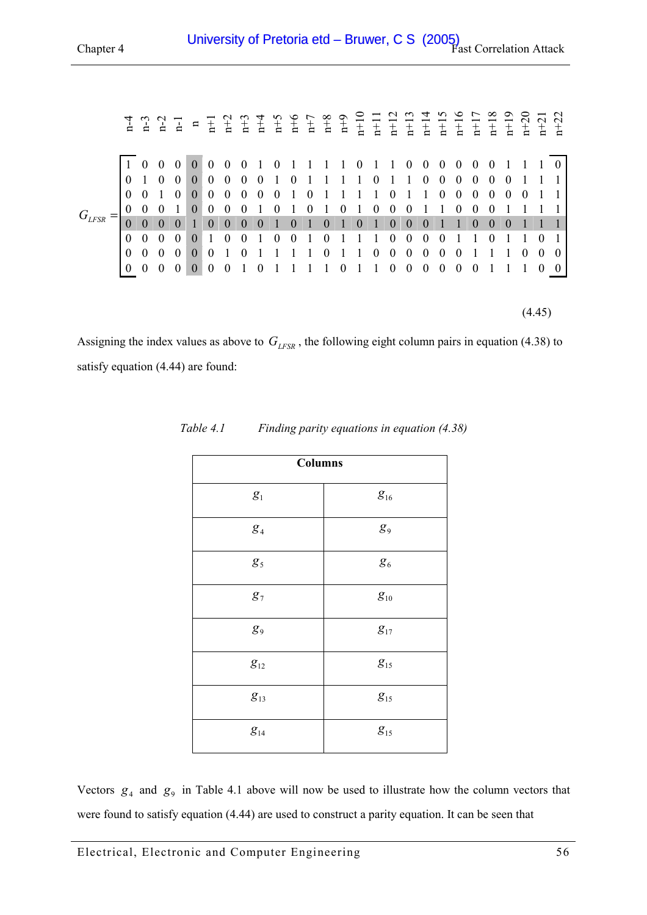$$
G_{LFSR} = \begin{array}{c}
\begin{array}{ccccccccccccccccccccccccccc}
n\text{-}4 & n\text{-}3 & n\text{-}2 & n\text{-}1 & n & n\text{+}1 & n\text{+}2 & n\text{+}3 & n\text{+}4 & n\text{+}5 & n\text{+}6 & n\text{+}7 & n\text{+}8 & n\text{+}9 & n\text{+}10 & n\text{+}11 & n\text{+}12 & n\text{+}13 & n\text{+}14 & n\text{+}15 & n\text{+}16 & n\text{+}17 & n\text{+}18 & n\text{+}19 & n\text{+}20 & n\text{+}21 & n\text{+}22
\end{array} \\
\left[\begin{array}{ccccccccccccccccccccccccccc}
1 & 0 & 0 & 0 & 0 & 0 & 0 & 0 & 1 & 0 & 1 & 1 & 1 & 1 & 0 & 1 & 1 & 0 & 0 & 0 & 0 & 0 & 0 & 1 & 1 & 1 & 0 \\
0 & 1 & 0 & 0 & 0 & 0 & 0 & 0 & 0 & 1 & 0 & 1 & 1 & 1 & 1 & 0 & 1 & 1 & 0 & 0 & 0 & 0 & 0 & 0 & 1 & 1 & 1 \\
0 & 0 & 1 & 0 & 0 & 0 & 0 & 0 & 0 & 0 & 1 & 0 & 1 & 1 & 1 & 1 & 0 & 1 & 1 & 0 & 0 & 0 & 0 & 0 & 0 & 1 & 1 \\
0 & 0 & 0 & 1 & 0 & 0 & 0 & 0 & 1 & 0 & 1 & 0 & 1 & 0 & 1 & 0 & 0 & 0 & 1 & 1 & 0 & 0 & 0 & 1 & 1 & 1 & 1 \\
0 & 0 & 0 & 0 & 1 & 0 & 0 & 0 & 0 & 1 & 0 & 1 & 0 & 1 & 0 & 1 & 0 & 0 & 0 & 1 & 1 & 0 & 0 & 0 & 1 & 1 & 1 \\
0 & 0 & 0 & 0 & 0 & 1 & 0 & 0 & 1 & 0 & 0 & 1 & 0 & 1 & 1 & 1 & 0 & 0 & 0 & 0 & 1 & 1 & 0 & 1 & 1 & 0 & 1 \\
0 & 0 & 0 & 0 & 0 & 0 & 1 & 0 & 1 & 1 & 1 & 1 & 0 & 1 & 1 & 0 & 0 & 0 & 0 & 0 & 0 & 1 & 1 & 1 & 0 & 0 & 0 \\
0 & 0 & 0 & 0 & 0 & 0 & 0 & 1 & 0 & 1 & 1 & 1 & 1 & 0 & 1 & 1 & 0 & 0 & 0 & 0 & 0 & 0 & 1 & 1 & 1 & 0 & 0
\end{array}\right]
\end{array}
\tag{4.45}
$$

Assigning the index values as above to $G_{LFSR}$, the following eight column pairs in equation (4.38) to satisfy equation (4.44) are found:

*Table 4.1 Finding parity equations in equation (4.38)*

| **Columns** | |
|---|---|
| $g_1$ | $g_{16}$ |
| $g_4$ | $g_9$ |
| $g_5$ | $g_6$ |
| $g_7$ | $g_{10}$ |
| $g_9$ | $g_{17}$ |
| $g_{12}$ | $g_{15}$ |
| $g_{13}$ | $g_{15}$ |
| $g_{14}$ | $g_{15}$ |

Vectors $g_4$ and $g_9$ in Table 4.1 above will now be used to illustrate how the column vectors that were found to satisfy equation (4.44) are used to construct a parity equation. It can be seen that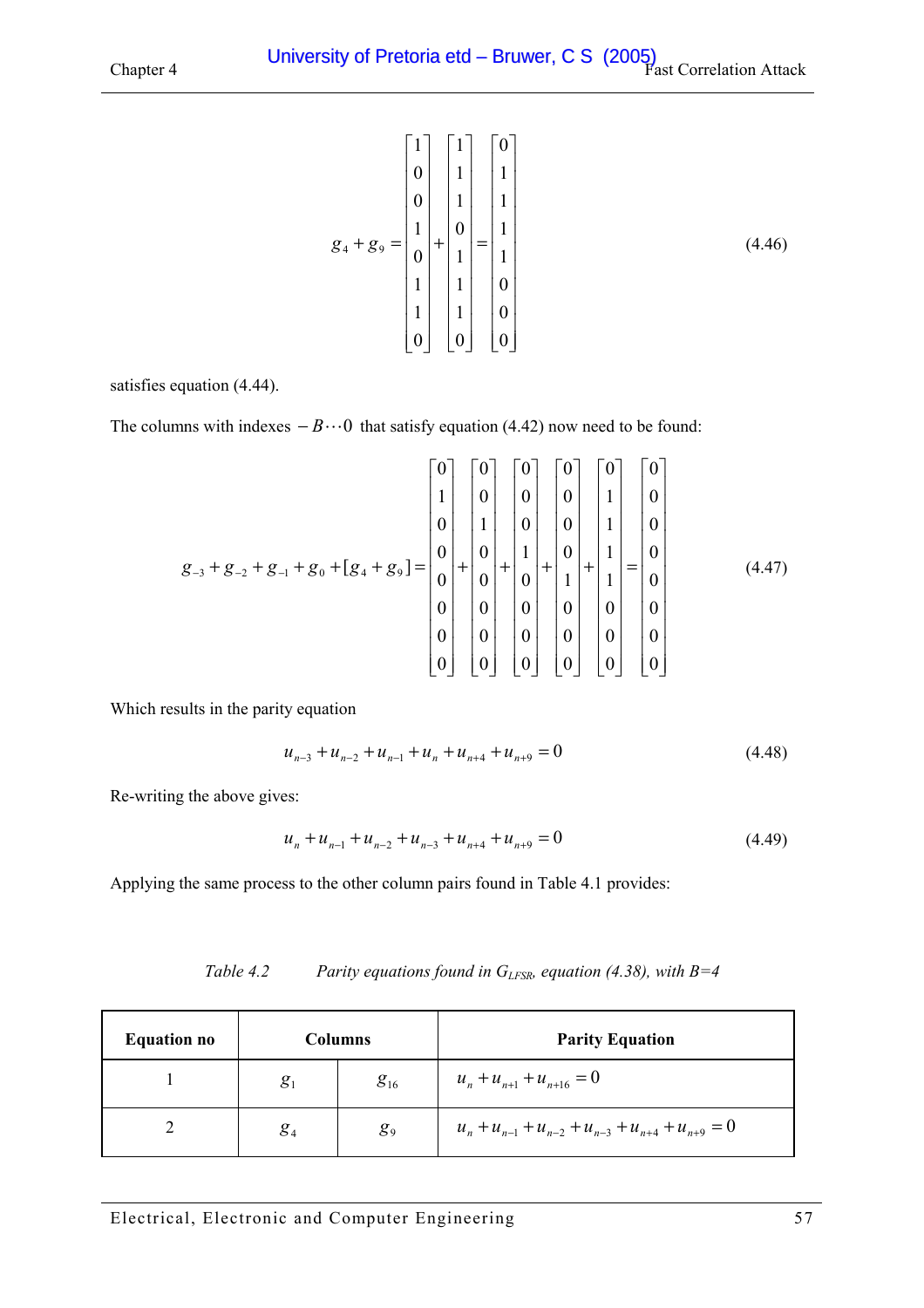$$g_4 + g_9 = \begin{bmatrix}1\\0\\0\\1\\0\\1\\1\\0\end{bmatrix} + \begin{bmatrix}1\\1\\1\\0\\1\\1\\1\\0\end{bmatrix} = \begin{bmatrix}0\\1\\1\\1\\1\\0\\0\\0\end{bmatrix} \tag{4.46}$$

satisfies equation (4.44).

The columns with indexes $-B \cdots 0$ that satisfy equation (4.42) now need to be found:

$$g_{-3} + g_{-2} + g_{-1} + g_0 + [g_4 + g_9] = \begin{bmatrix}0\\1\\0\\0\\0\\0\\0\\0\end{bmatrix} + \begin{bmatrix}0\\0\\1\\0\\0\\0\\0\\0\end{bmatrix} + \begin{bmatrix}0\\0\\0\\1\\0\\0\\0\\0\end{bmatrix} + \begin{bmatrix}0\\0\\0\\0\\1\\0\\0\\0\end{bmatrix} + \begin{bmatrix}0\\1\\1\\1\\1\\0\\0\\0\end{bmatrix} = \begin{bmatrix}0\\0\\0\\0\\0\\0\\0\\0\end{bmatrix} \tag{4.47}$$

Which results in the parity equation

$$u_{n-3} + u_{n-2} + u_{n-1} + u_n + u_{n+4} + u_{n+9} = 0 \tag{4.48}$$

Re-writing the above gives:

$$u_n + u_{n-1} + u_{n-2} + u_{n-3} + u_{n+4} + u_{n+9} = 0 \tag{4.49}$$

Applying the same process to the other column pairs found in Table 4.1 provides:

*Table 4.2 Parity equations found in $G_{LFSR}$, equation (4.38), with B=4*

| **Equation no** | **Columns** | | **Parity Equation** |
|---|---|---|---|
| 1 | $g_1$ | $g_{16}$ | $u_n + u_{n+1} + u_{n+16} = 0$ |
| 2 | $g_4$ | $g_9$ | $u_n + u_{n-1} + u_{n-2} + u_{n-3} + u_{n+4} + u_{n+9} = 0$ |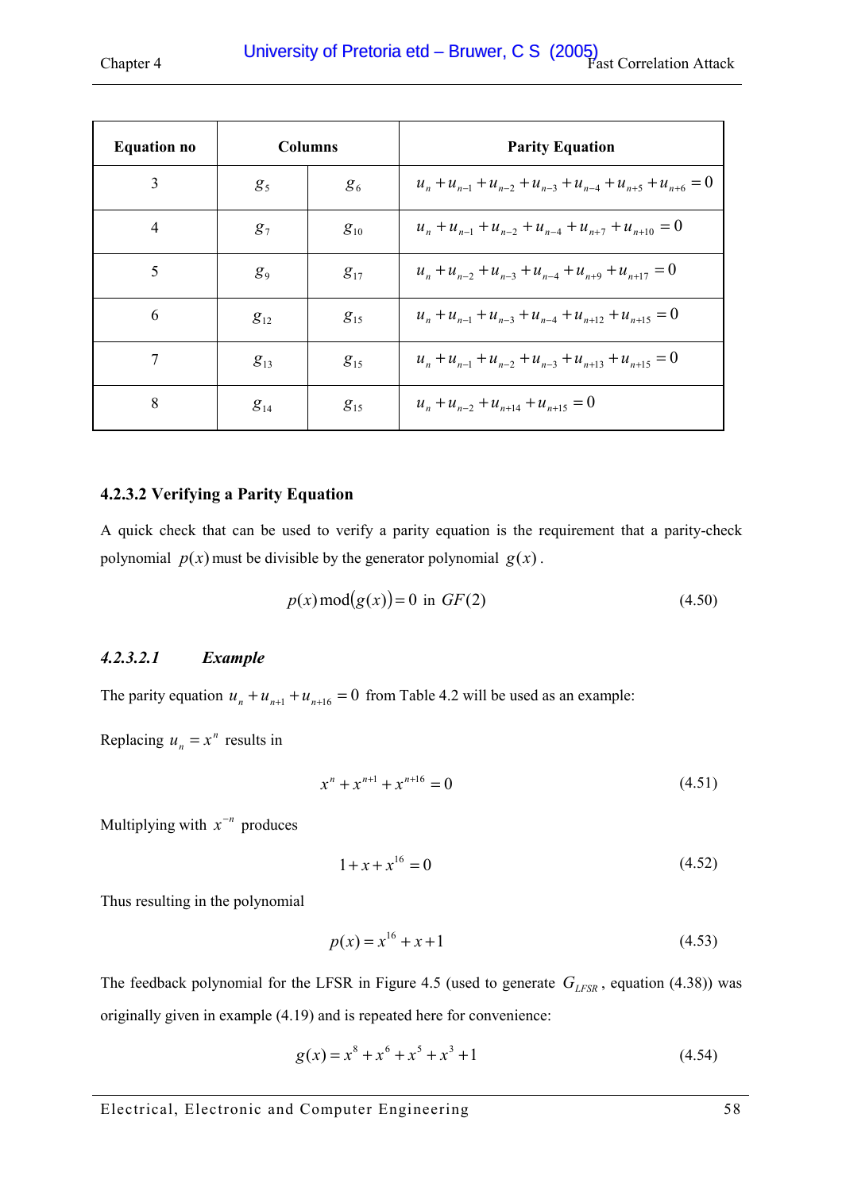| Equation no | Columns | | Parity Equation |
|---|---|---|---|
| 3 | $g_5$ | $g_6$ | $u_n + u_{n-1} + u_{n-2} + u_{n-3} + u_{n-4} + u_{n+5} + u_{n+6} = 0$ |
| 4 | $g_7$ | $g_{10}$ | $u_n + u_{n-1} + u_{n-2} + u_{n-4} + u_{n+7} + u_{n+10} = 0$ |
| 5 | $g_9$ | $g_{17}$ | $u_n + u_{n-2} + u_{n-3} + u_{n-4} + u_{n+9} + u_{n+17} = 0$ |
| 6 | $g_{12}$ | $g_{15}$ | $u_n + u_{n-1} + u_{n-3} + u_{n-4} + u_{n+12} + u_{n+15} = 0$ |
| 7 | $g_{13}$ | $g_{15}$ | $u_n + u_{n-1} + u_{n-2} + u_{n-3} + u_{n+13} + u_{n+15} = 0$ |
| 8 | $g_{14}$ | $g_{15}$ | $u_n + u_{n-2} + u_{n+14} + u_{n+15} = 0$ |

### 4.2.3.2 Verifying a Parity Equation

A quick check that can be used to verify a parity equation is the requirement that a parity-check polynomial $p(x)$ must be divisible by the generator polynomial $g(x)$.

$$p(x)\bmod(g(x)) = 0 \text{ in } GF(2) \tag{4.50}$$

#### *4.2.3.2.1 Example*

The parity equation $u_n + u_{n+1} + u_{n+16} = 0$ from Table 4.2 will be used as an example:

Replacing $u_n = x^n$ results in

$$x^n + x^{n+1} + x^{n+16} = 0 \tag{4.51}$$

Multiplying with $x^{-n}$ produces

$$1 + x + x^{16} = 0 \tag{4.52}$$

Thus resulting in the polynomial

$$p(x) = x^{16} + x + 1 \tag{4.53}$$

The feedback polynomial for the LFSR in Figure 4.5 (used to generate $G_{LFSR}$, equation (4.38)) was originally given in example (4.19) and is repeated here for convenience:

$$g(x) = x^8 + x^6 + x^5 + x^3 + 1 \tag{4.54}$$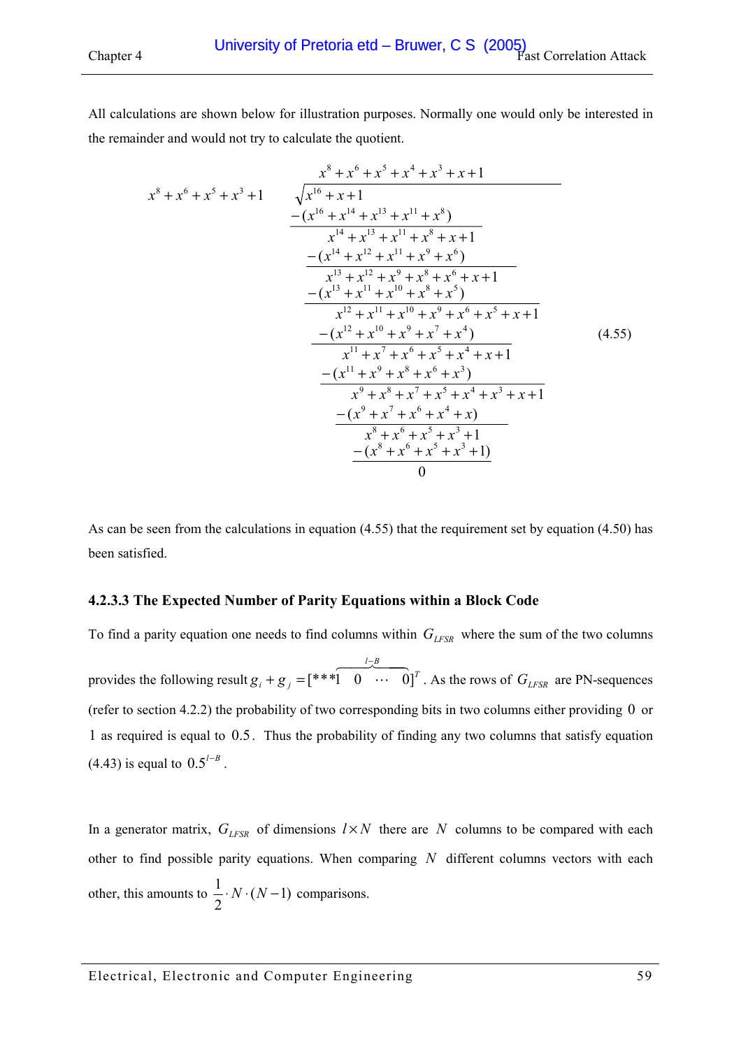All calculations are shown below for illustration purposes. Normally one would only be interested in the remainder and would not try to calculate the quotient.

$$
\begin{array}{r|l}
 & x^8+x^6+x^5+x^4+x^3+x+1 \\
x^8+x^6+x^5+x^3+1 & \overline{x^{16}+x+1} \\
 & -(x^{16}+x^{14}+x^{13}+x^{11}+x^8) \\
 & x^{14}+x^{13}+x^{11}+x^8+x+1 \\
 & -(x^{14}+x^{12}+x^{11}+x^9+x^6) \\
 & x^{13}+x^{12}+x^9+x^8+x^6+x+1 \\
 & -(x^{13}+x^{11}+x^{10}+x^8+x^5) \\
 & x^{12}+x^{11}+x^{10}+x^9+x^6+x^5+x+1 \\
 & -(x^{12}+x^{10}+x^9+x^7+x^4) \\
 & x^{11}+x^7+x^6+x^5+x^4+x+1 \\
 & -(x^{11}+x^9+x^8+x^6+x^3) \\
 & x^9+x^8+x^7+x^5+x^4+x^3+x+1 \\
 & -(x^9+x^7+x^6+x^4+x) \\
 & x^8+x^6+x^5+x^3+1 \\
 & -(x^8+x^6+x^5+x^3+1) \\
 & 0
\end{array}
\tag{4.55}
$$

As can be seen from the calculations in equation (4.55) that the requirement set by equation (4.50) has been satisfied.

### 4.2.3.3 The Expected Number of Parity Equations within a Block Code

To find a parity equation one needs to find columns within $G_{LFSR}$ where the sum of the two columns provides the following result $g_i + g_j = [{*}{*}{*}\overbrace{1 \quad 0 \quad \cdots \quad 0}^{l-B}]^T$. As the rows of $G_{LFSR}$ are PN-sequences (refer to section 4.2.2) the probability of two corresponding bits in two columns either providing $0$ or $1$ as required is equal to $0.5$. Thus the probability of finding any two columns that satisfy equation (4.43) is equal to $0.5^{l-B}$.

In a generator matrix, $G_{LFSR}$ of dimensions $l \times N$ there are $N$ columns to be compared with each other to find possible parity equations. When comparing $N$ different columns vectors with each other, this amounts to $\frac{1}{2} \cdot N \cdot (N-1)$ comparisons.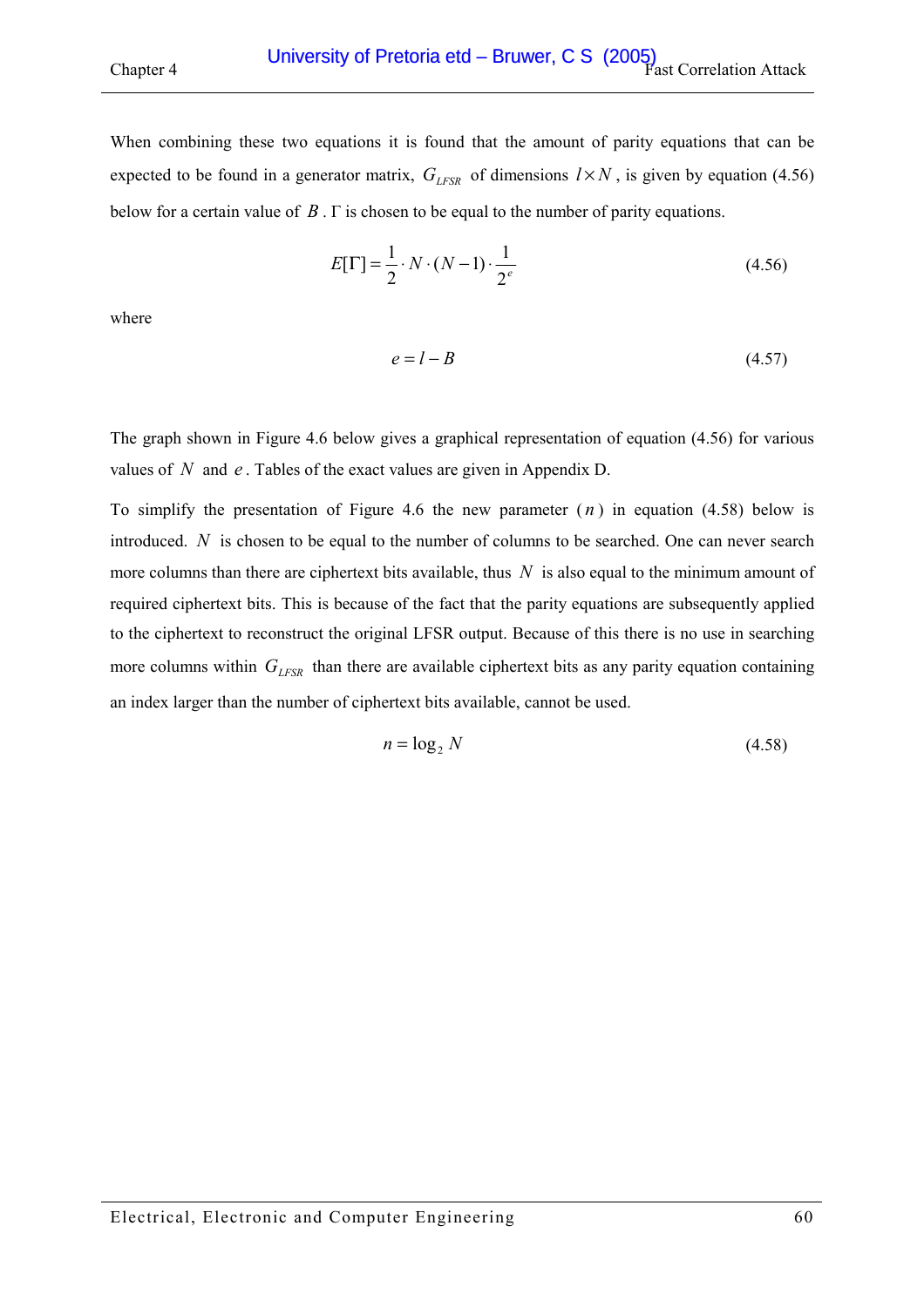When combining these two equations it is found that the amount of parity equations that can be expected to be found in a generator matrix, $G_{LFSR}$ of dimensions $l \times N$, is given by equation (4.56) below for a certain value of $B$. $\Gamma$ is chosen to be equal to the number of parity equations.

$$E[\Gamma] = \frac{1}{2} \cdot N \cdot (N-1) \cdot \frac{1}{2^e} \tag{4.56}$$

where

$$e = l - B \tag{4.57}$$

The graph shown in Figure 4.6 below gives a graphical representation of equation (4.56) for various values of $N$ and $e$. Tables of the exact values are given in Appendix D.

To simplify the presentation of Figure 4.6 the new parameter ($n$) in equation (4.58) below is introduced. $N$ is chosen to be equal to the number of columns to be searched. One can never search more columns than there are ciphertext bits available, thus $N$ is also equal to the minimum amount of required ciphertext bits. This is because of the fact that the parity equations are subsequently applied to the ciphertext to reconstruct the original LFSR output. Because of this there is no use in searching more columns within $G_{LFSR}$ than there are available ciphertext bits as any parity equation containing an index larger than the number of ciphertext bits available, cannot be used.

$$n = \log_2 N \tag{4.58}$$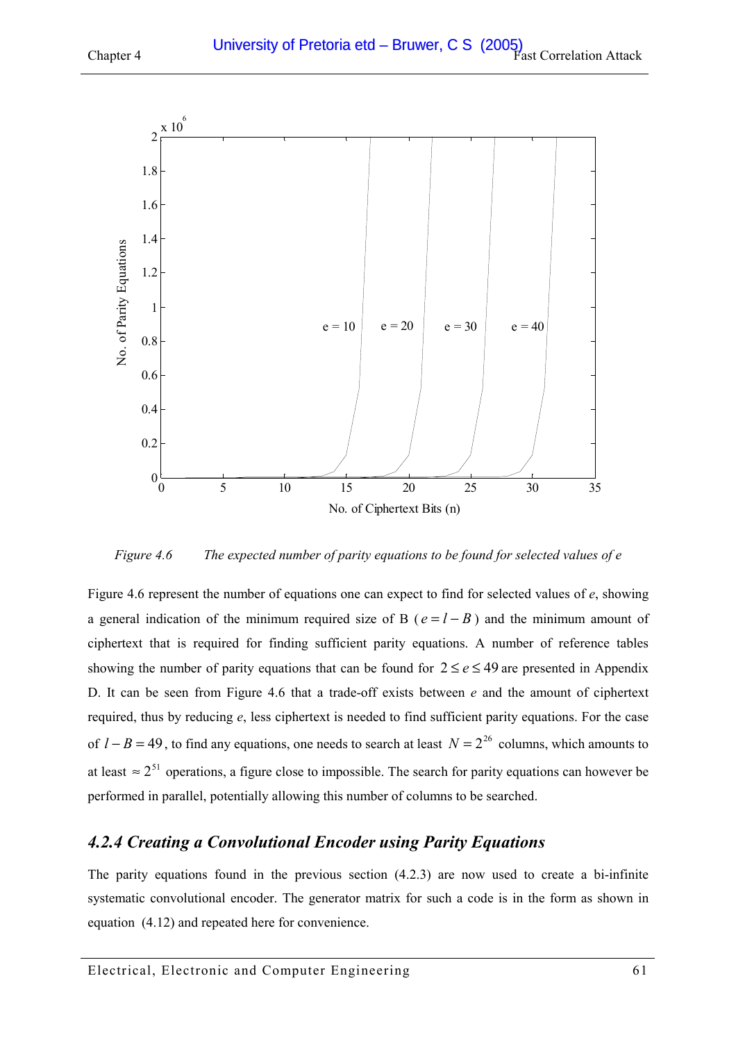Figure 4.6 *The expected number of parity equations to be found for selected values of e*

Figure 4.6 represent the number of equations one can expect to find for selected values of *e*, showing a general indication of the minimum required size of B ($e = l - B$) and the minimum amount of ciphertext that is required for finding sufficient parity equations. A number of reference tables showing the number of parity equations that can be found for $2 \leq e \leq 49$ are presented in Appendix D. It can be seen from Figure 4.6 that a trade-off exists between *e* and the amount of ciphertext required, thus by reducing *e*, less ciphertext is needed to find sufficient parity equations. For the case of $l - B = 49$, to find any equations, one needs to search at least $N = 2^{26}$ columns, which amounts to at least $\approx 2^{51}$ operations, a figure close to impossible. The search for parity equations can however be performed in parallel, potentially allowing this number of columns to be searched.

### *4.2.4 Creating a Convolutional Encoder using Parity Equations*

The parity equations found in the previous section (4.2.3) are now used to create a bi-infinite systematic convolutional encoder. The generator matrix for such a code is in the form as shown in equation (4.12) and repeated here for convenience.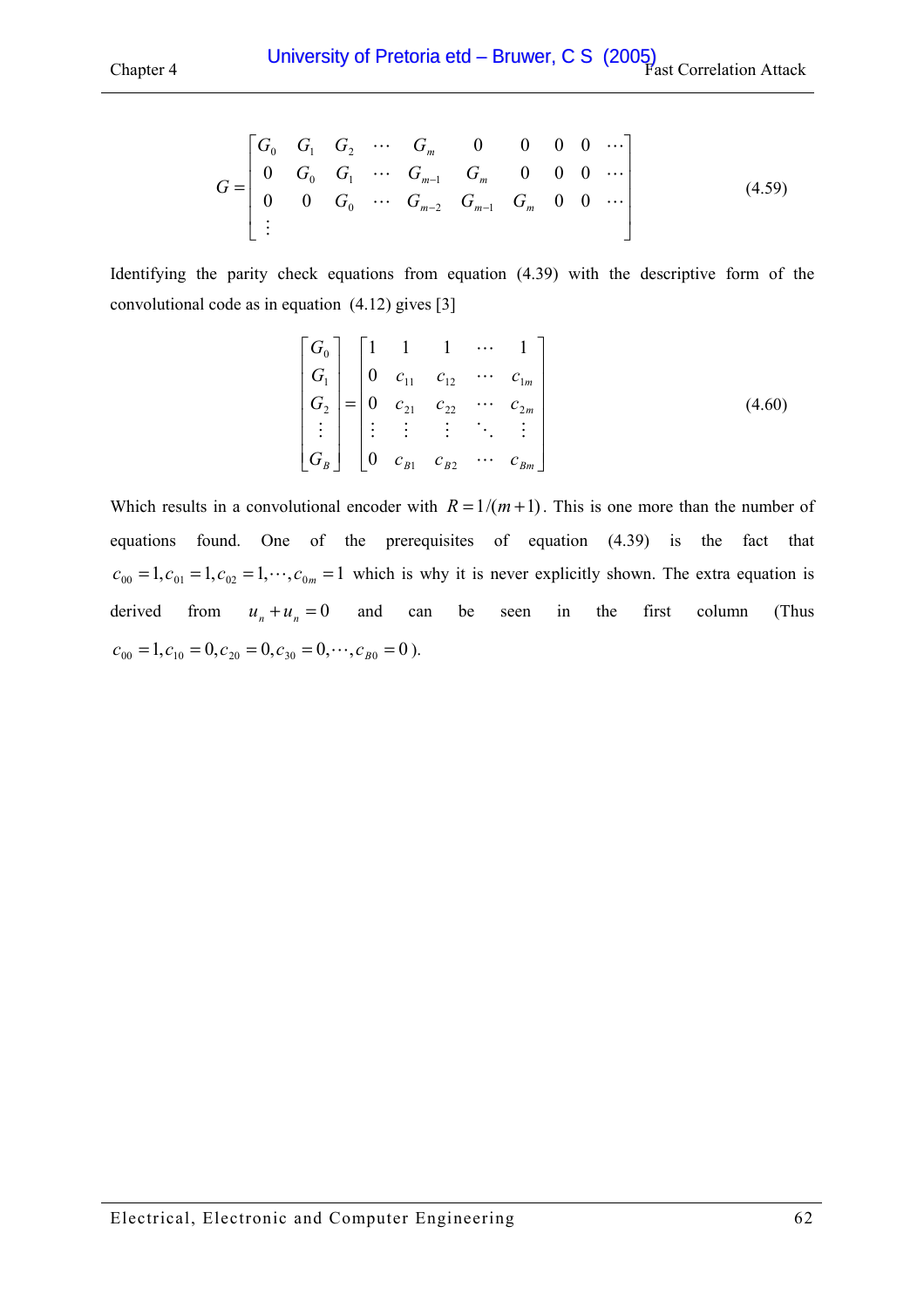$$G = \begin{bmatrix} G_0 & G_1 & G_2 & \cdots & G_m & 0 & 0 & 0 & 0 & \cdots \\ 0 & G_0 & G_1 & \cdots & G_{m-1} & G_m & 0 & 0 & 0 & \cdots \\ 0 & 0 & G_0 & \cdots & G_{m-2} & G_{m-1} & G_m & 0 & 0 & \cdots \\ \vdots & & & & & & & & & \end{bmatrix} \tag{4.59}$$

Identifying the parity check equations from equation (4.39) with the descriptive form of the convolutional code as in equation (4.12) gives [3]

$$\begin{bmatrix} G_0 \\ G_1 \\ G_2 \\ \vdots \\ G_B \end{bmatrix} = \begin{bmatrix} 1 & 1 & 1 & \cdots & 1 \\ 0 & c_{11} & c_{12} & \cdots & c_{1m} \\ 0 & c_{21} & c_{22} & \cdots & c_{2m} \\ \vdots & \vdots & \vdots & \ddots & \vdots \\ 0 & c_{B1} & c_{B2} & \cdots & c_{Bm} \end{bmatrix} \tag{4.60}$$

Which results in a convolutional encoder with $R = 1/(m+1)$. This is one more than the number of equations found. One of the prerequisites of equation (4.39) is the fact that $c_{00} = 1, c_{01} = 1, c_{02} = 1, \cdots, c_{0m} = 1$ which is why it is never explicitly shown. The extra equation is derived from $u_n + u_n = 0$ and can be seen in the first column (Thus $c_{00} = 1, c_{10} = 0, c_{20} = 0, c_{30} = 0, \cdots, c_{B0} = 0$).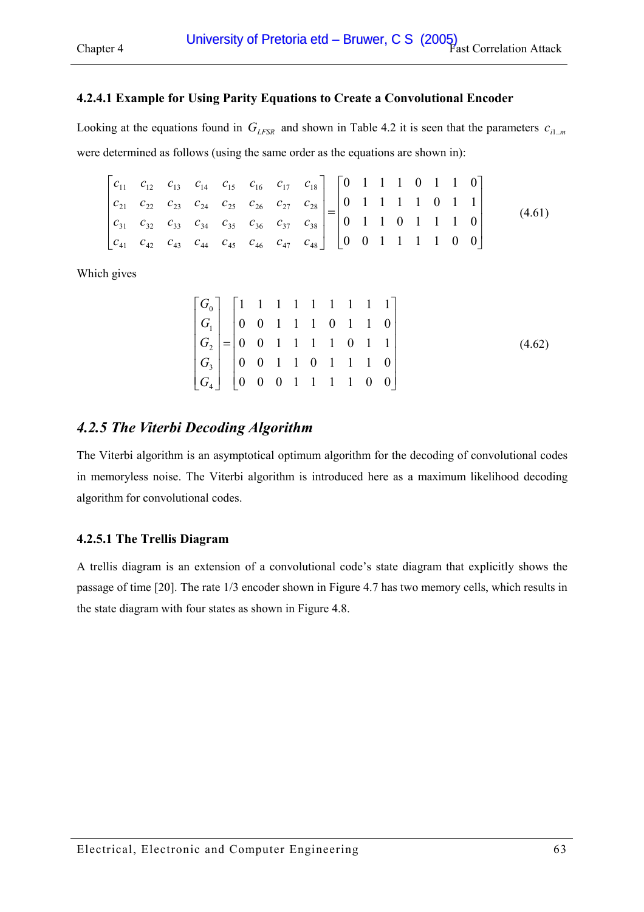#### 4.2.4.1 Example for Using Parity Equations to Create a Convolutional Encoder

Looking at the equations found in $G_{LFSR}$ and shown in Table 4.2 it is seen that the parameters $c_{i1..m}$ were determined as follows (using the same order as the equations are shown in):

$$\begin{bmatrix} c_{11} & c_{12} & c_{13} & c_{14} & c_{15} & c_{16} & c_{17} & c_{18} \\ c_{21} & c_{22} & c_{23} & c_{24} & c_{25} & c_{26} & c_{27} & c_{28} \\ c_{31} & c_{32} & c_{33} & c_{34} & c_{35} & c_{36} & c_{37} & c_{38} \\ c_{41} & c_{42} & c_{43} & c_{44} & c_{45} & c_{46} & c_{47} & c_{48} \end{bmatrix} = \begin{bmatrix} 0 & 1 & 1 & 1 & 0 & 1 & 1 & 0 \\ 0 & 1 & 1 & 1 & 1 & 0 & 1 & 1 \\ 0 & 1 & 1 & 0 & 1 & 1 & 1 & 0 \\ 0 & 0 & 1 & 1 & 1 & 1 & 0 & 0 \end{bmatrix} \tag{4.61}$$

Which gives

$$\begin{bmatrix} G_0 \\ G_1 \\ G_2 \\ G_3 \\ G_4 \end{bmatrix} = \begin{bmatrix} 1 & 1 & 1 & 1 & 1 & 1 & 1 & 1 & 1 \\ 0 & 0 & 1 & 1 & 1 & 0 & 1 & 1 & 0 \\ 0 & 0 & 1 & 1 & 1 & 1 & 0 & 1 & 1 \\ 0 & 0 & 1 & 1 & 0 & 1 & 1 & 1 & 0 \\ 0 & 0 & 0 & 1 & 1 & 1 & 1 & 0 & 0 \end{bmatrix} \tag{4.62}$$

### *4.2.5 The Viterbi Decoding Algorithm*

The Viterbi algorithm is an asymptotical optimum algorithm for the decoding of convolutional codes in memoryless noise. The Viterbi algorithm is introduced here as a maximum likelihood decoding algorithm for convolutional codes.

#### 4.2.5.1 The Trellis Diagram

A trellis diagram is an extension of a convolutional code's state diagram that explicitly shows the passage of time [20]. The rate 1/3 encoder shown in Figure 4.7 has two memory cells, which results in the state diagram with four states as shown in Figure 4.8.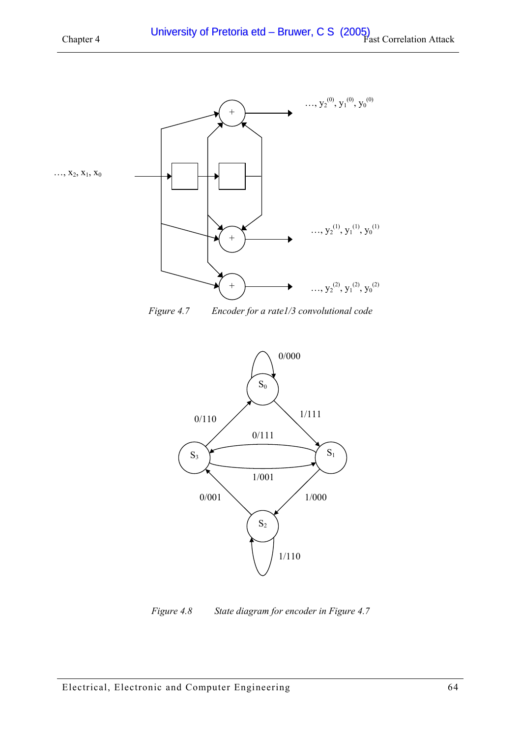Figure 4.7 Encoder for a rate1/3 convolutional code

Figure 4.8 State diagram for encoder in Figure 4.7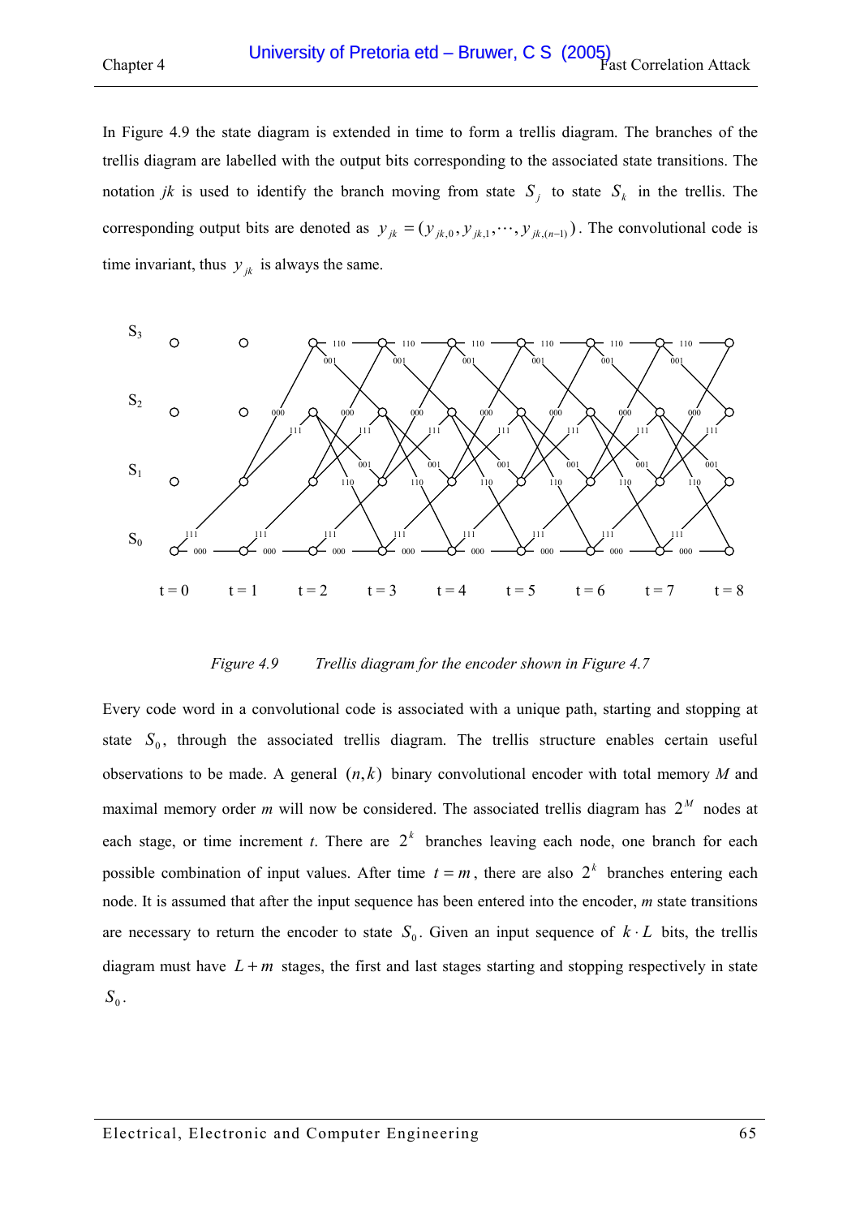In Figure 4.9 the state diagram is extended in time to form a trellis diagram. The branches of the trellis diagram are labelled with the output bits corresponding to the associated state transitions. The notation *jk* is used to identify the branch moving from state $S_j$ to state $S_k$ in the trellis. The corresponding output bits are denoted as $y_{jk} = (y_{jk,0}, y_{jk,1}, \cdots, y_{jk,(n-1)})$. The convolutional code is time invariant, thus $y_{jk}$ is always the same.

*Figure 4.9 Trellis diagram for the encoder shown in Figure 4.7*

Every code word in a convolutional code is associated with a unique path, starting and stopping at state $S_0$, through the associated trellis diagram. The trellis structure enables certain useful observations to be made. A general $(n,k)$ binary convolutional encoder with total memory $M$ and maximal memory order $m$ will now be considered. The associated trellis diagram has $2^M$ nodes at each stage, or time increment $t$. There are $2^k$ branches leaving each node, one branch for each possible combination of input values. After time $t = m$, there are also $2^k$ branches entering each node. It is assumed that after the input sequence has been entered into the encoder, $m$ state transitions are necessary to return the encoder to state $S_0$. Given an input sequence of $k \cdot L$ bits, the trellis diagram must have $L + m$ stages, the first and last stages starting and stopping respectively in state $S_0$.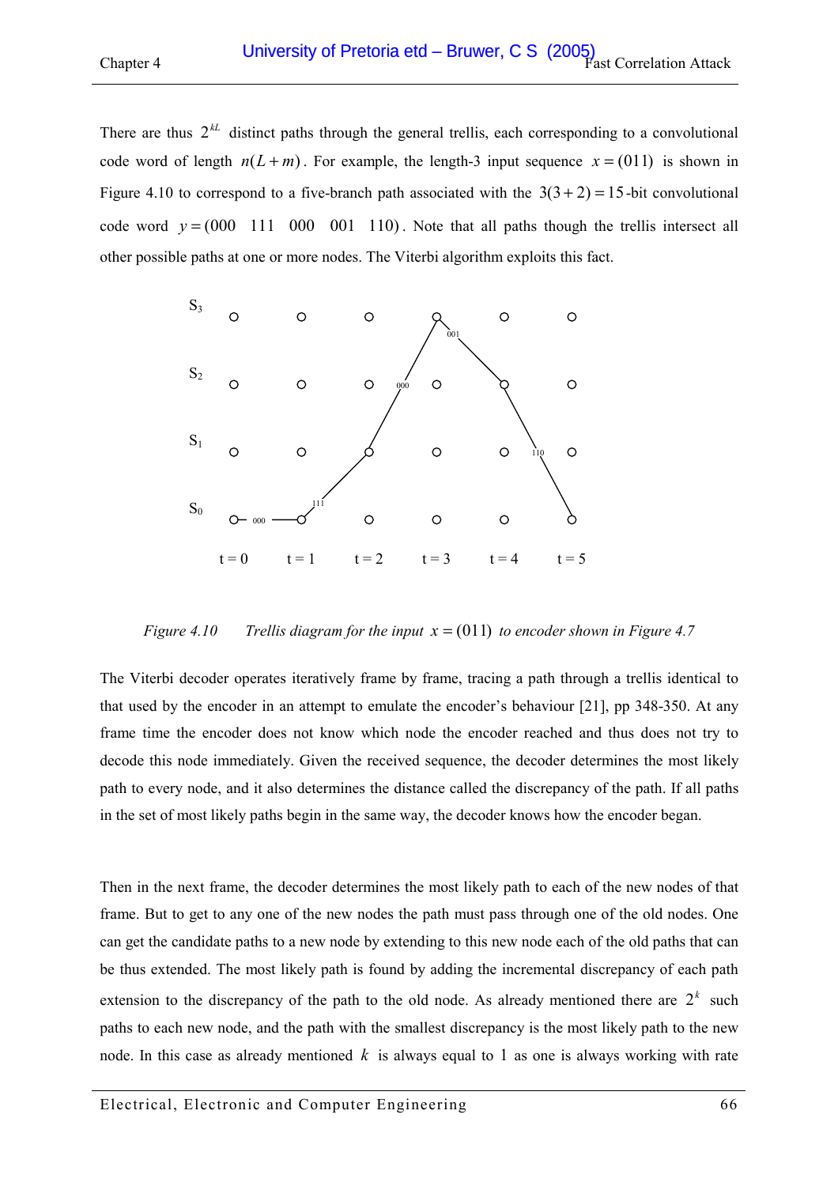There are thus $2^{kL}$ distinct paths through the general trellis, each corresponding to a convolutional code word of length $n(L+m)$. For example, the length-3 input sequence $x = (011)$ is shown in Figure 4.10 to correspond to a five-branch path associated with the $3(3+2) = 15$-bit convolutional code word $y = (000 \quad 111 \quad 000 \quad 001 \quad 110)$. Note that all paths though the trellis intersect all other possible paths at one or more nodes. The Viterbi algorithm exploits this fact.

*Figure 4.10 Trellis diagram for the input $x = (011)$ to encoder shown in Figure 4.7*

The Viterbi decoder operates iteratively frame by frame, tracing a path through a trellis identical to that used by the encoder in an attempt to emulate the encoder's behaviour [21], pp 348-350. At any frame time the encoder does not know which node the encoder reached and thus does not try to decode this node immediately. Given the received sequence, the decoder determines the most likely path to every node, and it also determines the distance called the discrepancy of the path. If all paths in the set of most likely paths begin in the same way, the decoder knows how the encoder began.

Then in the next frame, the decoder determines the most likely path to each of the new nodes of that frame. But to get to any one of the new nodes the path must pass through one of the old nodes. One can get the candidate paths to a new node by extending to this new node each of the old paths that can be thus extended. The most likely path is found by adding the incremental discrepancy of each path extension to the discrepancy of the path to the old node. As already mentioned there are $2^k$ such paths to each new node, and the path with the smallest discrepancy is the most likely path to the new node. In this case as already mentioned $k$ is always equal to 1 as one is always working with rate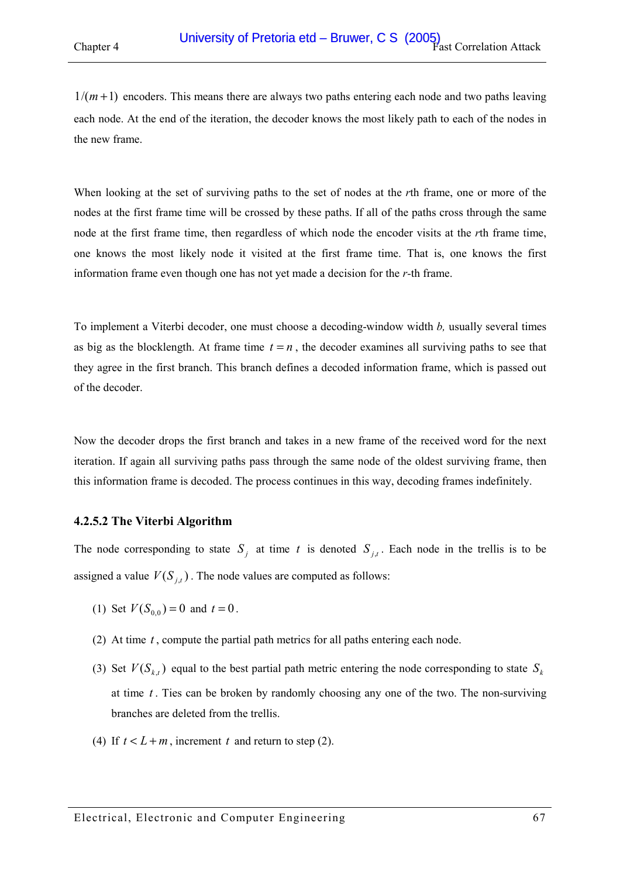$1/(m+1)$ encoders. This means there are always two paths entering each node and two paths leaving each node. At the end of the iteration, the decoder knows the most likely path to each of the nodes in the new frame.

When looking at the set of surviving paths to the set of nodes at the $r$th frame, one or more of the nodes at the first frame time will be crossed by these paths. If all of the paths cross through the same node at the first frame time, then regardless of which node the encoder visits at the $r$th frame time, one knows the most likely node it visited at the first frame time. That is, one knows the first information frame even though one has not yet made a decision for the $r$-th frame.

To implement a Viterbi decoder, one must choose a decoding-window width $b$, usually several times as big as the blocklength. At frame time $t = n$, the decoder examines all surviving paths to see that they agree in the first branch. This branch defines a decoded information frame, which is passed out of the decoder.

Now the decoder drops the first branch and takes in a new frame of the received word for the next iteration. If again all surviving paths pass through the same node of the oldest surviving frame, then this information frame is decoded. The process continues in this way, decoding frames indefinitely.

#### 4.2.5.2 The Viterbi Algorithm

The node corresponding to state $S_j$ at time $t$ is denoted $S_{j,t}$. Each node in the trellis is to be assigned a value $V(S_{j,t})$. The node values are computed as follows:

(1) Set $V(S_{0,0}) = 0$ and $t = 0$.

(2) At time $t$, compute the partial path metrics for all paths entering each node.

(3) Set $V(S_{k,t})$ equal to the best partial path metric entering the node corresponding to state $S_k$ at time $t$. Ties can be broken by randomly choosing any one of the two. The non-surviving branches are deleted from the trellis.

(4) If $t < L + m$, increment $t$ and return to step (2).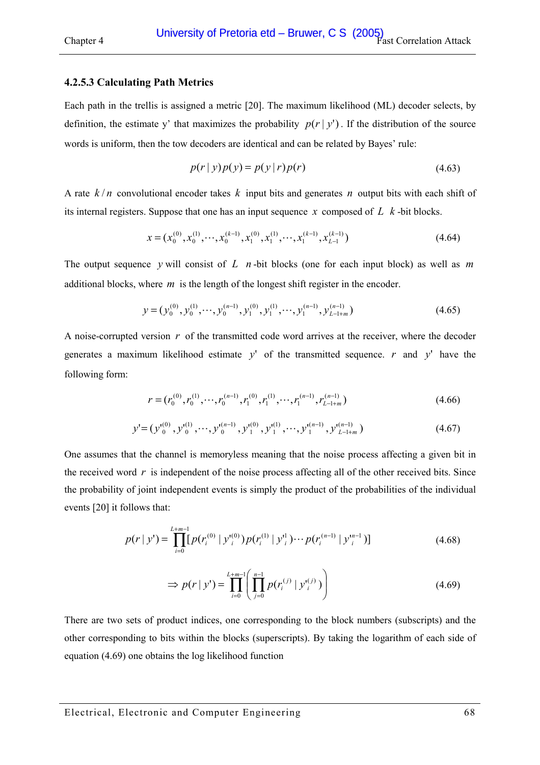### 4.2.5.3 Calculating Path Metrics

Each path in the trellis is assigned a metric [20]. The maximum likelihood (ML) decoder selects, by definition, the estimate y' that maximizes the probability $p(r \mid y')$. If the distribution of the source words is uniform, then the tow decoders are identical and can be related by Bayes' rule:

$$p(r \mid y)p(y) = p(y \mid r)p(r) \tag{4.63}$$

A rate $k/n$ convolutional encoder takes $k$ input bits and generates $n$ output bits with each shift of its internal registers. Suppose that one has an input sequence $x$ composed of $L$ $k$-bit blocks.

$$x = (x_0^{(0)}, x_0^{(1)}, \cdots, x_0^{(k-1)}, x_1^{(0)}, x_1^{(1)}, \cdots, x_1^{(k-1)}, x_{L-1}^{(k-1)}) \tag{4.64}$$

The output sequence $y$ will consist of $L$ $n$-bit blocks (one for each input block) as well as $m$ additional blocks, where $m$ is the length of the longest shift register in the encoder.

$$y = (y_0^{(0)}, y_0^{(1)}, \cdots, y_0^{(n-1)}, y_1^{(0)}, y_1^{(1)}, \cdots, y_1^{(n-1)}, y_{L-1+m}^{(n-1)}) \tag{4.65}$$

A noise-corrupted version $r$ of the transmitted code word arrives at the receiver, where the decoder generates a maximum likelihood estimate $y'$ of the transmitted sequence. $r$ and $y'$ have the following form:

$$r = (r_0^{(0)}, r_0^{(1)}, \cdots, r_0^{(n-1)}, r_1^{(0)}, r_1^{(1)}, \cdots, r_1^{(n-1)}, r_{L-1+m}^{(n-1)}) \tag{4.66}$$

$$y' = (y'^{(0)}_0, y'^{(1)}_0, \cdots, y'^{(n-1)}_0, y'^{(0)}_1, y'^{(1)}_1, \cdots, y'^{(n-1)}_1, y'^{(n-1)}_{L-1+m}) \tag{4.67}$$

One assumes that the channel is memoryless meaning that the noise process affecting a given bit in the received word $r$ is independent of the noise process affecting all of the other received bits. Since the probability of joint independent events is simply the product of the probabilities of the individual events [20] it follows that:

$$p(r \mid y') = \prod_{i=0}^{L+m-1} [p(r_i^{(0)} \mid y'^{(0)}_i) p(r_i^{(1)} \mid y'^{1}_i) \cdots p(r_i^{(n-1)} \mid y'^{n-1}_i)] \tag{4.68}$$

$$\Rightarrow p(r \mid y') = \prod_{i=0}^{L+m-1} \left( \prod_{j=0}^{n-1} p(r_i^{(j)} \mid y'^{(j)}_i) \right) \tag{4.69}$$

There are two sets of product indices, one corresponding to the block numbers (subscripts) and the other corresponding to bits within the blocks (superscripts). By taking the logarithm of each side of equation (4.69) one obtains the log likelihood function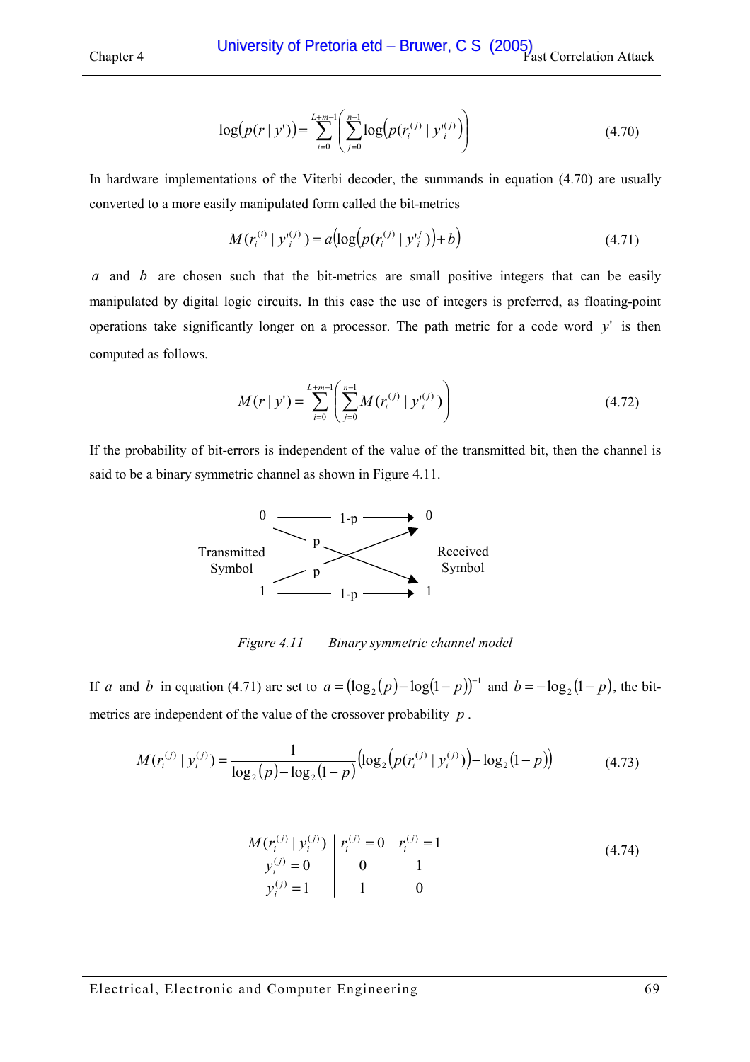$$\log(p(r \mid y')) = \sum_{i=0}^{L+m-1} \left( \sum_{j=0}^{n-1} \log\left(p(r_i^{(j)} \mid y_i'^{(j)}\right) \right) \tag{4.70}$$

In hardware implementations of the Viterbi decoder, the summands in equation (4.70) are usually converted to a more easily manipulated form called the bit-metrics

$$M(r_i^{(i)} \mid y_i'^{(j)}) = a\left(\log\left(p(r_i^{(j)} \mid y_i'^{j})\right) + b\right) \tag{4.71}$$

$a$ and $b$ are chosen such that the bit-metrics are small positive integers that can be easily manipulated by digital logic circuits. In this case the use of integers is preferred, as floating-point operations take significantly longer on a processor. The path metric for a code word $y'$ is then computed as follows.

$$M(r \mid y') = \sum_{i=0}^{L+m-1} \left( \sum_{j=0}^{n-1} M(r_i^{(j)} \mid y_i'^{(j)}) \right) \tag{4.72}$$

If the probability of bit-errors is independent of the value of the transmitted bit, then the channel is said to be a binary symmetric channel as shown in Figure 4.11.

| Transmitted Symbol | | Received Symbol |
|---|---|---|
| 0 | 1-p → | 0 |
| 0 | p → | 1 |
| 1 | p → | 0 |
| 1 | 1-p → | 1 |

*Figure 4.11 Binary symmetric channel model*

If $a$ and $b$ in equation (4.71) are set to $a = (\log_2(p) - \log(1-p))^{-1}$ and $b = -\log_2(1-p)$, the bit-metrics are independent of the value of the crossover probability $p$.

$$M(r_i^{(j)} \mid y_i^{(j)}) = \frac{1}{\log_2(p) - \log_2(1-p)} \left(\log_2\left(p(r_i^{(j)} \mid y_i^{(j)})\right) - \log_2(1-p)\right) \tag{4.73}$$

(4.74)

| $M(r_i^{(j)} \mid y_i^{(j)})$ | $r_i^{(j)} = 0$ | $r_i^{(j)} = 1$ |
|---|---|---|
| $y_i^{(j)} = 0$ | 0 | 1 |
| $y_i^{(j)} = 1$ | 1 | 0 |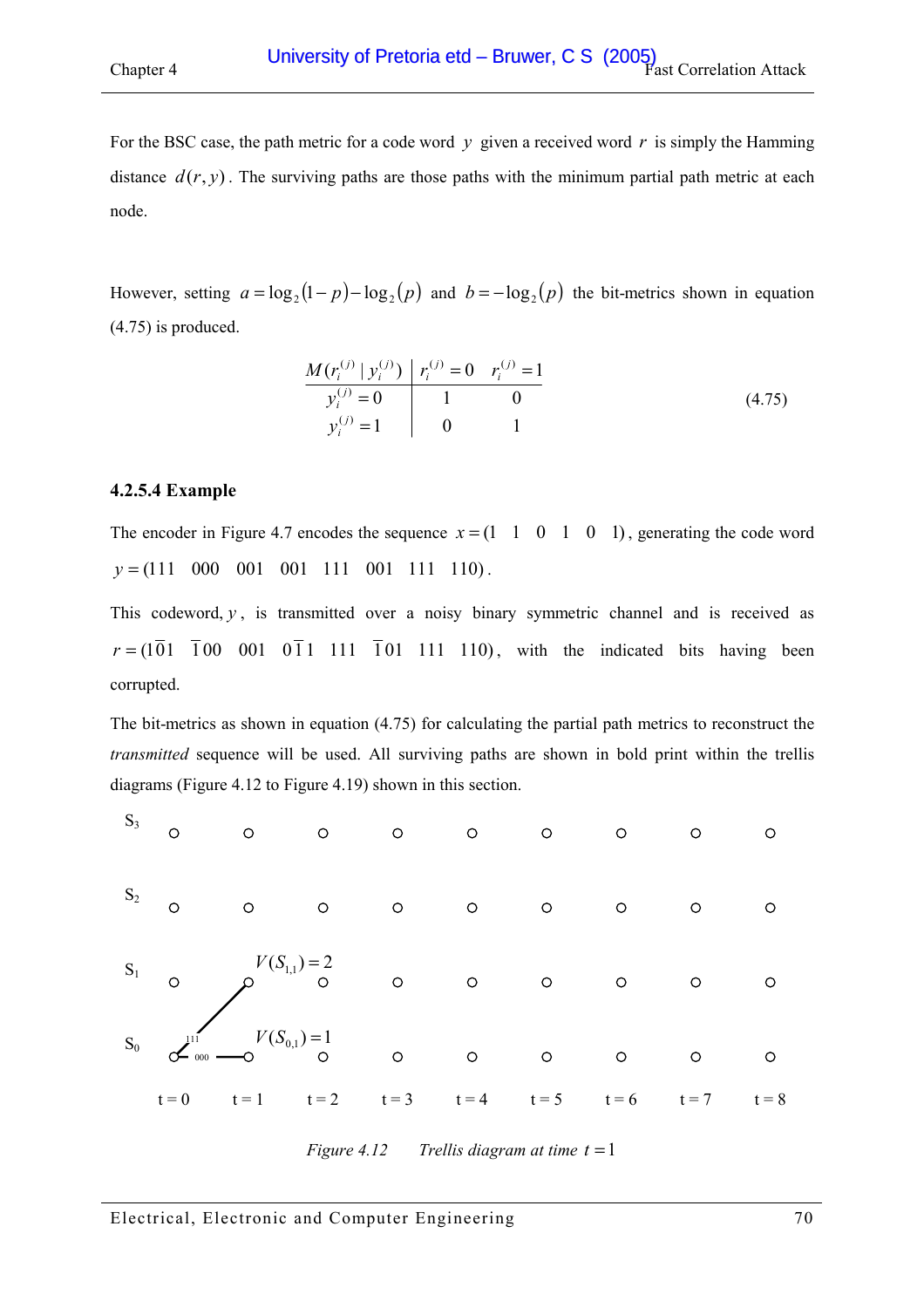For the BSC case, the path metric for a code word $y$ given a received word $r$ is simply the Hamming distance $d(r,y)$. The surviving paths are those paths with the minimum partial path metric at each node.

However, setting $a = \log_2(1-p) - \log_2(p)$ and $b = -\log_2(p)$ the bit-metrics shown in equation (4.75) is produced.

$$
\begin{array}{c|cc}
M(r_i^{(j)} \mid y_i^{(j)}) & r_i^{(j)} = 0 & r_i^{(j)} = 1 \\
\hline
y_i^{(j)} = 0 & 1 & 0 \\
y_i^{(j)} = 1 & 0 & 1
\end{array}
\tag{4.75}
$$

### 4.2.5.4 Example

The encoder in Figure 4.7 encodes the sequence $x = (1 \quad 1 \quad 0 \quad 1 \quad 0 \quad 1)$, generating the code word $y = (111 \quad 000 \quad 001 \quad 001 \quad 111 \quad 001 \quad 111 \quad 110)$.

This codeword, $y$, is transmitted over a noisy binary symmetric channel and is received as $r = (1\overline{0}1 \quad \overline{1}00 \quad 001 \quad 0\overline{1}1 \quad 111 \quad \overline{1}01 \quad 111 \quad 110)$, with the indicated bits having been corrupted.

The bit-metrics as shown in equation (4.75) for calculating the partial path metrics to reconstruct the *transmitted* sequence will be used. All surviving paths are shown in bold print within the trellis diagrams (Figure 4.12 to Figure 4.19) shown in this section.

*Figure 4.12 Trellis diagram at time $t = 1$*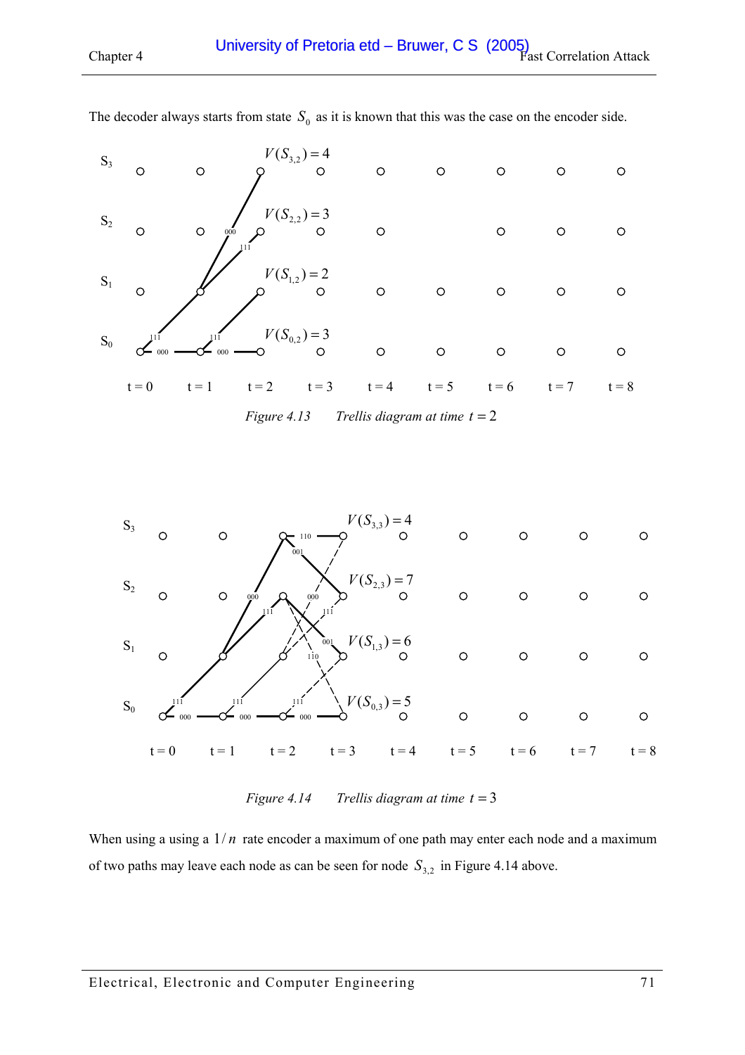The decoder always starts from state $S_0$ as it is known that this was the case on the encoder side.

*Figure 4.13 Trellis diagram at time $t = 2$*

*Figure 4.14 Trellis diagram at time $t = 3$*

When using a using a $1/n$ rate encoder a maximum of one path may enter each node and a maximum of two paths may leave each node as can be seen for node $S_{3,2}$ in Figure 4.14 above.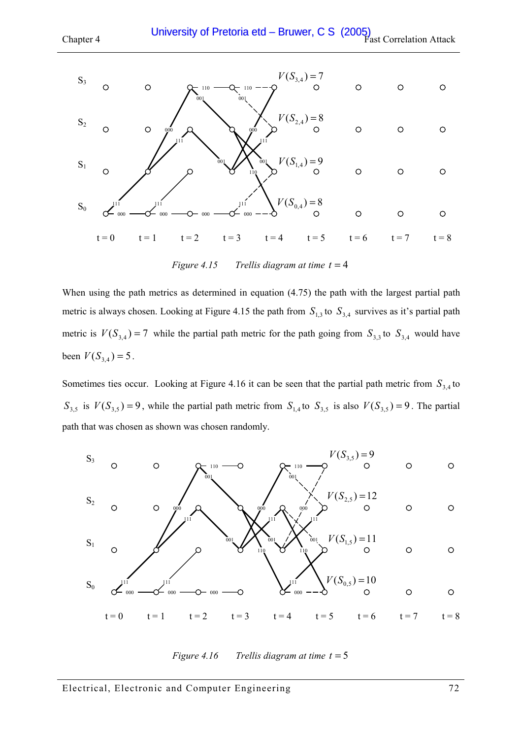Figure 4.15 Trellis diagram at time $t = 4$

When using the path metrics as determined in equation (4.75) the path with the largest partial path metric is always chosen. Looking at Figure 4.15 the path from $S_{1,3}$ to $S_{3,4}$ survives as it's partial path metric is $V(S_{3,4}) = 7$ while the partial path metric for the path going from $S_{3,3}$ to $S_{3,4}$ would have been $V(S_{3,4}) = 5$.

Sometimes ties occur. Looking at Figure 4.16 it can be seen that the partial path metric from $S_{3,4}$ to $S_{3,5}$ is $V(S_{3,5}) = 9$, while the partial path metric from $S_{1,4}$ to $S_{3,5}$ is also $V(S_{3,5}) = 9$. The partial path that was chosen as shown was chosen randomly.

Figure 4.16 Trellis diagram at time $t = 5$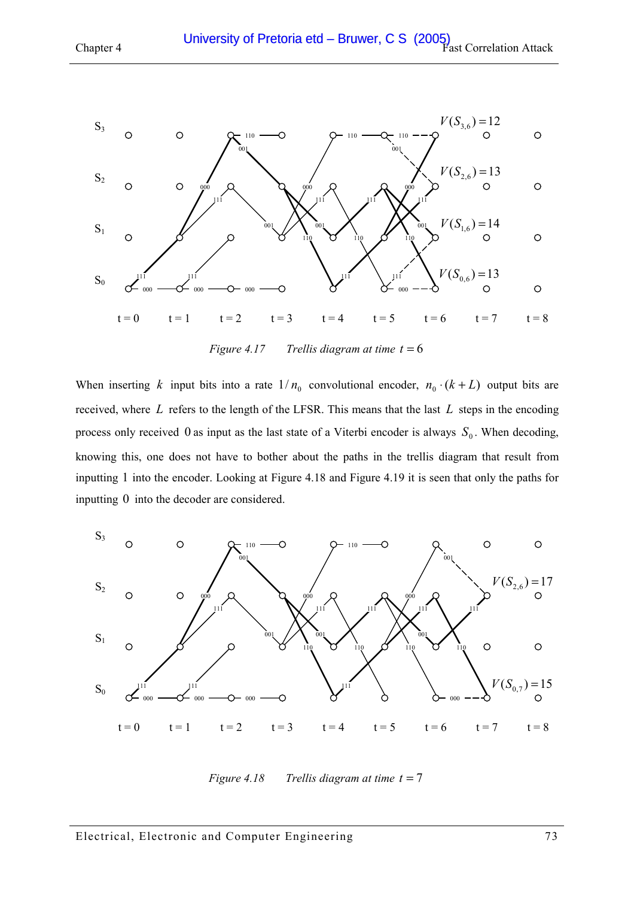*Figure 4.17 Trellis diagram at time $t = 6$*

When inserting $k$ input bits into a rate $1/n_0$ convolutional encoder, $n_0 \cdot (k + L)$ output bits are received, where $L$ refers to the length of the LFSR. This means that the last $L$ steps in the encoding process only received 0 as input as the last state of a Viterbi encoder is always $S_0$. When decoding, knowing this, one does not have to bother about the paths in the trellis diagram that result from inputting 1 into the encoder. Looking at Figure 4.18 and Figure 4.19 it is seen that only the paths for inputting 0 into the decoder are considered.

*Figure 4.18 Trellis diagram at time $t = 7$*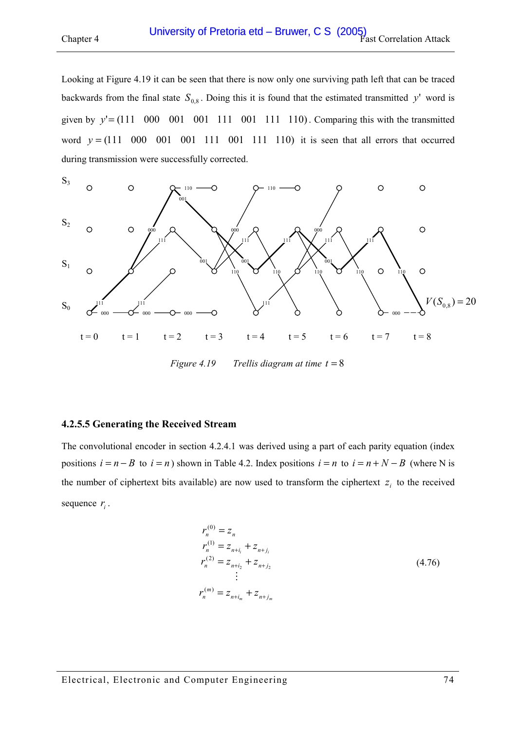Looking at Figure 4.19 it can be seen that there is now only one surviving path left that can be traced backwards from the final state $S_{0,8}$. Doing this it is found that the estimated transmitted $y'$ word is given by $y' = (111 \quad 000 \quad 001 \quad 001 \quad 111 \quad 001 \quad 111 \quad 110)$. Comparing this with the transmitted word $y = (111 \quad 000 \quad 001 \quad 001 \quad 111 \quad 001 \quad 111 \quad 110)$ it is seen that all errors that occurred during transmission were successfully corrected.

*Figure 4.19 Trellis diagram at time $t = 8$*

### 4.2.5.5 Generating the Received Stream

The convolutional encoder in section 4.2.4.1 was derived using a part of each parity equation (index positions $i = n - B$ to $i = n$) shown in Table 4.2. Index positions $i = n$ to $i = n + N - B$ (where N is the number of ciphertext bits available) are now used to transform the ciphertext $z_i$ to the received sequence $r_i$.

$$
\begin{aligned}
r_n^{(0)} &= z_n \\
r_n^{(1)} &= z_{n+i_1} + z_{n+j_1} \\
r_n^{(2)} &= z_{n+i_2} + z_{n+j_2} \\
&\vdots \\
r_n^{(m)} &= z_{n+i_m} + z_{n+j_m}
\end{aligned}
\tag{4.76}
$$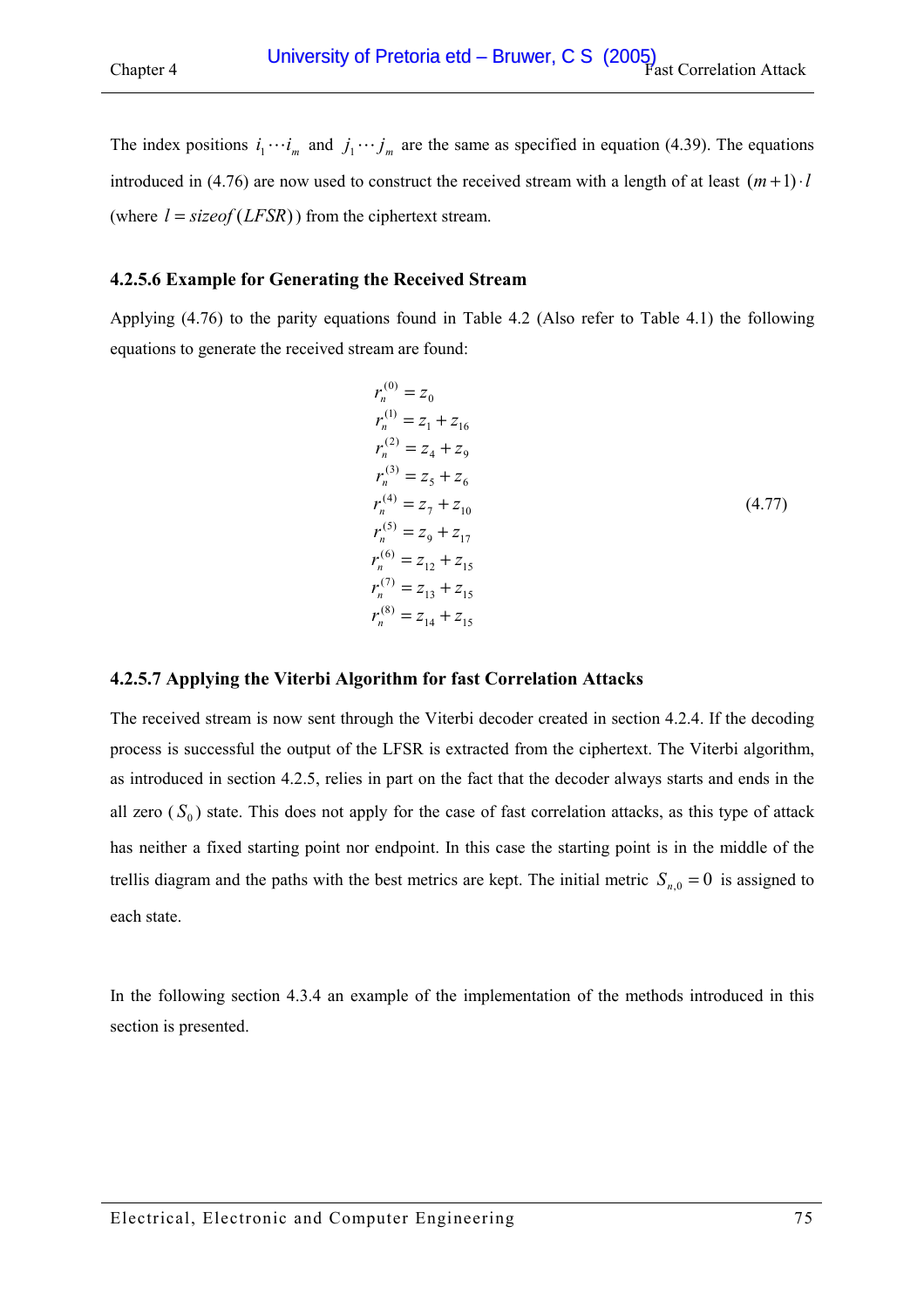The index positions $i_1 \cdots i_m$ and $j_1 \cdots j_m$ are the same as specified in equation (4.39). The equations introduced in (4.76) are now used to construct the received stream with a length of at least $(m+1) \cdot l$ (where $l = sizeof(LFSR)$) from the ciphertext stream.

### 4.2.5.6 Example for Generating the Received Stream

Applying (4.76) to the parity equations found in Table 4.2 (Also refer to Table 4.1) the following equations to generate the received stream are found:

$$
\begin{aligned}
r_n^{(0)} &= z_0 \\
r_n^{(1)} &= z_1 + z_{16} \\
r_n^{(2)} &= z_4 + z_9 \\
r_n^{(3)} &= z_5 + z_6 \\
r_n^{(4)} &= z_7 + z_{10} \\
r_n^{(5)} &= z_9 + z_{17} \\
r_n^{(6)} &= z_{12} + z_{15} \\
r_n^{(7)} &= z_{13} + z_{15} \\
r_n^{(8)} &= z_{14} + z_{15}
\end{aligned}
\tag{4.77}
$$

### 4.2.5.7 Applying the Viterbi Algorithm for fast Correlation Attacks

The received stream is now sent through the Viterbi decoder created in section 4.2.4. If the decoding process is successful the output of the LFSR is extracted from the ciphertext. The Viterbi algorithm, as introduced in section 4.2.5, relies in part on the fact that the decoder always starts and ends in the all zero ($S_0$) state. This does not apply for the case of fast correlation attacks, as this type of attack has neither a fixed starting point nor endpoint. In this case the starting point is in the middle of the trellis diagram and the paths with the best metrics are kept. The initial metric $S_{n,0} = 0$ is assigned to each state.

In the following section 4.3.4 an example of the implementation of the methods introduced in this section is presented.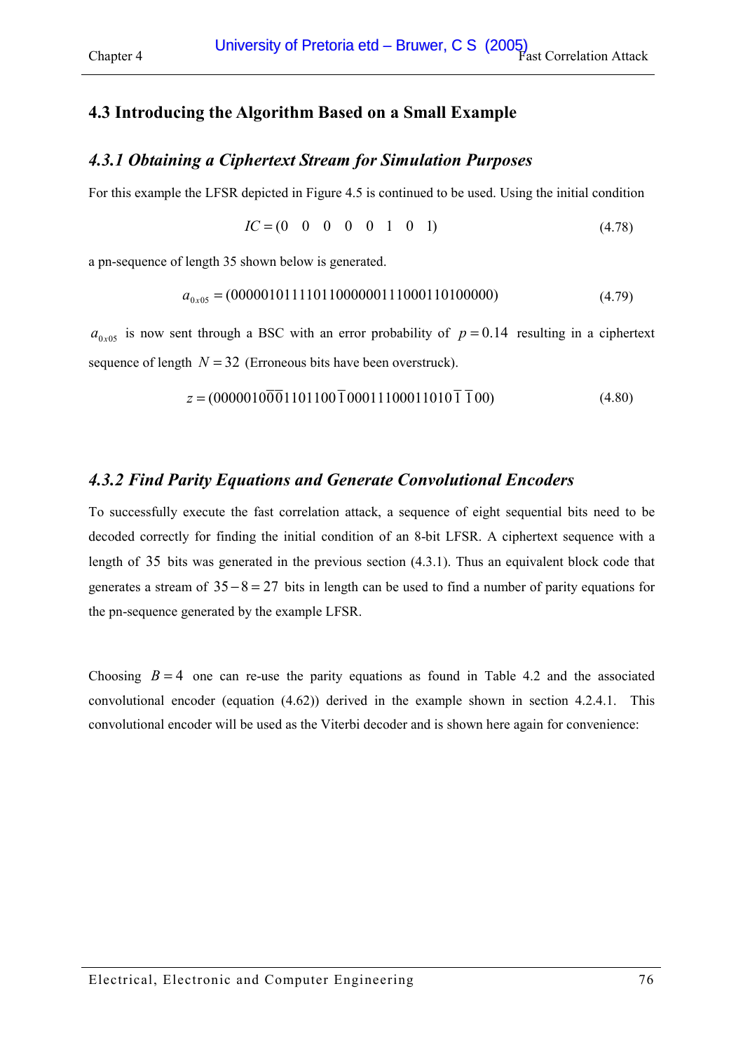## 4.3 Introducing the Algorithm Based on a Small Example

### *4.3.1 Obtaining a Ciphertext Stream for Simulation Purposes*

For this example the LFSR depicted in Figure 4.5 is continued to be used. Using the initial condition

$$IC = (0 \quad 0 \quad 0 \quad 0 \quad 0 \quad 1 \quad 0 \quad 1) \tag{4.78}$$

a pn-sequence of length 35 shown below is generated.

$$a_{0x05} = (00000101111011000000111000110100000) \tag{4.79}$$

$a_{0x05}$ is now sent through a BSC with an error probability of $p = 0.14$ resulting in a ciphertext sequence of length $N = 32$ (Erroneous bits have been overstruck).

$$z = (000001\overline{0}\overline{0}\overline{0}1101100\overline{1}000111000110101\overline{1}\,\overline{1}00) \tag{4.80}$$

### *4.3.2 Find Parity Equations and Generate Convolutional Encoders*

To successfully execute the fast correlation attack, a sequence of eight sequential bits need to be decoded correctly for finding the initial condition of an 8-bit LFSR. A ciphertext sequence with a length of $35$ bits was generated in the previous section (4.3.1). Thus an equivalent block code that generates a stream of $35 - 8 = 27$ bits in length can be used to find a number of parity equations for the pn-sequence generated by the example LFSR.

Choosing $B = 4$ one can re-use the parity equations as found in Table 4.2 and the associated convolutional encoder (equation (4.62)) derived in the example shown in section 4.2.4.1. This convolutional encoder will be used as the Viterbi decoder and is shown here again for convenience: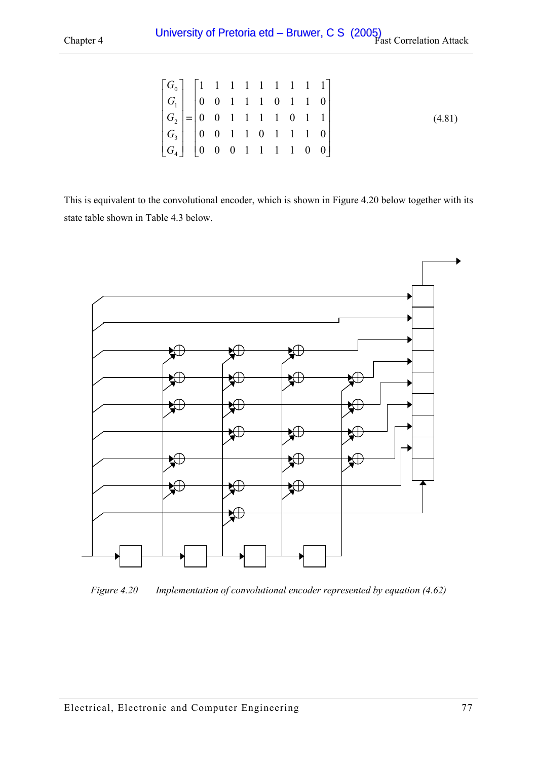$$\begin{bmatrix} G_0 \\ G_1 \\ G_2 \\ G_3 \\ G_4 \end{bmatrix} = \begin{bmatrix} 1 & 1 & 1 & 1 & 1 & 1 & 1 & 1 & 1 \\ 0 & 0 & 1 & 1 & 1 & 0 & 1 & 1 & 0 \\ 0 & 0 & 1 & 1 & 1 & 1 & 0 & 1 & 1 \\ 0 & 0 & 1 & 1 & 0 & 1 & 1 & 1 & 0 \\ 0 & 0 & 0 & 1 & 1 & 1 & 1 & 0 & 0 \end{bmatrix} \tag{4.81}$$

This is equivalent to the convolutional encoder, which is shown in Figure 4.20 below together with its state table shown in Table 4.3 below.

*Figure 4.20 Implementation of convolutional encoder represented by equation (4.62)*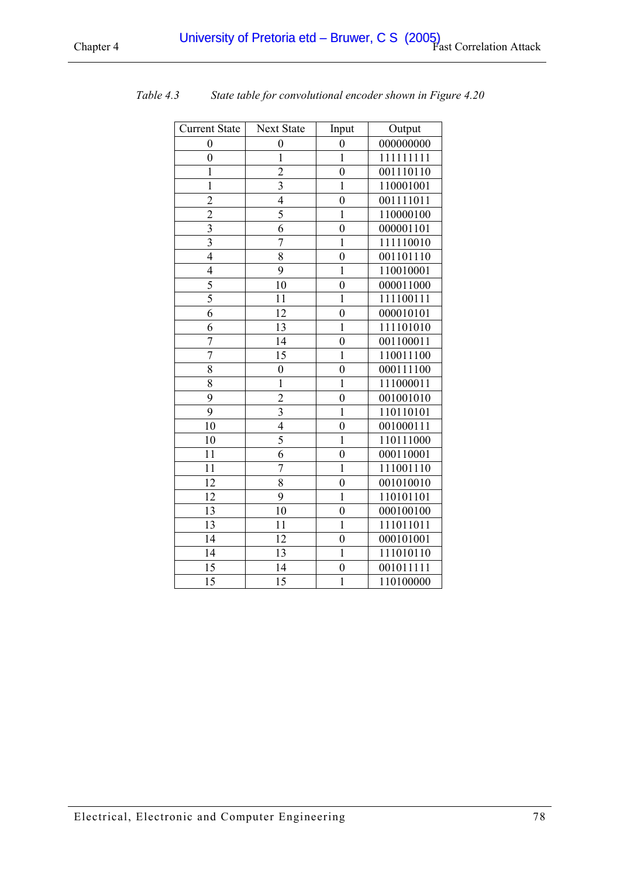*Table 4.3 State table for convolutional encoder shown in Figure 4.20*

| Current State | Next State | Input | Output |
|---|---|---|---|
| 0 | 0 | 0 | 000000000 |
| 0 | 1 | 1 | 111111111 |
| 1 | 2 | 0 | 001110110 |
| 1 | 3 | 1 | 110001001 |
| 2 | 4 | 0 | 001111011 |
| 2 | 5 | 1 | 110000100 |
| 3 | 6 | 0 | 000001101 |
| 3 | 7 | 1 | 111110010 |
| 4 | 8 | 0 | 001101110 |
| 4 | 9 | 1 | 110010001 |
| 5 | 10 | 0 | 000011000 |
| 5 | 11 | 1 | 111100111 |
| 6 | 12 | 0 | 000010101 |
| 6 | 13 | 1 | 111101010 |
| 7 | 14 | 0 | 001100011 |
| 7 | 15 | 1 | 110011100 |
| 8 | 0 | 0 | 000111100 |
| 8 | 1 | 1 | 111000011 |
| 9 | 2 | 0 | 001001010 |
| 9 | 3 | 1 | 110110101 |
| 10 | 4 | 0 | 001000111 |
| 10 | 5 | 1 | 110111000 |
| 11 | 6 | 0 | 000110001 |
| 11 | 7 | 1 | 111001110 |
| 12 | 8 | 0 | 001010010 |
| 12 | 9 | 1 | 110101101 |
| 13 | 10 | 0 | 000100100 |
| 13 | 11 | 1 | 111011011 |
| 14 | 12 | 0 | 000101001 |
| 14 | 13 | 1 | 111010110 |
| 15 | 14 | 0 | 001011111 |
| 15 | 15 | 1 | 110100000 |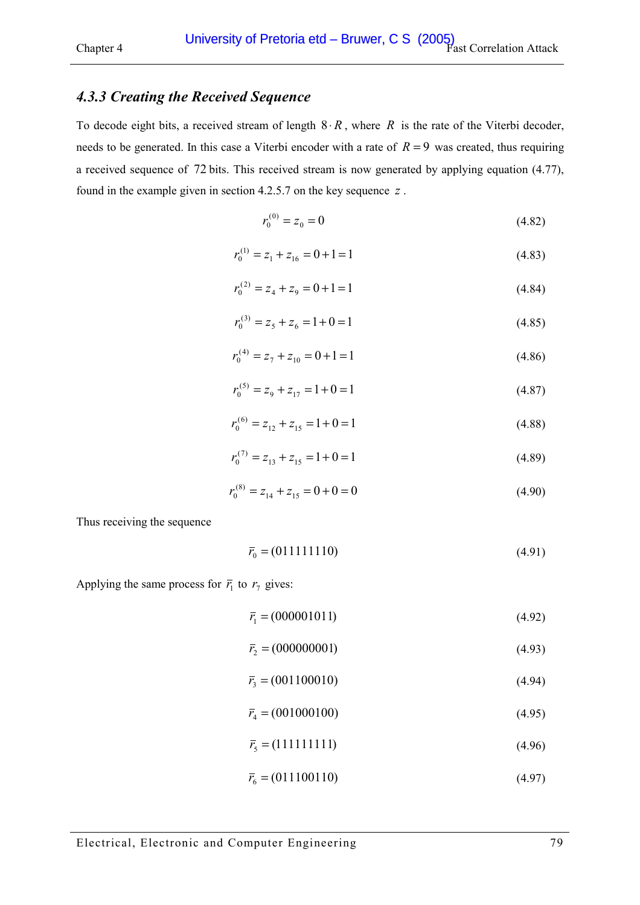### 4.3.3 Creating the Received Sequence

To decode eight bits, a received stream of length $8 \cdot R$, where $R$ is the rate of the Viterbi decoder, needs to be generated. In this case a Viterbi encoder with a rate of $R = 9$ was created, thus requiring a received sequence of $72$ bits. This received stream is now generated by applying equation (4.77), found in the example given in section 4.2.5.7 on the key sequence $z$.

$$r_0^{(0)} = z_0 = 0 \tag{4.82}$$

$$r_0^{(1)} = z_1 + z_{16} = 0 + 1 = 1 \tag{4.83}$$

$$r_0^{(2)} = z_4 + z_9 = 0 + 1 = 1 \tag{4.84}$$

$$r_0^{(3)} = z_5 + z_6 = 1 + 0 = 1 \tag{4.85}$$

$$r_0^{(4)} = z_7 + z_{10} = 0 + 1 = 1 \tag{4.86}$$

$$r_0^{(5)} = z_9 + z_{17} = 1 + 0 = 1 \tag{4.87}$$

$$r_0^{(6)} = z_{12} + z_{15} = 1 + 0 = 1 \tag{4.88}$$

$$r_0^{(7)} = z_{13} + z_{15} = 1 + 0 = 1 \tag{4.89}$$

$$r_0^{(8)} = z_{14} + z_{15} = 0 + 0 = 0 \tag{4.90}$$

Thus receiving the sequence

$$\bar{r}_0 = (011111110) \tag{4.91}$$

Applying the same process for $\bar{r}_1$ to $r_7$ gives:

$$\bar{r}_1 = (000001011) \tag{4.92}$$

$$\bar{r}_2 = (000000001) \tag{4.93}$$

$$\bar{r}_3 = (001100010) \tag{4.94}$$

$$\bar{r}_4 = (001000100) \tag{4.95}$$

$$\bar{r}_5 = (111111111) \tag{4.96}$$

$$\bar{r}_6 = (011100110) \tag{4.97}$$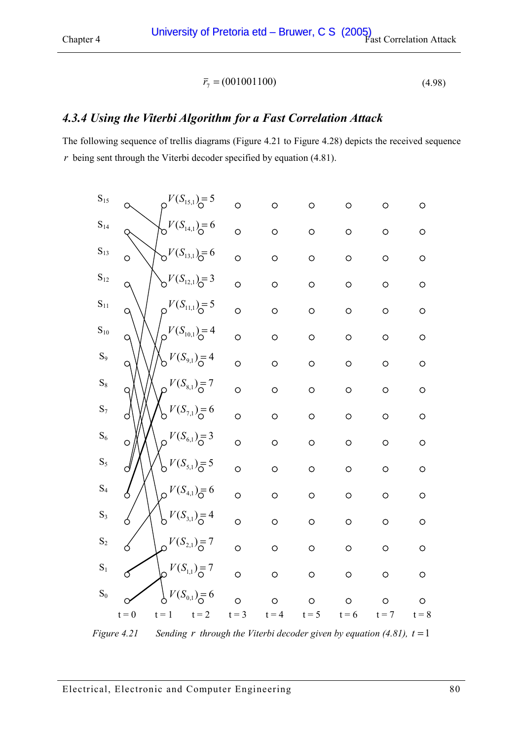$$\bar{r}_7 = (001001100) \tag{4.98}$$

### *4.3.4 Using the Viterbi Algorithm for a Fast Correlation Attack*

The following sequence of trellis diagrams (Figure 4.21 to Figure 4.28) depicts the received sequence $r$ being sent through the Viterbi decoder specified by equation (4.81).

$V(S_{15,1}) = 5$

$V(S_{14,1}) = 6$

$V(S_{13,1}) = 6$

$V(S_{12,1}) = 3$

$V(S_{11,1}) = 5$

$V(S_{10,1}) = 4$

$V(S_{9,1}) = 4$

$V(S_{8,1}) = 7$

$V(S_{7,1}) = 6$

$V(S_{6,1}) = 3$

$V(S_{5,1}) = 5$

$V(S_{4,1}) = 6$

$V(S_{3,1}) = 4$

$V(S_{2,1}) = 7$

$V(S_{1,1}) = 7$

$V(S_{0,1}) = 6$

*Figure 4.21 Sending $r$ through the Viterbi decoder given by equation (4.81), $t = 1$*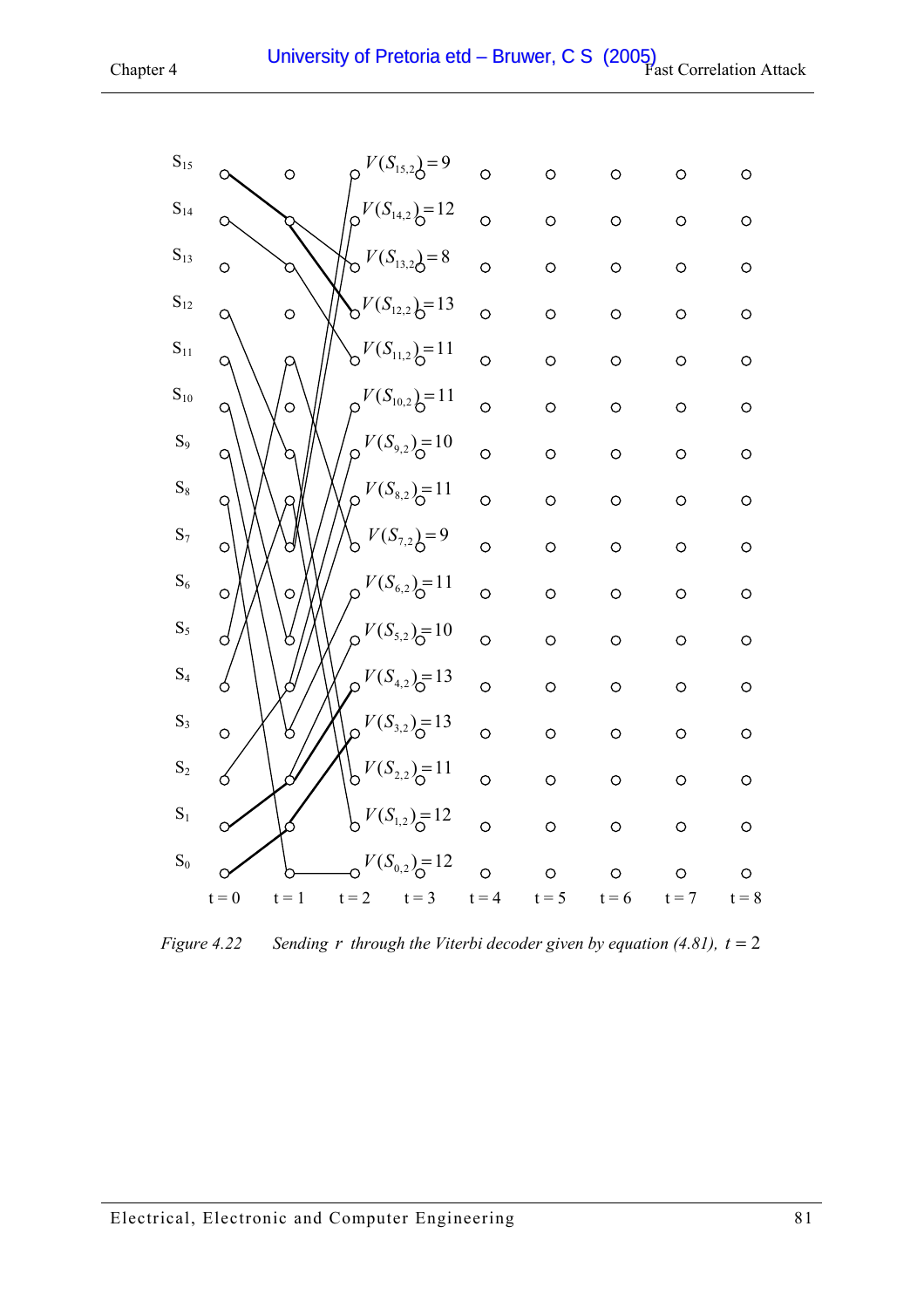| | | | | | | | | | |
|---|---|---|---|---|---|---|---|---|---|
| $S_{15}$ | | | $V(S_{15,2}) = 9$ | | | | | | |
| $S_{14}$ | | | $V(S_{14,2}) = 12$ | | | | | | |
| $S_{13}$ | | | $V(S_{13,2}) = 8$ | | | | | | |
| $S_{12}$ | | | $V(S_{12,2}) = 13$ | | | | | | |
| $S_{11}$ | | | $V(S_{11,2}) = 11$ | | | | | | |
| $S_{10}$ | | | $V(S_{10,2}) = 11$ | | | | | | |
| $S_9$ | | | $V(S_{9,2}) = 10$ | | | | | | |
| $S_8$ | | | $V(S_{8,2}) = 11$ | | | | | | |
| $S_7$ | | | $V(S_{7,2}) = 9$ | | | | | | |
| $S_6$ | | | $V(S_{6,2}) = 11$ | | | | | | |
| $S_5$ | | | $V(S_{5,2}) = 10$ | | | | | | |
| $S_4$ | | | $V(S_{4,2}) = 13$ | | | | | | |
| $S_3$ | | | $V(S_{3,2}) = 13$ | | | | | | |
| $S_2$ | | | $V(S_{2,2}) = 11$ | | | | | | |
| $S_1$ | | | $V(S_{1,2}) = 12$ | | | | | | |
| $S_0$ | | | $V(S_{0,2}) = 12$ | | | | | | |
| | t = 0 | t = 1 | t = 2 | t = 3 | t = 4 | t = 5 | t = 6 | t = 7 | t = 8 |

*Figure 4.22 Sending* $r$ *through the Viterbi decoder given by equation (4.81),* $t = 2$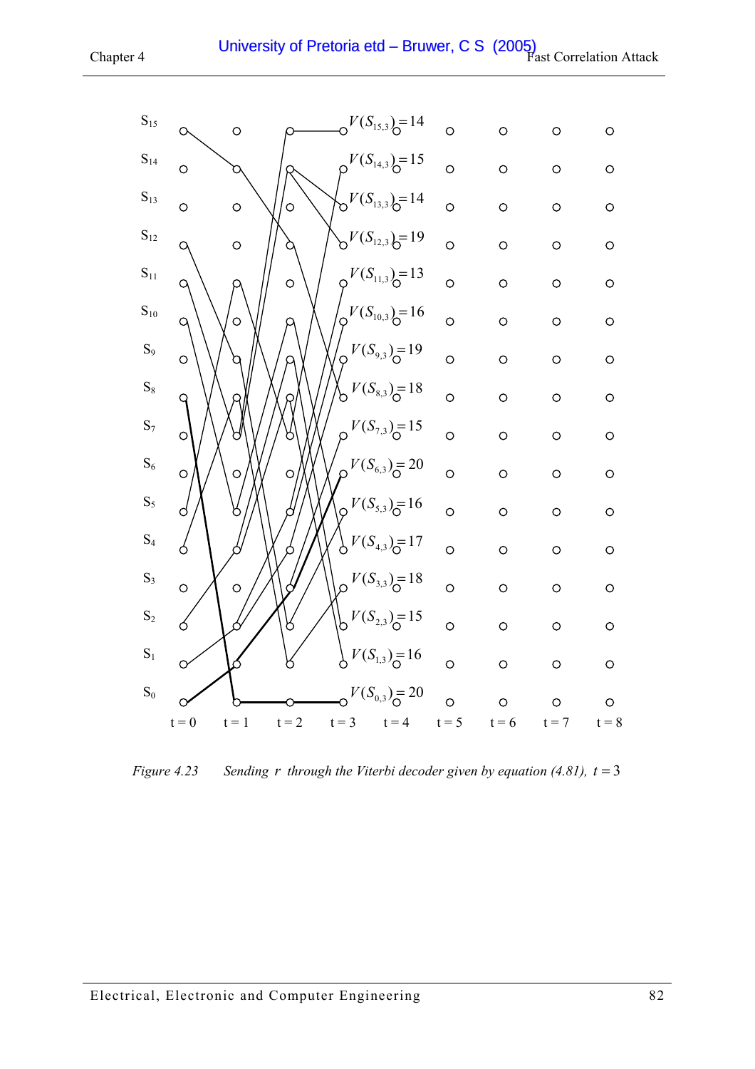Figure 4.23 Sending $r$ through the Viterbi decoder given by equation (4.81), $t = 3$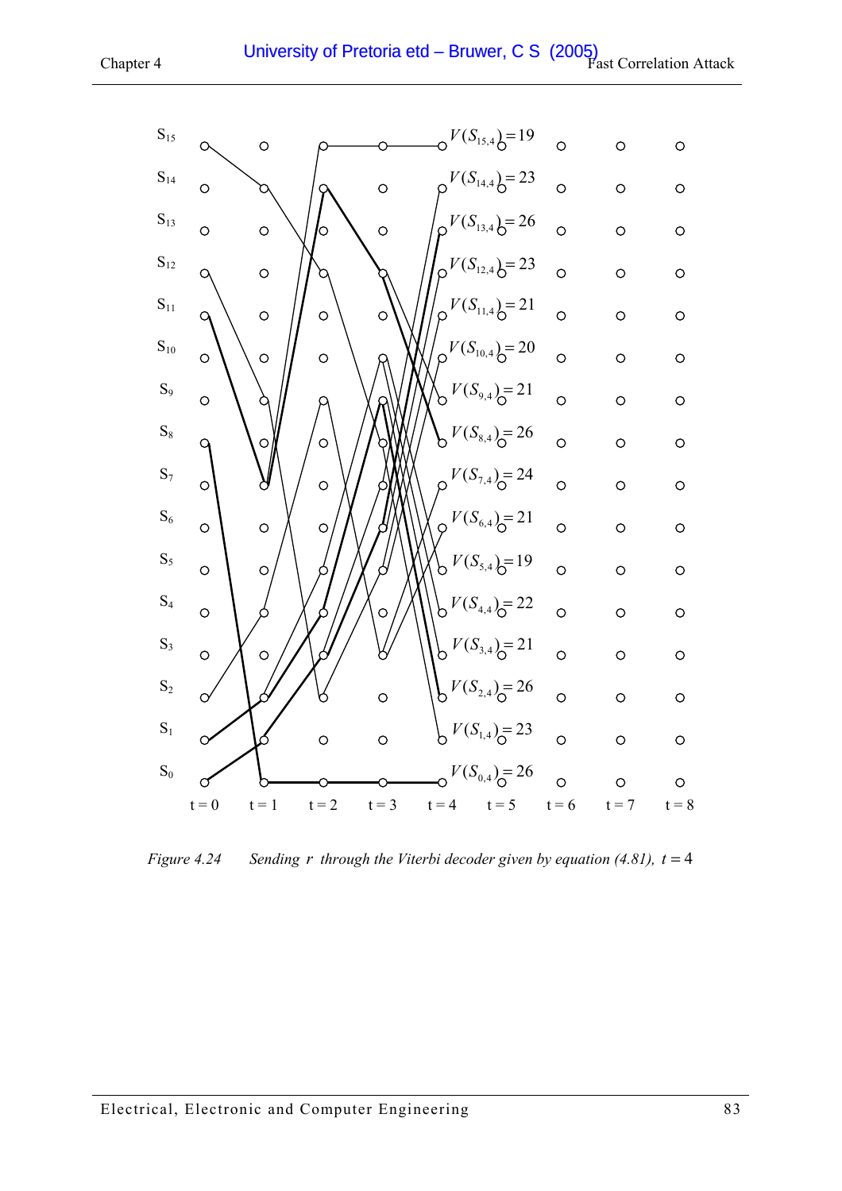| | |
|---|---|
| $S_{15}$ | $V(S_{15,4}) = 19$ |
| $S_{14}$ | $V(S_{14,4}) = 23$ |
| $S_{13}$ | $V(S_{13,4}) = 26$ |
| $S_{12}$ | $V(S_{12,4}) = 23$ |
| $S_{11}$ | $V(S_{11,4}) = 21$ |
| $S_{10}$ | $V(S_{10,4}) = 20$ |
| $S_9$ | $V(S_{9,4}) = 21$ |
| $S_8$ | $V(S_{8,4}) = 26$ |
| $S_7$ | $V(S_{7,4}) = 24$ |
| $S_6$ | $V(S_{6,4}) = 21$ |
| $S_5$ | $V(S_{5,4}) = 19$ |
| $S_4$ | $V(S_{4,4}) = 22$ |
| $S_3$ | $V(S_{3,4}) = 21$ |
| $S_2$ | $V(S_{2,4}) = 26$ |
| $S_1$ | $V(S_{1,4}) = 23$ |
| $S_0$ | $V(S_{0,4}) = 26$ |

t = 0 &nbsp; t = 1 &nbsp; t = 2 &nbsp; t = 3 &nbsp; t = 4 &nbsp; t = 5 &nbsp; t = 6 &nbsp; t = 7 &nbsp; t = 8

*Figure 4.24 Sending $r$ through the Viterbi decoder given by equation (4.81), $t = 4$*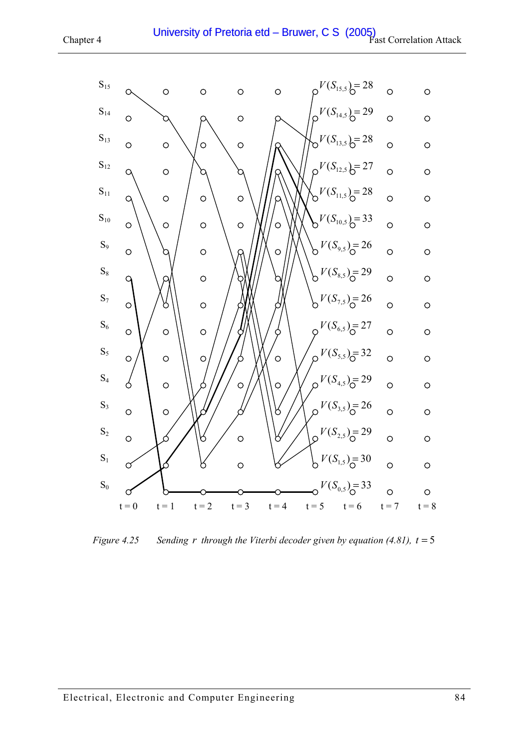S15 $V(S_{15,5}) = 28$

S14 $V(S_{14,5}) = 29$

S13 $V(S_{13,5}) = 28$

S12 $V(S_{12,5}) = 27$

S11 $V(S_{11,5}) = 28$

S10 $V(S_{10,5}) = 33$

S9 $V(S_{9,5}) = 26$

S8 $V(S_{8,5}) = 29$

S7 $V(S_{7,5}) = 26$

S6 $V(S_{6,5}) = 27$

S5 $V(S_{5,5}) = 32$

S4 $V(S_{4,5}) = 29$

S3 $V(S_{3,5}) = 26$

S2 $V(S_{2,5}) = 29$

S1 $V(S_{1,5}) = 30$

S0 $V(S_{0,5}) = 33$

t = 0 t = 1 t = 2 t = 3 t = 4 t = 5 t = 6 t = 7 t = 8

*Figure 4.25 Sending r through the Viterbi decoder given by equation (4.81),* $t = 5$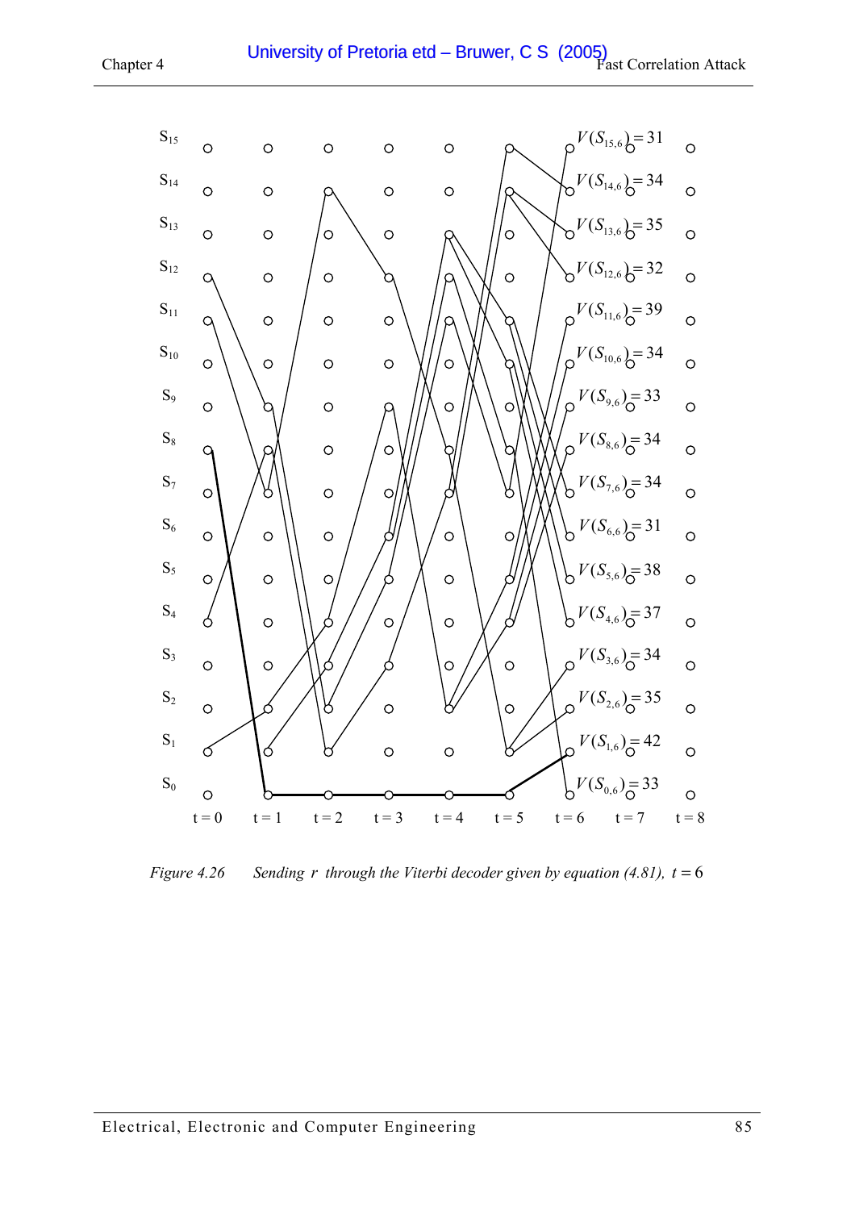| | t = 0 | t = 1 | t = 2 | t = 3 | t = 4 | t = 5 | t = 6 | t = 7 | t = 8 |
|---|---|---|---|---|---|---|---|---|---|
| $S_{15}$ | | | | | | | $V(S_{15,6}) = 31$ | | |
| $S_{14}$ | | | | | | | $V(S_{14,6}) = 34$ | | |
| $S_{13}$ | | | | | | | $V(S_{13,6}) = 35$ | | |
| $S_{12}$ | | | | | | | $V(S_{12,6}) = 32$ | | |
| $S_{11}$ | | | | | | | $V(S_{11,6}) = 39$ | | |
| $S_{10}$ | | | | | | | $V(S_{10,6}) = 34$ | | |
| $S_9$ | | | | | | | $V(S_{9,6}) = 33$ | | |
| $S_8$ | | | | | | | $V(S_{8,6}) = 34$ | | |
| $S_7$ | | | | | | | $V(S_{7,6}) = 34$ | | |
| $S_6$ | | | | | | | $V(S_{6,6}) = 31$ | | |
| $S_5$ | | | | | | | $V(S_{5,6}) = 38$ | | |
| $S_4$ | | | | | | | $V(S_{4,6}) = 37$ | | |
| $S_3$ | | | | | | | $V(S_{3,6}) = 34$ | | |
| $S_2$ | | | | | | | $V(S_{2,6}) = 35$ | | |
| $S_1$ | | | | | | | $V(S_{1,6}) = 42$ | | |
| $S_0$ | | | | | | | $V(S_{0,6}) = 33$ | | |

*Figure 4.26 Sending $r$ through the Viterbi decoder given by equation (4.81), $t = 6$*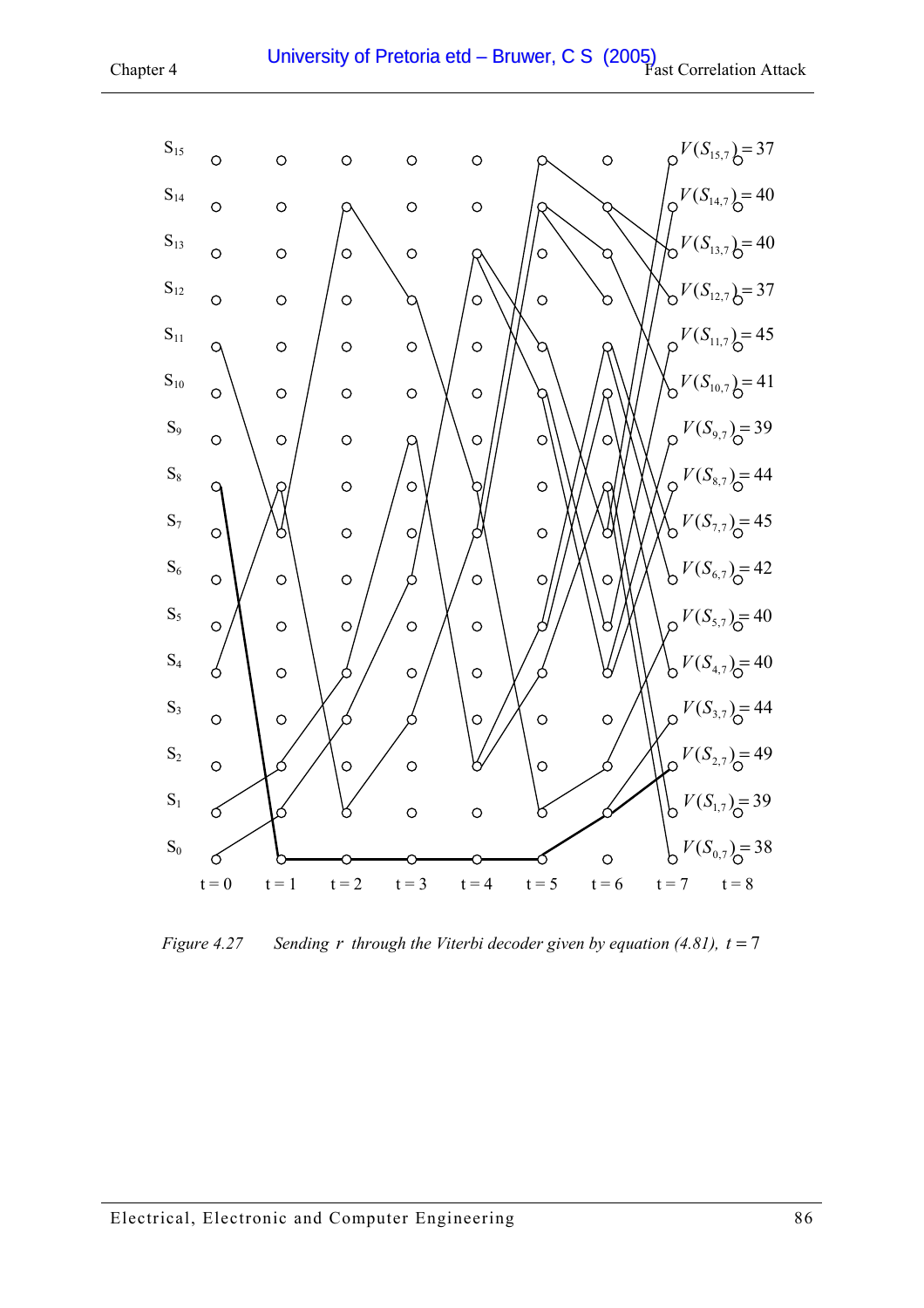Figure 4.27 Sending $r$ through the Viterbi decoder given by equation (4.81), $t = 7$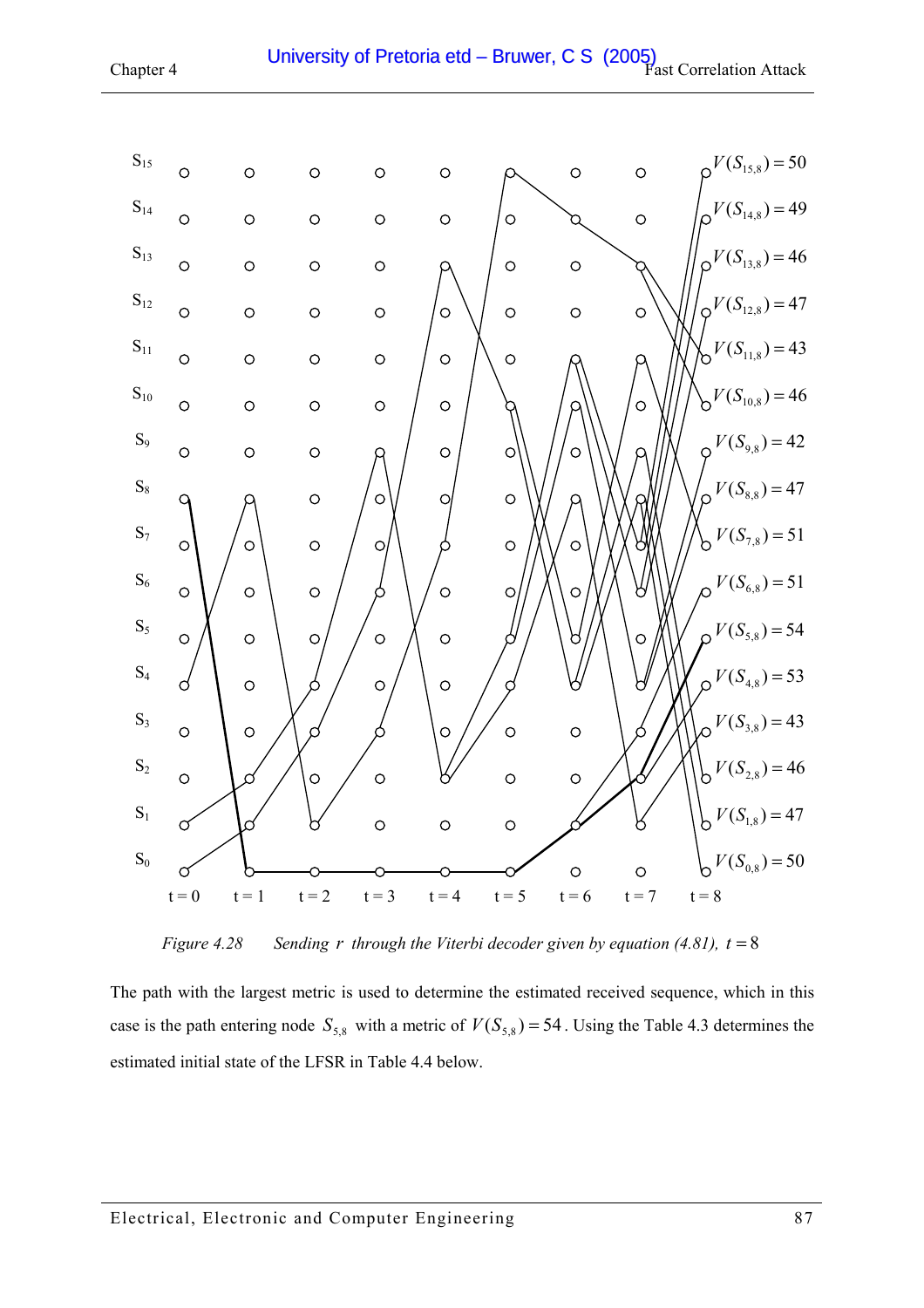*Figure 4.28 Sending $r$ through the Viterbi decoder given by equation (4.81), $t = 8$*

The path with the largest metric is used to determine the estimated received sequence, which in this case is the path entering node $S_{5,8}$ with a metric of $V(S_{5,8}) = 54$. Using the Table 4.3 determines the estimated initial state of the LFSR in Table 4.4 below.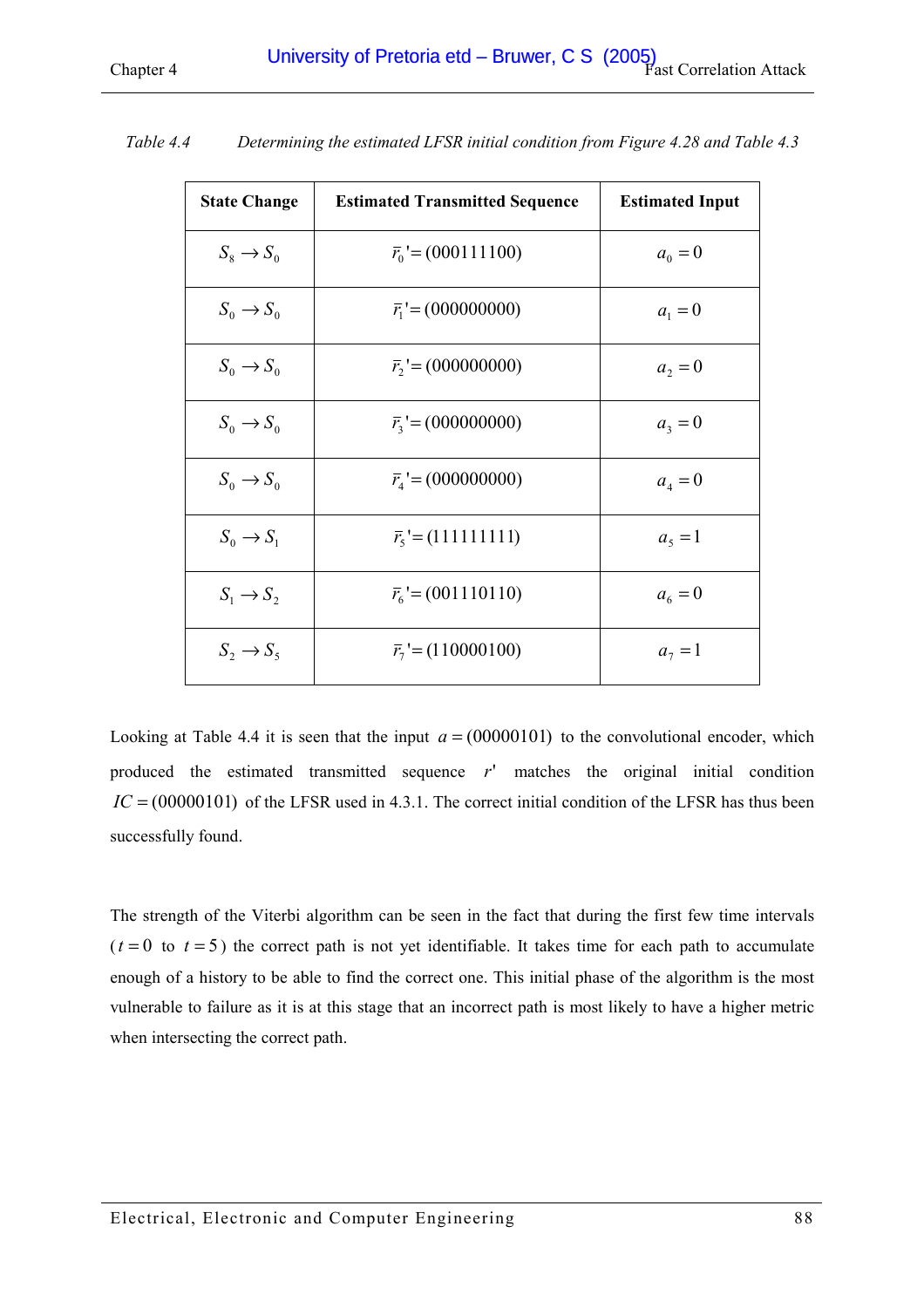*Table 4.4 Determining the estimated LFSR initial condition from Figure 4.28 and Table 4.3*

| State Change | Estimated Transmitted Sequence | Estimated Input |
|---|---|---|
| $S_8 \rightarrow S_0$ | $\bar{r}_0' = (000111100)$ | $a_0 = 0$ |
| $S_0 \rightarrow S_0$ | $\bar{r}_1' = (000000000)$ | $a_1 = 0$ |
| $S_0 \rightarrow S_0$ | $\bar{r}_2' = (000000000)$ | $a_2 = 0$ |
| $S_0 \rightarrow S_0$ | $\bar{r}_3' = (000000000)$ | $a_3 = 0$ |
| $S_0 \rightarrow S_0$ | $\bar{r}_4' = (000000000)$ | $a_4 = 0$ |
| $S_0 \rightarrow S_1$ | $\bar{r}_5' = (111111111)$ | $a_5 = 1$ |
| $S_1 \rightarrow S_2$ | $\bar{r}_6' = (001110110)$ | $a_6 = 0$ |
| $S_2 \rightarrow S_5$ | $\bar{r}_7' = (110000100)$ | $a_7 = 1$ |

Looking at Table 4.4 it is seen that the input $a = (00000101)$ to the convolutional encoder, which produced the estimated transmitted sequence $r'$ matches the original initial condition $IC = (00000101)$ of the LFSR used in 4.3.1. The correct initial condition of the LFSR has thus been successfully found.

The strength of the Viterbi algorithm can be seen in the fact that during the first few time intervals ($t = 0$ to $t = 5$) the correct path is not yet identifiable. It takes time for each path to accumulate enough of a history to be able to find the correct one. This initial phase of the algorithm is the most vulnerable to failure as it is at this stage that an incorrect path is most likely to have a higher metric when intersecting the correct path.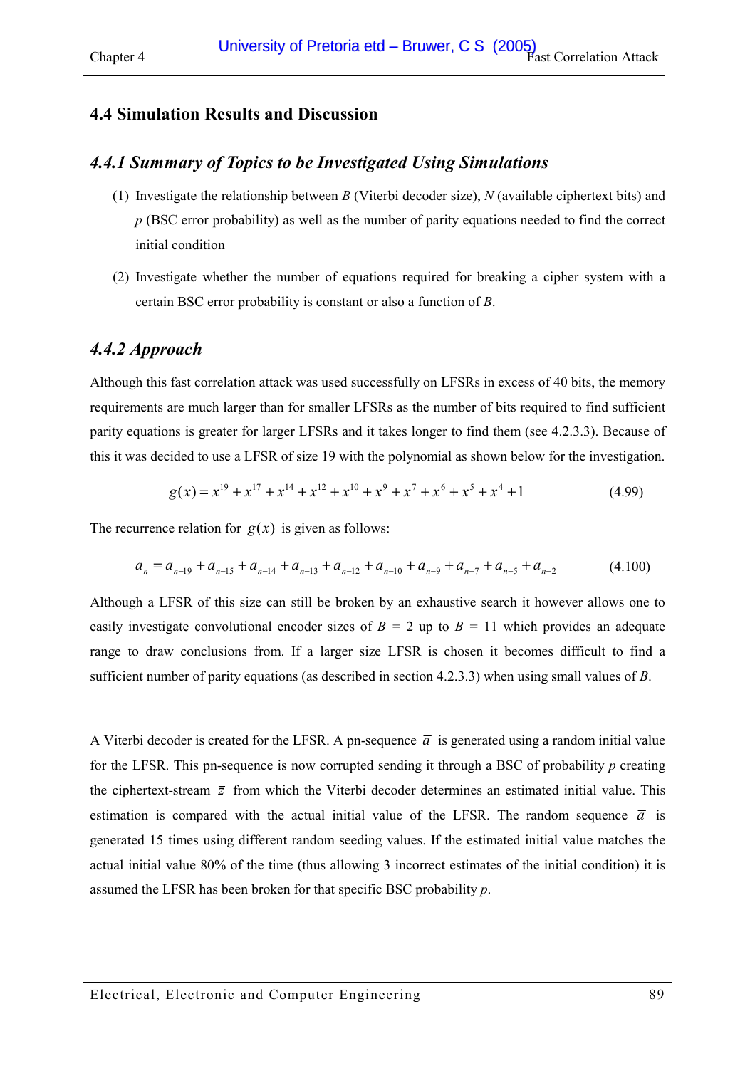## 4.4 Simulation Results and Discussion

### *4.4.1 Summary of Topics to be Investigated Using Simulations*

(1) Investigate the relationship between $B$ (Viterbi decoder size), $N$ (available ciphertext bits) and $p$ (BSC error probability) as well as the number of parity equations needed to find the correct initial condition

(2) Investigate whether the number of equations required for breaking a cipher system with a certain BSC error probability is constant or also a function of $B$.

### *4.4.2 Approach*

Although this fast correlation attack was used successfully on LFSRs in excess of 40 bits, the memory requirements are much larger than for smaller LFSRs as the number of bits required to find sufficient parity equations is greater for larger LFSRs and it takes longer to find them (see 4.2.3.3). Because of this it was decided to use a LFSR of size 19 with the polynomial as shown below for the investigation.

$$g(x) = x^{19} + x^{17} + x^{14} + x^{12} + x^{10} + x^{9} + x^{7} + x^{6} + x^{5} + x^{4} + 1 \tag{4.99}$$

The recurrence relation for $g(x)$ is given as follows:

$$a_n = a_{n-19} + a_{n-15} + a_{n-14} + a_{n-13} + a_{n-12} + a_{n-10} + a_{n-9} + a_{n-7} + a_{n-5} + a_{n-2} \tag{4.100}$$

Although a LFSR of this size can still be broken by an exhaustive search it however allows one to easily investigate convolutional encoder sizes of $B$ = 2 up to $B$ = 11 which provides an adequate range to draw conclusions from. If a larger size LFSR is chosen it becomes difficult to find a sufficient number of parity equations (as described in section 4.2.3.3) when using small values of $B$.

A Viterbi decoder is created for the LFSR. A pn-sequence $\overline{a}$ is generated using a random initial value for the LFSR. This pn-sequence is now corrupted sending it through a BSC of probability $p$ creating the ciphertext-stream $\overline{z}$ from which the Viterbi decoder determines an estimated initial value. This estimation is compared with the actual initial value of the LFSR. The random sequence $\overline{a}$ is generated 15 times using different random seeding values. If the estimated initial value matches the actual initial value 80% of the time (thus allowing 3 incorrect estimates of the initial condition) it is assumed the LFSR has been broken for that specific BSC probability $p$.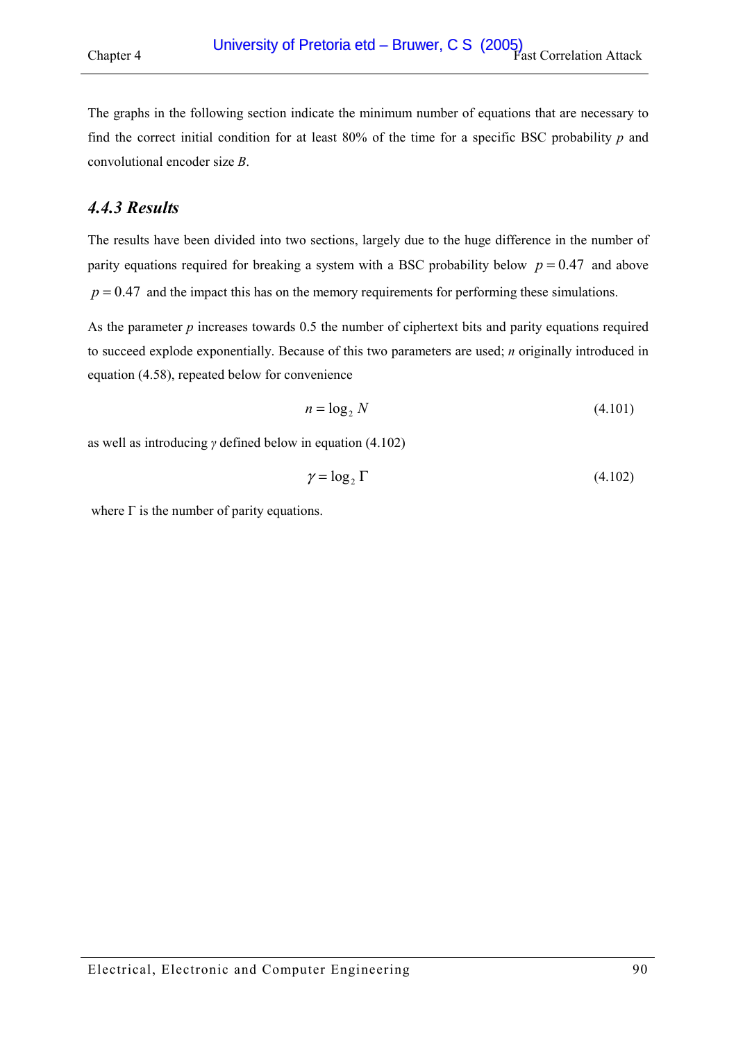The graphs in the following section indicate the minimum number of equations that are necessary to find the correct initial condition for at least 80% of the time for a specific BSC probability $p$ and convolutional encoder size $B$.

### *4.4.3 Results*

The results have been divided into two sections, largely due to the huge difference in the number of parity equations required for breaking a system with a BSC probability below $p = 0.47$ and above $p = 0.47$ and the impact this has on the memory requirements for performing these simulations.

As the parameter $p$ increases towards 0.5 the number of ciphertext bits and parity equations required to succeed explode exponentially. Because of this two parameters are used; $n$ originally introduced in equation (4.58), repeated below for convenience

$$n = \log_2 N \tag{4.101}$$

as well as introducing $\gamma$ defined below in equation (4.102)

$$\gamma = \log_2 \Gamma \tag{4.102}$$

where $\Gamma$ is the number of parity equations.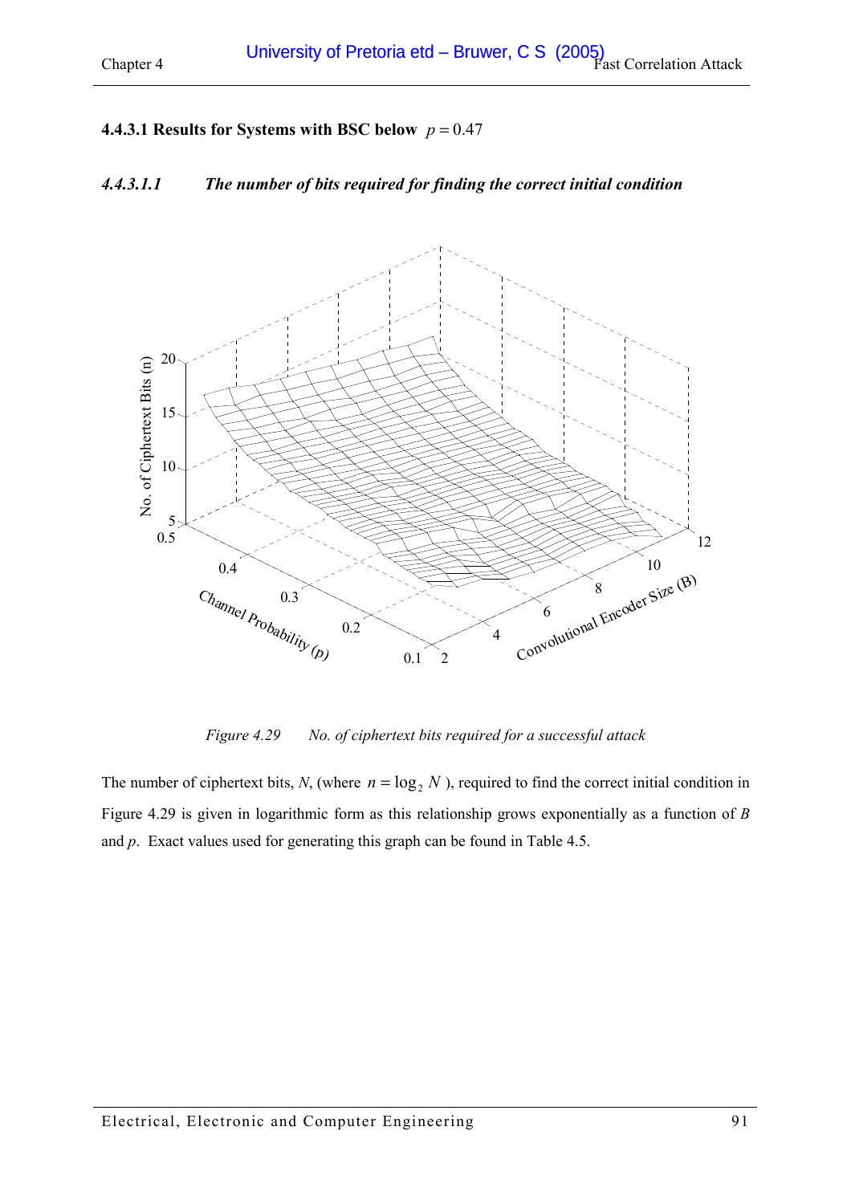### 4.4.3.1 Results for Systems with BSC below $p = 0.47$

#### *4.4.3.1.1 The number of bits required for finding the correct initial condition*

*Figure 4.29 No. of ciphertext bits required for a successful attack*

The number of ciphertext bits, $N$, (where $n = \log_2 N$ ), required to find the correct initial condition in Figure 4.29 is given in logarithmic form as this relationship grows exponentially as a function of $B$ and $p$. Exact values used for generating this graph can be found in Table 4.5.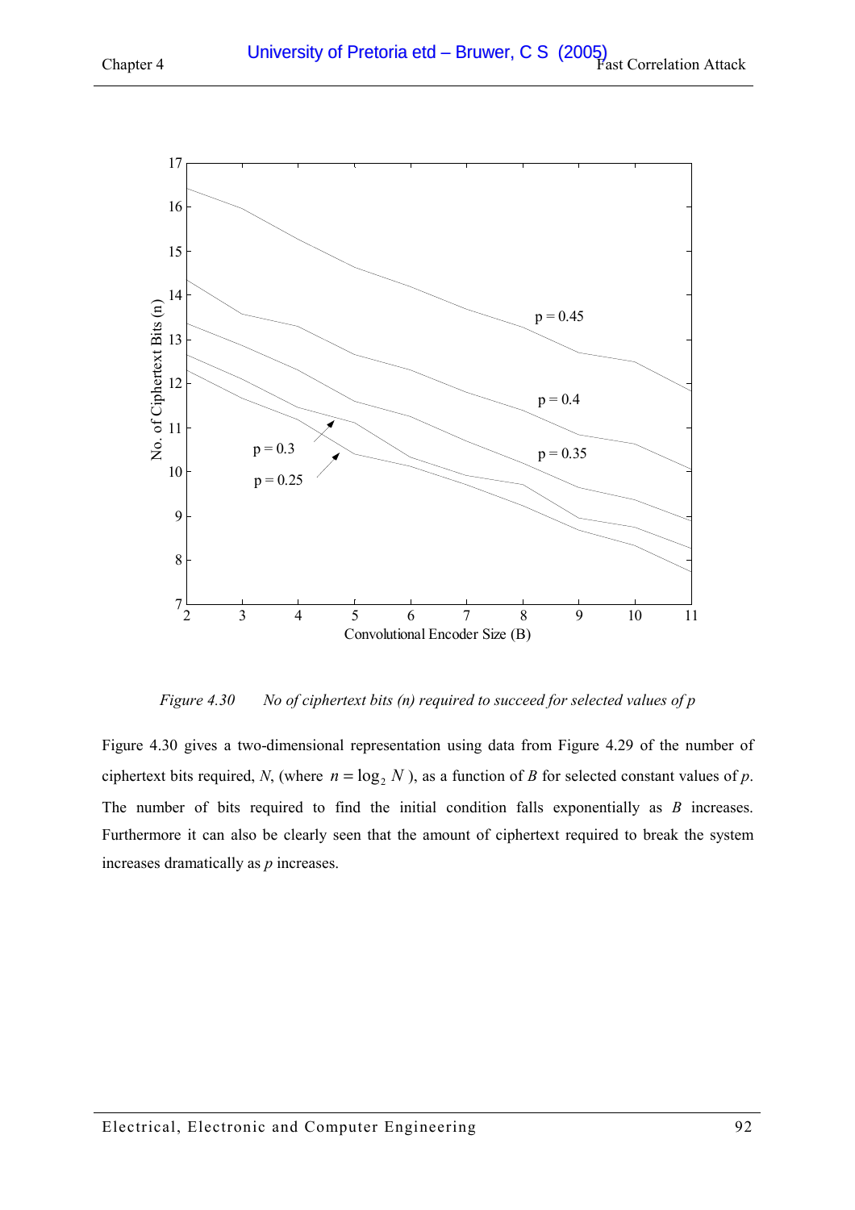Figure 4.30    *No of ciphertext bits (n) required to succeed for selected values of p*

Figure 4.30 gives a two-dimensional representation using data from Figure 4.29 of the number of ciphertext bits required, $N$, (where $n = \log_2 N$), as a function of $B$ for selected constant values of $p$. The number of bits required to find the initial condition falls exponentially as $B$ increases. Furthermore it can also be clearly seen that the amount of ciphertext required to break the system increases dramatically as $p$ increases.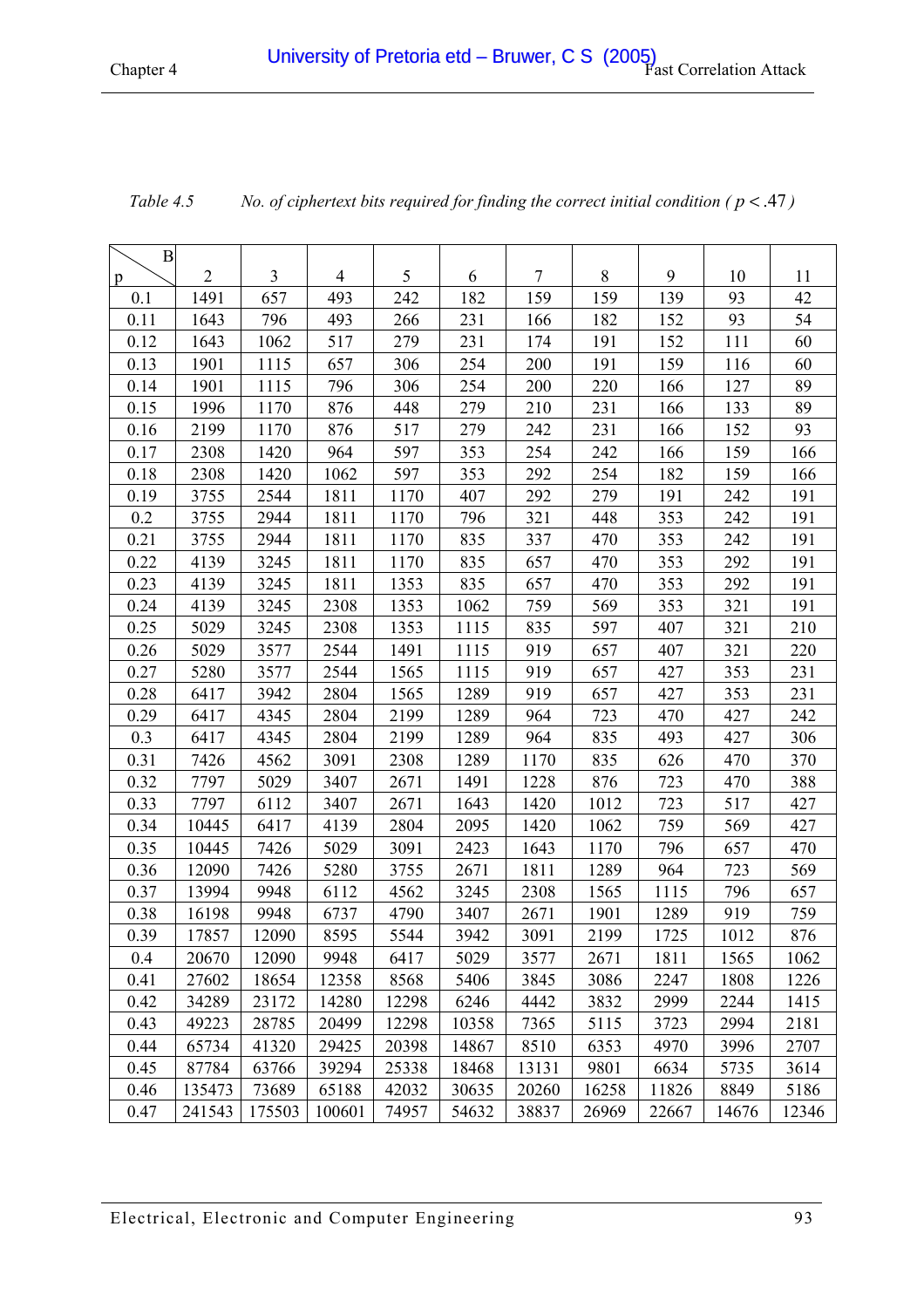*Table 4.5 No. of ciphertext bits required for finding the correct initial condition ( $p < .47$ )*

| p \ B | 2 | 3 | 4 | 5 | 6 | 7 | 8 | 9 | 10 | 11 |
|---|---|---|---|---|---|---|---|---|---|---|
| 0.1 | 1491 | 657 | 493 | 242 | 182 | 159 | 159 | 139 | 93 | 42 |
| 0.11 | 1643 | 796 | 493 | 266 | 231 | 166 | 182 | 152 | 93 | 54 |
| 0.12 | 1643 | 1062 | 517 | 279 | 231 | 174 | 191 | 152 | 111 | 60 |
| 0.13 | 1901 | 1115 | 657 | 306 | 254 | 200 | 191 | 159 | 116 | 60 |
| 0.14 | 1901 | 1115 | 796 | 306 | 254 | 200 | 220 | 166 | 127 | 89 |
| 0.15 | 1996 | 1170 | 876 | 448 | 279 | 210 | 231 | 166 | 133 | 89 |
| 0.16 | 2199 | 1170 | 876 | 517 | 279 | 242 | 231 | 166 | 152 | 93 |
| 0.17 | 2308 | 1420 | 964 | 597 | 353 | 254 | 242 | 166 | 159 | 166 |
| 0.18 | 2308 | 1420 | 1062 | 597 | 353 | 292 | 254 | 182 | 159 | 166 |
| 0.19 | 3755 | 2544 | 1811 | 1170 | 407 | 292 | 279 | 191 | 242 | 191 |
| 0.2 | 3755 | 2944 | 1811 | 1170 | 796 | 321 | 448 | 353 | 242 | 191 |
| 0.21 | 3755 | 2944 | 1811 | 1170 | 835 | 337 | 470 | 353 | 242 | 191 |
| 0.22 | 4139 | 3245 | 1811 | 1170 | 835 | 657 | 470 | 353 | 292 | 191 |
| 0.23 | 4139 | 3245 | 1811 | 1353 | 835 | 657 | 470 | 353 | 292 | 191 |
| 0.24 | 4139 | 3245 | 2308 | 1353 | 1062 | 759 | 569 | 353 | 321 | 191 |
| 0.25 | 5029 | 3245 | 2308 | 1353 | 1115 | 835 | 597 | 407 | 321 | 210 |
| 0.26 | 5029 | 3577 | 2544 | 1491 | 1115 | 919 | 657 | 407 | 321 | 220 |
| 0.27 | 5280 | 3577 | 2544 | 1565 | 1115 | 919 | 657 | 427 | 353 | 231 |
| 0.28 | 6417 | 3942 | 2804 | 1565 | 1289 | 919 | 657 | 427 | 353 | 231 |
| 0.29 | 6417 | 4345 | 2804 | 2199 | 1289 | 964 | 723 | 470 | 427 | 242 |
| 0.3 | 6417 | 4345 | 2804 | 2199 | 1289 | 964 | 835 | 493 | 427 | 306 |
| 0.31 | 7426 | 4562 | 3091 | 2308 | 1289 | 1170 | 835 | 626 | 470 | 370 |
| 0.32 | 7797 | 5029 | 3407 | 2671 | 1491 | 1228 | 876 | 723 | 470 | 388 |
| 0.33 | 7797 | 6112 | 3407 | 2671 | 1643 | 1420 | 1012 | 723 | 517 | 427 |
| 0.34 | 10445 | 6417 | 4139 | 2804 | 2095 | 1420 | 1062 | 759 | 569 | 427 |
| 0.35 | 10445 | 7426 | 5029 | 3091 | 2423 | 1643 | 1170 | 796 | 657 | 470 |
| 0.36 | 12090 | 7426 | 5280 | 3755 | 2671 | 1811 | 1289 | 964 | 723 | 569 |
| 0.37 | 13994 | 9948 | 6112 | 4562 | 3245 | 2308 | 1565 | 1115 | 796 | 657 |
| 0.38 | 16198 | 9948 | 6737 | 4790 | 3407 | 2671 | 1901 | 1289 | 919 | 759 |
| 0.39 | 17857 | 12090 | 8595 | 5544 | 3942 | 3091 | 2199 | 1725 | 1012 | 876 |
| 0.4 | 20670 | 12090 | 9948 | 6417 | 5029 | 3577 | 2671 | 1811 | 1565 | 1062 |
| 0.41 | 27602 | 18654 | 12358 | 8568 | 5406 | 3845 | 3086 | 2247 | 1808 | 1226 |
| 0.42 | 34289 | 23172 | 14280 | 12298 | 6246 | 4442 | 3832 | 2999 | 2244 | 1415 |
| 0.43 | 49223 | 28785 | 20499 | 12298 | 10358 | 7365 | 5115 | 3723 | 2994 | 2181 |
| 0.44 | 65734 | 41320 | 29425 | 20398 | 14867 | 8510 | 6353 | 4970 | 3996 | 2707 |
| 0.45 | 87784 | 63766 | 39294 | 25338 | 18468 | 13131 | 9801 | 6634 | 5735 | 3614 |
| 0.46 | 135473 | 73689 | 65188 | 42032 | 30635 | 20260 | 16258 | 11826 | 8849 | 5186 |
| 0.47 | 241543 | 175503 | 100601 | 74957 | 54632 | 38837 | 26969 | 22667 | 14676 | 12346 |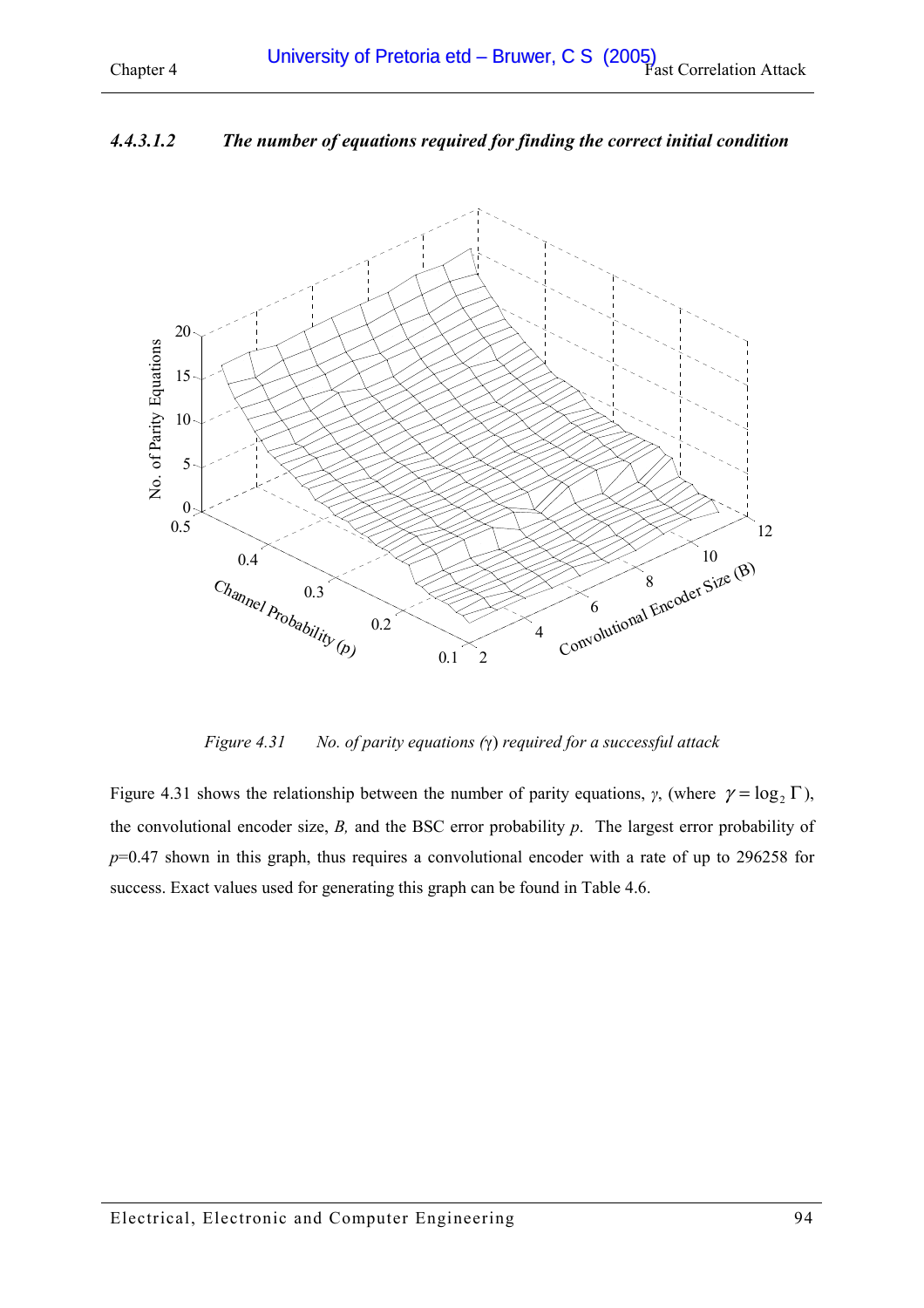#### *4.4.3.1.2 The number of equations required for finding the correct initial condition*

*Figure 4.31 No. of parity equations (γ) required for a successful attack*

Figure 4.31 shows the relationship between the number of parity equations, $\gamma$, (where $\gamma = \log_2 \Gamma$), the convolutional encoder size, *B,* and the BSC error probability *p*. The largest error probability of *p*=0.47 shown in this graph, thus requires a convolutional encoder with a rate of up to 296258 for success. Exact values used for generating this graph can be found in Table 4.6.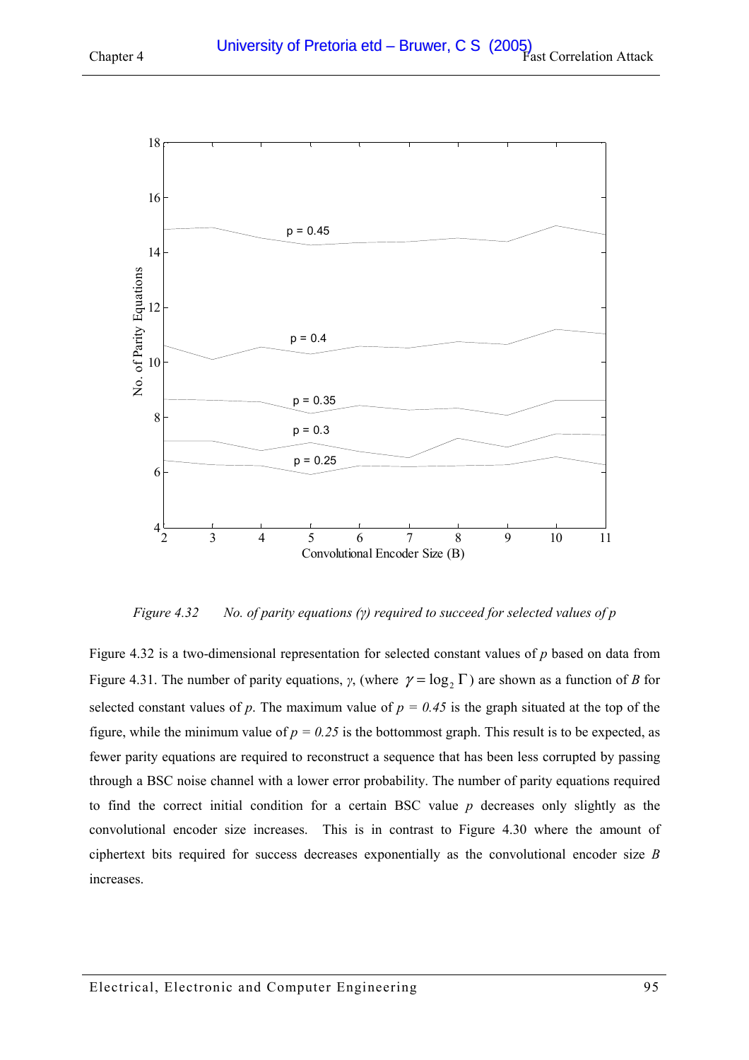*Figure 4.32 No. of parity equations (γ) required to succeed for selected values of p*

Figure 4.32 is a two-dimensional representation for selected constant values of $p$ based on data from Figure 4.31. The number of parity equations, $\gamma$, (where $\gamma = \log_2 \Gamma$) are shown as a function of $B$ for selected constant values of $p$. The maximum value of $p = 0.45$ is the graph situated at the top of the figure, while the minimum value of $p = 0.25$ is the bottommost graph. This result is to be expected, as fewer parity equations are required to reconstruct a sequence that has been less corrupted by passing through a BSC noise channel with a lower error probability. The number of parity equations required to find the correct initial condition for a certain BSC value $p$ decreases only slightly as the convolutional encoder size increases. This is in contrast to Figure 4.30 where the amount of ciphertext bits required for success decreases exponentially as the convolutional encoder size $B$ increases.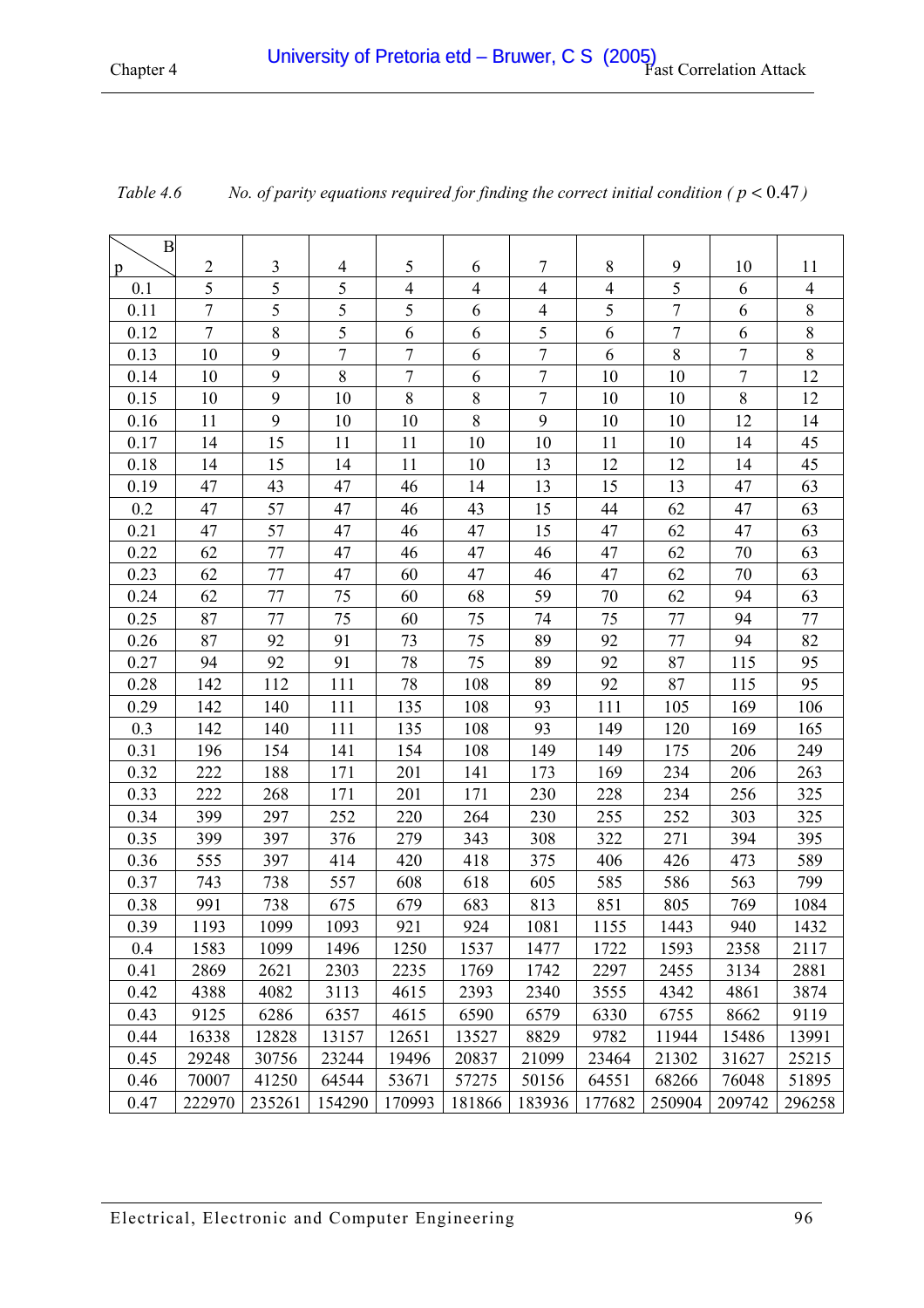Table 4.6 *No. of parity equations required for finding the correct initial condition ( $p < 0.47$ )*

| p \ B | 2 | 3 | 4 | 5 | 6 | 7 | 8 | 9 | 10 | 11 |
|---|---|---|---|---|---|---|---|---|---|---|
| 0.1 | 5 | 5 | 5 | 4 | 4 | 4 | 4 | 5 | 6 | 4 |
| 0.11 | 7 | 5 | 5 | 5 | 6 | 4 | 5 | 7 | 6 | 8 |
| 0.12 | 7 | 8 | 5 | 6 | 6 | 5 | 6 | 7 | 6 | 8 |
| 0.13 | 10 | 9 | 7 | 7 | 6 | 7 | 6 | 8 | 7 | 8 |
| 0.14 | 10 | 9 | 8 | 7 | 6 | 7 | 10 | 10 | 7 | 12 |
| 0.15 | 10 | 9 | 10 | 8 | 8 | 7 | 10 | 10 | 8 | 12 |
| 0.16 | 11 | 9 | 10 | 10 | 8 | 9 | 10 | 10 | 12 | 14 |
| 0.17 | 14 | 15 | 11 | 11 | 10 | 10 | 11 | 10 | 14 | 45 |
| 0.18 | 14 | 15 | 14 | 11 | 10 | 13 | 12 | 12 | 14 | 45 |
| 0.19 | 47 | 43 | 47 | 46 | 14 | 13 | 15 | 13 | 47 | 63 |
| 0.2 | 47 | 57 | 47 | 46 | 43 | 15 | 44 | 62 | 47 | 63 |
| 0.21 | 47 | 57 | 47 | 46 | 47 | 15 | 47 | 62 | 47 | 63 |
| 0.22 | 62 | 77 | 47 | 46 | 47 | 46 | 47 | 62 | 70 | 63 |
| 0.23 | 62 | 77 | 47 | 60 | 47 | 46 | 47 | 62 | 70 | 63 |
| 0.24 | 62 | 77 | 75 | 60 | 68 | 59 | 70 | 62 | 94 | 63 |
| 0.25 | 87 | 77 | 75 | 60 | 75 | 74 | 75 | 77 | 94 | 77 |
| 0.26 | 87 | 92 | 91 | 73 | 75 | 89 | 92 | 77 | 94 | 82 |
| 0.27 | 94 | 92 | 91 | 78 | 75 | 89 | 92 | 87 | 115 | 95 |
| 0.28 | 142 | 112 | 111 | 78 | 108 | 89 | 92 | 87 | 115 | 95 |
| 0.29 | 142 | 140 | 111 | 135 | 108 | 93 | 111 | 105 | 169 | 106 |
| 0.3 | 142 | 140 | 111 | 135 | 108 | 93 | 149 | 120 | 169 | 165 |
| 0.31 | 196 | 154 | 141 | 154 | 108 | 149 | 149 | 175 | 206 | 249 |
| 0.32 | 222 | 188 | 171 | 201 | 141 | 173 | 169 | 234 | 206 | 263 |
| 0.33 | 222 | 268 | 171 | 201 | 171 | 230 | 228 | 234 | 256 | 325 |
| 0.34 | 399 | 297 | 252 | 220 | 264 | 230 | 255 | 252 | 303 | 325 |
| 0.35 | 399 | 397 | 376 | 279 | 343 | 308 | 322 | 271 | 394 | 395 |
| 0.36 | 555 | 397 | 414 | 420 | 418 | 375 | 406 | 426 | 473 | 589 |
| 0.37 | 743 | 738 | 557 | 608 | 618 | 605 | 585 | 586 | 563 | 799 |
| 0.38 | 991 | 738 | 675 | 679 | 683 | 813 | 851 | 805 | 769 | 1084 |
| 0.39 | 1193 | 1099 | 1093 | 921 | 924 | 1081 | 1155 | 1443 | 940 | 1432 |
| 0.4 | 1583 | 1099 | 1496 | 1250 | 1537 | 1477 | 1722 | 1593 | 2358 | 2117 |
| 0.41 | 2869 | 2621 | 2303 | 2235 | 1769 | 1742 | 2297 | 2455 | 3134 | 2881 |
| 0.42 | 4388 | 4082 | 3113 | 4615 | 2393 | 2340 | 3555 | 4342 | 4861 | 3874 |
| 0.43 | 9125 | 6286 | 6357 | 4615 | 6590 | 6579 | 6330 | 6755 | 8662 | 9119 |
| 0.44 | 16338 | 12828 | 13157 | 12651 | 13527 | 8829 | 9782 | 11944 | 15486 | 13991 |
| 0.45 | 29248 | 30756 | 23244 | 19496 | 20837 | 21099 | 23464 | 21302 | 31627 | 25215 |
| 0.46 | 70007 | 41250 | 64544 | 53671 | 57275 | 50156 | 64551 | 68266 | 76048 | 51895 |
| 0.47 | 222970 | 235261 | 154290 | 170993 | 181866 | 183936 | 177682 | 250904 | 209742 | 296258 |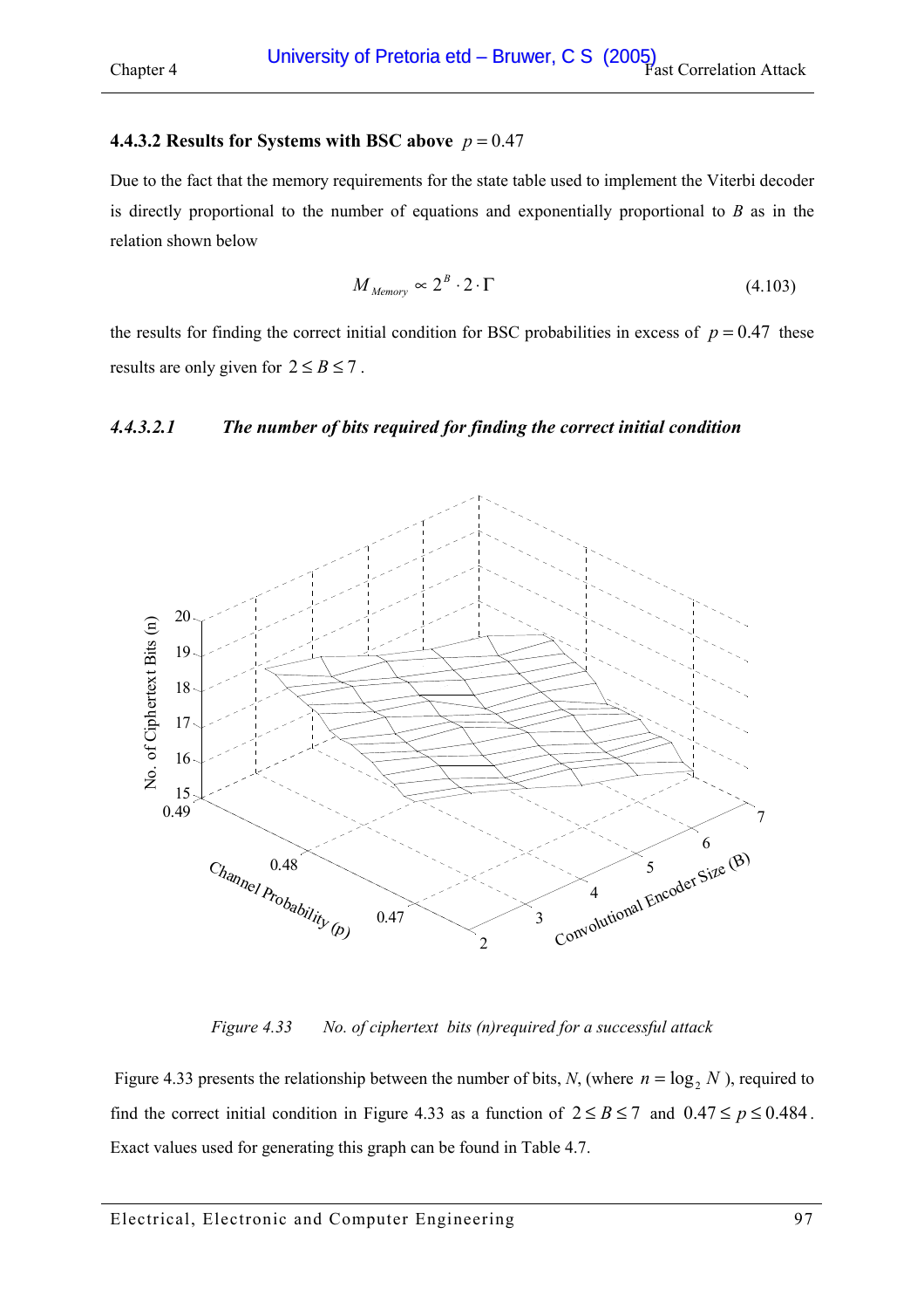### 4.4.3.2 Results for Systems with BSC above $p = 0.47$

Due to the fact that the memory requirements for the state table used to implement the Viterbi decoder is directly proportional to the number of equations and exponentially proportional to $B$ as in the relation shown below

$$M_{Memory} \propto 2^B \cdot 2 \cdot \Gamma \tag{4.103}$$

the results for finding the correct initial condition for BSC probabilities in excess of $p = 0.47$ these results are only given for $2 \leq B \leq 7$.

#### *4.4.3.2.1 The number of bits required for finding the correct initial condition*

*Figure 4.33 No. of ciphertext bits (n)required for a successful attack*

Figure 4.33 presents the relationship between the number of bits, $N$, (where $n = \log_2 N$), required to find the correct initial condition in Figure 4.33 as a function of $2 \leq B \leq 7$ and $0.47 \leq p \leq 0.484$. Exact values used for generating this graph can be found in Table 4.7.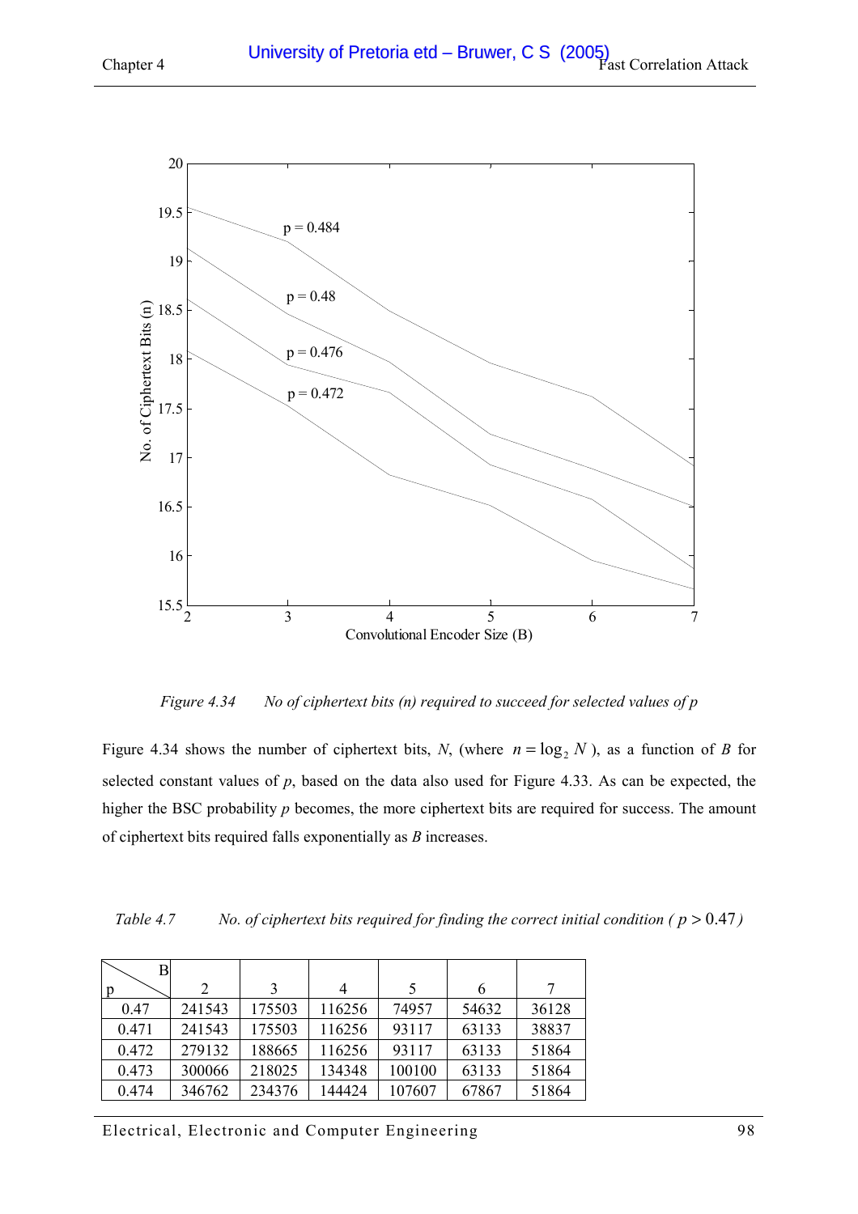*Figure 4.34 No of ciphertext bits (n) required to succeed for selected values of p*

Figure 4.34 shows the number of ciphertext bits, $N$, (where $n = \log_2 N$), as a function of $B$ for selected constant values of $p$, based on the data also used for Figure 4.33. As can be expected, the higher the BSC probability $p$ becomes, the more ciphertext bits are required for success. The amount of ciphertext bits required falls exponentially as $B$ increases.

*Table 4.7 No. of ciphertext bits required for finding the correct initial condition ( $p > 0.47$ )*

| p \ B | 2 | 3 | 4 | 5 | 6 | 7 |
|---|---|---|---|---|---|---|
| 0.47 | 241543 | 175503 | 116256 | 74957 | 54632 | 36128 |
| 0.471 | 241543 | 175503 | 116256 | 93117 | 63133 | 38837 |
| 0.472 | 279132 | 188665 | 116256 | 93117 | 63133 | 51864 |
| 0.473 | 300066 | 218025 | 134348 | 100100 | 63133 | 51864 |
| 0.474 | 346762 | 234376 | 144424 | 107607 | 67867 | 51864 |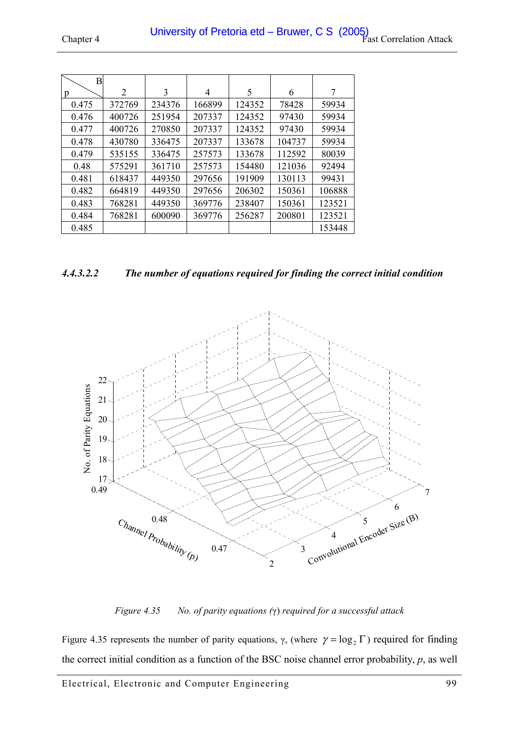| p \ B | 2 | 3 | 4 | 5 | 6 | 7 |
|---|---|---|---|---|---|---|
| 0.475 | 372769 | 234376 | 166899 | 124352 | 78428 | 59934 |
| 0.476 | 400726 | 251954 | 207337 | 124352 | 97430 | 59934 |
| 0.477 | 400726 | 270850 | 207337 | 124352 | 97430 | 59934 |
| 0.478 | 430780 | 336475 | 207337 | 133678 | 104737 | 59934 |
| 0.479 | 535155 | 336475 | 257573 | 133678 | 112592 | 80039 |
| 0.48 | 575291 | 361710 | 257573 | 154480 | 121036 | 92494 |
| 0.481 | 618437 | 449350 | 297656 | 191909 | 130113 | 99431 |
| 0.482 | 664819 | 449350 | 297656 | 206302 | 150361 | 106888 |
| 0.483 | 768281 | 449350 | 369776 | 238407 | 150361 | 123521 |
| 0.484 | 768281 | 600090 | 369776 | 256287 | 200801 | 123521 |
| 0.485 | | | | | | 153448 |

#### *4.4.3.2.2 The number of equations required for finding the correct initial condition*

*Figure 4.35 No. of parity equations (γ) required for a successful attack*

Figure 4.35 represents the number of parity equations, γ, (where $\gamma = \log_2 \Gamma$) required for finding the correct initial condition as a function of the BSC noise channel error probability, *p*, as well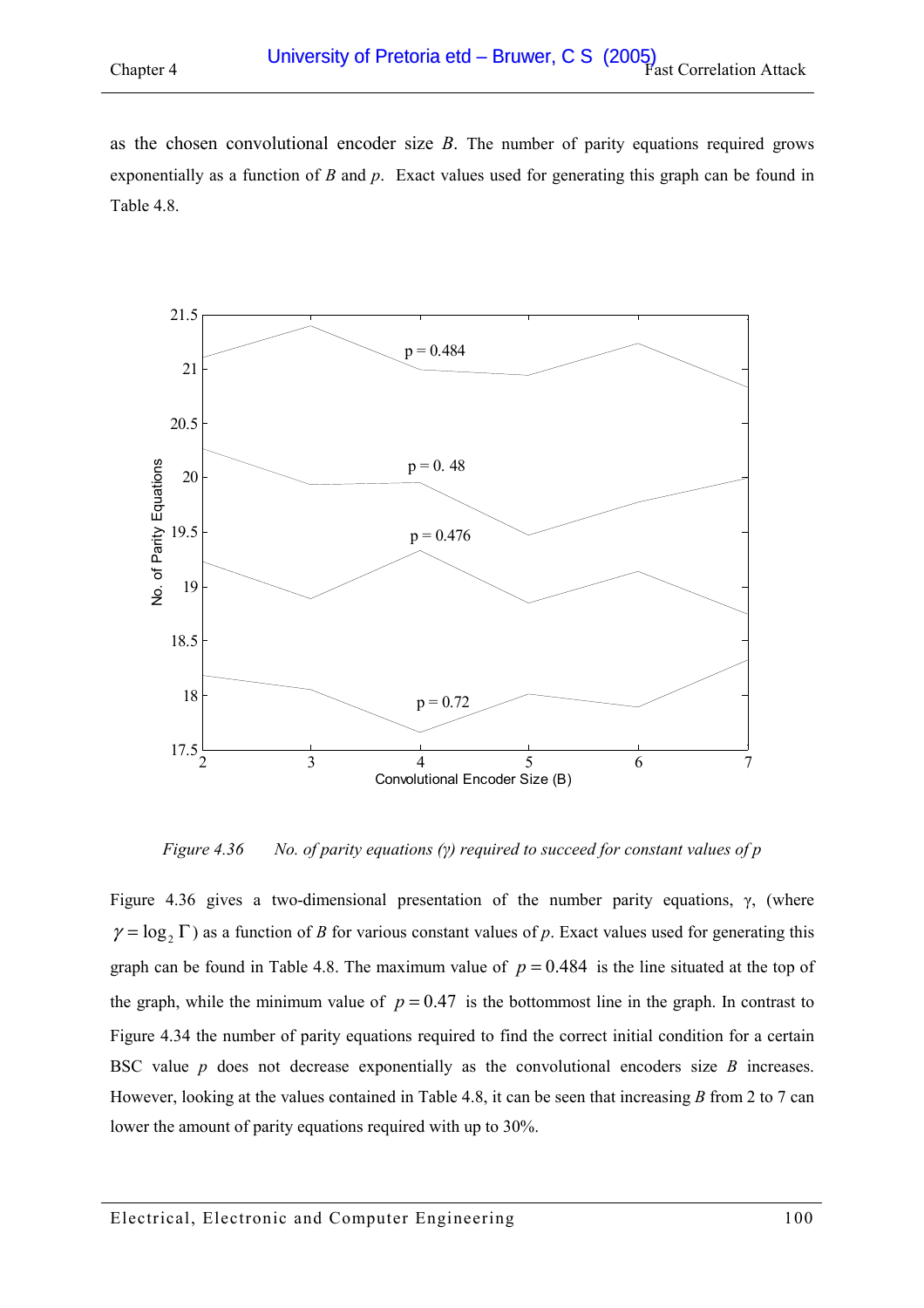as the chosen convolutional encoder size $B$. The number of parity equations required grows exponentially as a function of $B$ and $p$. Exact values used for generating this graph can be found in Table 4.8.

*Figure 4.36 No. of parity equations (γ) required to succeed for constant values of p*

Figure 4.36 gives a two-dimensional presentation of the number parity equations, γ, (where $\gamma = \log_2 \Gamma$) as a function of $B$ for various constant values of $p$. Exact values used for generating this graph can be found in Table 4.8. The maximum value of $p = 0.484$ is the line situated at the top of the graph, while the minimum value of $p = 0.47$ is the bottommost line in the graph. In contrast to Figure 4.34 the number of parity equations required to find the correct initial condition for a certain BSC value $p$ does not decrease exponentially as the convolutional encoders size $B$ increases. However, looking at the values contained in Table 4.8, it can be seen that increasing $B$ from 2 to 7 can lower the amount of parity equations required with up to 30%.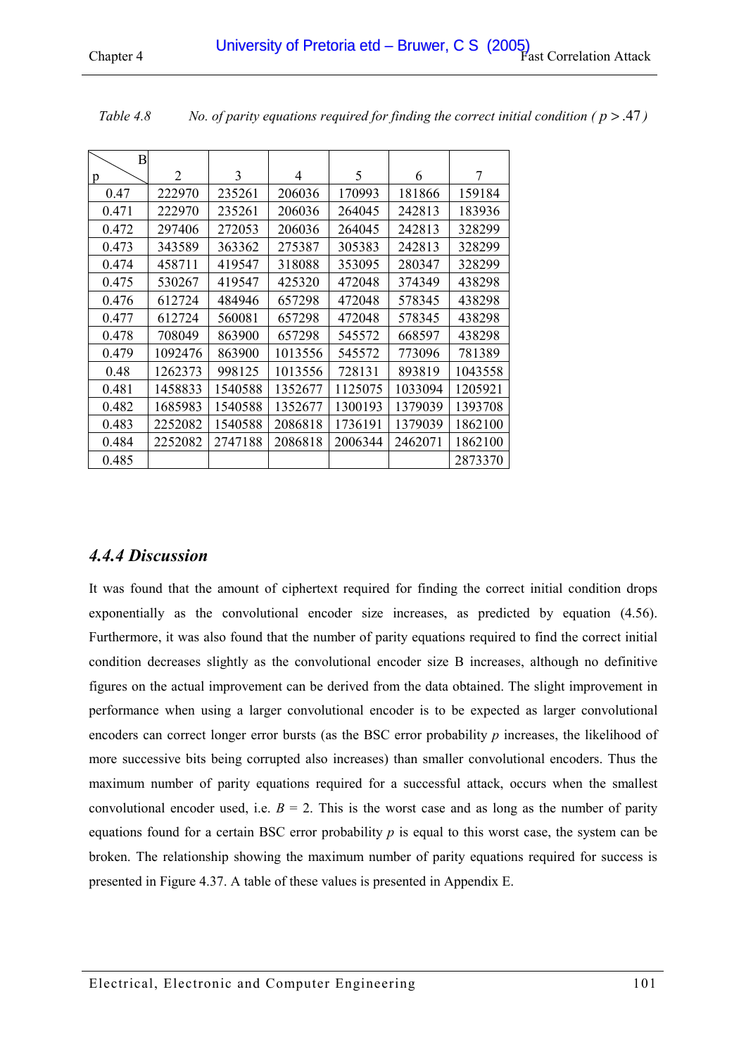*Table 4.8 No. of parity equations required for finding the correct initial condition ( $p > .47$ )*

| p \ B | 2 | 3 | 4 | 5 | 6 | 7 |
|---|---|---|---|---|---|---|
| 0.47 | 222970 | 235261 | 206036 | 170993 | 181866 | 159184 |
| 0.471 | 222970 | 235261 | 206036 | 264045 | 242813 | 183936 |
| 0.472 | 297406 | 272053 | 206036 | 264045 | 242813 | 328299 |
| 0.473 | 343589 | 363362 | 275387 | 305383 | 242813 | 328299 |
| 0.474 | 458711 | 419547 | 318088 | 353095 | 280347 | 328299 |
| 0.475 | 530267 | 419547 | 425320 | 472048 | 374349 | 438298 |
| 0.476 | 612724 | 484946 | 657298 | 472048 | 578345 | 438298 |
| 0.477 | 612724 | 560081 | 657298 | 472048 | 578345 | 438298 |
| 0.478 | 708049 | 863900 | 657298 | 545572 | 668597 | 438298 |
| 0.479 | 1092476 | 863900 | 1013556 | 545572 | 773096 | 781389 |
| 0.48 | 1262373 | 998125 | 1013556 | 728131 | 893819 | 1043558 |
| 0.481 | 1458833 | 1540588 | 1352677 | 1125075 | 1033094 | 1205921 |
| 0.482 | 1685983 | 1540588 | 1352677 | 1300193 | 1379039 | 1393708 |
| 0.483 | 2252082 | 1540588 | 2086818 | 1736191 | 1379039 | 1862100 |
| 0.484 | 2252082 | 2747188 | 2086818 | 2006344 | 2462071 | 1862100 |
| 0.485 | | | | | | 2873370 |

### *4.4.4 Discussion*

It was found that the amount of ciphertext required for finding the correct initial condition drops exponentially as the convolutional encoder size increases, as predicted by equation (4.56). Furthermore, it was also found that the number of parity equations required to find the correct initial condition decreases slightly as the convolutional encoder size B increases, although no definitive figures on the actual improvement can be derived from the data obtained. The slight improvement in performance when using a larger convolutional encoder is to be expected as larger convolutional encoders can correct longer error bursts (as the BSC error probability $p$ increases, the likelihood of more successive bits being corrupted also increases) than smaller convolutional encoders. Thus the maximum number of parity equations required for a successful attack, occurs when the smallest convolutional encoder used, i.e. $B = 2$. This is the worst case and as long as the number of parity equations found for a certain BSC error probability $p$ is equal to this worst case, the system can be broken. The relationship showing the maximum number of parity equations required for success is presented in Figure 4.37. A table of these values is presented in Appendix E.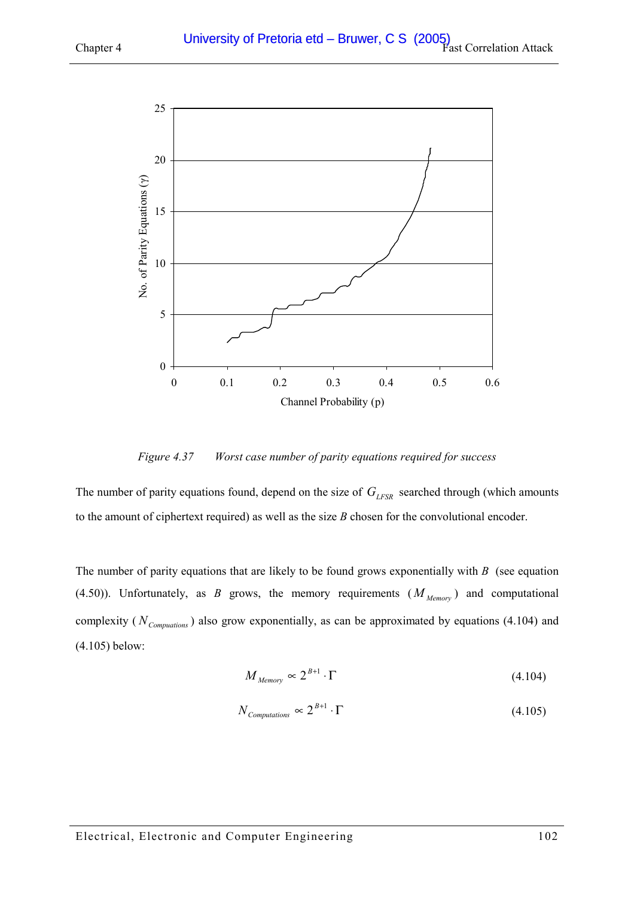*Figure 4.37 Worst case number of parity equations required for success*

The number of parity equations found, depend on the size of $G_{LFSR}$ searched through (which amounts to the amount of ciphertext required) as well as the size $B$ chosen for the convolutional encoder.

The number of parity equations that are likely to be found grows exponentially with $B$ (see equation (4.50)). Unfortunately, as $B$ grows, the memory requirements ($M_{Memory}$) and computational complexity ($N_{Compuations}$) also grow exponentially, as can be approximated by equations (4.104) and (4.105) below:

$$M_{Memory} \propto 2^{B+1} \cdot \Gamma \tag{4.104}$$

$$N_{Computations} \propto 2^{B+1} \cdot \Gamma \tag{4.105}$$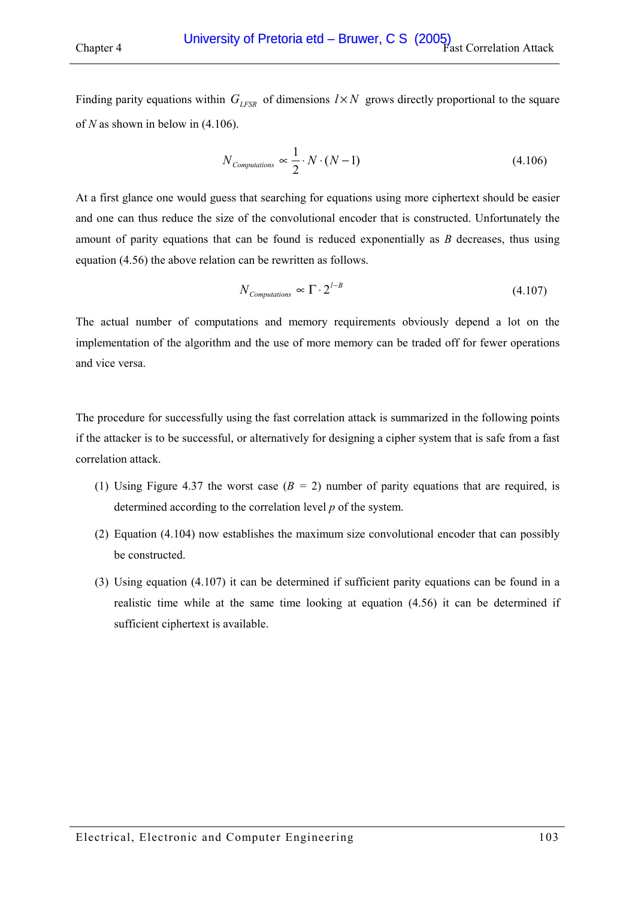Finding parity equations within $G_{LFSR}$ of dimensions $l \times N$ grows directly proportional to the square of $N$ as shown in below in (4.106).

$$N_{Computations} \propto \frac{1}{2} \cdot N \cdot (N-1) \tag{4.106}$$

At a first glance one would guess that searching for equations using more ciphertext should be easier and one can thus reduce the size of the convolutional encoder that is constructed. Unfortunately the amount of parity equations that can be found is reduced exponentially as $B$ decreases, thus using equation (4.56) the above relation can be rewritten as follows.

$$N_{Computations} \propto \Gamma \cdot 2^{l-B} \tag{4.107}$$

The actual number of computations and memory requirements obviously depend a lot on the implementation of the algorithm and the use of more memory can be traded off for fewer operations and vice versa.

The procedure for successfully using the fast correlation attack is summarized in the following points if the attacker is to be successful, or alternatively for designing a cipher system that is safe from a fast correlation attack.

(1) Using Figure 4.37 the worst case ($B$ = 2) number of parity equations that are required, is determined according to the correlation level $p$ of the system.

(2) Equation (4.104) now establishes the maximum size convolutional encoder that can possibly be constructed.

(3) Using equation (4.107) it can be determined if sufficient parity equations can be found in a realistic time while at the same time looking at equation (4.56) it can be determined if sufficient ciphertext is available.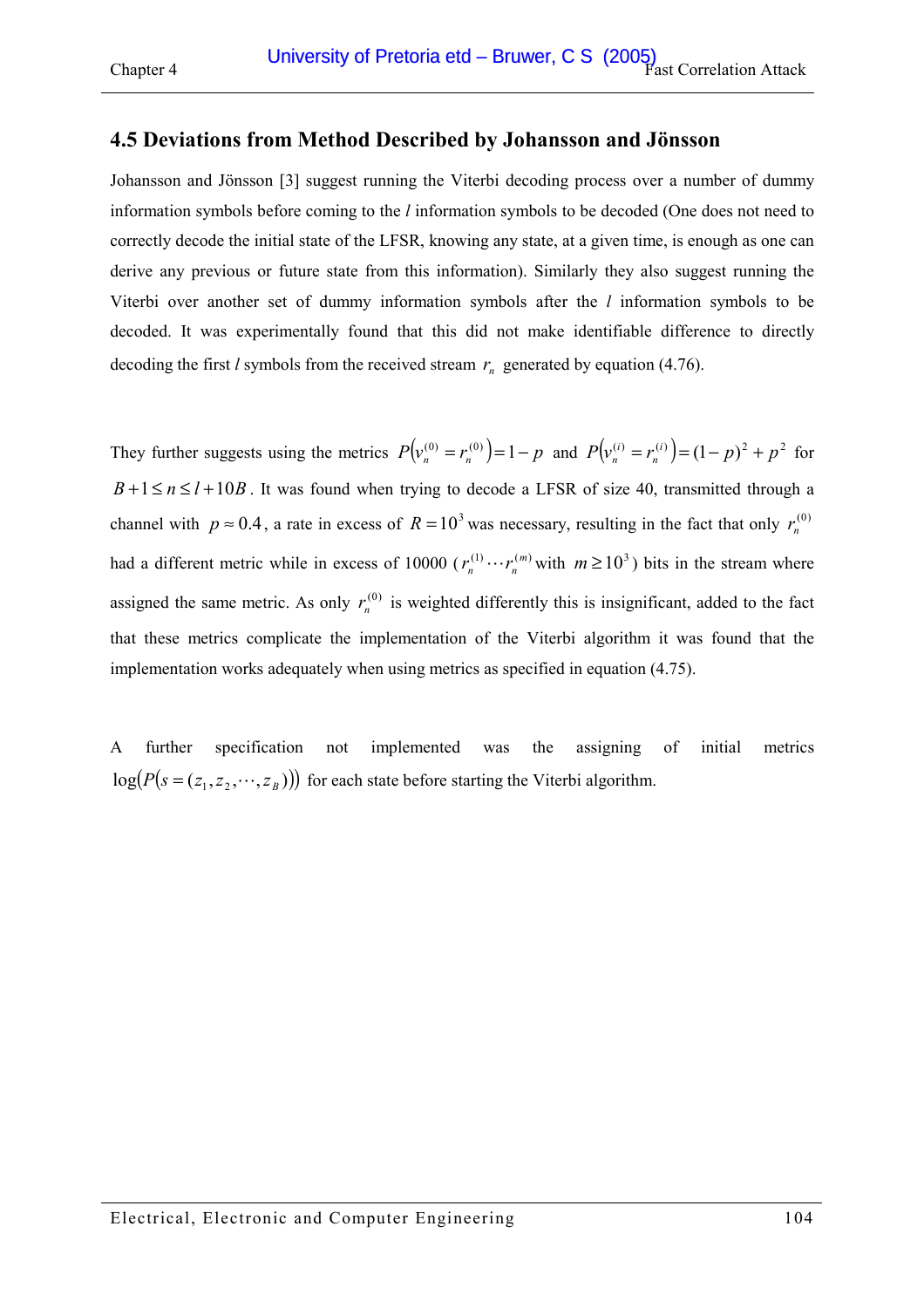## 4.5 Deviations from Method Described by Johansson and Jönsson

Johansson and Jönsson [3] suggest running the Viterbi decoding process over a number of dummy information symbols before coming to the *l* information symbols to be decoded (One does not need to correctly decode the initial state of the LFSR, knowing any state, at a given time, is enough as one can derive any previous or future state from this information). Similarly they also suggest running the Viterbi over another set of dummy information symbols after the *l* information symbols to be decoded. It was experimentally found that this did not make identifiable difference to directly decoding the first *l* symbols from the received stream $r_n$ generated by equation (4.76).

They further suggests using the metrics $P\left(v_n^{(0)} = r_n^{(0)}\right) = 1 - p$ and $P\left(v_n^{(i)} = r_n^{(i)}\right) = (1-p)^2 + p^2$ for $B + 1 \le n \le l + 10B$. It was found when trying to decode a LFSR of size 40, transmitted through a channel with $p \approx 0.4$, a rate in excess of $R = 10^3$ was necessary, resulting in the fact that only $r_n^{(0)}$ had a different metric while in excess of 10000 ($r_n^{(1)} \cdots r_n^{(m)}$ with $m \ge 10^3$) bits in the stream where assigned the same metric. As only $r_n^{(0)}$ is weighted differently this is insignificant, added to the fact that these metrics complicate the implementation of the Viterbi algorithm it was found that the implementation works adequately when using metrics as specified in equation (4.75).

A further specification not implemented was the assigning of initial metrics $\log\left(P\left(s = (z_1, z_2, \cdots, z_B)\right)\right)$ for each state before starting the Viterbi algorithm.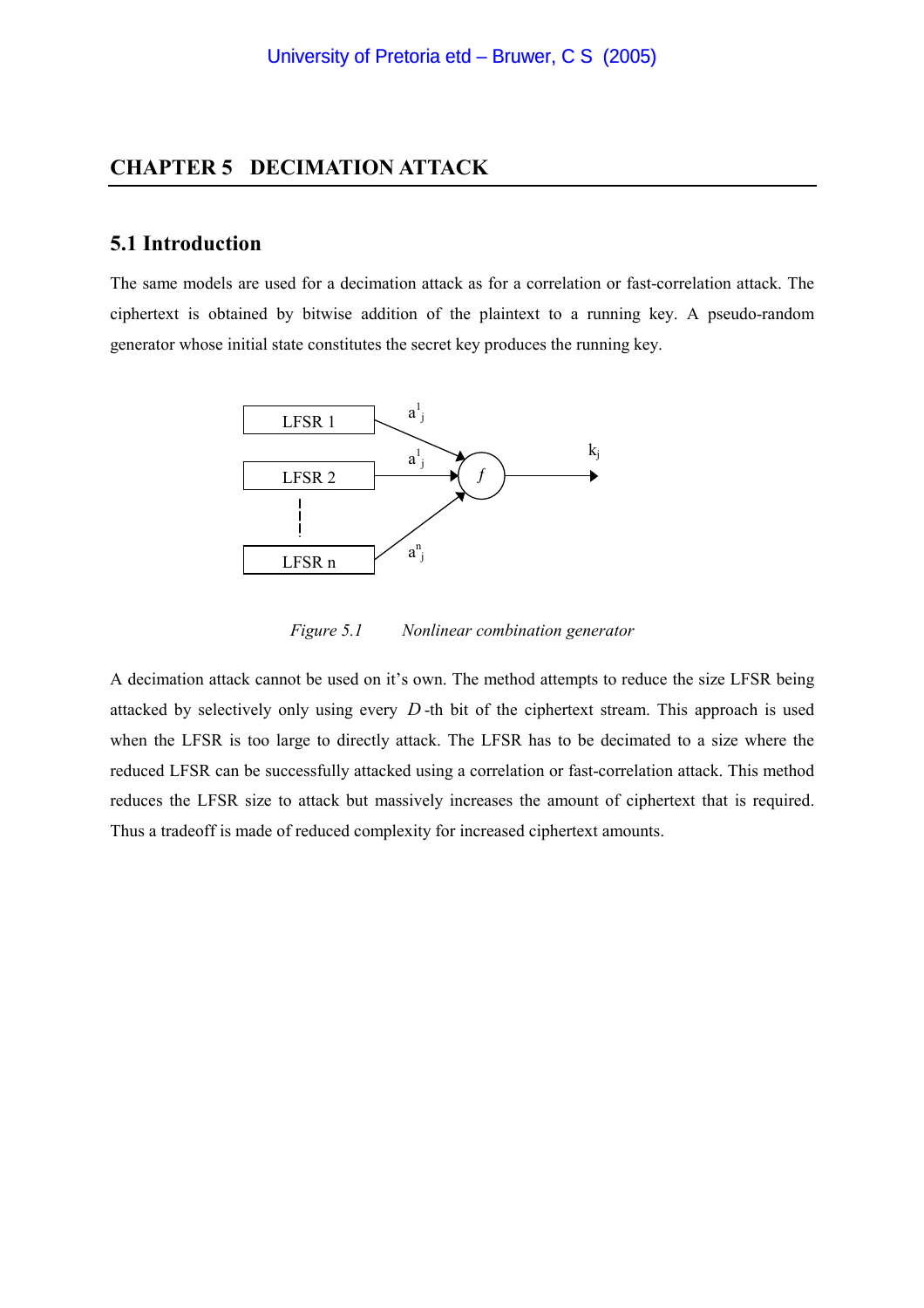# CHAPTER 5 DECIMATION ATTACK

## 5.1 Introduction

The same models are used for a decimation attack as for a correlation or fast-correlation attack. The ciphertext is obtained by bitwise addition of the plaintext to a running key. A pseudo-random generator whose initial state constitutes the secret key produces the running key.

*Figure 5.1 Nonlinear combination generator*

A decimation attack cannot be used on it's own. The method attempts to reduce the size LFSR being attacked by selectively only using every $D$-th bit of the ciphertext stream. This approach is used when the LFSR is too large to directly attack. The LFSR has to be decimated to a size where the reduced LFSR can be successfully attacked using a correlation or fast-correlation attack. This method reduces the LFSR size to attack but massively increases the amount of ciphertext that is required. Thus a tradeoff is made of reduced complexity for increased ciphertext amounts.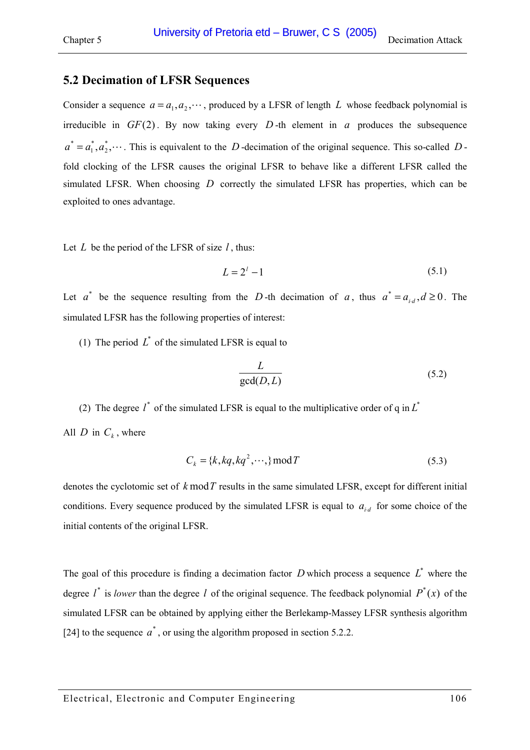## 5.2 Decimation of LFSR Sequences

Consider a sequence $a = a_1, a_2, \cdots$, produced by a LFSR of length $L$ whose feedback polynomial is irreducible in $GF(2)$. By now taking every $D$-th element in $a$ produces the subsequence $a^* = a_1^*, a_2^*, \cdots$. This is equivalent to the $D$-decimation of the original sequence. This so-called $D$-fold clocking of the LFSR causes the original LFSR to behave like a different LFSR called the simulated LFSR. When choosing $D$ correctly the simulated LFSR has properties, which can be exploited to ones advantage.

Let $L$ be the period of the LFSR of size $l$, thus:

$$L = 2^l - 1 \tag{5.1}$$

Let $a^*$ be the sequence resulting from the $D$-th decimation of $a$, thus $a^* = a_{i \cdot d}, d \geq 0$. The simulated LFSR has the following properties of interest:

(1) The period $L^*$ of the simulated LFSR is equal to

$$\frac{L}{\gcd(D, L)} \tag{5.2}$$

(2) The degree $l^*$ of the simulated LFSR is equal to the multiplicative order of q in $L^*$

All $D$ in $C_k$, where

$$C_k = \{k, kq, kq^2, \cdots,\} \bmod T \tag{5.3}$$

denotes the cyclotomic set of $k \bmod T$ results in the same simulated LFSR, except for different initial conditions. Every sequence produced by the simulated LFSR is equal to $a_{i \cdot d}$ for some choice of the initial contents of the original LFSR.

The goal of this procedure is finding a decimation factor $D$ which process a sequence $L^*$ where the degree $l^*$ is *lower* than the degree $l$ of the original sequence. The feedback polynomial $P^*(x)$ of the simulated LFSR can be obtained by applying either the Berlekamp-Massey LFSR synthesis algorithm [24] to the sequence $a^*$, or using the algorithm proposed in section 5.2.2.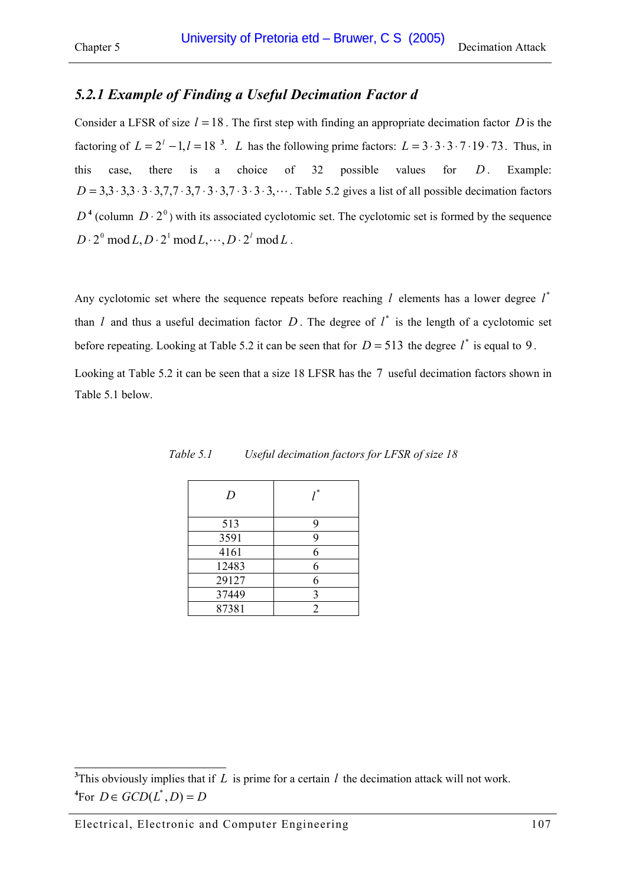### 5.2.1 Example of Finding a Useful Decimation Factor d

Consider a LFSR of size $l = 18$. The first step with finding an appropriate decimation factor $D$ is the factoring of $L = 2^l - 1, l = 18$ [3]. $L$ has the following prime factors: $L = 3 \cdot 3 \cdot 3 \cdot 7 \cdot 19 \cdot 73$. Thus, in this case, there is a choice of 32 possible values for $D$. Example: $D = 3, 3 \cdot 3, 3 \cdot 3 \cdot 3, 7, 7 \cdot 3, 7 \cdot 3 \cdot 3, 7 \cdot 3 \cdot 3 \cdot 3, \cdots$. Table 5.2 gives a list of all possible decimation factors $D$ [4] (column $D \cdot 2^0$) with its associated cyclotomic set. The cyclotomic set is formed by the sequence $D \cdot 2^0 \bmod L, D \cdot 2^1 \bmod L, \cdots, D \cdot 2^l \bmod L$.

Any cyclotomic set where the sequence repeats before reaching $l$ elements has a lower degree $l^*$ than $l$ and thus a useful decimation factor $D$. The degree of $l^*$ is the length of a cyclotomic set before repeating. Looking at Table 5.2 it can be seen that for $D = 513$ the degree $l^*$ is equal to $9$.

Looking at Table 5.2 it can be seen that a size 18 LFSR has the $7$ useful decimation factors shown in Table 5.1 below.

*Table 5.1 Useful decimation factors for LFSR of size 18*

| $D$ | $l^*$ |
|---|---|
| 513 | 9 |
| 3591 | 9 |
| 4161 | 6 |
| 12483 | 6 |
| 29127 | 6 |
| 37449 | 3 |
| 87381 | 2 |

---

[3] This obviously implies that if $L$ is prime for a certain $l$ the decimation attack will not work.

[4] For $D \in GCD(L^*, D) = D$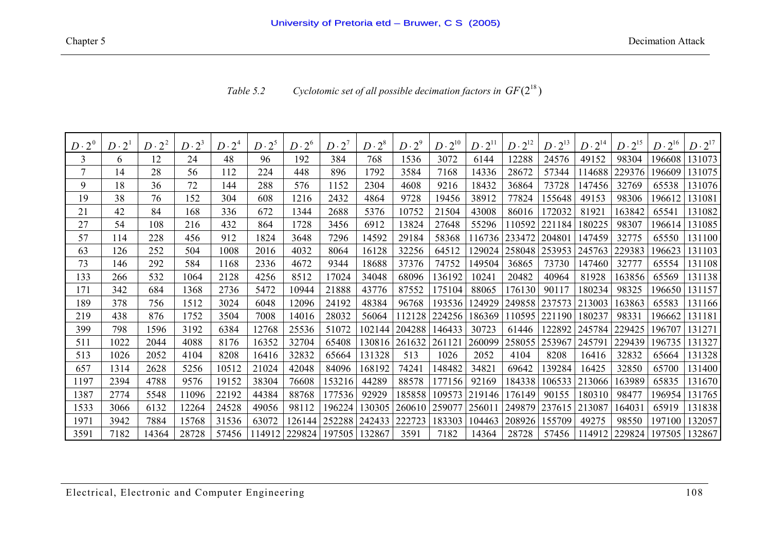*Table 5.2 Cyclotomic set of all possible decimation factors in $GF(2^{18})$*

| $D\cdot2^0$ | $D\cdot2^1$ | $D\cdot2^2$ | $D\cdot2^3$ | $D\cdot2^4$ | $D\cdot2^5$ | $D\cdot2^6$ | $D\cdot2^7$ | $D\cdot2^8$ | $D\cdot2^9$ | $D\cdot2^{10}$ | $D\cdot2^{11}$ | $D\cdot2^{12}$ | $D\cdot2^{13}$ | $D\cdot2^{14}$ | $D\cdot2^{15}$ | $D\cdot2^{16}$ | $D\cdot2^{17}$ |
|---|---|---|---|---|---|---|---|---|---|---|---|---|---|---|---|---|---|
| 3 | 6 | 12 | 24 | 48 | 96 | 192 | 384 | 768 | 1536 | 3072 | 6144 | 12288 | 24576 | 49152 | 98304 | 196608 | 131073 |
| 7 | 14 | 28 | 56 | 112 | 224 | 448 | 896 | 1792 | 3584 | 7168 | 14336 | 28672 | 57344 | 114688 | 229376 | 196609 | 131075 |
| 9 | 18 | 36 | 72 | 144 | 288 | 576 | 1152 | 2304 | 4608 | 9216 | 18432 | 36864 | 73728 | 147456 | 32769 | 65538 | 131076 |
| 19 | 38 | 76 | 152 | 304 | 608 | 1216 | 2432 | 4864 | 9728 | 19456 | 38912 | 77824 | 155648 | 49153 | 98306 | 196612 | 131081 |
| 21 | 42 | 84 | 168 | 336 | 672 | 1344 | 2688 | 5376 | 10752 | 21504 | 43008 | 86016 | 172032 | 81921 | 163842 | 65541 | 131082 |
| 27 | 54 | 108 | 216 | 432 | 864 | 1728 | 3456 | 6912 | 13824 | 27648 | 55296 | 110592 | 221184 | 180225 | 98307 | 196614 | 131085 |
| 57 | 114 | 228 | 456 | 912 | 1824 | 3648 | 7296 | 14592 | 29184 | 58368 | 116736 | 233472 | 204801 | 147459 | 32775 | 65550 | 131100 |
| 63 | 126 | 252 | 504 | 1008 | 2016 | 4032 | 8064 | 16128 | 32256 | 64512 | 129024 | 258048 | 253953 | 245763 | 229383 | 196623 | 131103 |
| 73 | 146 | 292 | 584 | 1168 | 2336 | 4672 | 9344 | 18688 | 37376 | 74752 | 149504 | 36865 | 73730 | 147460 | 32777 | 65554 | 131108 |
| 133 | 266 | 532 | 1064 | 2128 | 4256 | 8512 | 17024 | 34048 | 68096 | 136192 | 10241 | 20482 | 40964 | 81928 | 163856 | 65569 | 131138 |
| 171 | 342 | 684 | 1368 | 2736 | 5472 | 10944 | 21888 | 43776 | 87552 | 175104 | 88065 | 176130 | 90117 | 180234 | 98325 | 196650 | 131157 |
| 189 | 378 | 756 | 1512 | 3024 | 6048 | 12096 | 24192 | 48384 | 96768 | 193536 | 124929 | 249858 | 237573 | 213003 | 163863 | 65583 | 131166 |
| 219 | 438 | 876 | 1752 | 3504 | 7008 | 14016 | 28032 | 56064 | 112128 | 224256 | 186369 | 110595 | 221190 | 180237 | 98331 | 196662 | 131181 |
| 399 | 798 | 1596 | 3192 | 6384 | 12768 | 25536 | 51072 | 102144 | 204288 | 146433 | 30723 | 61446 | 122892 | 245784 | 229425 | 196707 | 131271 |
| 511 | 1022 | 2044 | 4088 | 8176 | 16352 | 32704 | 65408 | 130816 | 261632 | 261121 | 260099 | 258055 | 253967 | 245791 | 229439 | 196735 | 131327 |
| 513 | 1026 | 2052 | 4104 | 8208 | 16416 | 32832 | 65664 | 131328 | 513 | 1026 | 2052 | 4104 | 8208 | 16416 | 32832 | 65664 | 131328 |
| 657 | 1314 | 2628 | 5256 | 10512 | 21024 | 42048 | 84096 | 168192 | 74241 | 148482 | 34821 | 69642 | 139284 | 16425 | 32850 | 65700 | 131400 |
| 1197 | 2394 | 4788 | 9576 | 19152 | 38304 | 76608 | 153216 | 44289 | 88578 | 177156 | 92169 | 184338 | 106533 | 213066 | 163989 | 65835 | 131670 |
| 1387 | 2774 | 5548 | 11096 | 22192 | 44384 | 88768 | 177536 | 92929 | 185858 | 109573 | 219146 | 176149 | 90155 | 180310 | 98477 | 196954 | 131765 |
| 1533 | 3066 | 6132 | 12264 | 24528 | 49056 | 98112 | 196224 | 130305 | 260610 | 259077 | 256011 | 249879 | 237615 | 213087 | 164031 | 65919 | 131838 |
| 1971 | 3942 | 7884 | 15768 | 31536 | 63072 | 126144 | 252288 | 242433 | 222723 | 183303 | 104463 | 208926 | 155709 | 49275 | 98550 | 197100 | 132057 |
| 3591 | 7182 | 14364 | 28728 | 57456 | 114912 | 229824 | 197505 | 132867 | 3591 | 7182 | 14364 | 28728 | 57456 | 114912 | 229824 | 197505 | 132867 |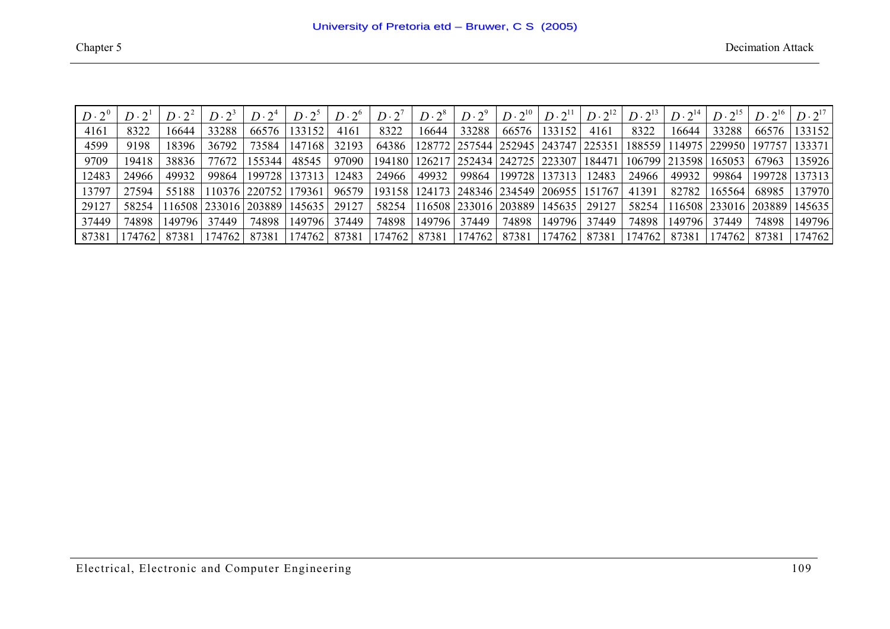| $D \cdot 2^0$ | $D \cdot 2^1$ | $D \cdot 2^2$ | $D \cdot 2^3$ | $D \cdot 2^4$ | $D \cdot 2^5$ | $D \cdot 2^6$ | $D \cdot 2^7$ | $D \cdot 2^8$ | $D \cdot 2^9$ | $D \cdot 2^{10}$ | $D \cdot 2^{11}$ | $D \cdot 2^{12}$ | $D \cdot 2^{13}$ | $D \cdot 2^{14}$ | $D \cdot 2^{15}$ | $D \cdot 2^{16}$ | $D \cdot 2^{17}$ |
|---|---|---|---|---|---|---|---|---|---|---|---|---|---|---|---|---|---|
| 4161 | 8322 | 16644 | 33288 | 66576 | 133152 | 4161 | 8322 | 16644 | 33288 | 66576 | 133152 | 4161 | 8322 | 16644 | 33288 | 66576 | 133152 |
| 4599 | 9198 | 18396 | 36792 | 73584 | 147168 | 32193 | 64386 | 128772 | 257544 | 252945 | 243747 | 225351 | 188559 | 114975 | 229950 | 197757 | 133371 |
| 9709 | 19418 | 38836 | 77672 | 155344 | 48545 | 97090 | 194180 | 126217 | 252434 | 242725 | 223307 | 184471 | 106799 | 213598 | 165053 | 67963 | 135926 |
| 12483 | 24966 | 49932 | 99864 | 199728 | 137313 | 12483 | 24966 | 49932 | 99864 | 199728 | 137313 | 12483 | 24966 | 49932 | 99864 | 199728 | 137313 |
| 13797 | 27594 | 55188 | 110376 | 220752 | 179361 | 96579 | 193158 | 124173 | 248346 | 234549 | 206955 | 151767 | 41391 | 82782 | 165564 | 68985 | 137970 |
| 29127 | 58254 | 116508 | 233016 | 203889 | 145635 | 29127 | 58254 | 116508 | 233016 | 203889 | 145635 | 29127 | 58254 | 116508 | 233016 | 203889 | 145635 |
| 37449 | 74898 | 149796 | 37449 | 74898 | 149796 | 37449 | 74898 | 149796 | 37449 | 74898 | 149796 | 37449 | 74898 | 149796 | 37449 | 74898 | 149796 |
| 87381 | 174762 | 87381 | 174762 | 87381 | 174762 | 87381 | 174762 | 87381 | 174762 | 87381 | 174762 | 87381 | 174762 | 87381 | 174762 | 87381 | 174762 |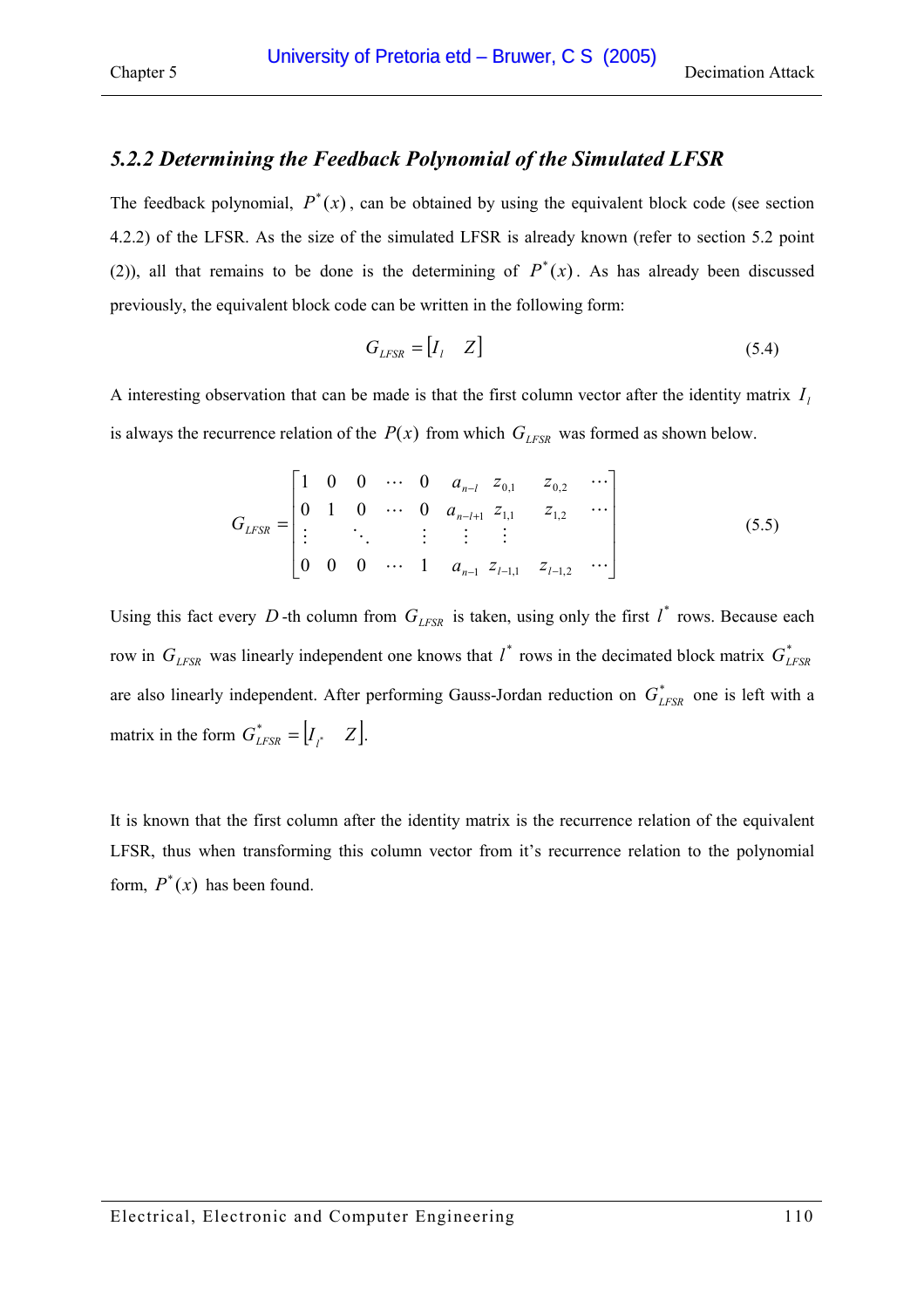### *5.2.2 Determining the Feedback Polynomial of the Simulated LFSR*

The feedback polynomial, $P^*(x)$, can be obtained by using the equivalent block code (see section 4.2.2) of the LFSR. As the size of the simulated LFSR is already known (refer to section 5.2 point (2)), all that remains to be done is the determining of $P^*(x)$. As has already been discussed previously, the equivalent block code can be written in the following form:

$$G_{LFSR} = \begin{bmatrix} I_l & Z \end{bmatrix} \tag{5.4}$$

A interesting observation that can be made is that the first column vector after the identity matrix $I_l$ is always the recurrence relation of the $P(x)$ from which $G_{LFSR}$ was formed as shown below.

$$G_{LFSR} = \begin{bmatrix} 1 & 0 & 0 & \cdots & 0 & a_{n-l} & z_{0,1} & z_{0,2} & \cdots \\ 0 & 1 & 0 & \cdots & 0 & a_{n-l+1} & z_{1,1} & z_{1,2} & \cdots \\ \vdots & & \ddots & & \vdots & \vdots & \vdots & & \\ 0 & 0 & 0 & \cdots & 1 & a_{n-1} & z_{l-1,1} & z_{l-1,2} & \cdots \end{bmatrix} \tag{5.5}$$

Using this fact every $D$-th column from $G_{LFSR}$ is taken, using only the first $l^*$ rows. Because each row in $G_{LFSR}$ was linearly independent one knows that $l^*$ rows in the decimated block matrix $G^*_{LFSR}$ are also linearly independent. After performing Gauss-Jordan reduction on $G^*_{LFSR}$ one is left with a matrix in the form $G^*_{LFSR} = \begin{bmatrix} I_{l^*} & Z \end{bmatrix}$.

It is known that the first column after the identity matrix is the recurrence relation of the equivalent LFSR, thus when transforming this column vector from it's recurrence relation to the polynomial form, $P^*(x)$ has been found.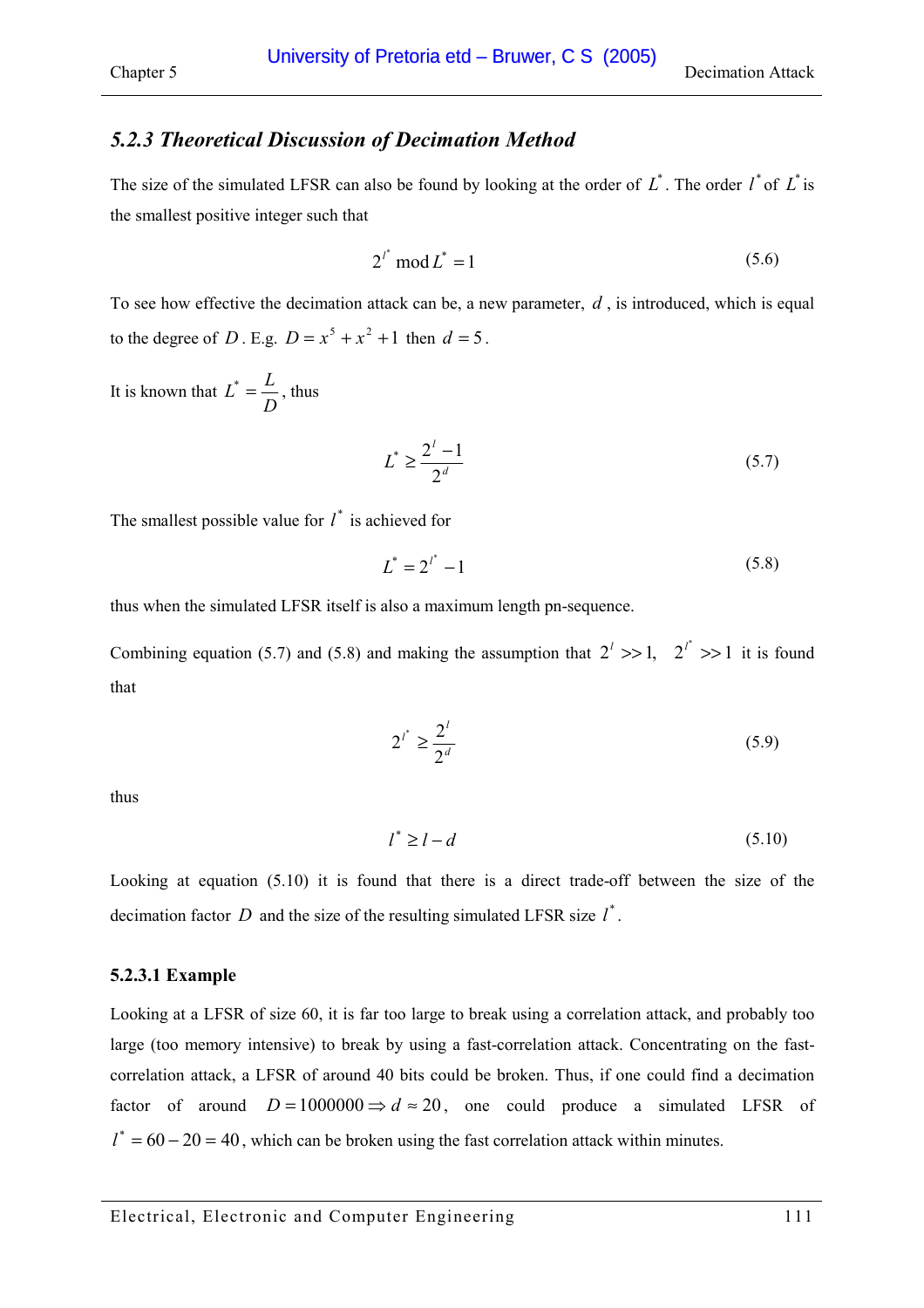### *5.2.3 Theoretical Discussion of Decimation Method*

The size of the simulated LFSR can also be found by looking at the order of $L^*$. The order $l^*$ of $L^*$ is the smallest positive integer such that

$$2^{l^*} \bmod L^* = 1 \tag{5.6}$$

To see how effective the decimation attack can be, a new parameter, $d$, is introduced, which is equal to the degree of $D$. E.g. $D = x^5 + x^2 + 1$ then $d = 5$.

It is known that $L^* = \dfrac{L}{D}$, thus

$$L^* \geq \frac{2^l - 1}{2^d} \tag{5.7}$$

The smallest possible value for $l^*$ is achieved for

$$L^* = 2^{l^*} - 1 \tag{5.8}$$

thus when the simulated LFSR itself is also a maximum length pn-sequence.

Combining equation (5.7) and (5.8) and making the assumption that $2^l >> 1, \quad 2^{l^*} >> 1$ it is found that

$$2^{l^*} \geq \frac{2^l}{2^d} \tag{5.9}$$

thus

$$l^* \geq l - d \tag{5.10}$$

Looking at equation (5.10) it is found that there is a direct trade-off between the size of the decimation factor $D$ and the size of the resulting simulated LFSR size $l^*$.

#### 5.2.3.1 Example

Looking at a LFSR of size 60, it is far too large to break using a correlation attack, and probably too large (too memory intensive) to break by using a fast-correlation attack. Concentrating on the fast-correlation attack, a LFSR of around 40 bits could be broken. Thus, if one could find a decimation factor of around $D = 1000000 \Rightarrow d \approx 20$, one could produce a simulated LFSR of $l^* = 60 - 20 = 40$, which can be broken using the fast correlation attack within minutes.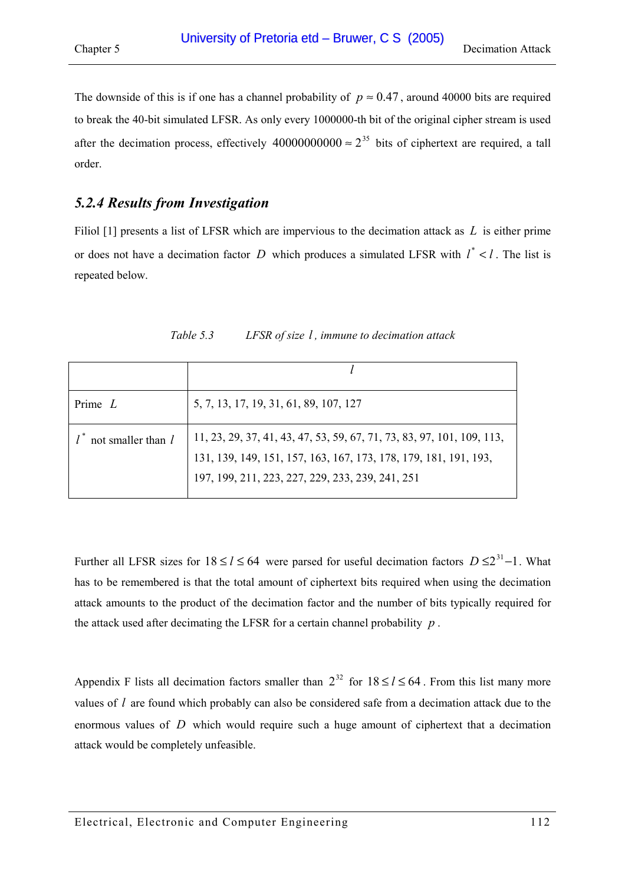The downside of this is if one has a channel probability of $p \approx 0.47$, around 40000 bits are required to break the 40-bit simulated LFSR. As only every 1000000-th bit of the original cipher stream is used after the decimation process, effectively $40000000000 \approx 2^{35}$ bits of ciphertext are required, a tall order.

### *5.2.4 Results from Investigation*

Filiol [1] presents a list of LFSR which are impervious to the decimation attack as $L$ is either prime or does not have a decimation factor $D$ which produces a simulated LFSR with $l^* < l$. The list is repeated below.

*Table 5.3 LFSR of size $l$, immune to decimation attack*

| | $l$ |
|---|---|
| Prime $L$ | 5, 7, 13, 17, 19, 31, 61, 89, 107, 127 |
| $l^*$ not smaller than $l$ | 11, 23, 29, 37, 41, 43, 47, 53, 59, 67, 71, 73, 83, 97, 101, 109, 113, 131, 139, 149, 151, 157, 163, 167, 173, 178, 179, 181, 191, 193, 197, 199, 211, 223, 227, 229, 233, 239, 241, 251 |

Further all LFSR sizes for $18 \le l \le 64$ were parsed for useful decimation factors $D \le 2^{31} - 1$. What has to be remembered is that the total amount of ciphertext bits required when using the decimation attack amounts to the product of the decimation factor and the number of bits typically required for the attack used after decimating the LFSR for a certain channel probability $p$.

Appendix F lists all decimation factors smaller than $2^{32}$ for $18 \le l \le 64$. From this list many more values of $l$ are found which probably can also be considered safe from a decimation attack due to the enormous values of $D$ which would require such a huge amount of ciphertext that a decimation attack would be completely unfeasible.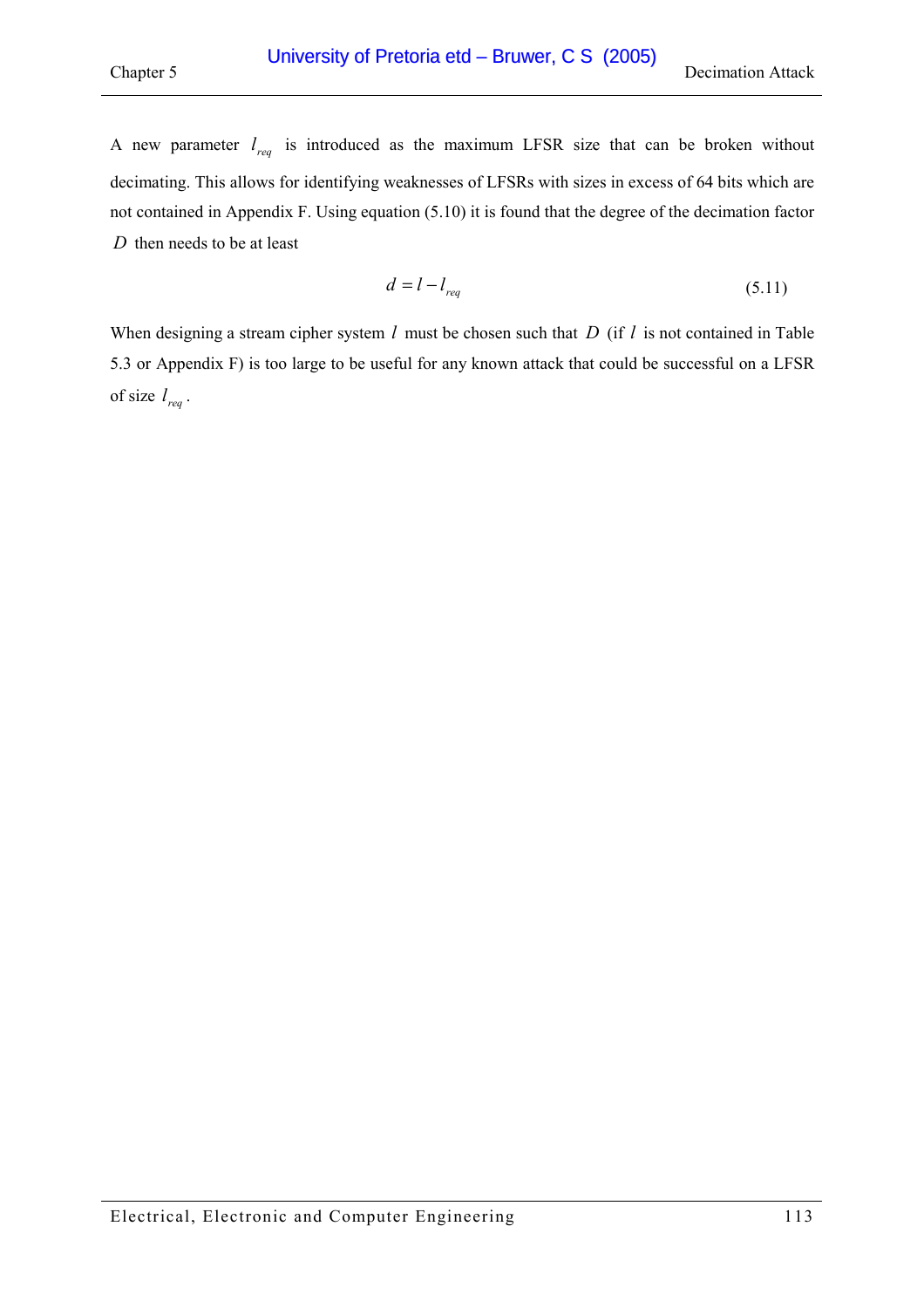A new parameter $l_{req}$ is introduced as the maximum LFSR size that can be broken without decimating. This allows for identifying weaknesses of LFSRs with sizes in excess of 64 bits which are not contained in Appendix F. Using equation (5.10) it is found that the degree of the decimation factor $D$ then needs to be at least

$$d = l - l_{req} \tag{5.11}$$

When designing a stream cipher system $l$ must be chosen such that $D$ (if $l$ is not contained in Table 5.3 or Appendix F) is too large to be useful for any known attack that could be successful on a LFSR of size $l_{req}$.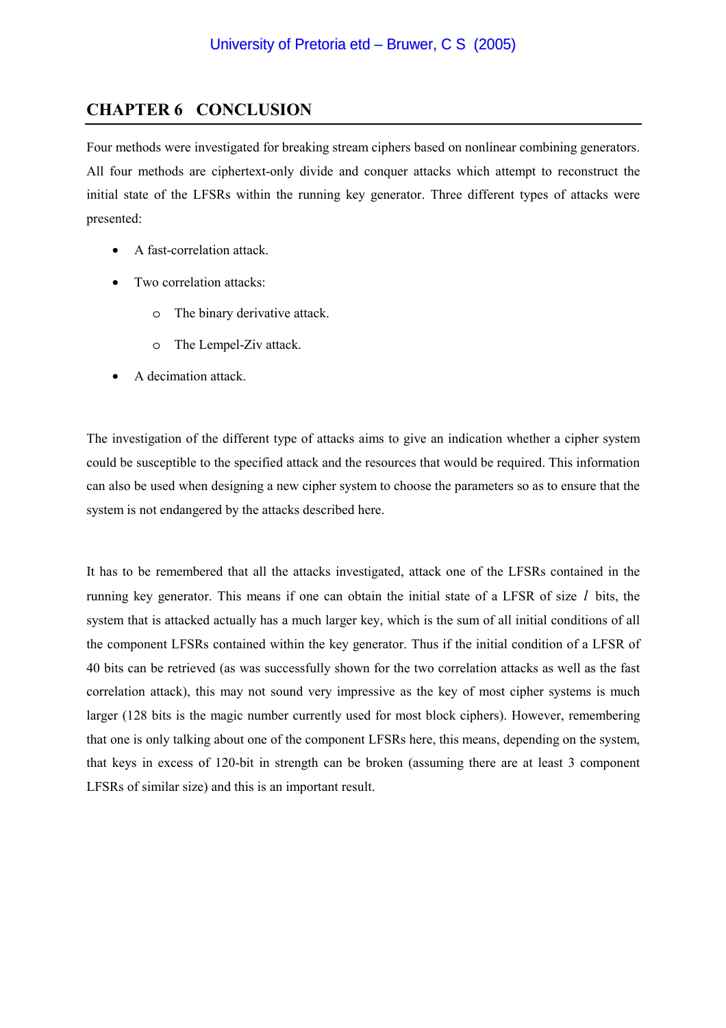# CHAPTER 6 CONCLUSION

Four methods were investigated for breaking stream ciphers based on nonlinear combining generators. All four methods are ciphertext-only divide and conquer attacks which attempt to reconstruct the initial state of the LFSRs within the running key generator. Three different types of attacks were presented:

- A fast-correlation attack.
- Two correlation attacks:
  - The binary derivative attack.
  - The Lempel-Ziv attack.
- A decimation attack.

The investigation of the different type of attacks aims to give an indication whether a cipher system could be susceptible to the specified attack and the resources that would be required. This information can also be used when designing a new cipher system to choose the parameters so as to ensure that the system is not endangered by the attacks described here.

It has to be remembered that all the attacks investigated, attack one of the LFSRs contained in the running key generator. This means if one can obtain the initial state of a LFSR of size $l$ bits, the system that is attacked actually has a much larger key, which is the sum of all initial conditions of all the component LFSRs contained within the key generator. Thus if the initial condition of a LFSR of 40 bits can be retrieved (as was successfully shown for the two correlation attacks as well as the fast correlation attack), this may not sound very impressive as the key of most cipher systems is much larger (128 bits is the magic number currently used for most block ciphers). However, remembering that one is only talking about one of the component LFSRs here, this means, depending on the system, that keys in excess of 120-bit in strength can be broken (assuming there are at least 3 component LFSRs of similar size) and this is an important result.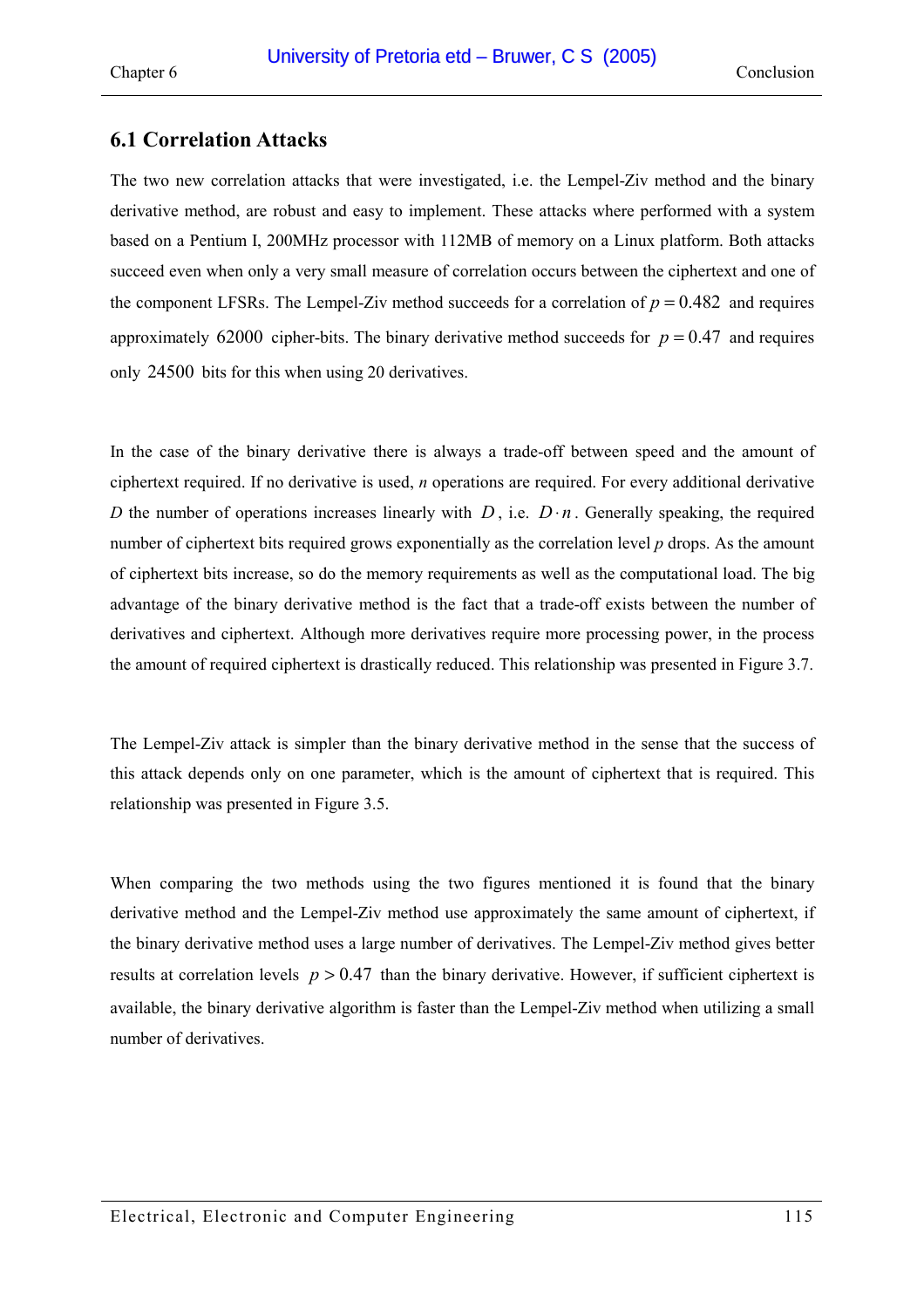## 6.1 Correlation Attacks

The two new correlation attacks that were investigated, i.e. the Lempel-Ziv method and the binary derivative method, are robust and easy to implement. These attacks where performed with a system based on a Pentium I, 200MHz processor with 112MB of memory on a Linux platform. Both attacks succeed even when only a very small measure of correlation occurs between the ciphertext and one of the component LFSRs. The Lempel-Ziv method succeeds for a correlation of $p = 0.482$ and requires approximately $62000$ cipher-bits. The binary derivative method succeeds for $p = 0.47$ and requires only $24500$ bits for this when using 20 derivatives.

In the case of the binary derivative there is always a trade-off between speed and the amount of ciphertext required. If no derivative is used, $n$ operations are required. For every additional derivative $D$ the number of operations increases linearly with $D$, i.e. $D \cdot n$. Generally speaking, the required number of ciphertext bits required grows exponentially as the correlation level $p$ drops. As the amount of ciphertext bits increase, so do the memory requirements as well as the computational load. The big advantage of the binary derivative method is the fact that a trade-off exists between the number of derivatives and ciphertext. Although more derivatives require more processing power, in the process the amount of required ciphertext is drastically reduced. This relationship was presented in Figure 3.7.

The Lempel-Ziv attack is simpler than the binary derivative method in the sense that the success of this attack depends only on one parameter, which is the amount of ciphertext that is required. This relationship was presented in Figure 3.5.

When comparing the two methods using the two figures mentioned it is found that the binary derivative method and the Lempel-Ziv method use approximately the same amount of ciphertext, if the binary derivative method uses a large number of derivatives. The Lempel-Ziv method gives better results at correlation levels $p > 0.47$ than the binary derivative. However, if sufficient ciphertext is available, the binary derivative algorithm is faster than the Lempel-Ziv method when utilizing a small number of derivatives.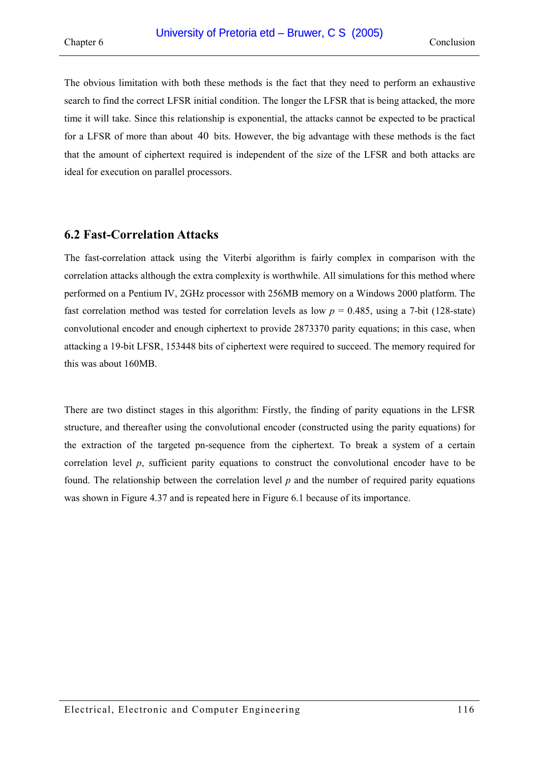The obvious limitation with both these methods is the fact that they need to perform an exhaustive search to find the correct LFSR initial condition. The longer the LFSR that is being attacked, the more time it will take. Since this relationship is exponential, the attacks cannot be expected to be practical for a LFSR of more than about 40 bits. However, the big advantage with these methods is the fact that the amount of ciphertext required is independent of the size of the LFSR and both attacks are ideal for execution on parallel processors.

## 6.2 Fast-Correlation Attacks

The fast-correlation attack using the Viterbi algorithm is fairly complex in comparison with the correlation attacks although the extra complexity is worthwhile. All simulations for this method where performed on a Pentium IV, 2GHz processor with 256MB memory on a Windows 2000 platform. The fast correlation method was tested for correlation levels as low $p = 0.485$, using a 7-bit (128-state) convolutional encoder and enough ciphertext to provide 2873370 parity equations; in this case, when attacking a 19-bit LFSR, 153448 bits of ciphertext were required to succeed. The memory required for this was about 160MB.

There are two distinct stages in this algorithm: Firstly, the finding of parity equations in the LFSR structure, and thereafter using the convolutional encoder (constructed using the parity equations) for the extraction of the targeted pn-sequence from the ciphertext. To break a system of a certain correlation level $p$, sufficient parity equations to construct the convolutional encoder have to be found. The relationship between the correlation level $p$ and the number of required parity equations was shown in Figure 4.37 and is repeated here in Figure 6.1 because of its importance.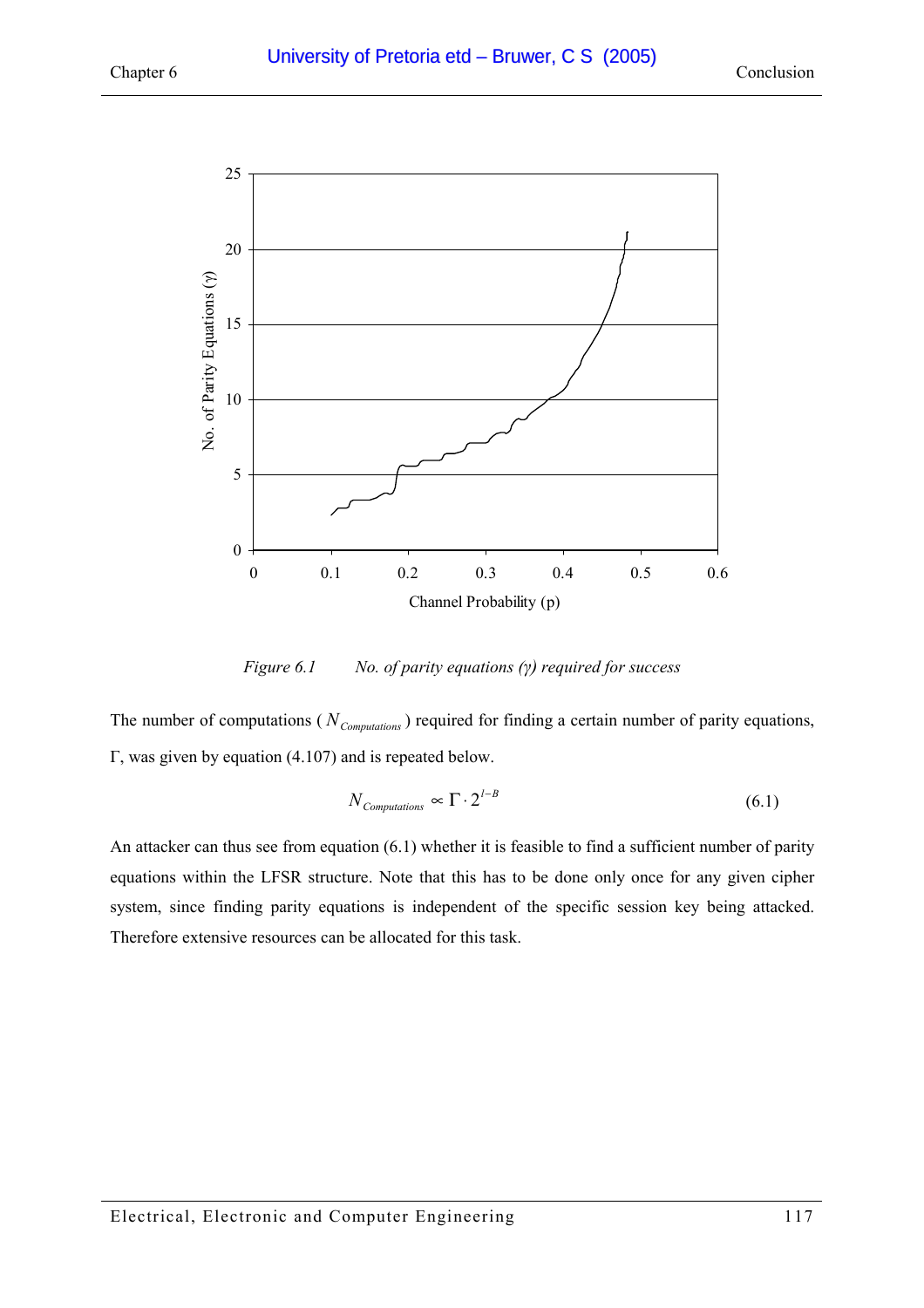*Figure 6.1 No. of parity equations (γ) required for success*

The number of computations ($N_{Computations}$) required for finding a certain number of parity equations, Γ, was given by equation (4.107) and is repeated below.

$$N_{Computations} \propto \Gamma \cdot 2^{l-B} \tag{6.1}$$

An attacker can thus see from equation (6.1) whether it is feasible to find a sufficient number of parity equations within the LFSR structure. Note that this has to be done only once for any given cipher system, since finding parity equations is independent of the specific session key being attacked. Therefore extensive resources can be allocated for this task.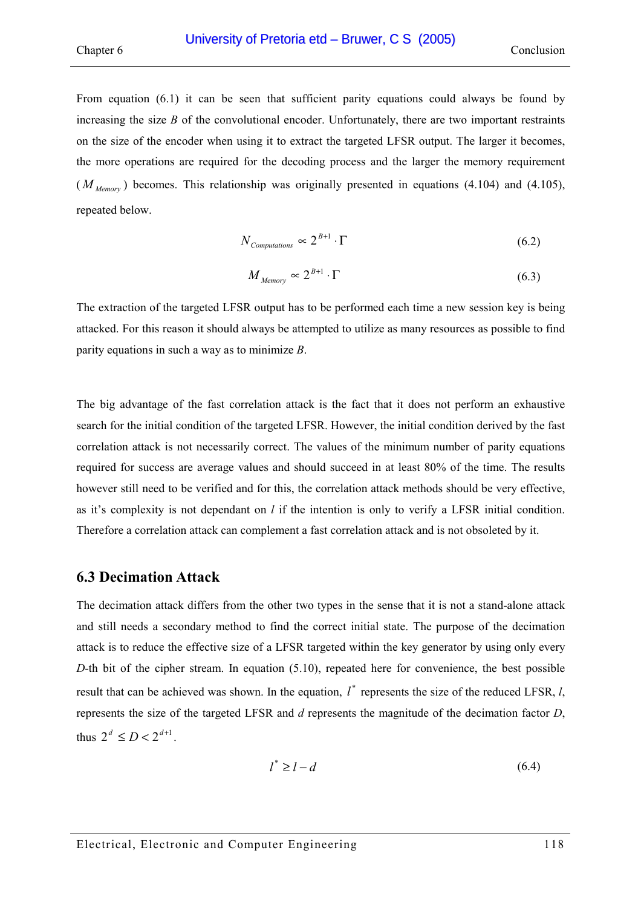From equation (6.1) it can be seen that sufficient parity equations could always be found by increasing the size $B$ of the convolutional encoder. Unfortunately, there are two important restraints on the size of the encoder when using it to extract the targeted LFSR output. The larger it becomes, the more operations are required for the decoding process and the larger the memory requirement ($M_{Memory}$) becomes. This relationship was originally presented in equations (4.104) and (4.105), repeated below.

$$N_{Computations} \propto 2^{B+1} \cdot \Gamma \tag{6.2}$$

$$M_{Memory} \propto 2^{B+1} \cdot \Gamma \tag{6.3}$$

The extraction of the targeted LFSR output has to be performed each time a new session key is being attacked. For this reason it should always be attempted to utilize as many resources as possible to find parity equations in such a way as to minimize $B$.

The big advantage of the fast correlation attack is the fact that it does not perform an exhaustive search for the initial condition of the targeted LFSR. However, the initial condition derived by the fast correlation attack is not necessarily correct. The values of the minimum number of parity equations required for success are average values and should succeed in at least 80% of the time. The results however still need to be verified and for this, the correlation attack methods should be very effective, as it's complexity is not dependant on $l$ if the intention is only to verify a LFSR initial condition. Therefore a correlation attack can complement a fast correlation attack and is not obsoleted by it.

## 6.3 Decimation Attack

The decimation attack differs from the other two types in the sense that it is not a stand-alone attack and still needs a secondary method to find the correct initial state. The purpose of the decimation attack is to reduce the effective size of a LFSR targeted within the key generator by using only every $D$-th bit of the cipher stream. In equation (5.10), repeated here for convenience, the best possible result that can be achieved was shown. In the equation, $l^*$ represents the size of the reduced LFSR, $l$, represents the size of the targeted LFSR and $d$ represents the magnitude of the decimation factor $D$, thus $2^d \leq D < 2^{d+1}$.

$$l^* \geq l - d \tag{6.4}$$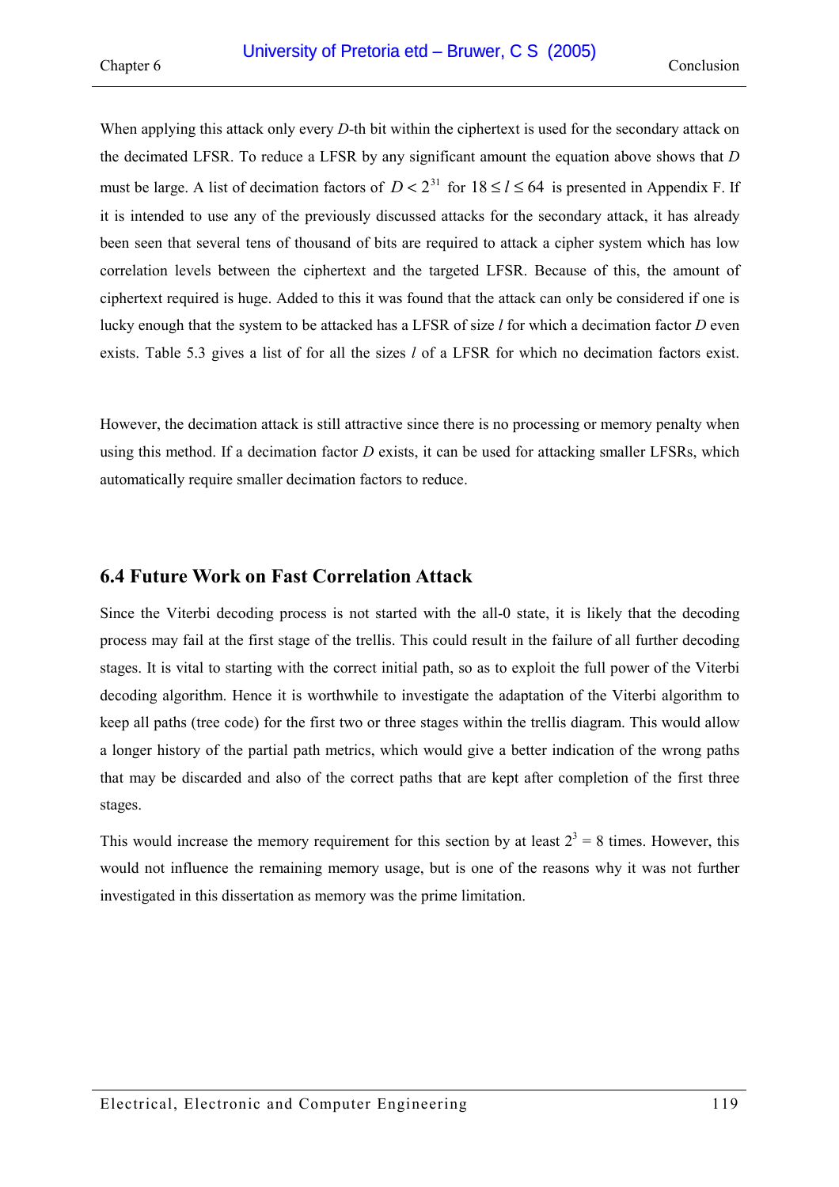When applying this attack only every $D$-th bit within the ciphertext is used for the secondary attack on the decimated LFSR. To reduce a LFSR by any significant amount the equation above shows that $D$ must be large. A list of decimation factors of $D < 2^{31}$ for $18 \leq l \leq 64$ is presented in Appendix F. If it is intended to use any of the previously discussed attacks for the secondary attack, it has already been seen that several tens of thousand of bits are required to attack a cipher system which has low correlation levels between the ciphertext and the targeted LFSR. Because of this, the amount of ciphertext required is huge. Added to this it was found that the attack can only be considered if one is lucky enough that the system to be attacked has a LFSR of size $l$ for which a decimation factor $D$ even exists. Table 5.3 gives a list of for all the sizes $l$ of a LFSR for which no decimation factors exist.

However, the decimation attack is still attractive since there is no processing or memory penalty when using this method. If a decimation factor $D$ exists, it can be used for attacking smaller LFSRs, which automatically require smaller decimation factors to reduce.

## 6.4 Future Work on Fast Correlation Attack

Since the Viterbi decoding process is not started with the all-0 state, it is likely that the decoding process may fail at the first stage of the trellis. This could result in the failure of all further decoding stages. It is vital to starting with the correct initial path, so as to exploit the full power of the Viterbi decoding algorithm. Hence it is worthwhile to investigate the adaptation of the Viterbi algorithm to keep all paths (tree code) for the first two or three stages within the trellis diagram. This would allow a longer history of the partial path metrics, which would give a better indication of the wrong paths that may be discarded and also of the correct paths that are kept after completion of the first three stages.

This would increase the memory requirement for this section by at least $2^3 = 8$ times. However, this would not influence the remaining memory usage, but is one of the reasons why it was not further investigated in this dissertation as memory was the prime limitation.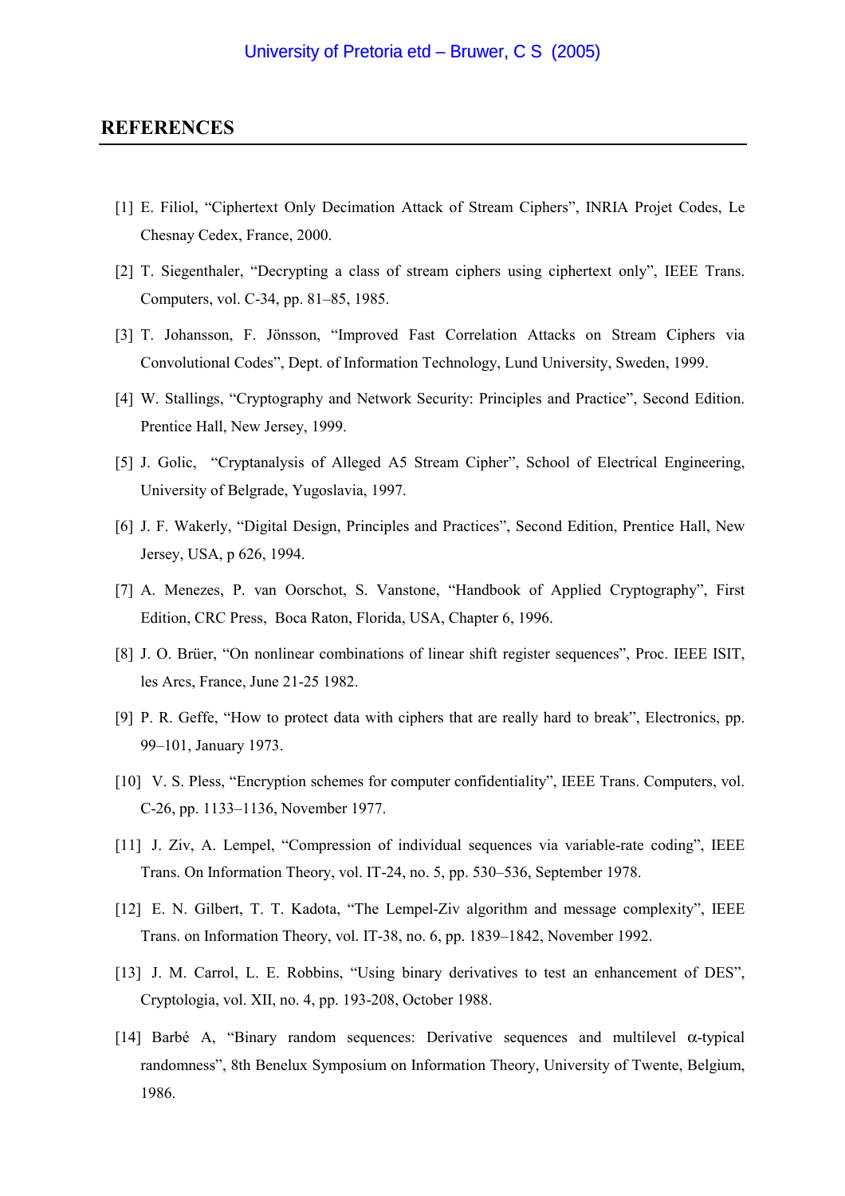## REFERENCES

[1] E. Filiol, “Ciphertext Only Decimation Attack of Stream Ciphers”, INRIA Projet Codes, Le Chesnay Cedex, France, 2000.

[2] T. Siegenthaler, “Decrypting a class of stream ciphers using ciphertext only”, IEEE Trans. Computers, vol. C-34, pp. 81–85, 1985.

[3] T. Johansson, F. Jönsson, “Improved Fast Correlation Attacks on Stream Ciphers via Convolutional Codes”, Dept. of Information Technology, Lund University, Sweden, 1999.

[4] W. Stallings, “Cryptography and Network Security: Principles and Practice”, Second Edition. Prentice Hall, New Jersey, 1999.

[5] J. Golic, “Cryptanalysis of Alleged A5 Stream Cipher”, School of Electrical Engineering, University of Belgrade, Yugoslavia, 1997.

[6] J. F. Wakerly, “Digital Design, Principles and Practices”, Second Edition, Prentice Hall, New Jersey, USA, p 626, 1994.

[7] A. Menezes, P. van Oorschot, S. Vanstone, “Handbook of Applied Cryptography”, First Edition, CRC Press, Boca Raton, Florida, USA, Chapter 6, 1996.

[8] J. O. Brüer, “On nonlinear combinations of linear shift register sequences”, Proc. IEEE ISIT, les Arcs, France, June 21-25 1982.

[9] P. R. Geffe, “How to protect data with ciphers that are really hard to break”, Electronics, pp. 99–101, January 1973.

[10] V. S. Pless, “Encryption schemes for computer confidentiality”, IEEE Trans. Computers, vol. C-26, pp. 1133–1136, November 1977.

[11] J. Ziv, A. Lempel, “Compression of individual sequences via variable-rate coding”, IEEE Trans. On Information Theory, vol. IT-24, no. 5, pp. 530–536, September 1978.

[12] E. N. Gilbert, T. T. Kadota, “The Lempel-Ziv algorithm and message complexity”, IEEE Trans. on Information Theory, vol. IT-38, no. 6, pp. 1839–1842, November 1992.

[13] J. M. Carrol, L. E. Robbins, “Using binary derivatives to test an enhancement of DES”, Cryptologia, vol. XII, no. 4, pp. 193-208, October 1988.

[14] Barbé A, “Binary random sequences: Derivative sequences and multilevel $\alpha$-typical randomness”, 8th Benelux Symposium on Information Theory, University of Twente, Belgium, 1986.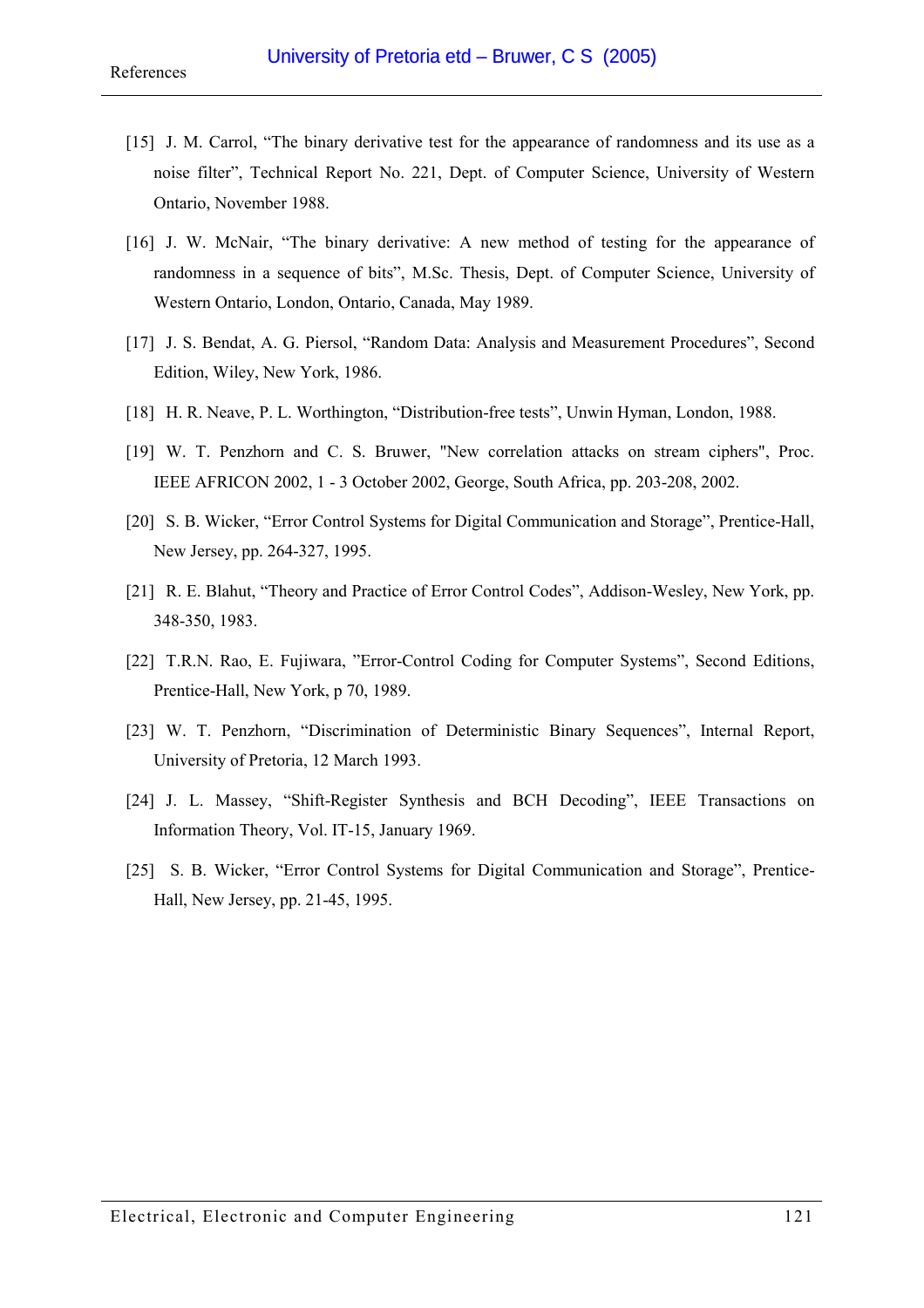[15] J. M. Carrol, “The binary derivative test for the appearance of randomness and its use as a noise filter”, Technical Report No. 221, Dept. of Computer Science, University of Western Ontario, November 1988.

[16] J. W. McNair, “The binary derivative: A new method of testing for the appearance of randomness in a sequence of bits”, M.Sc. Thesis, Dept. of Computer Science, University of Western Ontario, London, Ontario, Canada, May 1989.

[17] J. S. Bendat, A. G. Piersol, “Random Data: Analysis and Measurement Procedures”, Second Edition, Wiley, New York, 1986.

[18] H. R. Neave, P. L. Worthington, “Distribution-free tests”, Unwin Hyman, London, 1988.

[19] W. T. Penzhorn and C. S. Bruwer, "New correlation attacks on stream ciphers", Proc. IEEE AFRICON 2002, 1 - 3 October 2002, George, South Africa, pp. 203-208, 2002.

[20] S. B. Wicker, “Error Control Systems for Digital Communication and Storage”, Prentice-Hall, New Jersey, pp. 264-327, 1995.

[21] R. E. Blahut, “Theory and Practice of Error Control Codes”, Addison-Wesley, New York, pp. 348-350, 1983.

[22] T.R.N. Rao, E. Fujiwara, ”Error-Control Coding for Computer Systems”, Second Editions, Prentice-Hall, New York, p 70, 1989.

[23] W. T. Penzhorn, “Discrimination of Deterministic Binary Sequences”, Internal Report, University of Pretoria, 12 March 1993.

[24] J. L. Massey, “Shift-Register Synthesis and BCH Decoding”, IEEE Transactions on Information Theory, Vol. IT-15, January 1969.

[25] S. B. Wicker, “Error Control Systems for Digital Communication and Storage”, Prentice-Hall, New Jersey, pp. 21-45, 1995.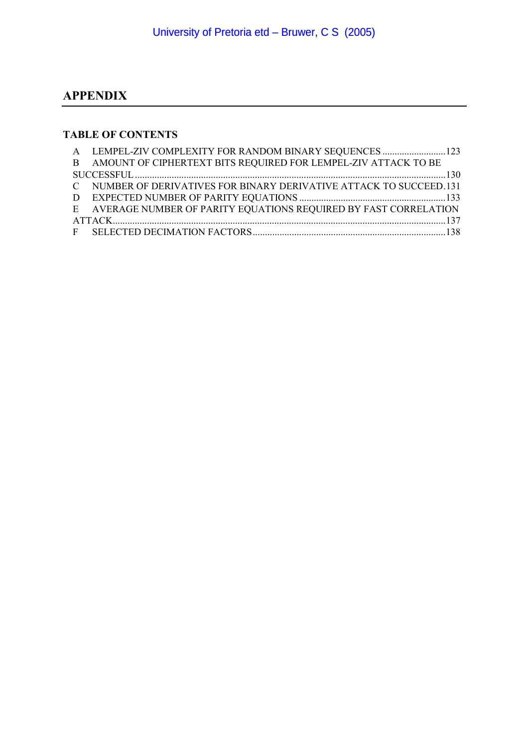# APPENDIX

## TABLE OF CONTENTS

A LEMPEL-ZIV COMPLEXITY FOR RANDOM BINARY SEQUENCES ..........................123

B AMOUNT OF CIPHERTEXT BITS REQUIRED FOR LEMPEL-ZIV ATTACK TO BE SUCCESSFUL ..............................................................................................................130

C NUMBER OF DERIVATIVES FOR BINARY DERIVATIVE ATTACK TO SUCCEED.131

D EXPECTED NUMBER OF PARITY EQUATIONS ............................................................133

E AVERAGE NUMBER OF PARITY EQUATIONS REQUIRED BY FAST CORRELATION ATTACK.......................................................................................................................137

F SELECTED DECIMATION FACTORS...............................................................................138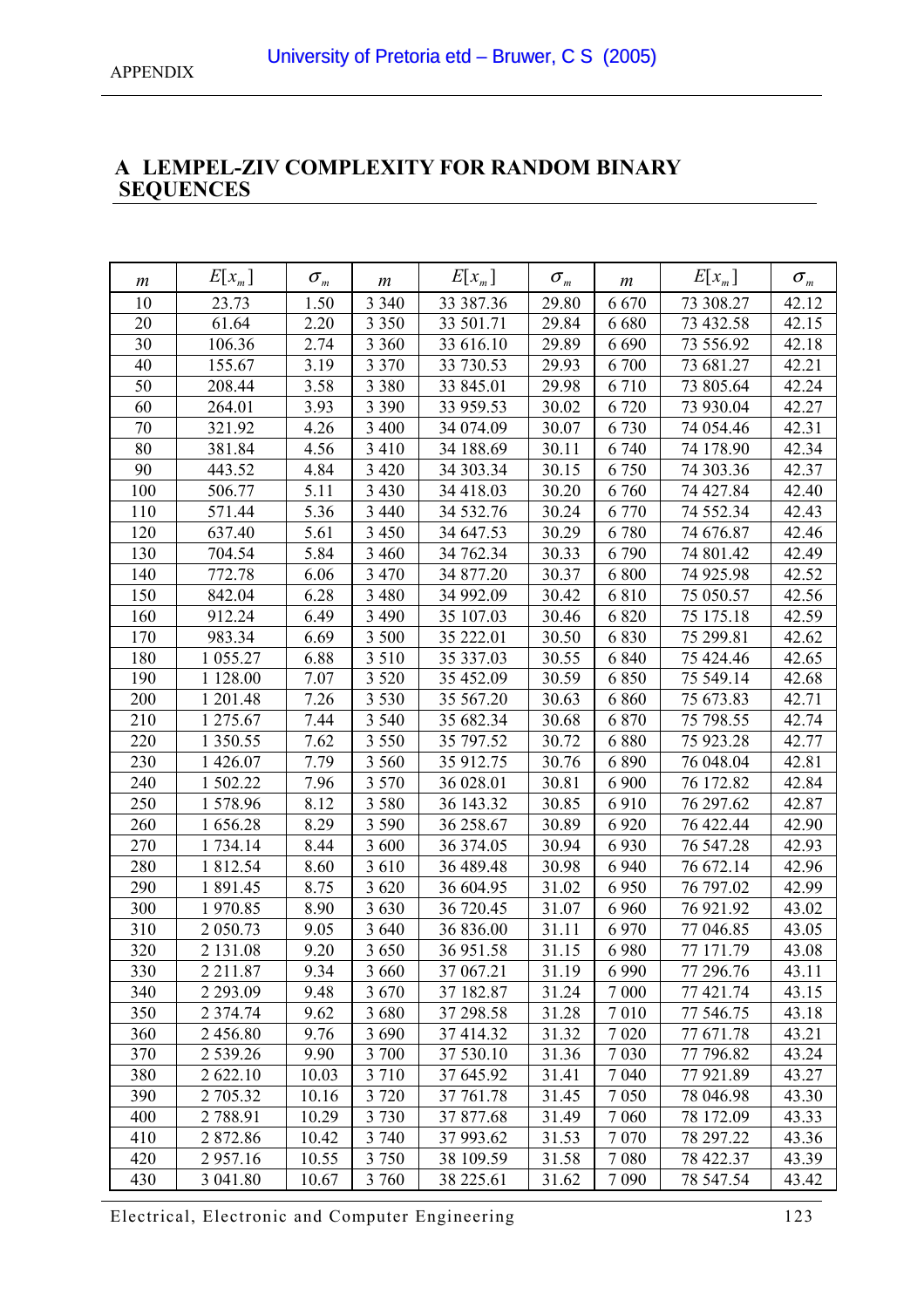# A LEMPEL-ZIV COMPLEXITY FOR RANDOM BINARY SEQUENCES

| $m$ | $E[x_m]$ | $\sigma_m$ | $m$ | $E[x_m]$ | $\sigma_m$ | $m$ | $E[x_m]$ | $\sigma_m$ |
|---|---|---|---|---|---|---|---|---|
| 10 | 23.73 | 1.50 | 3 340 | 33 387.36 | 29.80 | 6 670 | 73 308.27 | 42.12 |
| 20 | 61.64 | 2.20 | 3 350 | 33 501.71 | 29.84 | 6 680 | 73 432.58 | 42.15 |
| 30 | 106.36 | 2.74 | 3 360 | 33 616.10 | 29.89 | 6 690 | 73 556.92 | 42.18 |
| 40 | 155.67 | 3.19 | 3 370 | 33 730.53 | 29.93 | 6 700 | 73 681.27 | 42.21 |
| 50 | 208.44 | 3.58 | 3 380 | 33 845.01 | 29.98 | 6 710 | 73 805.64 | 42.24 |
| 60 | 264.01 | 3.93 | 3 390 | 33 959.53 | 30.02 | 6 720 | 73 930.04 | 42.27 |
| 70 | 321.92 | 4.26 | 3 400 | 34 074.09 | 30.07 | 6 730 | 74 054.46 | 42.31 |
| 80 | 381.84 | 4.56 | 3 410 | 34 188.69 | 30.11 | 6 740 | 74 178.90 | 42.34 |
| 90 | 443.52 | 4.84 | 3 420 | 34 303.34 | 30.15 | 6 750 | 74 303.36 | 42.37 |
| 100 | 506.77 | 5.11 | 3 430 | 34 418.03 | 30.20 | 6 760 | 74 427.84 | 42.40 |
| 110 | 571.44 | 5.36 | 3 440 | 34 532.76 | 30.24 | 6 770 | 74 552.34 | 42.43 |
| 120 | 637.40 | 5.61 | 3 450 | 34 647.53 | 30.29 | 6 780 | 74 676.87 | 42.46 |
| 130 | 704.54 | 5.84 | 3 460 | 34 762.34 | 30.33 | 6 790 | 74 801.42 | 42.49 |
| 140 | 772.78 | 6.06 | 3 470 | 34 877.20 | 30.37 | 6 800 | 74 925.98 | 42.52 |
| 150 | 842.04 | 6.28 | 3 480 | 34 992.09 | 30.42 | 6 810 | 75 050.57 | 42.56 |
| 160 | 912.24 | 6.49 | 3 490 | 35 107.03 | 30.46 | 6 820 | 75 175.18 | 42.59 |
| 170 | 983.34 | 6.69 | 3 500 | 35 222.01 | 30.50 | 6 830 | 75 299.81 | 42.62 |
| 180 | 1 055.27 | 6.88 | 3 510 | 35 337.03 | 30.55 | 6 840 | 75 424.46 | 42.65 |
| 190 | 1 128.00 | 7.07 | 3 520 | 35 452.09 | 30.59 | 6 850 | 75 549.14 | 42.68 |
| 200 | 1 201.48 | 7.26 | 3 530 | 35 567.20 | 30.63 | 6 860 | 75 673.83 | 42.71 |
| 210 | 1 275.67 | 7.44 | 3 540 | 35 682.34 | 30.68 | 6 870 | 75 798.55 | 42.74 |
| 220 | 1 350.55 | 7.62 | 3 550 | 35 797.52 | 30.72 | 6 880 | 75 923.28 | 42.77 |
| 230 | 1 426.07 | 7.79 | 3 560 | 35 912.75 | 30.76 | 6 890 | 76 048.04 | 42.81 |
| 240 | 1 502.22 | 7.96 | 3 570 | 36 028.01 | 30.81 | 6 900 | 76 172.82 | 42.84 |
| 250 | 1 578.96 | 8.12 | 3 580 | 36 143.32 | 30.85 | 6 910 | 76 297.62 | 42.87 |
| 260 | 1 656.28 | 8.29 | 3 590 | 36 258.67 | 30.89 | 6 920 | 76 422.44 | 42.90 |
| 270 | 1 734.14 | 8.44 | 3 600 | 36 374.05 | 30.94 | 6 930 | 76 547.28 | 42.93 |
| 280 | 1 812.54 | 8.60 | 3 610 | 36 489.48 | 30.98 | 6 940 | 76 672.14 | 42.96 |
| 290 | 1 891.45 | 8.75 | 3 620 | 36 604.95 | 31.02 | 6 950 | 76 797.02 | 42.99 |
| 300 | 1 970.85 | 8.90 | 3 630 | 36 720.45 | 31.07 | 6 960 | 76 921.92 | 43.02 |
| 310 | 2 050.73 | 9.05 | 3 640 | 36 836.00 | 31.11 | 6 970 | 77 046.85 | 43.05 |
| 320 | 2 131.08 | 9.20 | 3 650 | 36 951.58 | 31.15 | 6 980 | 77 171.79 | 43.08 |
| 330 | 2 211.87 | 9.34 | 3 660 | 37 067.21 | 31.19 | 6 990 | 77 296.76 | 43.11 |
| 340 | 2 293.09 | 9.48 | 3 670 | 37 182.87 | 31.24 | 7 000 | 77 421.74 | 43.15 |
| 350 | 2 374.74 | 9.62 | 3 680 | 37 298.58 | 31.28 | 7 010 | 77 546.75 | 43.18 |
| 360 | 2 456.80 | 9.76 | 3 690 | 37 414.32 | 31.32 | 7 020 | 77 671.78 | 43.21 |
| 370 | 2 539.26 | 9.90 | 3 700 | 37 530.10 | 31.36 | 7 030 | 77 796.82 | 43.24 |
| 380 | 2 622.10 | 10.03 | 3 710 | 37 645.92 | 31.41 | 7 040 | 77 921.89 | 43.27 |
| 390 | 2 705.32 | 10.16 | 3 720 | 37 761.78 | 31.45 | 7 050 | 78 046.98 | 43.30 |
| 400 | 2 788.91 | 10.29 | 3 730 | 37 877.68 | 31.49 | 7 060 | 78 172.09 | 43.33 |
| 410 | 2 872.86 | 10.42 | 3 740 | 37 993.62 | 31.53 | 7 070 | 78 297.22 | 43.36 |
| 420 | 2 957.16 | 10.55 | 3 750 | 38 109.59 | 31.58 | 7 080 | 78 422.37 | 43.39 |
| 430 | 3 041.80 | 10.67 | 3 760 | 38 225.61 | 31.62 | 7 090 | 78 547.54 | 43.42 |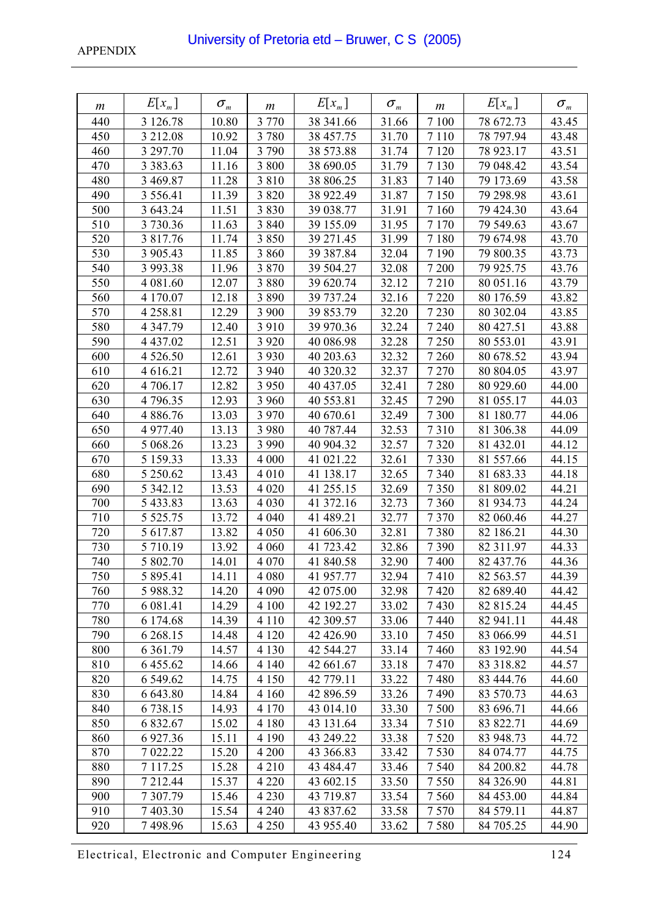| $m$ | $E[x_m]$ | $\sigma_m$ | $m$ | $E[x_m]$ | $\sigma_m$ | $m$ | $E[x_m]$ | $\sigma_m$ |
|---|---|---|---|---|---|---|---|---|
| 440 | 3 126.78 | 10.80 | 3 770 | 38 341.66 | 31.66 | 7 100 | 78 672.73 | 43.45 |
| 450 | 3 212.08 | 10.92 | 3 780 | 38 457.75 | 31.70 | 7 110 | 78 797.94 | 43.48 |
| 460 | 3 297.70 | 11.04 | 3 790 | 38 573.88 | 31.74 | 7 120 | 78 923.17 | 43.51 |
| 470 | 3 383.63 | 11.16 | 3 800 | 38 690.05 | 31.79 | 7 130 | 79 048.42 | 43.54 |
| 480 | 3 469.87 | 11.28 | 3 810 | 38 806.25 | 31.83 | 7 140 | 79 173.69 | 43.58 |
| 490 | 3 556.41 | 11.39 | 3 820 | 38 922.49 | 31.87 | 7 150 | 79 298.98 | 43.61 |
| 500 | 3 643.24 | 11.51 | 3 830 | 39 038.77 | 31.91 | 7 160 | 79 424.30 | 43.64 |
| 510 | 3 730.36 | 11.63 | 3 840 | 39 155.09 | 31.95 | 7 170 | 79 549.63 | 43.67 |
| 520 | 3 817.76 | 11.74 | 3 850 | 39 271.45 | 31.99 | 7 180 | 79 674.98 | 43.70 |
| 530 | 3 905.43 | 11.85 | 3 860 | 39 387.84 | 32.04 | 7 190 | 79 800.35 | 43.73 |
| 540 | 3 993.38 | 11.96 | 3 870 | 39 504.27 | 32.08 | 7 200 | 79 925.75 | 43.76 |
| 550 | 4 081.60 | 12.07 | 3 880 | 39 620.74 | 32.12 | 7 210 | 80 051.16 | 43.79 |
| 560 | 4 170.07 | 12.18 | 3 890 | 39 737.24 | 32.16 | 7 220 | 80 176.59 | 43.82 |
| 570 | 4 258.81 | 12.29 | 3 900 | 39 853.79 | 32.20 | 7 230 | 80 302.04 | 43.85 |
| 580 | 4 347.79 | 12.40 | 3 910 | 39 970.36 | 32.24 | 7 240 | 80 427.51 | 43.88 |
| 590 | 4 437.02 | 12.51 | 3 920 | 40 086.98 | 32.28 | 7 250 | 80 553.01 | 43.91 |
| 600 | 4 526.50 | 12.61 | 3 930 | 40 203.63 | 32.32 | 7 260 | 80 678.52 | 43.94 |
| 610 | 4 616.21 | 12.72 | 3 940 | 40 320.32 | 32.37 | 7 270 | 80 804.05 | 43.97 |
| 620 | 4 706.17 | 12.82 | 3 950 | 40 437.05 | 32.41 | 7 280 | 80 929.60 | 44.00 |
| 630 | 4 796.35 | 12.93 | 3 960 | 40 553.81 | 32.45 | 7 290 | 81 055.17 | 44.03 |
| 640 | 4 886.76 | 13.03 | 3 970 | 40 670.61 | 32.49 | 7 300 | 81 180.77 | 44.06 |
| 650 | 4 977.40 | 13.13 | 3 980 | 40 787.44 | 32.53 | 7 310 | 81 306.38 | 44.09 |
| 660 | 5 068.26 | 13.23 | 3 990 | 40 904.32 | 32.57 | 7 320 | 81 432.01 | 44.12 |
| 670 | 5 159.33 | 13.33 | 4 000 | 41 021.22 | 32.61 | 7 330 | 81 557.66 | 44.15 |
| 680 | 5 250.62 | 13.43 | 4 010 | 41 138.17 | 32.65 | 7 340 | 81 683.33 | 44.18 |
| 690 | 5 342.12 | 13.53 | 4 020 | 41 255.15 | 32.69 | 7 350 | 81 809.02 | 44.21 |
| 700 | 5 433.83 | 13.63 | 4 030 | 41 372.16 | 32.73 | 7 360 | 81 934.73 | 44.24 |
| 710 | 5 525.75 | 13.72 | 4 040 | 41 489.21 | 32.77 | 7 370 | 82 060.46 | 44.27 |
| 720 | 5 617.87 | 13.82 | 4 050 | 41 606.30 | 32.81 | 7 380 | 82 186.21 | 44.30 |
| 730 | 5 710.19 | 13.92 | 4 060 | 41 723.42 | 32.86 | 7 390 | 82 311.97 | 44.33 |
| 740 | 5 802.70 | 14.01 | 4 070 | 41 840.58 | 32.90 | 7 400 | 82 437.76 | 44.36 |
| 750 | 5 895.41 | 14.11 | 4 080 | 41 957.77 | 32.94 | 7 410 | 82 563.57 | 44.39 |
| 760 | 5 988.32 | 14.20 | 4 090 | 42 075.00 | 32.98 | 7 420 | 82 689.40 | 44.42 |
| 770 | 6 081.41 | 14.29 | 4 100 | 42 192.27 | 33.02 | 7 430 | 82 815.24 | 44.45 |
| 780 | 6 174.68 | 14.39 | 4 110 | 42 309.57 | 33.06 | 7 440 | 82 941.11 | 44.48 |
| 790 | 6 268.15 | 14.48 | 4 120 | 42 426.90 | 33.10 | 7 450 | 83 066.99 | 44.51 |
| 800 | 6 361.79 | 14.57 | 4 130 | 42 544.27 | 33.14 | 7 460 | 83 192.90 | 44.54 |
| 810 | 6 455.62 | 14.66 | 4 140 | 42 661.67 | 33.18 | 7 470 | 83 318.82 | 44.57 |
| 820 | 6 549.62 | 14.75 | 4 150 | 42 779.11 | 33.22 | 7 480 | 83 444.76 | 44.60 |
| 830 | 6 643.80 | 14.84 | 4 160 | 42 896.59 | 33.26 | 7 490 | 83 570.73 | 44.63 |
| 840 | 6 738.15 | 14.93 | 4 170 | 43 014.10 | 33.30 | 7 500 | 83 696.71 | 44.66 |
| 850 | 6 832.67 | 15.02 | 4 180 | 43 131.64 | 33.34 | 7 510 | 83 822.71 | 44.69 |
| 860 | 6 927.36 | 15.11 | 4 190 | 43 249.22 | 33.38 | 7 520 | 83 948.73 | 44.72 |
| 870 | 7 022.22 | 15.20 | 4 200 | 43 366.83 | 33.42 | 7 530 | 84 074.77 | 44.75 |
| 880 | 7 117.25 | 15.28 | 4 210 | 43 484.47 | 33.46 | 7 540 | 84 200.82 | 44.78 |
| 890 | 7 212.44 | 15.37 | 4 220 | 43 602.15 | 33.50 | 7 550 | 84 326.90 | 44.81 |
| 900 | 7 307.79 | 15.46 | 4 230 | 43 719.87 | 33.54 | 7 560 | 84 453.00 | 44.84 |
| 910 | 7 403.30 | 15.54 | 4 240 | 43 837.62 | 33.58 | 7 570 | 84 579.11 | 44.87 |
| 920 | 7 498.96 | 15.63 | 4 250 | 43 955.40 | 33.62 | 7 580 | 84 705.25 | 44.90 |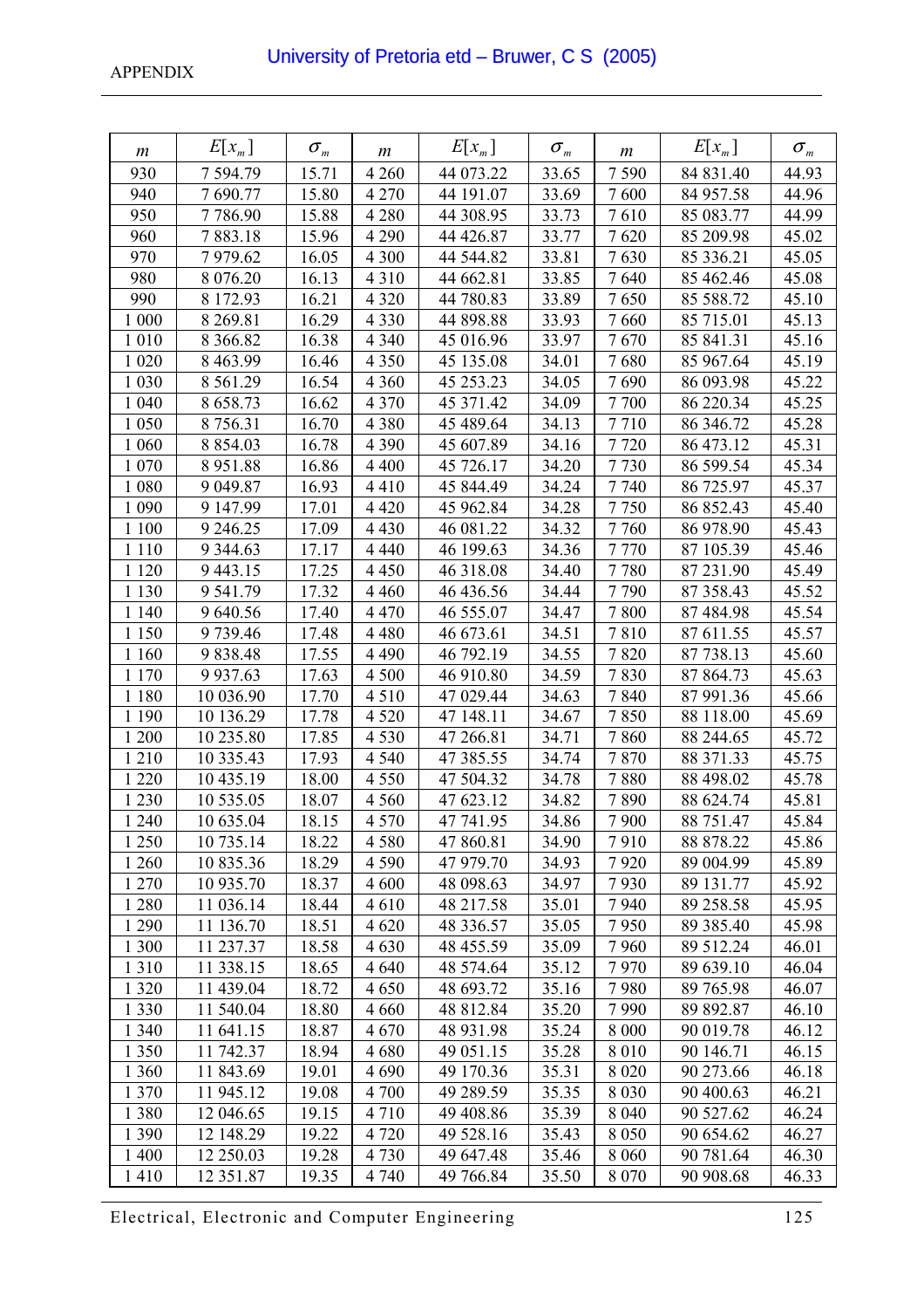| $m$ | $E[x_m]$ | $\sigma_m$ | $m$ | $E[x_m]$ | $\sigma_m$ | $m$ | $E[x_m]$ | $\sigma_m$ |
|---|---|---|---|---|---|---|---|---|
| 930 | 7 594.79 | 15.71 | 4 260 | 44 073.22 | 33.65 | 7 590 | 84 831.40 | 44.93 |
| 940 | 7 690.77 | 15.80 | 4 270 | 44 191.07 | 33.69 | 7 600 | 84 957.58 | 44.96 |
| 950 | 7 786.90 | 15.88 | 4 280 | 44 308.95 | 33.73 | 7 610 | 85 083.77 | 44.99 |
| 960 | 7 883.18 | 15.96 | 4 290 | 44 426.87 | 33.77 | 7 620 | 85 209.98 | 45.02 |
| 970 | 7 979.62 | 16.05 | 4 300 | 44 544.82 | 33.81 | 7 630 | 85 336.21 | 45.05 |
| 980 | 8 076.20 | 16.13 | 4 310 | 44 662.81 | 33.85 | 7 640 | 85 462.46 | 45.08 |
| 990 | 8 172.93 | 16.21 | 4 320 | 44 780.83 | 33.89 | 7 650 | 85 588.72 | 45.10 |
| 1 000 | 8 269.81 | 16.29 | 4 330 | 44 898.88 | 33.93 | 7 660 | 85 715.01 | 45.13 |
| 1 010 | 8 366.82 | 16.38 | 4 340 | 45 016.96 | 33.97 | 7 670 | 85 841.31 | 45.16 |
| 1 020 | 8 463.99 | 16.46 | 4 350 | 45 135.08 | 34.01 | 7 680 | 85 967.64 | 45.19 |
| 1 030 | 8 561.29 | 16.54 | 4 360 | 45 253.23 | 34.05 | 7 690 | 86 093.98 | 45.22 |
| 1 040 | 8 658.73 | 16.62 | 4 370 | 45 371.42 | 34.09 | 7 700 | 86 220.34 | 45.25 |
| 1 050 | 8 756.31 | 16.70 | 4 380 | 45 489.64 | 34.13 | 7 710 | 86 346.72 | 45.28 |
| 1 060 | 8 854.03 | 16.78 | 4 390 | 45 607.89 | 34.16 | 7 720 | 86 473.12 | 45.31 |
| 1 070 | 8 951.88 | 16.86 | 4 400 | 45 726.17 | 34.20 | 7 730 | 86 599.54 | 45.34 |
| 1 080 | 9 049.87 | 16.93 | 4 410 | 45 844.49 | 34.24 | 7 740 | 86 725.97 | 45.37 |
| 1 090 | 9 147.99 | 17.01 | 4 420 | 45 962.84 | 34.28 | 7 750 | 86 852.43 | 45.40 |
| 1 100 | 9 246.25 | 17.09 | 4 430 | 46 081.22 | 34.32 | 7 760 | 86 978.90 | 45.43 |
| 1 110 | 9 344.63 | 17.17 | 4 440 | 46 199.63 | 34.36 | 7 770 | 87 105.39 | 45.46 |
| 1 120 | 9 443.15 | 17.25 | 4 450 | 46 318.08 | 34.40 | 7 780 | 87 231.90 | 45.49 |
| 1 130 | 9 541.79 | 17.32 | 4 460 | 46 436.56 | 34.44 | 7 790 | 87 358.43 | 45.52 |
| 1 140 | 9 640.56 | 17.40 | 4 470 | 46 555.07 | 34.47 | 7 800 | 87 484.98 | 45.54 |
| 1 150 | 9 739.46 | 17.48 | 4 480 | 46 673.61 | 34.51 | 7 810 | 87 611.55 | 45.57 |
| 1 160 | 9 838.48 | 17.55 | 4 490 | 46 792.19 | 34.55 | 7 820 | 87 738.13 | 45.60 |
| 1 170 | 9 937.63 | 17.63 | 4 500 | 46 910.80 | 34.59 | 7 830 | 87 864.73 | 45.63 |
| 1 180 | 10 036.90 | 17.70 | 4 510 | 47 029.44 | 34.63 | 7 840 | 87 991.36 | 45.66 |
| 1 190 | 10 136.29 | 17.78 | 4 520 | 47 148.11 | 34.67 | 7 850 | 88 118.00 | 45.69 |
| 1 200 | 10 235.80 | 17.85 | 4 530 | 47 266.81 | 34.71 | 7 860 | 88 244.65 | 45.72 |
| 1 210 | 10 335.43 | 17.93 | 4 540 | 47 385.55 | 34.74 | 7 870 | 88 371.33 | 45.75 |
| 1 220 | 10 435.19 | 18.00 | 4 550 | 47 504.32 | 34.78 | 7 880 | 88 498.02 | 45.78 |
| 1 230 | 10 535.05 | 18.07 | 4 560 | 47 623.12 | 34.82 | 7 890 | 88 624.74 | 45.81 |
| 1 240 | 10 635.04 | 18.15 | 4 570 | 47 741.95 | 34.86 | 7 900 | 88 751.47 | 45.84 |
| 1 250 | 10 735.14 | 18.22 | 4 580 | 47 860.81 | 34.90 | 7 910 | 88 878.22 | 45.86 |
| 1 260 | 10 835.36 | 18.29 | 4 590 | 47 979.70 | 34.93 | 7 920 | 89 004.99 | 45.89 |
| 1 270 | 10 935.70 | 18.37 | 4 600 | 48 098.63 | 34.97 | 7 930 | 89 131.77 | 45.92 |
| 1 280 | 11 036.14 | 18.44 | 4 610 | 48 217.58 | 35.01 | 7 940 | 89 258.58 | 45.95 |
| 1 290 | 11 136.70 | 18.51 | 4 620 | 48 336.57 | 35.05 | 7 950 | 89 385.40 | 45.98 |
| 1 300 | 11 237.37 | 18.58 | 4 630 | 48 455.59 | 35.09 | 7 960 | 89 512.24 | 46.01 |
| 1 310 | 11 338.15 | 18.65 | 4 640 | 48 574.64 | 35.12 | 7 970 | 89 639.10 | 46.04 |
| 1 320 | 11 439.04 | 18.72 | 4 650 | 48 693.72 | 35.16 | 7 980 | 89 765.98 | 46.07 |
| 1 330 | 11 540.04 | 18.80 | 4 660 | 48 812.84 | 35.20 | 7 990 | 89 892.87 | 46.10 |
| 1 340 | 11 641.15 | 18.87 | 4 670 | 48 931.98 | 35.24 | 8 000 | 90 019.78 | 46.12 |
| 1 350 | 11 742.37 | 18.94 | 4 680 | 49 051.15 | 35.28 | 8 010 | 90 146.71 | 46.15 |
| 1 360 | 11 843.69 | 19.01 | 4 690 | 49 170.36 | 35.31 | 8 020 | 90 273.66 | 46.18 |
| 1 370 | 11 945.12 | 19.08 | 4 700 | 49 289.59 | 35.35 | 8 030 | 90 400.63 | 46.21 |
| 1 380 | 12 046.65 | 19.15 | 4 710 | 49 408.86 | 35.39 | 8 040 | 90 527.62 | 46.24 |
| 1 390 | 12 148.29 | 19.22 | 4 720 | 49 528.16 | 35.43 | 8 050 | 90 654.62 | 46.27 |
| 1 400 | 12 250.03 | 19.28 | 4 730 | 49 647.48 | 35.46 | 8 060 | 90 781.64 | 46.30 |
| 1 410 | 12 351.87 | 19.35 | 4 740 | 49 766.84 | 35.50 | 8 070 | 90 908.68 | 46.33 |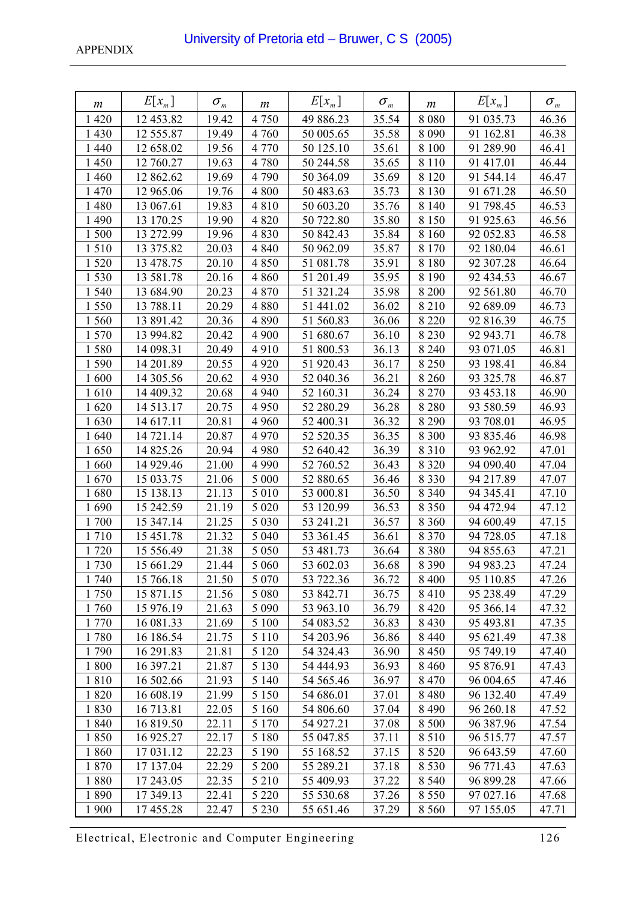| $m$ | $E[x_m]$ | $\sigma_m$ | $m$ | $E[x_m]$ | $\sigma_m$ | $m$ | $E[x_m]$ | $\sigma_m$ |
|---|---|---|---|---|---|---|---|---|
| 1 420 | 12 453.82 | 19.42 | 4 750 | 49 886.23 | 35.54 | 8 080 | 91 035.73 | 46.36 |
| 1 430 | 12 555.87 | 19.49 | 4 760 | 50 005.65 | 35.58 | 8 090 | 91 162.81 | 46.38 |
| 1 440 | 12 658.02 | 19.56 | 4 770 | 50 125.10 | 35.61 | 8 100 | 91 289.90 | 46.41 |
| 1 450 | 12 760.27 | 19.63 | 4 780 | 50 244.58 | 35.65 | 8 110 | 91 417.01 | 46.44 |
| 1 460 | 12 862.62 | 19.69 | 4 790 | 50 364.09 | 35.69 | 8 120 | 91 544.14 | 46.47 |
| 1 470 | 12 965.06 | 19.76 | 4 800 | 50 483.63 | 35.73 | 8 130 | 91 671.28 | 46.50 |
| 1 480 | 13 067.61 | 19.83 | 4 810 | 50 603.20 | 35.76 | 8 140 | 91 798.45 | 46.53 |
| 1 490 | 13 170.25 | 19.90 | 4 820 | 50 722.80 | 35.80 | 8 150 | 91 925.63 | 46.56 |
| 1 500 | 13 272.99 | 19.96 | 4 830 | 50 842.43 | 35.84 | 8 160 | 92 052.83 | 46.58 |
| 1 510 | 13 375.82 | 20.03 | 4 840 | 50 962.09 | 35.87 | 8 170 | 92 180.04 | 46.61 |
| 1 520 | 13 478.75 | 20.10 | 4 850 | 51 081.78 | 35.91 | 8 180 | 92 307.28 | 46.64 |
| 1 530 | 13 581.78 | 20.16 | 4 860 | 51 201.49 | 35.95 | 8 190 | 92 434.53 | 46.67 |
| 1 540 | 13 684.90 | 20.23 | 4 870 | 51 321.24 | 35.98 | 8 200 | 92 561.80 | 46.70 |
| 1 550 | 13 788.11 | 20.29 | 4 880 | 51 441.02 | 36.02 | 8 210 | 92 689.09 | 46.73 |
| 1 560 | 13 891.42 | 20.36 | 4 890 | 51 560.83 | 36.06 | 8 220 | 92 816.39 | 46.75 |
| 1 570 | 13 994.82 | 20.42 | 4 900 | 51 680.67 | 36.10 | 8 230 | 92 943.71 | 46.78 |
| 1 580 | 14 098.31 | 20.49 | 4 910 | 51 800.53 | 36.13 | 8 240 | 93 071.05 | 46.81 |
| 1 590 | 14 201.89 | 20.55 | 4 920 | 51 920.43 | 36.17 | 8 250 | 93 198.41 | 46.84 |
| 1 600 | 14 305.56 | 20.62 | 4 930 | 52 040.36 | 36.21 | 8 260 | 93 325.78 | 46.87 |
| 1 610 | 14 409.32 | 20.68 | 4 940 | 52 160.31 | 36.24 | 8 270 | 93 453.18 | 46.90 |
| 1 620 | 14 513.17 | 20.75 | 4 950 | 52 280.29 | 36.28 | 8 280 | 93 580.59 | 46.93 |
| 1 630 | 14 617.11 | 20.81 | 4 960 | 52 400.31 | 36.32 | 8 290 | 93 708.01 | 46.95 |
| 1 640 | 14 721.14 | 20.87 | 4 970 | 52 520.35 | 36.35 | 8 300 | 93 835.46 | 46.98 |
| 1 650 | 14 825.26 | 20.94 | 4 980 | 52 640.42 | 36.39 | 8 310 | 93 962.92 | 47.01 |
| 1 660 | 14 929.46 | 21.00 | 4 990 | 52 760.52 | 36.43 | 8 320 | 94 090.40 | 47.04 |
| 1 670 | 15 033.75 | 21.06 | 5 000 | 52 880.65 | 36.46 | 8 330 | 94 217.89 | 47.07 |
| 1 680 | 15 138.13 | 21.13 | 5 010 | 53 000.81 | 36.50 | 8 340 | 94 345.41 | 47.10 |
| 1 690 | 15 242.59 | 21.19 | 5 020 | 53 120.99 | 36.53 | 8 350 | 94 472.94 | 47.12 |
| 1 700 | 15 347.14 | 21.25 | 5 030 | 53 241.21 | 36.57 | 8 360 | 94 600.49 | 47.15 |
| 1 710 | 15 451.78 | 21.32 | 5 040 | 53 361.45 | 36.61 | 8 370 | 94 728.05 | 47.18 |
| 1 720 | 15 556.49 | 21.38 | 5 050 | 53 481.73 | 36.64 | 8 380 | 94 855.63 | 47.21 |
| 1 730 | 15 661.29 | 21.44 | 5 060 | 53 602.03 | 36.68 | 8 390 | 94 983.23 | 47.24 |
| 1 740 | 15 766.18 | 21.50 | 5 070 | 53 722.36 | 36.72 | 8 400 | 95 110.85 | 47.26 |
| 1 750 | 15 871.15 | 21.56 | 5 080 | 53 842.71 | 36.75 | 8 410 | 95 238.49 | 47.29 |
| 1 760 | 15 976.19 | 21.63 | 5 090 | 53 963.10 | 36.79 | 8 420 | 95 366.14 | 47.32 |
| 1 770 | 16 081.33 | 21.69 | 5 100 | 54 083.52 | 36.83 | 8 430 | 95 493.81 | 47.35 |
| 1 780 | 16 186.54 | 21.75 | 5 110 | 54 203.96 | 36.86 | 8 440 | 95 621.49 | 47.38 |
| 1 790 | 16 291.83 | 21.81 | 5 120 | 54 324.43 | 36.90 | 8 450 | 95 749.19 | 47.40 |
| 1 800 | 16 397.21 | 21.87 | 5 130 | 54 444.93 | 36.93 | 8 460 | 95 876.91 | 47.43 |
| 1 810 | 16 502.66 | 21.93 | 5 140 | 54 565.46 | 36.97 | 8 470 | 96 004.65 | 47.46 |
| 1 820 | 16 608.19 | 21.99 | 5 150 | 54 686.01 | 37.01 | 8 480 | 96 132.40 | 47.49 |
| 1 830 | 16 713.81 | 22.05 | 5 160 | 54 806.60 | 37.04 | 8 490 | 96 260.18 | 47.52 |
| 1 840 | 16 819.50 | 22.11 | 5 170 | 54 927.21 | 37.08 | 8 500 | 96 387.96 | 47.54 |
| 1 850 | 16 925.27 | 22.17 | 5 180 | 55 047.85 | 37.11 | 8 510 | 96 515.77 | 47.57 |
| 1 860 | 17 031.12 | 22.23 | 5 190 | 55 168.52 | 37.15 | 8 520 | 96 643.59 | 47.60 |
| 1 870 | 17 137.04 | 22.29 | 5 200 | 55 289.21 | 37.18 | 8 530 | 96 771.43 | 47.63 |
| 1 880 | 17 243.05 | 22.35 | 5 210 | 55 409.93 | 37.22 | 8 540 | 96 899.28 | 47.66 |
| 1 890 | 17 349.13 | 22.41 | 5 220 | 55 530.68 | 37.26 | 8 550 | 97 027.16 | 47.68 |
| 1 900 | 17 455.28 | 22.47 | 5 230 | 55 651.46 | 37.29 | 8 560 | 97 155.05 | 47.71 |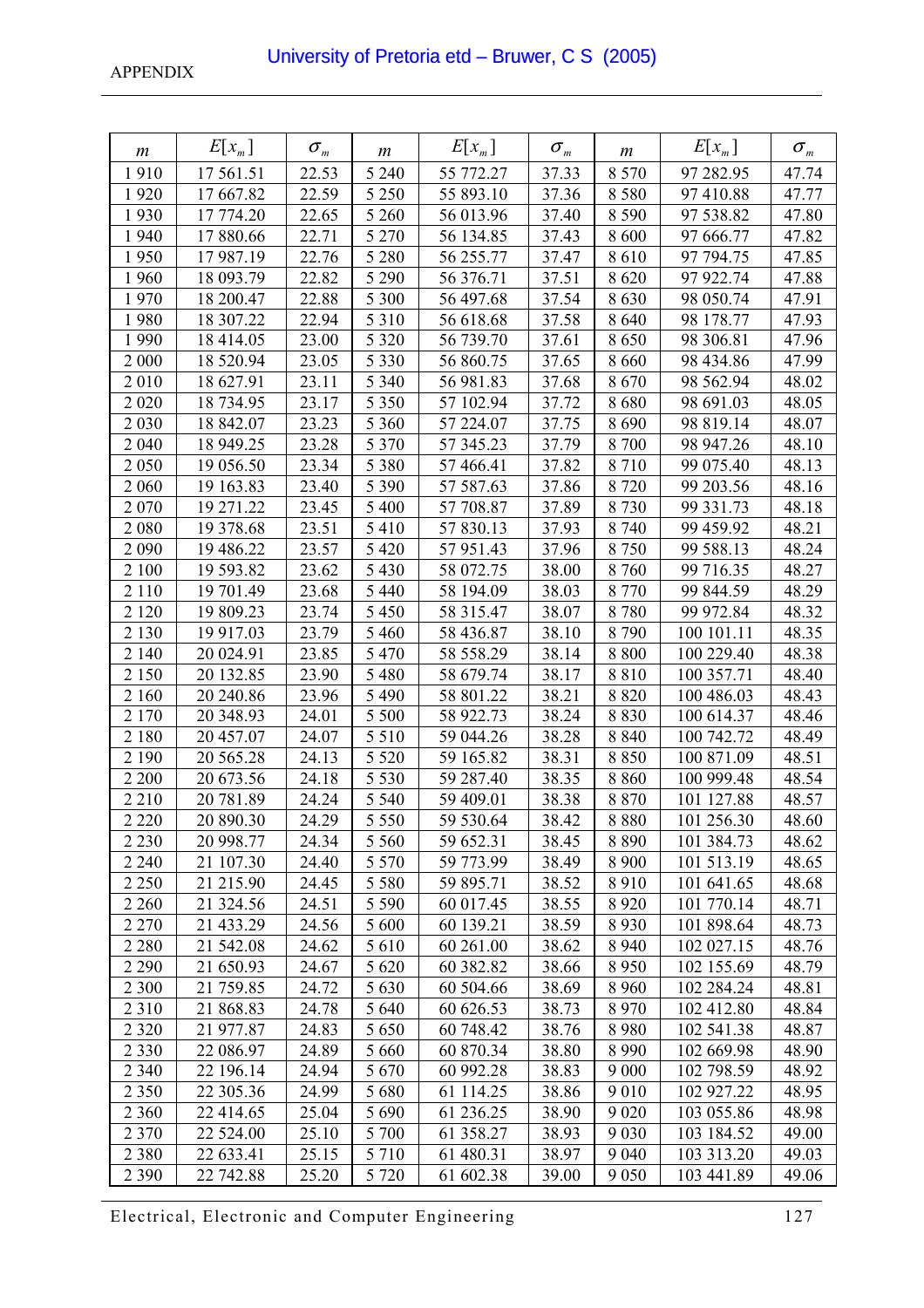| $m$ | $E[x_m]$ | $\sigma_m$ | $m$ | $E[x_m]$ | $\sigma_m$ | $m$ | $E[x_m]$ | $\sigma_m$ |
|---|---|---|---|---|---|---|---|---|
| 1 910 | 17 561.51 | 22.53 | 5 240 | 55 772.27 | 37.33 | 8 570 | 97 282.95 | 47.74 |
| 1 920 | 17 667.82 | 22.59 | 5 250 | 55 893.10 | 37.36 | 8 580 | 97 410.88 | 47.77 |
| 1 930 | 17 774.20 | 22.65 | 5 260 | 56 013.96 | 37.40 | 8 590 | 97 538.82 | 47.80 |
| 1 940 | 17 880.66 | 22.71 | 5 270 | 56 134.85 | 37.43 | 8 600 | 97 666.77 | 47.82 |
| 1 950 | 17 987.19 | 22.76 | 5 280 | 56 255.77 | 37.47 | 8 610 | 97 794.75 | 47.85 |
| 1 960 | 18 093.79 | 22.82 | 5 290 | 56 376.71 | 37.51 | 8 620 | 97 922.74 | 47.88 |
| 1 970 | 18 200.47 | 22.88 | 5 300 | 56 497.68 | 37.54 | 8 630 | 98 050.74 | 47.91 |
| 1 980 | 18 307.22 | 22.94 | 5 310 | 56 618.68 | 37.58 | 8 640 | 98 178.77 | 47.93 |
| 1 990 | 18 414.05 | 23.00 | 5 320 | 56 739.70 | 37.61 | 8 650 | 98 306.81 | 47.96 |
| 2 000 | 18 520.94 | 23.05 | 5 330 | 56 860.75 | 37.65 | 8 660 | 98 434.86 | 47.99 |
| 2 010 | 18 627.91 | 23.11 | 5 340 | 56 981.83 | 37.68 | 8 670 | 98 562.94 | 48.02 |
| 2 020 | 18 734.95 | 23.17 | 5 350 | 57 102.94 | 37.72 | 8 680 | 98 691.03 | 48.05 |
| 2 030 | 18 842.07 | 23.23 | 5 360 | 57 224.07 | 37.75 | 8 690 | 98 819.14 | 48.07 |
| 2 040 | 18 949.25 | 23.28 | 5 370 | 57 345.23 | 37.79 | 8 700 | 98 947.26 | 48.10 |
| 2 050 | 19 056.50 | 23.34 | 5 380 | 57 466.41 | 37.82 | 8 710 | 99 075.40 | 48.13 |
| 2 060 | 19 163.83 | 23.40 | 5 390 | 57 587.63 | 37.86 | 8 720 | 99 203.56 | 48.16 |
| 2 070 | 19 271.22 | 23.45 | 5 400 | 57 708.87 | 37.89 | 8 730 | 99 331.73 | 48.18 |
| 2 080 | 19 378.68 | 23.51 | 5 410 | 57 830.13 | 37.93 | 8 740 | 99 459.92 | 48.21 |
| 2 090 | 19 486.22 | 23.57 | 5 420 | 57 951.43 | 37.96 | 8 750 | 99 588.13 | 48.24 |
| 2 100 | 19 593.82 | 23.62 | 5 430 | 58 072.75 | 38.00 | 8 760 | 99 716.35 | 48.27 |
| 2 110 | 19 701.49 | 23.68 | 5 440 | 58 194.09 | 38.03 | 8 770 | 99 844.59 | 48.29 |
| 2 120 | 19 809.23 | 23.74 | 5 450 | 58 315.47 | 38.07 | 8 780 | 99 972.84 | 48.32 |
| 2 130 | 19 917.03 | 23.79 | 5 460 | 58 436.87 | 38.10 | 8 790 | 100 101.11 | 48.35 |
| 2 140 | 20 024.91 | 23.85 | 5 470 | 58 558.29 | 38.14 | 8 800 | 100 229.40 | 48.38 |
| 2 150 | 20 132.85 | 23.90 | 5 480 | 58 679.74 | 38.17 | 8 810 | 100 357.71 | 48.40 |
| 2 160 | 20 240.86 | 23.96 | 5 490 | 58 801.22 | 38.21 | 8 820 | 100 486.03 | 48.43 |
| 2 170 | 20 348.93 | 24.01 | 5 500 | 58 922.73 | 38.24 | 8 830 | 100 614.37 | 48.46 |
| 2 180 | 20 457.07 | 24.07 | 5 510 | 59 044.26 | 38.28 | 8 840 | 100 742.72 | 48.49 |
| 2 190 | 20 565.28 | 24.13 | 5 520 | 59 165.82 | 38.31 | 8 850 | 100 871.09 | 48.51 |
| 2 200 | 20 673.56 | 24.18 | 5 530 | 59 287.40 | 38.35 | 8 860 | 100 999.48 | 48.54 |
| 2 210 | 20 781.89 | 24.24 | 5 540 | 59 409.01 | 38.38 | 8 870 | 101 127.88 | 48.57 |
| 2 220 | 20 890.30 | 24.29 | 5 550 | 59 530.64 | 38.42 | 8 880 | 101 256.30 | 48.60 |
| 2 230 | 20 998.77 | 24.34 | 5 560 | 59 652.31 | 38.45 | 8 890 | 101 384.73 | 48.62 |
| 2 240 | 21 107.30 | 24.40 | 5 570 | 59 773.99 | 38.49 | 8 900 | 101 513.19 | 48.65 |
| 2 250 | 21 215.90 | 24.45 | 5 580 | 59 895.71 | 38.52 | 8 910 | 101 641.65 | 48.68 |
| 2 260 | 21 324.56 | 24.51 | 5 590 | 60 017.45 | 38.55 | 8 920 | 101 770.14 | 48.71 |
| 2 270 | 21 433.29 | 24.56 | 5 600 | 60 139.21 | 38.59 | 8 930 | 101 898.64 | 48.73 |
| 2 280 | 21 542.08 | 24.62 | 5 610 | 60 261.00 | 38.62 | 8 940 | 102 027.15 | 48.76 |
| 2 290 | 21 650.93 | 24.67 | 5 620 | 60 382.82 | 38.66 | 8 950 | 102 155.69 | 48.79 |
| 2 300 | 21 759.85 | 24.72 | 5 630 | 60 504.66 | 38.69 | 8 960 | 102 284.24 | 48.81 |
| 2 310 | 21 868.83 | 24.78 | 5 640 | 60 626.53 | 38.73 | 8 970 | 102 412.80 | 48.84 |
| 2 320 | 21 977.87 | 24.83 | 5 650 | 60 748.42 | 38.76 | 8 980 | 102 541.38 | 48.87 |
| 2 330 | 22 086.97 | 24.89 | 5 660 | 60 870.34 | 38.80 | 8 990 | 102 669.98 | 48.90 |
| 2 340 | 22 196.14 | 24.94 | 5 670 | 60 992.28 | 38.83 | 9 000 | 102 798.59 | 48.92 |
| 2 350 | 22 305.36 | 24.99 | 5 680 | 61 114.25 | 38.86 | 9 010 | 102 927.22 | 48.95 |
| 2 360 | 22 414.65 | 25.04 | 5 690 | 61 236.25 | 38.90 | 9 020 | 103 055.86 | 48.98 |
| 2 370 | 22 524.00 | 25.10 | 5 700 | 61 358.27 | 38.93 | 9 030 | 103 184.52 | 49.00 |
| 2 380 | 22 633.41 | 25.15 | 5 710 | 61 480.31 | 38.97 | 9 040 | 103 313.20 | 49.03 |
| 2 390 | 22 742.88 | 25.20 | 5 720 | 61 602.38 | 39.00 | 9 050 | 103 441.89 | 49.06 |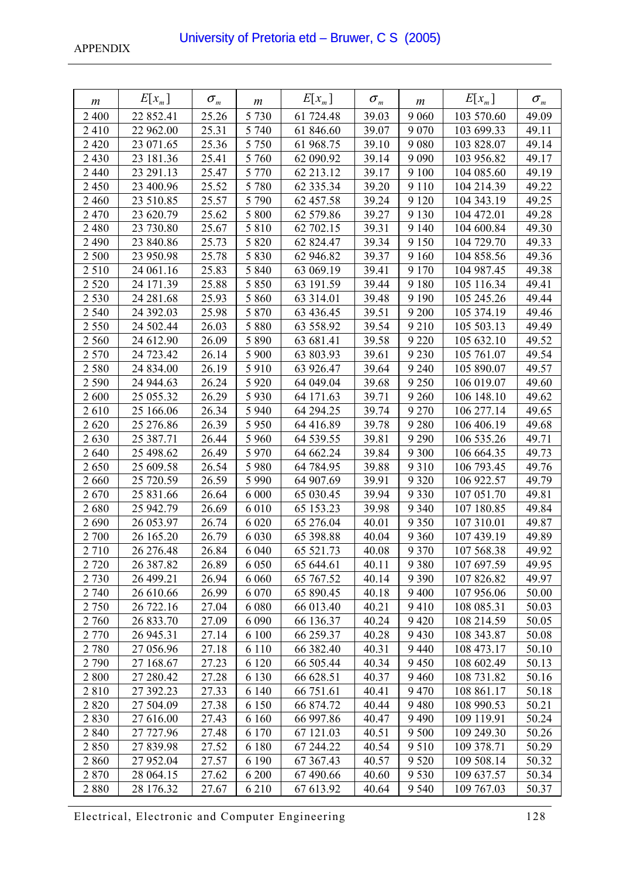| $m$ | $E[x_m]$ | $\sigma_m$ | $m$ | $E[x_m]$ | $\sigma_m$ | $m$ | $E[x_m]$ | $\sigma_m$ |
|---|---|---|---|---|---|---|---|---|
| 2 400 | 22 852.41 | 25.26 | 5 730 | 61 724.48 | 39.03 | 9 060 | 103 570.60 | 49.09 |
| 2 410 | 22 962.00 | 25.31 | 5 740 | 61 846.60 | 39.07 | 9 070 | 103 699.33 | 49.11 |
| 2 420 | 23 071.65 | 25.36 | 5 750 | 61 968.75 | 39.10 | 9 080 | 103 828.07 | 49.14 |
| 2 430 | 23 181.36 | 25.41 | 5 760 | 62 090.92 | 39.14 | 9 090 | 103 956.82 | 49.17 |
| 2 440 | 23 291.13 | 25.47 | 5 770 | 62 213.12 | 39.17 | 9 100 | 104 085.60 | 49.19 |
| 2 450 | 23 400.96 | 25.52 | 5 780 | 62 335.34 | 39.20 | 9 110 | 104 214.39 | 49.22 |
| 2 460 | 23 510.85 | 25.57 | 5 790 | 62 457.58 | 39.24 | 9 120 | 104 343.19 | 49.25 |
| 2 470 | 23 620.79 | 25.62 | 5 800 | 62 579.86 | 39.27 | 9 130 | 104 472.01 | 49.28 |
| 2 480 | 23 730.80 | 25.67 | 5 810 | 62 702.15 | 39.31 | 9 140 | 104 600.84 | 49.30 |
| 2 490 | 23 840.86 | 25.73 | 5 820 | 62 824.47 | 39.34 | 9 150 | 104 729.70 | 49.33 |
| 2 500 | 23 950.98 | 25.78 | 5 830 | 62 946.82 | 39.37 | 9 160 | 104 858.56 | 49.36 |
| 2 510 | 24 061.16 | 25.83 | 5 840 | 63 069.19 | 39.41 | 9 170 | 104 987.45 | 49.38 |
| 2 520 | 24 171.39 | 25.88 | 5 850 | 63 191.59 | 39.44 | 9 180 | 105 116.34 | 49.41 |
| 2 530 | 24 281.68 | 25.93 | 5 860 | 63 314.01 | 39.48 | 9 190 | 105 245.26 | 49.44 |
| 2 540 | 24 392.03 | 25.98 | 5 870 | 63 436.45 | 39.51 | 9 200 | 105 374.19 | 49.46 |
| 2 550 | 24 502.44 | 26.03 | 5 880 | 63 558.92 | 39.54 | 9 210 | 105 503.13 | 49.49 |
| 2 560 | 24 612.90 | 26.09 | 5 890 | 63 681.41 | 39.58 | 9 220 | 105 632.10 | 49.52 |
| 2 570 | 24 723.42 | 26.14 | 5 900 | 63 803.93 | 39.61 | 9 230 | 105 761.07 | 49.54 |
| 2 580 | 24 834.00 | 26.19 | 5 910 | 63 926.47 | 39.64 | 9 240 | 105 890.07 | 49.57 |
| 2 590 | 24 944.63 | 26.24 | 5 920 | 64 049.04 | 39.68 | 9 250 | 106 019.07 | 49.60 |
| 2 600 | 25 055.32 | 26.29 | 5 930 | 64 171.63 | 39.71 | 9 260 | 106 148.10 | 49.62 |
| 2 610 | 25 166.06 | 26.34 | 5 940 | 64 294.25 | 39.74 | 9 270 | 106 277.14 | 49.65 |
| 2 620 | 25 276.86 | 26.39 | 5 950 | 64 416.89 | 39.78 | 9 280 | 106 406.19 | 49.68 |
| 2 630 | 25 387.71 | 26.44 | 5 960 | 64 539.55 | 39.81 | 9 290 | 106 535.26 | 49.71 |
| 2 640 | 25 498.62 | 26.49 | 5 970 | 64 662.24 | 39.84 | 9 300 | 106 664.35 | 49.73 |
| 2 650 | 25 609.58 | 26.54 | 5 980 | 64 784.95 | 39.88 | 9 310 | 106 793.45 | 49.76 |
| 2 660 | 25 720.59 | 26.59 | 5 990 | 64 907.69 | 39.91 | 9 320 | 106 922.57 | 49.79 |
| 2 670 | 25 831.66 | 26.64 | 6 000 | 65 030.45 | 39.94 | 9 330 | 107 051.70 | 49.81 |
| 2 680 | 25 942.79 | 26.69 | 6 010 | 65 153.23 | 39.98 | 9 340 | 107 180.85 | 49.84 |
| 2 690 | 26 053.97 | 26.74 | 6 020 | 65 276.04 | 40.01 | 9 350 | 107 310.01 | 49.87 |
| 2 700 | 26 165.20 | 26.79 | 6 030 | 65 398.88 | 40.04 | 9 360 | 107 439.19 | 49.89 |
| 2 710 | 26 276.48 | 26.84 | 6 040 | 65 521.73 | 40.08 | 9 370 | 107 568.38 | 49.92 |
| 2 720 | 26 387.82 | 26.89 | 6 050 | 65 644.61 | 40.11 | 9 380 | 107 697.59 | 49.95 |
| 2 730 | 26 499.21 | 26.94 | 6 060 | 65 767.52 | 40.14 | 9 390 | 107 826.82 | 49.97 |
| 2 740 | 26 610.66 | 26.99 | 6 070 | 65 890.45 | 40.18 | 9 400 | 107 956.06 | 50.00 |
| 2 750 | 26 722.16 | 27.04 | 6 080 | 66 013.40 | 40.21 | 9 410 | 108 085.31 | 50.03 |
| 2 760 | 26 833.70 | 27.09 | 6 090 | 66 136.37 | 40.24 | 9 420 | 108 214.59 | 50.05 |
| 2 770 | 26 945.31 | 27.14 | 6 100 | 66 259.37 | 40.28 | 9 430 | 108 343.87 | 50.08 |
| 2 780 | 27 056.96 | 27.18 | 6 110 | 66 382.40 | 40.31 | 9 440 | 108 473.17 | 50.10 |
| 2 790 | 27 168.67 | 27.23 | 6 120 | 66 505.44 | 40.34 | 9 450 | 108 602.49 | 50.13 |
| 2 800 | 27 280.42 | 27.28 | 6 130 | 66 628.51 | 40.37 | 9 460 | 108 731.82 | 50.16 |
| 2 810 | 27 392.23 | 27.33 | 6 140 | 66 751.61 | 40.41 | 9 470 | 108 861.17 | 50.18 |
| 2 820 | 27 504.09 | 27.38 | 6 150 | 66 874.72 | 40.44 | 9 480 | 108 990.53 | 50.21 |
| 2 830 | 27 616.00 | 27.43 | 6 160 | 66 997.86 | 40.47 | 9 490 | 109 119.91 | 50.24 |
| 2 840 | 27 727.96 | 27.48 | 6 170 | 67 121.03 | 40.51 | 9 500 | 109 249.30 | 50.26 |
| 2 850 | 27 839.98 | 27.52 | 6 180 | 67 244.22 | 40.54 | 9 510 | 109 378.71 | 50.29 |
| 2 860 | 27 952.04 | 27.57 | 6 190 | 67 367.43 | 40.57 | 9 520 | 109 508.14 | 50.32 |
| 2 870 | 28 064.15 | 27.62 | 6 200 | 67 490.66 | 40.60 | 9 530 | 109 637.57 | 50.34 |
| 2 880 | 28 176.32 | 27.67 | 6 210 | 67 613.92 | 40.64 | 9 540 | 109 767.03 | 50.37 |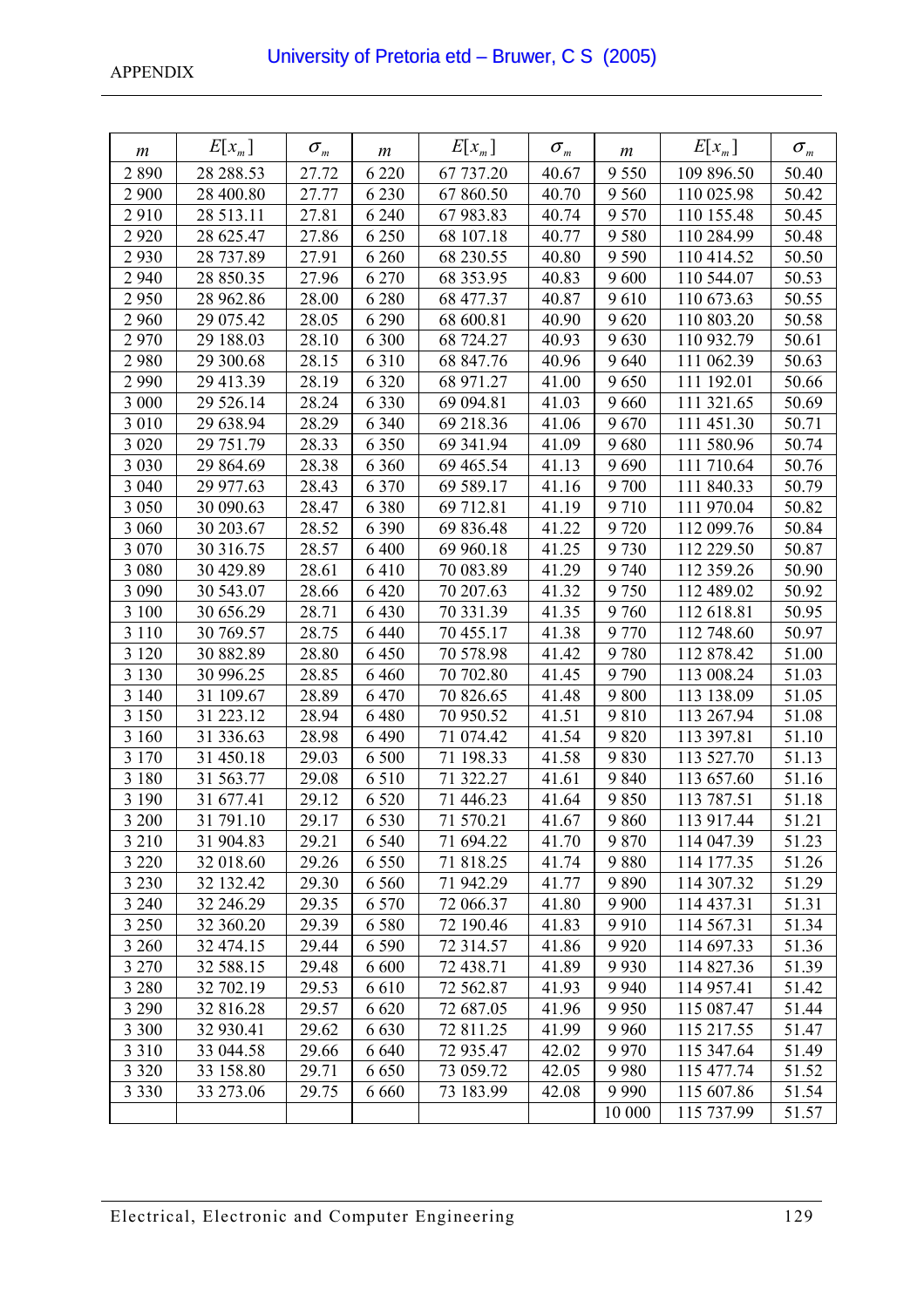| $m$ | $E[x_m]$ | $\sigma_m$ | $m$ | $E[x_m]$ | $\sigma_m$ | $m$ | $E[x_m]$ | $\sigma_m$ |
|---|---|---|---|---|---|---|---|---|
| 2 890 | 28 288.53 | 27.72 | 6 220 | 67 737.20 | 40.67 | 9 550 | 109 896.50 | 50.40 |
| 2 900 | 28 400.80 | 27.77 | 6 230 | 67 860.50 | 40.70 | 9 560 | 110 025.98 | 50.42 |
| 2 910 | 28 513.11 | 27.81 | 6 240 | 67 983.83 | 40.74 | 9 570 | 110 155.48 | 50.45 |
| 2 920 | 28 625.47 | 27.86 | 6 250 | 68 107.18 | 40.77 | 9 580 | 110 284.99 | 50.48 |
| 2 930 | 28 737.89 | 27.91 | 6 260 | 68 230.55 | 40.80 | 9 590 | 110 414.52 | 50.50 |
| 2 940 | 28 850.35 | 27.96 | 6 270 | 68 353.95 | 40.83 | 9 600 | 110 544.07 | 50.53 |
| 2 950 | 28 962.86 | 28.00 | 6 280 | 68 477.37 | 40.87 | 9 610 | 110 673.63 | 50.55 |
| 2 960 | 29 075.42 | 28.05 | 6 290 | 68 600.81 | 40.90 | 9 620 | 110 803.20 | 50.58 |
| 2 970 | 29 188.03 | 28.10 | 6 300 | 68 724.27 | 40.93 | 9 630 | 110 932.79 | 50.61 |
| 2 980 | 29 300.68 | 28.15 | 6 310 | 68 847.76 | 40.96 | 9 640 | 111 062.39 | 50.63 |
| 2 990 | 29 413.39 | 28.19 | 6 320 | 68 971.27 | 41.00 | 9 650 | 111 192.01 | 50.66 |
| 3 000 | 29 526.14 | 28.24 | 6 330 | 69 094.81 | 41.03 | 9 660 | 111 321.65 | 50.69 |
| 3 010 | 29 638.94 | 28.29 | 6 340 | 69 218.36 | 41.06 | 9 670 | 111 451.30 | 50.71 |
| 3 020 | 29 751.79 | 28.33 | 6 350 | 69 341.94 | 41.09 | 9 680 | 111 580.96 | 50.74 |
| 3 030 | 29 864.69 | 28.38 | 6 360 | 69 465.54 | 41.13 | 9 690 | 111 710.64 | 50.76 |
| 3 040 | 29 977.63 | 28.43 | 6 370 | 69 589.17 | 41.16 | 9 700 | 111 840.33 | 50.79 |
| 3 050 | 30 090.63 | 28.47 | 6 380 | 69 712.81 | 41.19 | 9 710 | 111 970.04 | 50.82 |
| 3 060 | 30 203.67 | 28.52 | 6 390 | 69 836.48 | 41.22 | 9 720 | 112 099.76 | 50.84 |
| 3 070 | 30 316.75 | 28.57 | 6 400 | 69 960.18 | 41.25 | 9 730 | 112 229.50 | 50.87 |
| 3 080 | 30 429.89 | 28.61 | 6 410 | 70 083.89 | 41.29 | 9 740 | 112 359.26 | 50.90 |
| 3 090 | 30 543.07 | 28.66 | 6 420 | 70 207.63 | 41.32 | 9 750 | 112 489.02 | 50.92 |
| 3 100 | 30 656.29 | 28.71 | 6 430 | 70 331.39 | 41.35 | 9 760 | 112 618.81 | 50.95 |
| 3 110 | 30 769.57 | 28.75 | 6 440 | 70 455.17 | 41.38 | 9 770 | 112 748.60 | 50.97 |
| 3 120 | 30 882.89 | 28.80 | 6 450 | 70 578.98 | 41.42 | 9 780 | 112 878.42 | 51.00 |
| 3 130 | 30 996.25 | 28.85 | 6 460 | 70 702.80 | 41.45 | 9 790 | 113 008.24 | 51.03 |
| 3 140 | 31 109.67 | 28.89 | 6 470 | 70 826.65 | 41.48 | 9 800 | 113 138.09 | 51.05 |
| 3 150 | 31 223.12 | 28.94 | 6 480 | 70 950.52 | 41.51 | 9 810 | 113 267.94 | 51.08 |
| 3 160 | 31 336.63 | 28.98 | 6 490 | 71 074.42 | 41.54 | 9 820 | 113 397.81 | 51.10 |
| 3 170 | 31 450.18 | 29.03 | 6 500 | 71 198.33 | 41.58 | 9 830 | 113 527.70 | 51.13 |
| 3 180 | 31 563.77 | 29.08 | 6 510 | 71 322.27 | 41.61 | 9 840 | 113 657.60 | 51.16 |
| 3 190 | 31 677.41 | 29.12 | 6 520 | 71 446.23 | 41.64 | 9 850 | 113 787.51 | 51.18 |
| 3 200 | 31 791.10 | 29.17 | 6 530 | 71 570.21 | 41.67 | 9 860 | 113 917.44 | 51.21 |
| 3 210 | 31 904.83 | 29.21 | 6 540 | 71 694.22 | 41.70 | 9 870 | 114 047.39 | 51.23 |
| 3 220 | 32 018.60 | 29.26 | 6 550 | 71 818.25 | 41.74 | 9 880 | 114 177.35 | 51.26 |
| 3 230 | 32 132.42 | 29.30 | 6 560 | 71 942.29 | 41.77 | 9 890 | 114 307.32 | 51.29 |
| 3 240 | 32 246.29 | 29.35 | 6 570 | 72 066.37 | 41.80 | 9 900 | 114 437.31 | 51.31 |
| 3 250 | 32 360.20 | 29.39 | 6 580 | 72 190.46 | 41.83 | 9 910 | 114 567.31 | 51.34 |
| 3 260 | 32 474.15 | 29.44 | 6 590 | 72 314.57 | 41.86 | 9 920 | 114 697.33 | 51.36 |
| 3 270 | 32 588.15 | 29.48 | 6 600 | 72 438.71 | 41.89 | 9 930 | 114 827.36 | 51.39 |
| 3 280 | 32 702.19 | 29.53 | 6 610 | 72 562.87 | 41.93 | 9 940 | 114 957.41 | 51.42 |
| 3 290 | 32 816.28 | 29.57 | 6 620 | 72 687.05 | 41.96 | 9 950 | 115 087.47 | 51.44 |
| 3 300 | 32 930.41 | 29.62 | 6 630 | 72 811.25 | 41.99 | 9 960 | 115 217.55 | 51.47 |
| 3 310 | 33 044.58 | 29.66 | 6 640 | 72 935.47 | 42.02 | 9 970 | 115 347.64 | 51.49 |
| 3 320 | 33 158.80 | 29.71 | 6 650 | 73 059.72 | 42.05 | 9 980 | 115 477.74 | 51.52 |
| 3 330 | 33 273.06 | 29.75 | 6 660 | 73 183.99 | 42.08 | 9 990 | 115 607.86 | 51.54 |
| | | | | | | 10 000 | 115 737.99 | 51.57 |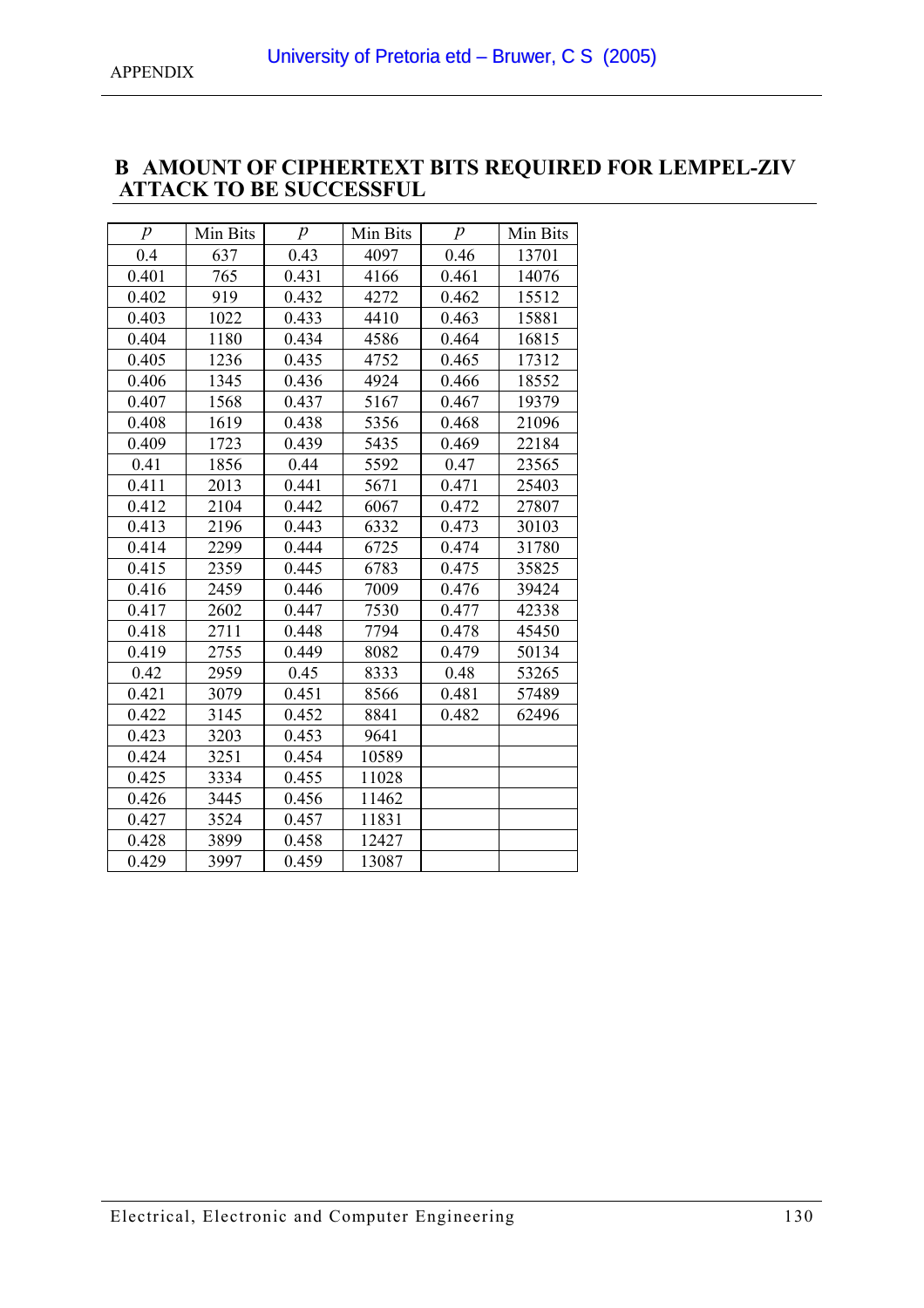# B AMOUNT OF CIPHERTEXT BITS REQUIRED FOR LEMPEL-ZIV ATTACK TO BE SUCCESSFUL

| $p$ | Min Bits | $p$ | Min Bits | $p$ | Min Bits |
|---|---|---|---|---|---|
| 0.4 | 637 | 0.43 | 4097 | 0.46 | 13701 |
| 0.401 | 765 | 0.431 | 4166 | 0.461 | 14076 |
| 0.402 | 919 | 0.432 | 4272 | 0.462 | 15512 |
| 0.403 | 1022 | 0.433 | 4410 | 0.463 | 15881 |
| 0.404 | 1180 | 0.434 | 4586 | 0.464 | 16815 |
| 0.405 | 1236 | 0.435 | 4752 | 0.465 | 17312 |
| 0.406 | 1345 | 0.436 | 4924 | 0.466 | 18552 |
| 0.407 | 1568 | 0.437 | 5167 | 0.467 | 19379 |
| 0.408 | 1619 | 0.438 | 5356 | 0.468 | 21096 |
| 0.409 | 1723 | 0.439 | 5435 | 0.469 | 22184 |
| 0.41 | 1856 | 0.44 | 5592 | 0.47 | 23565 |
| 0.411 | 2013 | 0.441 | 5671 | 0.471 | 25403 |
| 0.412 | 2104 | 0.442 | 6067 | 0.472 | 27807 |
| 0.413 | 2196 | 0.443 | 6332 | 0.473 | 30103 |
| 0.414 | 2299 | 0.444 | 6725 | 0.474 | 31780 |
| 0.415 | 2359 | 0.445 | 6783 | 0.475 | 35825 |
| 0.416 | 2459 | 0.446 | 7009 | 0.476 | 39424 |
| 0.417 | 2602 | 0.447 | 7530 | 0.477 | 42338 |
| 0.418 | 2711 | 0.448 | 7794 | 0.478 | 45450 |
| 0.419 | 2755 | 0.449 | 8082 | 0.479 | 50134 |
| 0.42 | 2959 | 0.45 | 8333 | 0.48 | 53265 |
| 0.421 | 3079 | 0.451 | 8566 | 0.481 | 57489 |
| 0.422 | 3145 | 0.452 | 8841 | 0.482 | 62496 |
| 0.423 | 3203 | 0.453 | 9641 | | |
| 0.424 | 3251 | 0.454 | 10589 | | |
| 0.425 | 3334 | 0.455 | 11028 | | |
| 0.426 | 3445 | 0.456 | 11462 | | |
| 0.427 | 3524 | 0.457 | 11831 | | |
| 0.428 | 3899 | 0.458 | 12427 | | |
| 0.429 | 3997 | 0.459 | 13087 | | |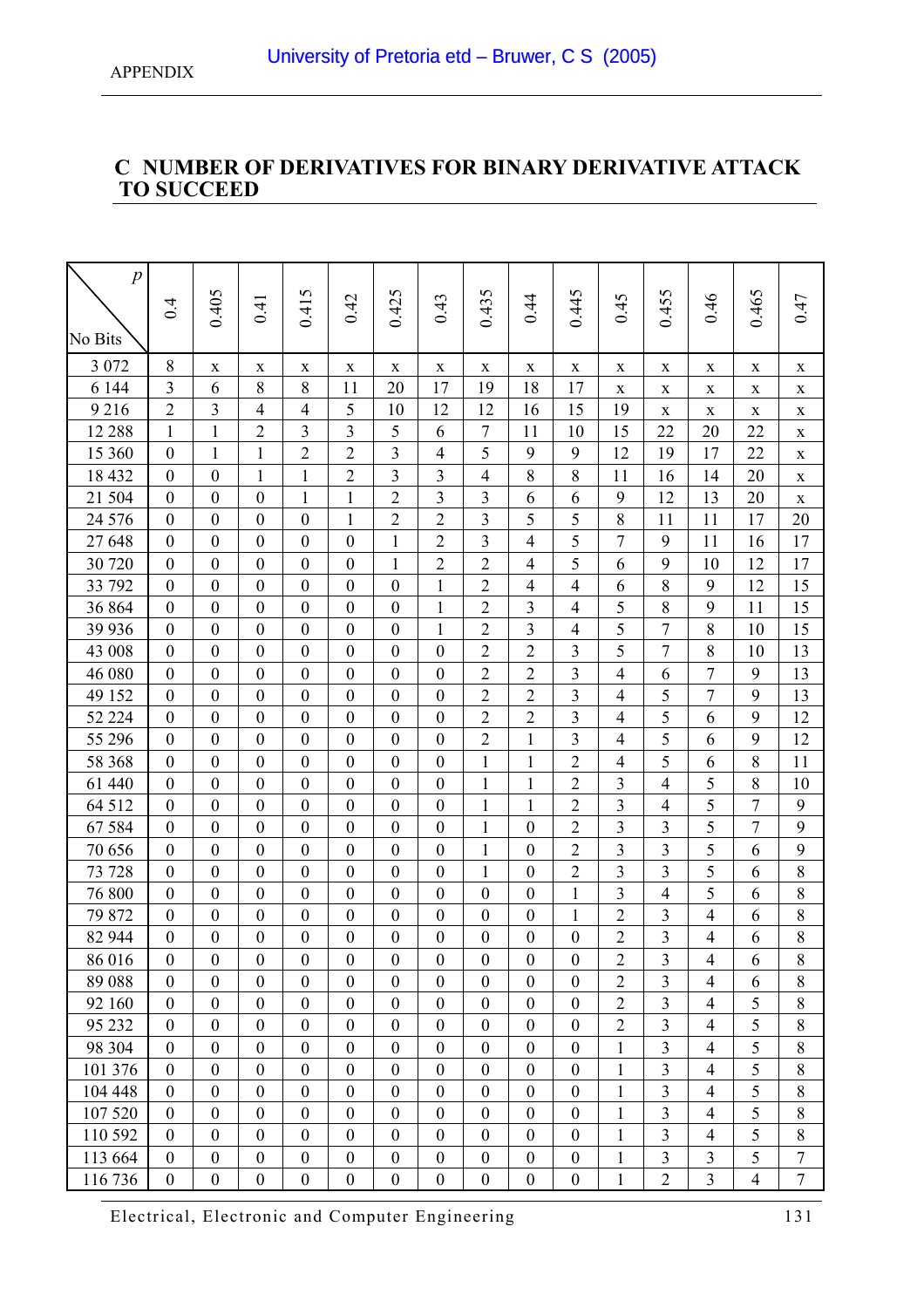## C NUMBER OF DERIVATIVES FOR BINARY DERIVATIVE ATTACK TO SUCCEED

| No Bits \ $p$ | 0.4 | 0.405 | 0.41 | 0.415 | 0.42 | 0.425 | 0.43 | 0.435 | 0.44 | 0.445 | 0.45 | 0.455 | 0.46 | 0.465 | 0.47 |
|---|---|---|---|---|---|---|---|---|---|---|---|---|---|---|---|
| 3 072 | 8 | x | x | x | x | x | x | x | x | x | x | x | x | x | x |
| 6 144 | 3 | 6 | 8 | 8 | 11 | 20 | 17 | 19 | 18 | 17 | x | x | x | x | x |
| 9 216 | 2 | 3 | 4 | 4 | 5 | 10 | 12 | 12 | 16 | 15 | 19 | x | x | x | x |
| 12 288 | 1 | 1 | 2 | 3 | 3 | 5 | 6 | 7 | 11 | 10 | 15 | 22 | 20 | 22 | x |
| 15 360 | 0 | 1 | 1 | 2 | 2 | 3 | 4 | 5 | 9 | 9 | 12 | 19 | 17 | 22 | x |
| 18 432 | 0 | 0 | 1 | 1 | 2 | 3 | 3 | 4 | 8 | 8 | 11 | 16 | 14 | 20 | x |
| 21 504 | 0 | 0 | 0 | 1 | 1 | 2 | 3 | 3 | 6 | 6 | 9 | 12 | 13 | 20 | x |
| 24 576 | 0 | 0 | 0 | 0 | 1 | 2 | 2 | 3 | 5 | 5 | 8 | 11 | 11 | 17 | 20 |
| 27 648 | 0 | 0 | 0 | 0 | 0 | 1 | 2 | 3 | 4 | 5 | 7 | 9 | 11 | 16 | 17 |
| 30 720 | 0 | 0 | 0 | 0 | 0 | 1 | 2 | 2 | 4 | 5 | 6 | 9 | 10 | 12 | 17 |
| 33 792 | 0 | 0 | 0 | 0 | 0 | 0 | 1 | 2 | 4 | 4 | 6 | 8 | 9 | 12 | 15 |
| 36 864 | 0 | 0 | 0 | 0 | 0 | 0 | 1 | 2 | 3 | 4 | 5 | 8 | 9 | 11 | 15 |
| 39 936 | 0 | 0 | 0 | 0 | 0 | 0 | 1 | 2 | 3 | 4 | 5 | 7 | 8 | 10 | 15 |
| 43 008 | 0 | 0 | 0 | 0 | 0 | 0 | 0 | 2 | 2 | 3 | 5 | 7 | 8 | 10 | 13 |
| 46 080 | 0 | 0 | 0 | 0 | 0 | 0 | 0 | 2 | 2 | 3 | 4 | 6 | 7 | 9 | 13 |
| 49 152 | 0 | 0 | 0 | 0 | 0 | 0 | 0 | 2 | 2 | 3 | 4 | 5 | 7 | 9 | 13 |
| 52 224 | 0 | 0 | 0 | 0 | 0 | 0 | 0 | 2 | 2 | 3 | 4 | 5 | 6 | 9 | 12 |
| 55 296 | 0 | 0 | 0 | 0 | 0 | 0 | 0 | 2 | 1 | 3 | 4 | 5 | 6 | 9 | 12 |
| 58 368 | 0 | 0 | 0 | 0 | 0 | 0 | 0 | 1 | 1 | 2 | 4 | 5 | 6 | 8 | 11 |
| 61 440 | 0 | 0 | 0 | 0 | 0 | 0 | 0 | 1 | 1 | 2 | 3 | 4 | 5 | 8 | 10 |
| 64 512 | 0 | 0 | 0 | 0 | 0 | 0 | 0 | 1 | 1 | 2 | 3 | 4 | 5 | 7 | 9 |
| 67 584 | 0 | 0 | 0 | 0 | 0 | 0 | 0 | 1 | 0 | 2 | 3 | 3 | 5 | 7 | 9 |
| 70 656 | 0 | 0 | 0 | 0 | 0 | 0 | 0 | 1 | 0 | 2 | 3 | 3 | 5 | 6 | 9 |
| 73 728 | 0 | 0 | 0 | 0 | 0 | 0 | 0 | 1 | 0 | 2 | 3 | 3 | 5 | 6 | 8 |
| 76 800 | 0 | 0 | 0 | 0 | 0 | 0 | 0 | 0 | 0 | 1 | 3 | 4 | 5 | 6 | 8 |
| 79 872 | 0 | 0 | 0 | 0 | 0 | 0 | 0 | 0 | 0 | 1 | 2 | 3 | 4 | 6 | 8 |
| 82 944 | 0 | 0 | 0 | 0 | 0 | 0 | 0 | 0 | 0 | 0 | 2 | 3 | 4 | 6 | 8 |
| 86 016 | 0 | 0 | 0 | 0 | 0 | 0 | 0 | 0 | 0 | 0 | 2 | 3 | 4 | 6 | 8 |
| 89 088 | 0 | 0 | 0 | 0 | 0 | 0 | 0 | 0 | 0 | 0 | 2 | 3 | 4 | 6 | 8 |
| 92 160 | 0 | 0 | 0 | 0 | 0 | 0 | 0 | 0 | 0 | 0 | 2 | 3 | 4 | 5 | 8 |
| 95 232 | 0 | 0 | 0 | 0 | 0 | 0 | 0 | 0 | 0 | 0 | 2 | 3 | 4 | 5 | 8 |
| 98 304 | 0 | 0 | 0 | 0 | 0 | 0 | 0 | 0 | 0 | 0 | 1 | 3 | 4 | 5 | 8 |
| 101 376 | 0 | 0 | 0 | 0 | 0 | 0 | 0 | 0 | 0 | 0 | 1 | 3 | 4 | 5 | 8 |
| 104 448 | 0 | 0 | 0 | 0 | 0 | 0 | 0 | 0 | 0 | 0 | 1 | 3 | 4 | 5 | 8 |
| 107 520 | 0 | 0 | 0 | 0 | 0 | 0 | 0 | 0 | 0 | 0 | 1 | 3 | 4 | 5 | 8 |
| 110 592 | 0 | 0 | 0 | 0 | 0 | 0 | 0 | 0 | 0 | 0 | 1 | 3 | 4 | 5 | 8 |
| 113 664 | 0 | 0 | 0 | 0 | 0 | 0 | 0 | 0 | 0 | 0 | 1 | 3 | 3 | 5 | 7 |
| 116 736 | 0 | 0 | 0 | 0 | 0 | 0 | 0 | 0 | 0 | 0 | 1 | 2 | 3 | 4 | 7 |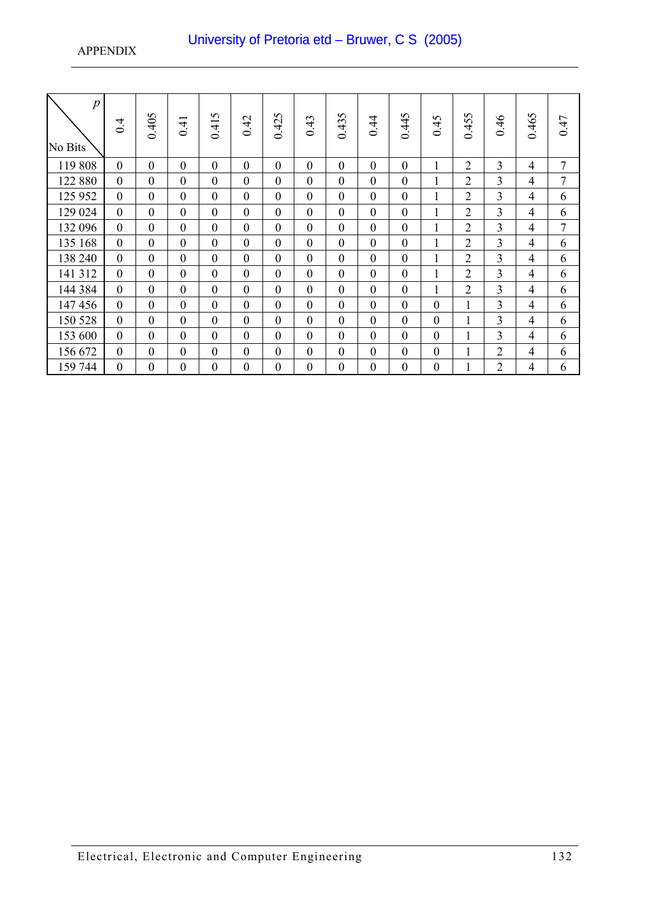| No Bits \ $p$ | 0.4 | 0.405 | 0.41 | 0.415 | 0.42 | 0.425 | 0.43 | 0.435 | 0.44 | 0.445 | 0.45 | 0.455 | 0.46 | 0.465 | 0.47 |
|---|---|---|---|---|---|---|---|---|---|---|---|---|---|---|---|
| 119 808 | 0 | 0 | 0 | 0 | 0 | 0 | 0 | 0 | 0 | 0 | 1 | 2 | 3 | 4 | 7 |
| 122 880 | 0 | 0 | 0 | 0 | 0 | 0 | 0 | 0 | 0 | 0 | 1 | 2 | 3 | 4 | 7 |
| 125 952 | 0 | 0 | 0 | 0 | 0 | 0 | 0 | 0 | 0 | 0 | 1 | 2 | 3 | 4 | 6 |
| 129 024 | 0 | 0 | 0 | 0 | 0 | 0 | 0 | 0 | 0 | 0 | 1 | 2 | 3 | 4 | 6 |
| 132 096 | 0 | 0 | 0 | 0 | 0 | 0 | 0 | 0 | 0 | 0 | 1 | 2 | 3 | 4 | 7 |
| 135 168 | 0 | 0 | 0 | 0 | 0 | 0 | 0 | 0 | 0 | 0 | 1 | 2 | 3 | 4 | 6 |
| 138 240 | 0 | 0 | 0 | 0 | 0 | 0 | 0 | 0 | 0 | 0 | 1 | 2 | 3 | 4 | 6 |
| 141 312 | 0 | 0 | 0 | 0 | 0 | 0 | 0 | 0 | 0 | 0 | 1 | 2 | 3 | 4 | 6 |
| 144 384 | 0 | 0 | 0 | 0 | 0 | 0 | 0 | 0 | 0 | 0 | 1 | 2 | 3 | 4 | 6 |
| 147 456 | 0 | 0 | 0 | 0 | 0 | 0 | 0 | 0 | 0 | 0 | 0 | 1 | 3 | 4 | 6 |
| 150 528 | 0 | 0 | 0 | 0 | 0 | 0 | 0 | 0 | 0 | 0 | 0 | 1 | 3 | 4 | 6 |
| 153 600 | 0 | 0 | 0 | 0 | 0 | 0 | 0 | 0 | 0 | 0 | 0 | 1 | 3 | 4 | 6 |
| 156 672 | 0 | 0 | 0 | 0 | 0 | 0 | 0 | 0 | 0 | 0 | 0 | 1 | 2 | 4 | 6 |
| 159 744 | 0 | 0 | 0 | 0 | 0 | 0 | 0 | 0 | 0 | 0 | 0 | 1 | 2 | 4 | 6 |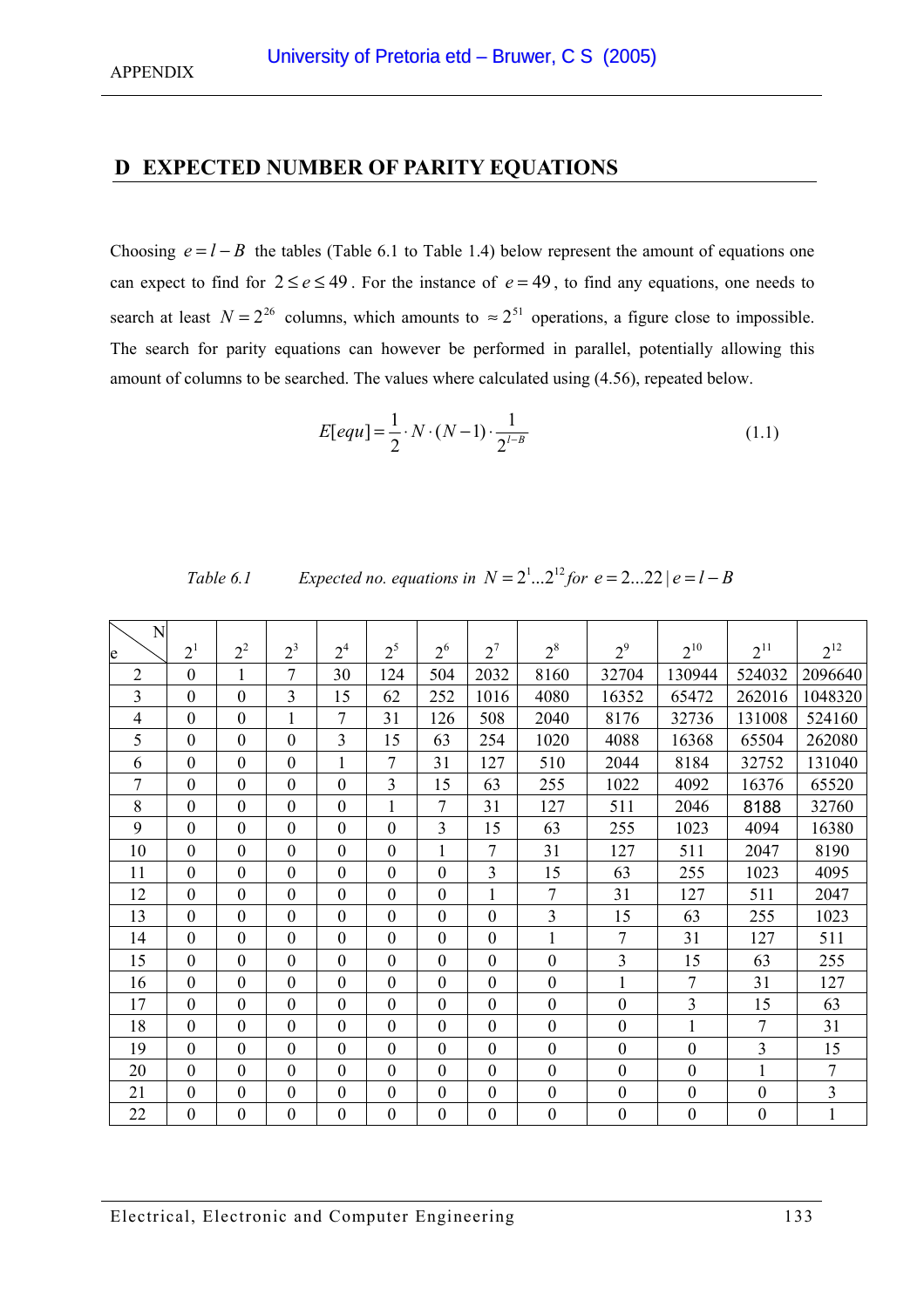## D EXPECTED NUMBER OF PARITY EQUATIONS

Choosing $e = l - B$ the tables (Table 6.1 to Table 1.4) below represent the amount of equations one can expect to find for $2 \le e \le 49$. For the instance of $e = 49$, to find any equations, one needs to search at least $N = 2^{26}$ columns, which amounts to $\approx 2^{51}$ operations, a figure close to impossible. The search for parity equations can however be performed in parallel, potentially allowing this amount of columns to be searched. The values where calculated using (4.56), repeated below.

$$E[equ] = \frac{1}{2} \cdot N \cdot (N-1) \cdot \frac{1}{2^{l-B}} \tag{1.1}$$

*Table 6.1 Expected no. equations in $N = 2^1 ... 2^{12}$ for $e = 2...22 \mid e = l - B$*

| e \ N | $2^1$ | $2^2$ | $2^3$ | $2^4$ | $2^5$ | $2^6$ | $2^7$ | $2^8$ | $2^9$ | $2^{10}$ | $2^{11}$ | $2^{12}$ |
|---|---|---|---|---|---|---|---|---|---|---|---|---|
| 2 | 0 | 1 | 7 | 30 | 124 | 504 | 2032 | 8160 | 32704 | 130944 | 524032 | 2096640 |
| 3 | 0 | 0 | 3 | 15 | 62 | 252 | 1016 | 4080 | 16352 | 65472 | 262016 | 1048320 |
| 4 | 0 | 0 | 1 | 7 | 31 | 126 | 508 | 2040 | 8176 | 32736 | 131008 | 524160 |
| 5 | 0 | 0 | 0 | 3 | 15 | 63 | 254 | 1020 | 4088 | 16368 | 65504 | 262080 |
| 6 | 0 | 0 | 0 | 1 | 7 | 31 | 127 | 510 | 2044 | 8184 | 32752 | 131040 |
| 7 | 0 | 0 | 0 | 0 | 3 | 15 | 63 | 255 | 1022 | 4092 | 16376 | 65520 |
| 8 | 0 | 0 | 0 | 0 | 1 | 7 | 31 | 127 | 511 | 2046 | 8188 | 32760 |
| 9 | 0 | 0 | 0 | 0 | 0 | 3 | 15 | 63 | 255 | 1023 | 4094 | 16380 |
| 10 | 0 | 0 | 0 | 0 | 0 | 1 | 7 | 31 | 127 | 511 | 2047 | 8190 |
| 11 | 0 | 0 | 0 | 0 | 0 | 0 | 3 | 15 | 63 | 255 | 1023 | 4095 |
| 12 | 0 | 0 | 0 | 0 | 0 | 0 | 1 | 7 | 31 | 127 | 511 | 2047 |
| 13 | 0 | 0 | 0 | 0 | 0 | 0 | 0 | 3 | 15 | 63 | 255 | 1023 |
| 14 | 0 | 0 | 0 | 0 | 0 | 0 | 0 | 1 | 7 | 31 | 127 | 511 |
| 15 | 0 | 0 | 0 | 0 | 0 | 0 | 0 | 0 | 3 | 15 | 63 | 255 |
| 16 | 0 | 0 | 0 | 0 | 0 | 0 | 0 | 0 | 1 | 7 | 31 | 127 |
| 17 | 0 | 0 | 0 | 0 | 0 | 0 | 0 | 0 | 0 | 3 | 15 | 63 |
| 18 | 0 | 0 | 0 | 0 | 0 | 0 | 0 | 0 | 0 | 1 | 7 | 31 |
| 19 | 0 | 0 | 0 | 0 | 0 | 0 | 0 | 0 | 0 | 0 | 3 | 15 |
| 20 | 0 | 0 | 0 | 0 | 0 | 0 | 0 | 0 | 0 | 0 | 1 | 7 |
| 21 | 0 | 0 | 0 | 0 | 0 | 0 | 0 | 0 | 0 | 0 | 0 | 3 |
| 22 | 0 | 0 | 0 | 0 | 0 | 0 | 0 | 0 | 0 | 0 | 0 | 1 |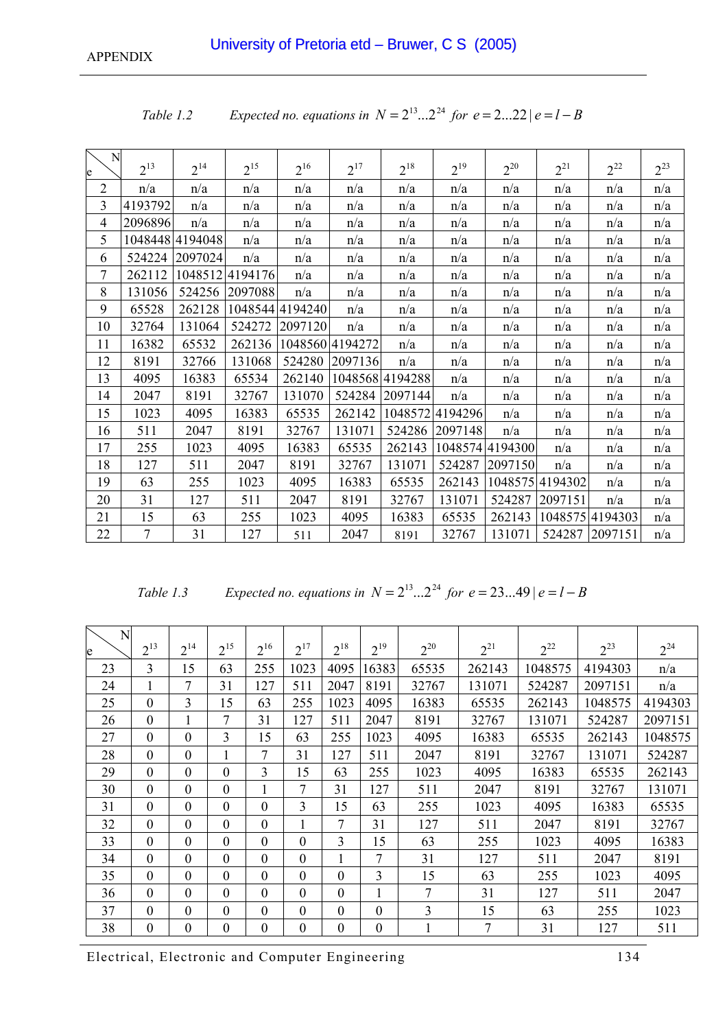APPENDIX

*Table 1.2* *Expected no. equations in* $N = 2^{13} \ldots 2^{24}$ *for* $e = 2 \ldots 22 \mid e = l - B$

| e \ N | $2^{13}$ | $2^{14}$ | $2^{15}$ | $2^{16}$ | $2^{17}$ | $2^{18}$ | $2^{19}$ | $2^{20}$ | $2^{21}$ | $2^{22}$ | $2^{23}$ |
|---|---|---|---|---|---|---|---|---|---|---|---|
| 2 | n/a | n/a | n/a | n/a | n/a | n/a | n/a | n/a | n/a | n/a | n/a |
| 3 | 4193792 | n/a | n/a | n/a | n/a | n/a | n/a | n/a | n/a | n/a | n/a |
| 4 | 2096896 | n/a | n/a | n/a | n/a | n/a | n/a | n/a | n/a | n/a | n/a |
| 5 | 1048448 | 4194048 | n/a | n/a | n/a | n/a | n/a | n/a | n/a | n/a | n/a |
| 6 | 524224 | 2097024 | n/a | n/a | n/a | n/a | n/a | n/a | n/a | n/a | n/a |
| 7 | 262112 | 1048512 | 4194176 | n/a | n/a | n/a | n/a | n/a | n/a | n/a | n/a |
| 8 | 131056 | 524256 | 2097088 | n/a | n/a | n/a | n/a | n/a | n/a | n/a | n/a |
| 9 | 65528 | 262128 | 1048544 | 4194240 | n/a | n/a | n/a | n/a | n/a | n/a | n/a |
| 10 | 32764 | 131064 | 524272 | 2097120 | n/a | n/a | n/a | n/a | n/a | n/a | n/a |
| 11 | 16382 | 65532 | 262136 | 1048560 | 4194272 | n/a | n/a | n/a | n/a | n/a | n/a |
| 12 | 8191 | 32766 | 131068 | 524280 | 2097136 | n/a | n/a | n/a | n/a | n/a | n/a |
| 13 | 4095 | 16383 | 65534 | 262140 | 1048568 | 4194288 | n/a | n/a | n/a | n/a | n/a |
| 14 | 2047 | 8191 | 32767 | 131070 | 524284 | 2097144 | n/a | n/a | n/a | n/a | n/a |
| 15 | 1023 | 4095 | 16383 | 65535 | 262142 | 1048572 | 4194296 | n/a | n/a | n/a | n/a |
| 16 | 511 | 2047 | 8191 | 32767 | 131071 | 524286 | 2097148 | n/a | n/a | n/a | n/a |
| 17 | 255 | 1023 | 4095 | 16383 | 65535 | 262143 | 1048574 | 4194300 | n/a | n/a | n/a |
| 18 | 127 | 511 | 2047 | 8191 | 32767 | 131071 | 524287 | 2097150 | n/a | n/a | n/a |
| 19 | 63 | 255 | 1023 | 4095 | 16383 | 65535 | 262143 | 1048575 | 4194302 | n/a | n/a |
| 20 | 31 | 127 | 511 | 2047 | 8191 | 32767 | 131071 | 524287 | 2097151 | n/a | n/a |
| 21 | 15 | 63 | 255 | 1023 | 4095 | 16383 | 65535 | 262143 | 1048575 | 4194303 | n/a |
| 22 | 7 | 31 | 127 | 511 | 2047 | 8191 | 32767 | 131071 | 524287 | 2097151 | n/a |

*Table 1.3* *Expected no. equations in* $N = 2^{13} \ldots 2^{24}$ *for* $e = 23 \ldots 49 \mid e = l - B$

| e \ N | $2^{13}$ | $2^{14}$ | $2^{15}$ | $2^{16}$ | $2^{17}$ | $2^{18}$ | $2^{19}$ | $2^{20}$ | $2^{21}$ | $2^{22}$ | $2^{23}$ | $2^{24}$ |
|---|---|---|---|---|---|---|---|---|---|---|---|---|
| 23 | 3 | 15 | 63 | 255 | 1023 | 4095 | 16383 | 65535 | 262143 | 1048575 | 4194303 | n/a |
| 24 | 1 | 7 | 31 | 127 | 511 | 2047 | 8191 | 32767 | 131071 | 524287 | 2097151 | n/a |
| 25 | 0 | 3 | 15 | 63 | 255 | 1023 | 4095 | 16383 | 65535 | 262143 | 1048575 | 4194303 |
| 26 | 0 | 1 | 7 | 31 | 127 | 511 | 2047 | 8191 | 32767 | 131071 | 524287 | 2097151 |
| 27 | 0 | 0 | 3 | 15 | 63 | 255 | 1023 | 4095 | 16383 | 65535 | 262143 | 1048575 |
| 28 | 0 | 0 | 1 | 7 | 31 | 127 | 511 | 2047 | 8191 | 32767 | 131071 | 524287 |
| 29 | 0 | 0 | 0 | 3 | 15 | 63 | 255 | 1023 | 4095 | 16383 | 65535 | 262143 |
| 30 | 0 | 0 | 0 | 1 | 7 | 31 | 127 | 511 | 2047 | 8191 | 32767 | 131071 |
| 31 | 0 | 0 | 0 | 0 | 3 | 15 | 63 | 255 | 1023 | 4095 | 16383 | 65535 |
| 32 | 0 | 0 | 0 | 0 | 1 | 7 | 31 | 127 | 511 | 2047 | 8191 | 32767 |
| 33 | 0 | 0 | 0 | 0 | 0 | 3 | 15 | 63 | 255 | 1023 | 4095 | 16383 |
| 34 | 0 | 0 | 0 | 0 | 0 | 1 | 7 | 31 | 127 | 511 | 2047 | 8191 |
| 35 | 0 | 0 | 0 | 0 | 0 | 0 | 3 | 15 | 63 | 255 | 1023 | 4095 |
| 36 | 0 | 0 | 0 | 0 | 0 | 0 | 1 | 7 | 31 | 127 | 511 | 2047 |
| 37 | 0 | 0 | 0 | 0 | 0 | 0 | 0 | 3 | 15 | 63 | 255 | 1023 |
| 38 | 0 | 0 | 0 | 0 | 0 | 0 | 0 | 1 | 7 | 31 | 127 | 511 |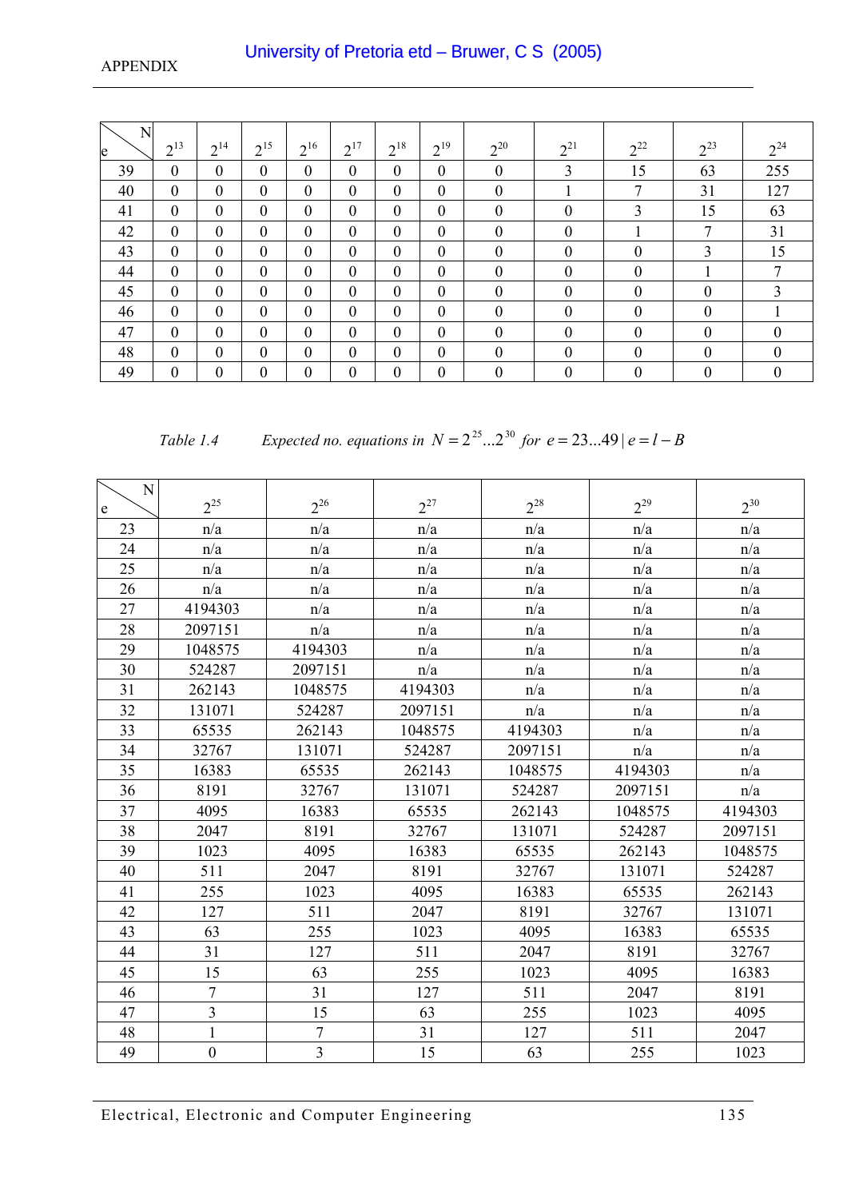| e \ N | $2^{13}$ | $2^{14}$ | $2^{15}$ | $2^{16}$ | $2^{17}$ | $2^{18}$ | $2^{19}$ | $2^{20}$ | $2^{21}$ | $2^{22}$ | $2^{23}$ | $2^{24}$ |
|---|---|---|---|---|---|---|---|---|---|---|---|---|
| 39 | 0 | 0 | 0 | 0 | 0 | 0 | 0 | 0 | 3 | 15 | 63 | 255 |
| 40 | 0 | 0 | 0 | 0 | 0 | 0 | 0 | 0 | 1 | 7 | 31 | 127 |
| 41 | 0 | 0 | 0 | 0 | 0 | 0 | 0 | 0 | 0 | 3 | 15 | 63 |
| 42 | 0 | 0 | 0 | 0 | 0 | 0 | 0 | 0 | 0 | 1 | 7 | 31 |
| 43 | 0 | 0 | 0 | 0 | 0 | 0 | 0 | 0 | 0 | 0 | 3 | 15 |
| 44 | 0 | 0 | 0 | 0 | 0 | 0 | 0 | 0 | 0 | 0 | 1 | 7 |
| 45 | 0 | 0 | 0 | 0 | 0 | 0 | 0 | 0 | 0 | 0 | 0 | 3 |
| 46 | 0 | 0 | 0 | 0 | 0 | 0 | 0 | 0 | 0 | 0 | 0 | 1 |
| 47 | 0 | 0 | 0 | 0 | 0 | 0 | 0 | 0 | 0 | 0 | 0 | 0 |
| 48 | 0 | 0 | 0 | 0 | 0 | 0 | 0 | 0 | 0 | 0 | 0 | 0 |
| 49 | 0 | 0 | 0 | 0 | 0 | 0 | 0 | 0 | 0 | 0 | 0 | 0 |

*Table 1.4 Expected no. equations in $N = 2^{25}...2^{30}$ for $e = 23...49 \mid e = l - B$*

| e \ N | $2^{25}$ | $2^{26}$ | $2^{27}$ | $2^{28}$ | $2^{29}$ | $2^{30}$ |
|---|---|---|---|---|---|---|
| 23 | n/a | n/a | n/a | n/a | n/a | n/a |
| 24 | n/a | n/a | n/a | n/a | n/a | n/a |
| 25 | n/a | n/a | n/a | n/a | n/a | n/a |
| 26 | n/a | n/a | n/a | n/a | n/a | n/a |
| 27 | 4194303 | n/a | n/a | n/a | n/a | n/a |
| 28 | 2097151 | n/a | n/a | n/a | n/a | n/a |
| 29 | 1048575 | 4194303 | n/a | n/a | n/a | n/a |
| 30 | 524287 | 2097151 | n/a | n/a | n/a | n/a |
| 31 | 262143 | 1048575 | 4194303 | n/a | n/a | n/a |
| 32 | 131071 | 524287 | 2097151 | n/a | n/a | n/a |
| 33 | 65535 | 262143 | 1048575 | 4194303 | n/a | n/a |
| 34 | 32767 | 131071 | 524287 | 2097151 | n/a | n/a |
| 35 | 16383 | 65535 | 262143 | 1048575 | 4194303 | n/a |
| 36 | 8191 | 32767 | 131071 | 524287 | 2097151 | n/a |
| 37 | 4095 | 16383 | 65535 | 262143 | 1048575 | 4194303 |
| 38 | 2047 | 8191 | 32767 | 131071 | 524287 | 2097151 |
| 39 | 1023 | 4095 | 16383 | 65535 | 262143 | 1048575 |
| 40 | 511 | 2047 | 8191 | 32767 | 131071 | 524287 |
| 41 | 255 | 1023 | 4095 | 16383 | 65535 | 262143 |
| 42 | 127 | 511 | 2047 | 8191 | 32767 | 131071 |
| 43 | 63 | 255 | 1023 | 4095 | 16383 | 65535 |
| 44 | 31 | 127 | 511 | 2047 | 8191 | 32767 |
| 45 | 15 | 63 | 255 | 1023 | 4095 | 16383 |
| 46 | 7 | 31 | 127 | 511 | 2047 | 8191 |
| 47 | 3 | 15 | 63 | 255 | 1023 | 4095 |
| 48 | 1 | 7 | 31 | 127 | 511 | 2047 |
| 49 | 0 | 3 | 15 | 63 | 255 | 1023 |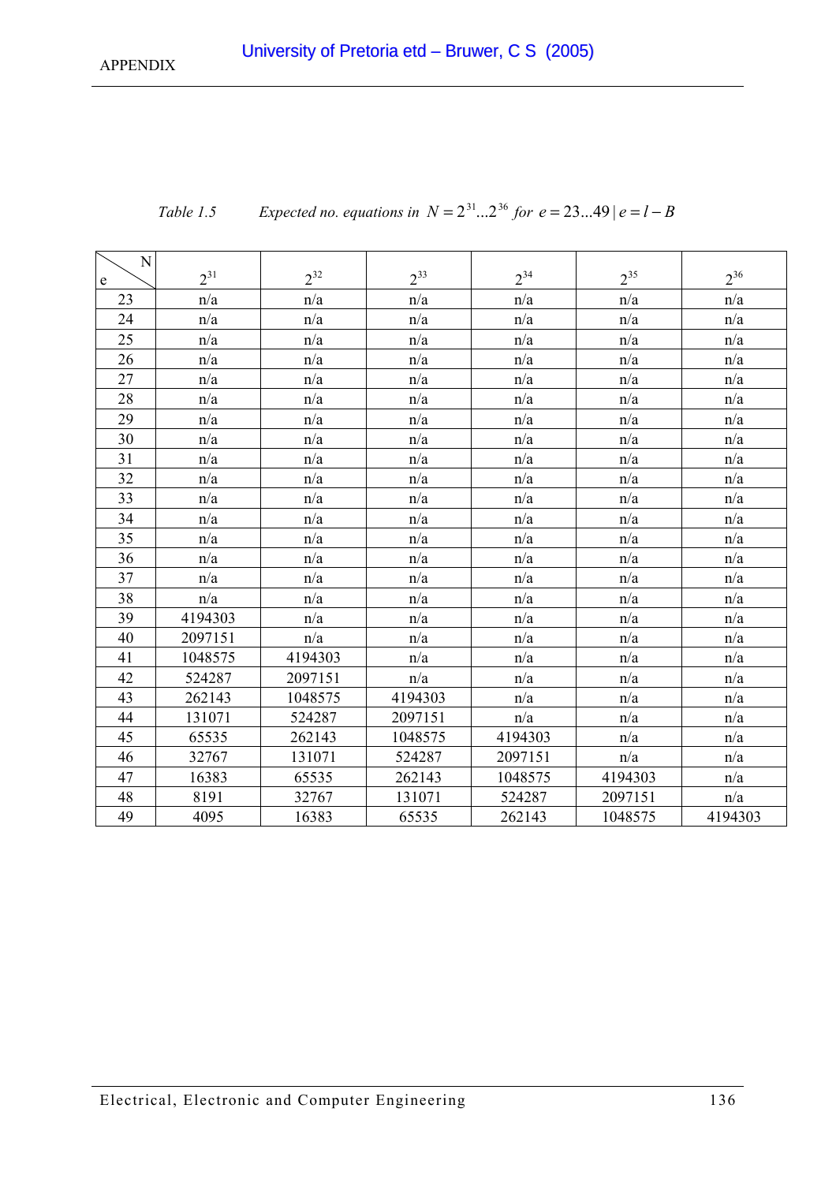*Table 1.5* *Expected no. equations in* $N = 2^{31}...2^{36}$ *for* $e = 23...49 \mid e = l - B$

| e \ N | $2^{31}$ | $2^{32}$ | $2^{33}$ | $2^{34}$ | $2^{35}$ | $2^{36}$ |
|---|---|---|---|---|---|---|
| 23 | n/a | n/a | n/a | n/a | n/a | n/a |
| 24 | n/a | n/a | n/a | n/a | n/a | n/a |
| 25 | n/a | n/a | n/a | n/a | n/a | n/a |
| 26 | n/a | n/a | n/a | n/a | n/a | n/a |
| 27 | n/a | n/a | n/a | n/a | n/a | n/a |
| 28 | n/a | n/a | n/a | n/a | n/a | n/a |
| 29 | n/a | n/a | n/a | n/a | n/a | n/a |
| 30 | n/a | n/a | n/a | n/a | n/a | n/a |
| 31 | n/a | n/a | n/a | n/a | n/a | n/a |
| 32 | n/a | n/a | n/a | n/a | n/a | n/a |
| 33 | n/a | n/a | n/a | n/a | n/a | n/a |
| 34 | n/a | n/a | n/a | n/a | n/a | n/a |
| 35 | n/a | n/a | n/a | n/a | n/a | n/a |
| 36 | n/a | n/a | n/a | n/a | n/a | n/a |
| 37 | n/a | n/a | n/a | n/a | n/a | n/a |
| 38 | n/a | n/a | n/a | n/a | n/a | n/a |
| 39 | 4194303 | n/a | n/a | n/a | n/a | n/a |
| 40 | 2097151 | n/a | n/a | n/a | n/a | n/a |
| 41 | 1048575 | 4194303 | n/a | n/a | n/a | n/a |
| 42 | 524287 | 2097151 | n/a | n/a | n/a | n/a |
| 43 | 262143 | 1048575 | 4194303 | n/a | n/a | n/a |
| 44 | 131071 | 524287 | 2097151 | n/a | n/a | n/a |
| 45 | 65535 | 262143 | 1048575 | 4194303 | n/a | n/a |
| 46 | 32767 | 131071 | 524287 | 2097151 | n/a | n/a |
| 47 | 16383 | 65535 | 262143 | 1048575 | 4194303 | n/a |
| 48 | 8191 | 32767 | 131071 | 524287 | 2097151 | n/a |
| 49 | 4095 | 16383 | 65535 | 262143 | 1048575 | 4194303 |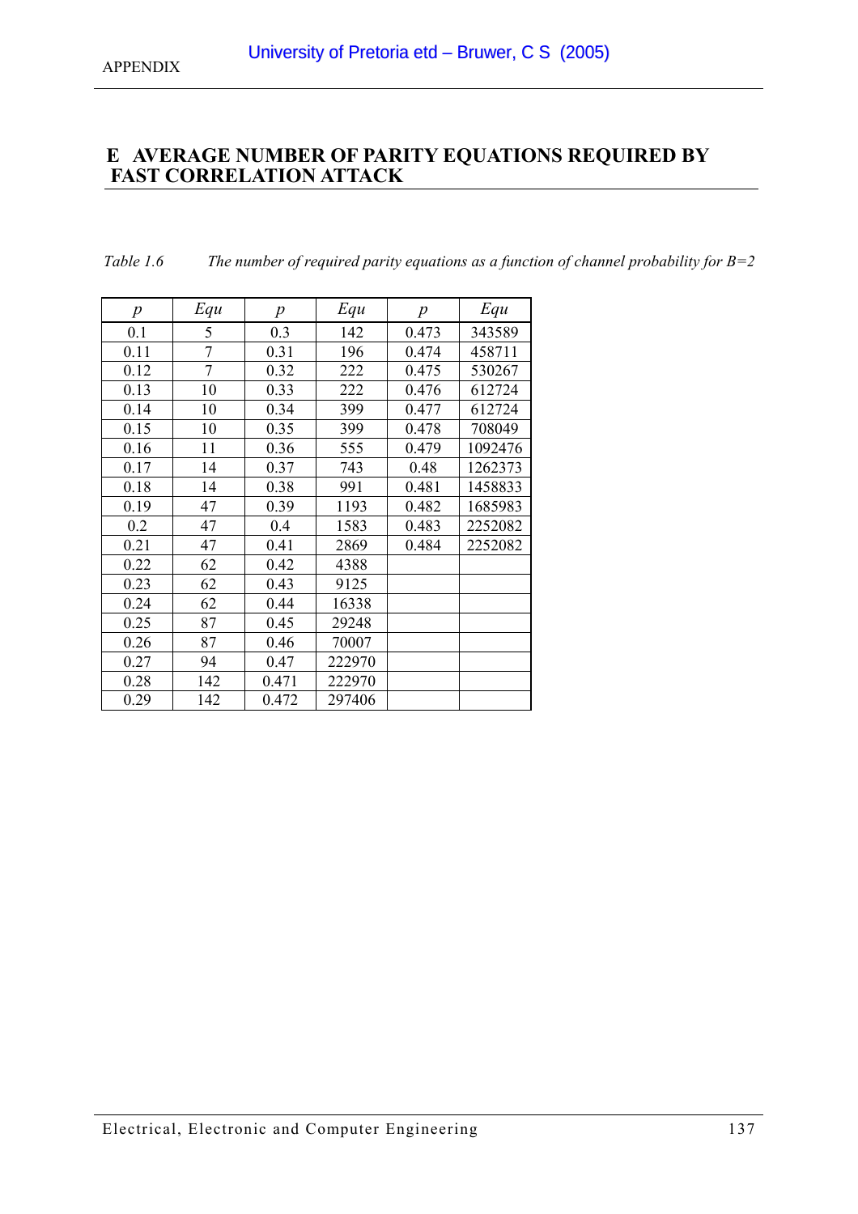# E AVERAGE NUMBER OF PARITY EQUATIONS REQUIRED BY FAST CORRELATION ATTACK

*Table 1.6 The number of required parity equations as a function of channel probability for B=2*

| *p* | *Equ* | *p* | *Equ* | *p* | *Equ* |
|---|---|---|---|---|---|
| 0.1 | 5 | 0.3 | 142 | 0.473 | 343589 |
| 0.11 | 7 | 0.31 | 196 | 0.474 | 458711 |
| 0.12 | 7 | 0.32 | 222 | 0.475 | 530267 |
| 0.13 | 10 | 0.33 | 222 | 0.476 | 612724 |
| 0.14 | 10 | 0.34 | 399 | 0.477 | 612724 |
| 0.15 | 10 | 0.35 | 399 | 0.478 | 708049 |
| 0.16 | 11 | 0.36 | 555 | 0.479 | 1092476 |
| 0.17 | 14 | 0.37 | 743 | 0.48 | 1262373 |
| 0.18 | 14 | 0.38 | 991 | 0.481 | 1458833 |
| 0.19 | 47 | 0.39 | 1193 | 0.482 | 1685983 |
| 0.2 | 47 | 0.4 | 1583 | 0.483 | 2252082 |
| 0.21 | 47 | 0.41 | 2869 | 0.484 | 2252082 |
| 0.22 | 62 | 0.42 | 4388 | | |
| 0.23 | 62 | 0.43 | 9125 | | |
| 0.24 | 62 | 0.44 | 16338 | | |
| 0.25 | 87 | 0.45 | 29248 | | |
| 0.26 | 87 | 0.46 | 70007 | | |
| 0.27 | 94 | 0.47 | 222970 | | |
| 0.28 | 142 | 0.471 | 222970 | | |
| 0.29 | 142 | 0.472 | 297406 | | |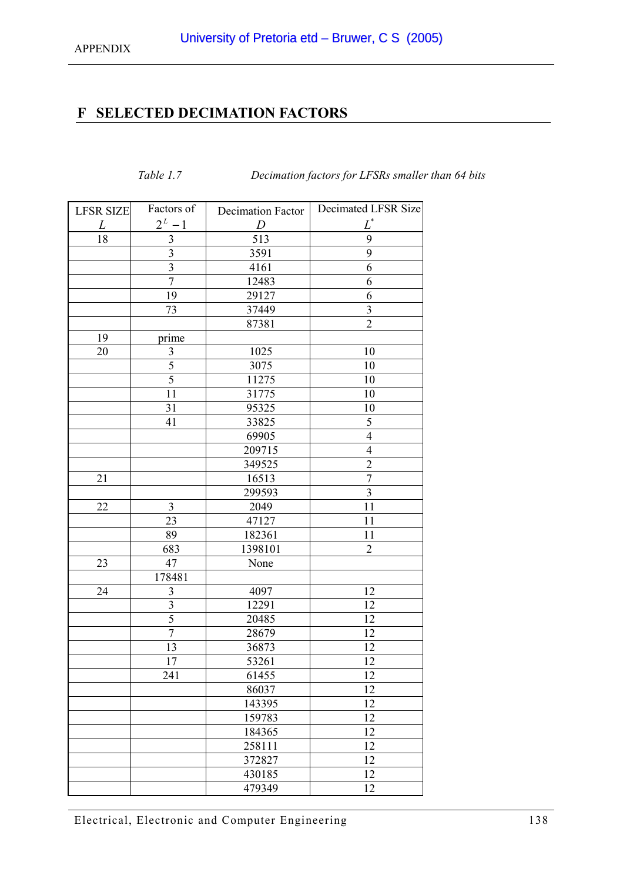# F SELECTED DECIMATION FACTORS

*Table 1.7 Decimation factors for LFSRs smaller than 64 bits*

| LFSR SIZE $L$ | Factors of $2^L - 1$ | Decimation Factor $D$ | Decimated LFSR Size $L^*$ |
|---|---|---|---|
| 18 | 3 | 513 | 9 |
| | 3 | 3591 | 9 |
| | 3 | 4161 | 6 |
| | 7 | 12483 | 6 |
| | 19 | 29127 | 6 |
| | 73 | 37449 | 3 |
| | | 87381 | 2 |
| 19 | prime | | |
| 20 | 3 | 1025 | 10 |
| | 5 | 3075 | 10 |
| | 5 | 11275 | 10 |
| | 11 | 31775 | 10 |
| | 31 | 95325 | 10 |
| | 41 | 33825 | 5 |
| | | 69905 | 4 |
| | | 209715 | 4 |
| | | 349525 | 2 |
| 21 | | 16513 | 7 |
| | | 299593 | 3 |
| 22 | 3 | 2049 | 11 |
| | 23 | 47127 | 11 |
| | 89 | 182361 | 11 |
| | 683 | 1398101 | 2 |
| 23 | 47 | None | |
| | 178481 | | |
| 24 | 3 | 4097 | 12 |
| | 3 | 12291 | 12 |
| | 5 | 20485 | 12 |
| | 7 | 28679 | 12 |
| | 13 | 36873 | 12 |
| | 17 | 53261 | 12 |
| | 241 | 61455 | 12 |
| | | 86037 | 12 |
| | | 143395 | 12 |
| | | 159783 | 12 |
| | | 184365 | 12 |
| | | 258111 | 12 |
| | | 372827 | 12 |
| | | 430185 | 12 |
| | | 479349 | 12 |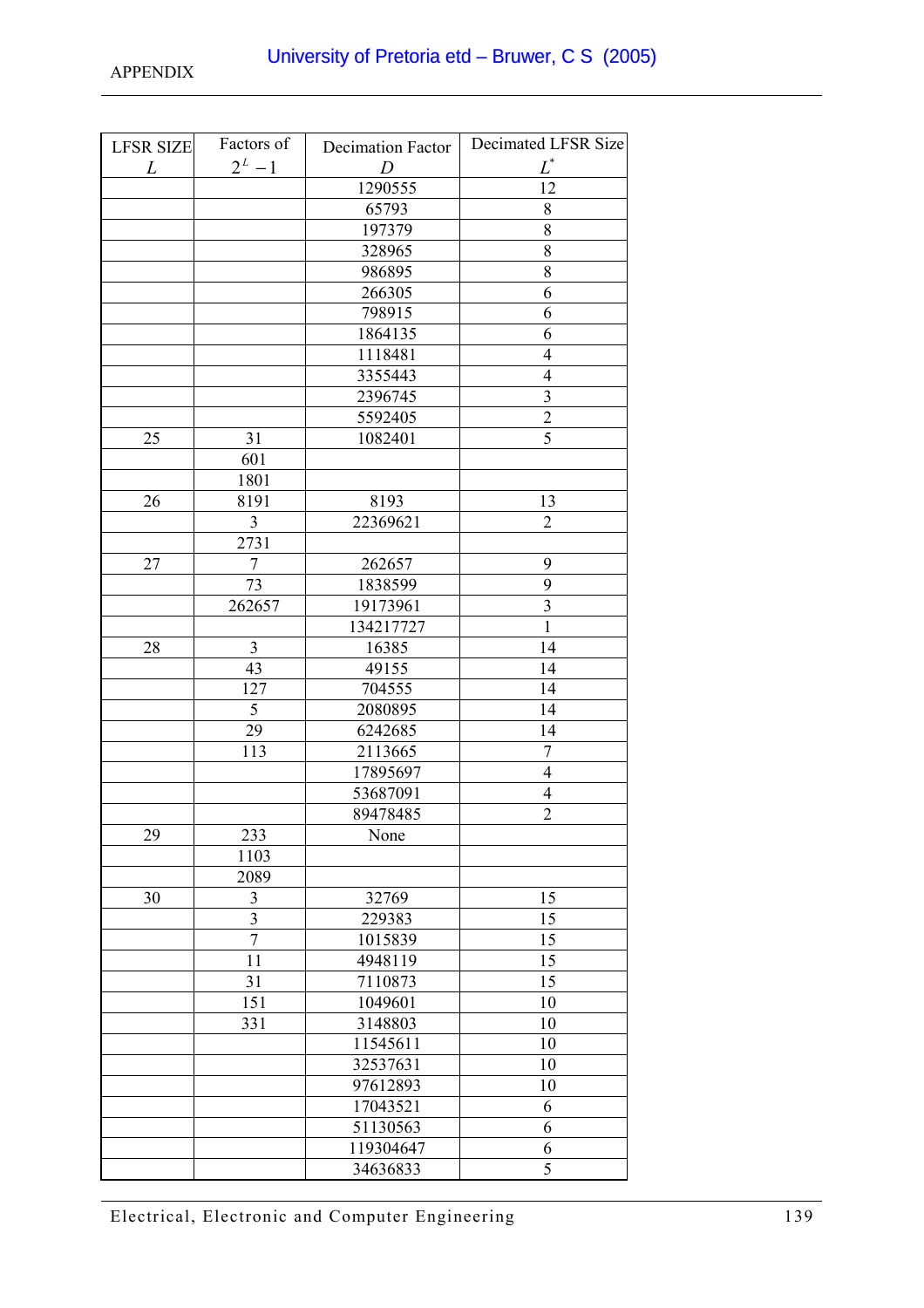| LFSR SIZE $L$ | Factors of $2^L - 1$ | Decimation Factor $D$ | Decimated LFSR Size $L^*$ |
|---|---|---|---|
| | | 1290555 | 12 |
| | | 65793 | 8 |
| | | 197379 | 8 |
| | | 328965 | 8 |
| | | 986895 | 8 |
| | | 266305 | 6 |
| | | 798915 | 6 |
| | | 1864135 | 6 |
| | | 1118481 | 4 |
| | | 3355443 | 4 |
| | | 2396745 | 3 |
| | | 5592405 | 2 |
| 25 | 31 | 1082401 | 5 |
| | 601 | | |
| | 1801 | | |
| 26 | 8191 | 8193 | 13 |
| | 3 | 22369621 | 2 |
| | 2731 | | |
| 27 | 7 | 262657 | 9 |
| | 73 | 1838599 | 9 |
| | 262657 | 19173961 | 3 |
| | | 134217727 | 1 |
| 28 | 3 | 16385 | 14 |
| | 43 | 49155 | 14 |
| | 127 | 704555 | 14 |
| | 5 | 2080895 | 14 |
| | 29 | 6242685 | 14 |
| | 113 | 2113665 | 7 |
| | | 17895697 | 4 |
| | | 53687091 | 4 |
| | | 89478485 | 2 |
| 29 | 233 | None | |
| | 1103 | | |
| | 2089 | | |
| 30 | 3 | 32769 | 15 |
| | 3 | 229383 | 15 |
| | 7 | 1015839 | 15 |
| | 11 | 4948119 | 15 |
| | 31 | 7110873 | 15 |
| | 151 | 1049601 | 10 |
| | 331 | 3148803 | 10 |
| | | 11545611 | 10 |
| | | 32537631 | 10 |
| | | 97612893 | 10 |
| | | 17043521 | 6 |
| | | 51130563 | 6 |
| | | 119304647 | 6 |
| | | 34636833 | 5 |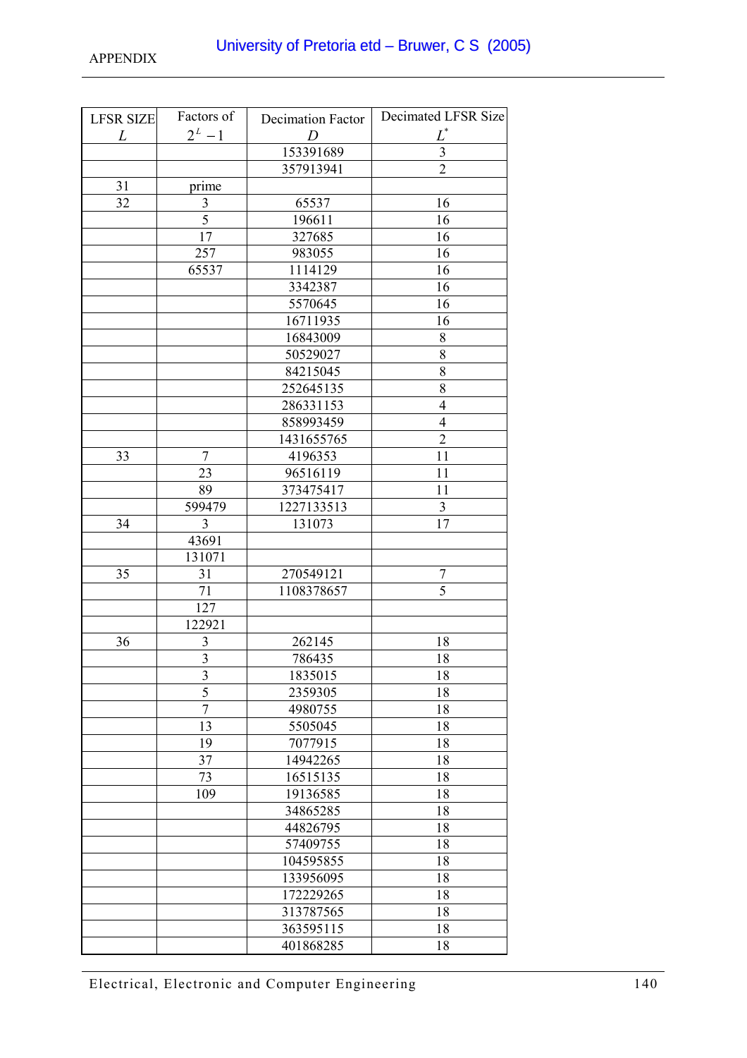| LFSR SIZE $L$ | Factors of $2^L - 1$ | Decimation Factor $D$ | Decimated LFSR Size $L^*$ |
|---|---|---|---|
| | | 153391689 | 3 |
| | | 357913941 | 2 |
| 31 | prime | | |
| 32 | 3 | 65537 | 16 |
| | 5 | 196611 | 16 |
| | 17 | 327685 | 16 |
| | 257 | 983055 | 16 |
| | 65537 | 1114129 | 16 |
| | | 3342387 | 16 |
| | | 5570645 | 16 |
| | | 16711935 | 16 |
| | | 16843009 | 8 |
| | | 50529027 | 8 |
| | | 84215045 | 8 |
| | | 252645135 | 8 |
| | | 286331153 | 4 |
| | | 858993459 | 4 |
| | | 1431655765 | 2 |
| 33 | 7 | 4196353 | 11 |
| | 23 | 96516119 | 11 |
| | 89 | 373475417 | 11 |
| | 599479 | 1227133513 | 3 |
| 34 | 3 | 131073 | 17 |
| | 43691 | | |
| | 131071 | | |
| 35 | 31 | 270549121 | 7 |
| | 71 | 1108378657 | 5 |
| | 127 | | |
| | 122921 | | |
| 36 | 3 | 262145 | 18 |
| | 3 | 786435 | 18 |
| | 3 | 1835015 | 18 |
| | 5 | 2359305 | 18 |
| | 7 | 4980755 | 18 |
| | 13 | 5505045 | 18 |
| | 19 | 7077915 | 18 |
| | 37 | 14942265 | 18 |
| | 73 | 16515135 | 18 |
| | 109 | 19136585 | 18 |
| | | 34865285 | 18 |
| | | 44826795 | 18 |
| | | 57409755 | 18 |
| | | 104595855 | 18 |
| | | 133956095 | 18 |
| | | 172229265 | 18 |
| | | 313787565 | 18 |
| | | 363595115 | 18 |
| | | 401868285 | 18 |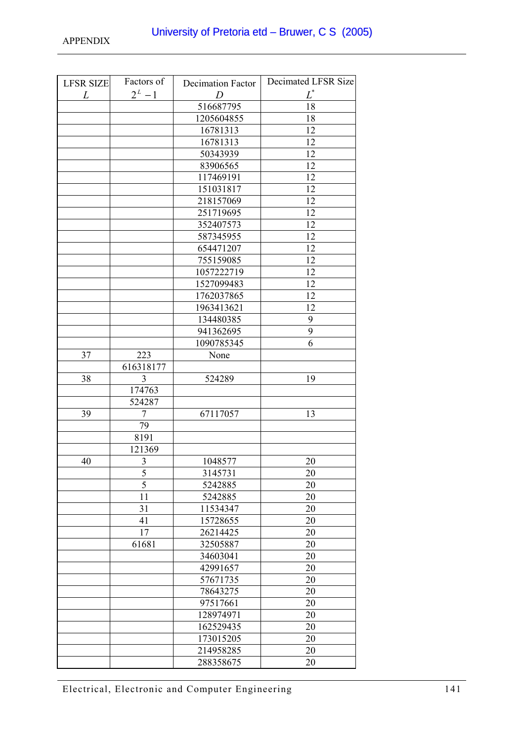| LFSR SIZE $L$ | Factors of $2^L - 1$ | Decimation Factor $D$ | Decimated LFSR Size $L^*$ |
|---|---|---|---|
| | | 516687795 | 18 |
| | | 1205604855 | 18 |
| | | 16781313 | 12 |
| | | 16781313 | 12 |
| | | 50343939 | 12 |
| | | 83906565 | 12 |
| | | 117469191 | 12 |
| | | 151031817 | 12 |
| | | 218157069 | 12 |
| | | 251719695 | 12 |
| | | 352407573 | 12 |
| | | 587345955 | 12 |
| | | 654471207 | 12 |
| | | 755159085 | 12 |
| | | 1057222719 | 12 |
| | | 1527099483 | 12 |
| | | 1762037865 | 12 |
| | | 1963413621 | 12 |
| | | 134480385 | 9 |
| | | 941362695 | 9 |
| | | 1090785345 | 6 |
| 37 | 223 | None | |
| | 616318177 | | |
| 38 | 3 | 524289 | 19 |
| | 174763 | | |
| | 524287 | | |
| 39 | 7 | 67117057 | 13 |
| | 79 | | |
| | 8191 | | |
| | 121369 | | |
| 40 | 3 | 1048577 | 20 |
| | 5 | 3145731 | 20 |
| | 5 | 5242885 | 20 |
| | 11 | 5242885 | 20 |
| | 31 | 11534347 | 20 |
| | 41 | 15728655 | 20 |
| | 17 | 26214425 | 20 |
| | 61681 | 32505887 | 20 |
| | | 34603041 | 20 |
| | | 42991657 | 20 |
| | | 57671735 | 20 |
| | | 78643275 | 20 |
| | | 97517661 | 20 |
| | | 128974971 | 20 |
| | | 162529435 | 20 |
| | | 173015205 | 20 |
| | | 214958285 | 20 |
| | | 288358675 | 20 |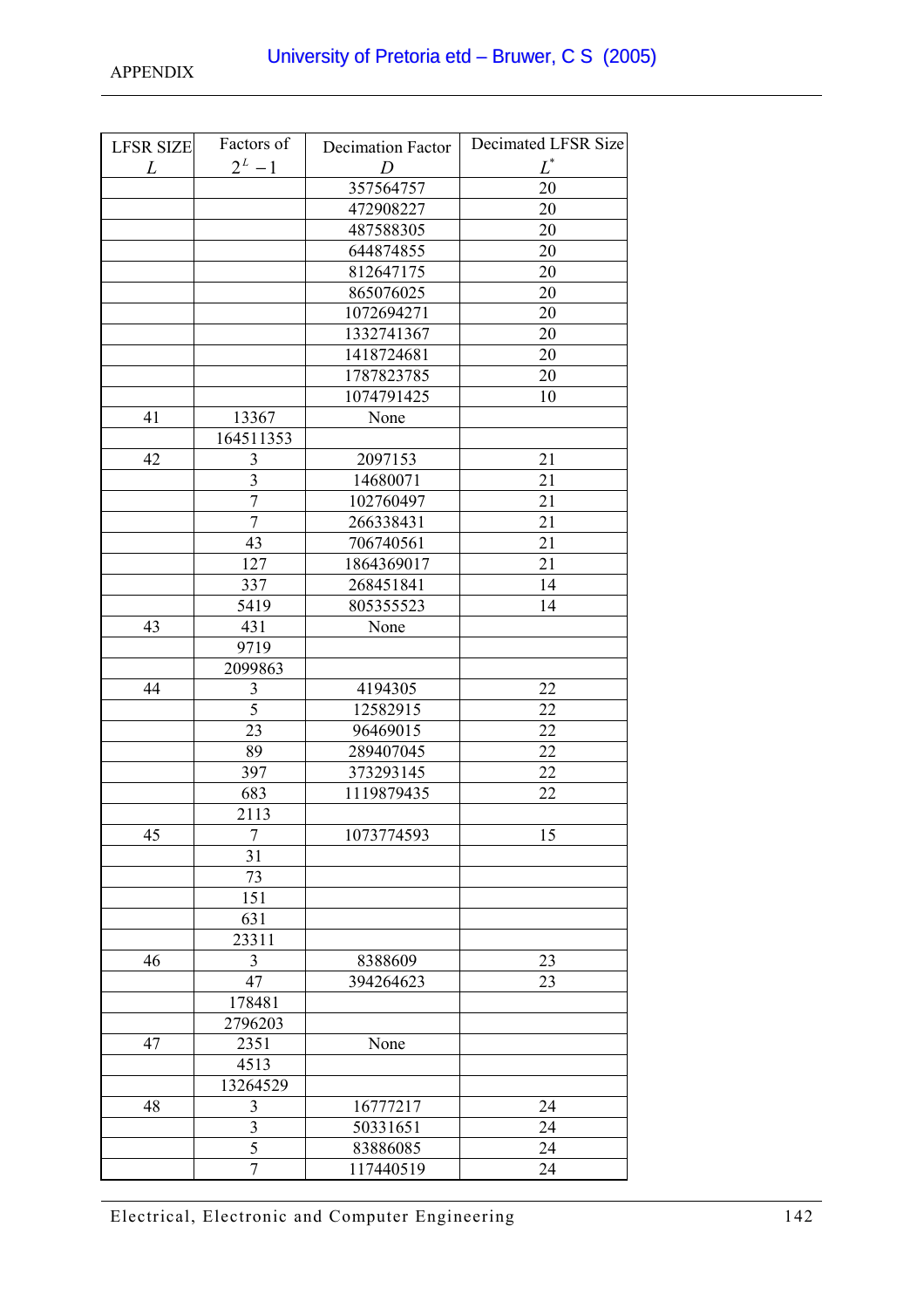| LFSR SIZE $L$ | Factors of $2^L - 1$ | Decimation Factor $D$ | Decimated LFSR Size $L^*$ |
|---|---|---|---|
| | | 357564757 | 20 |
| | | 472908227 | 20 |
| | | 487588305 | 20 |
| | | 644874855 | 20 |
| | | 812647175 | 20 |
| | | 865076025 | 20 |
| | | 1072694271 | 20 |
| | | 1332741367 | 20 |
| | | 1418724681 | 20 |
| | | 1787823785 | 20 |
| | | 1074791425 | 10 |
| 41 | 13367 | None | |
| | 164511353 | | |
| 42 | 3 | 2097153 | 21 |
| | 3 | 14680071 | 21 |
| | 7 | 102760497 | 21 |
| | 7 | 266338431 | 21 |
| | 43 | 706740561 | 21 |
| | 127 | 1864369017 | 21 |
| | 337 | 268451841 | 14 |
| | 5419 | 805355523 | 14 |
| 43 | 431 | None | |
| | 9719 | | |
| | 2099863 | | |
| 44 | 3 | 4194305 | 22 |
| | 5 | 12582915 | 22 |
| | 23 | 96469015 | 22 |
| | 89 | 289407045 | 22 |
| | 397 | 373293145 | 22 |
| | 683 | 1119879435 | 22 |
| | 2113 | | |
| 45 | 7 | 1073774593 | 15 |
| | 31 | | |
| | 73 | | |
| | 151 | | |
| | 631 | | |
| | 23311 | | |
| 46 | 3 | 8388609 | 23 |
| | 47 | 394264623 | 23 |
| | 178481 | | |
| | 2796203 | | |
| 47 | 2351 | None | |
| | 4513 | | |
| | 13264529 | | |
| 48 | 3 | 16777217 | 24 |
| | 3 | 50331651 | 24 |
| | 5 | 83886085 | 24 |
| | 7 | 117440519 | 24 |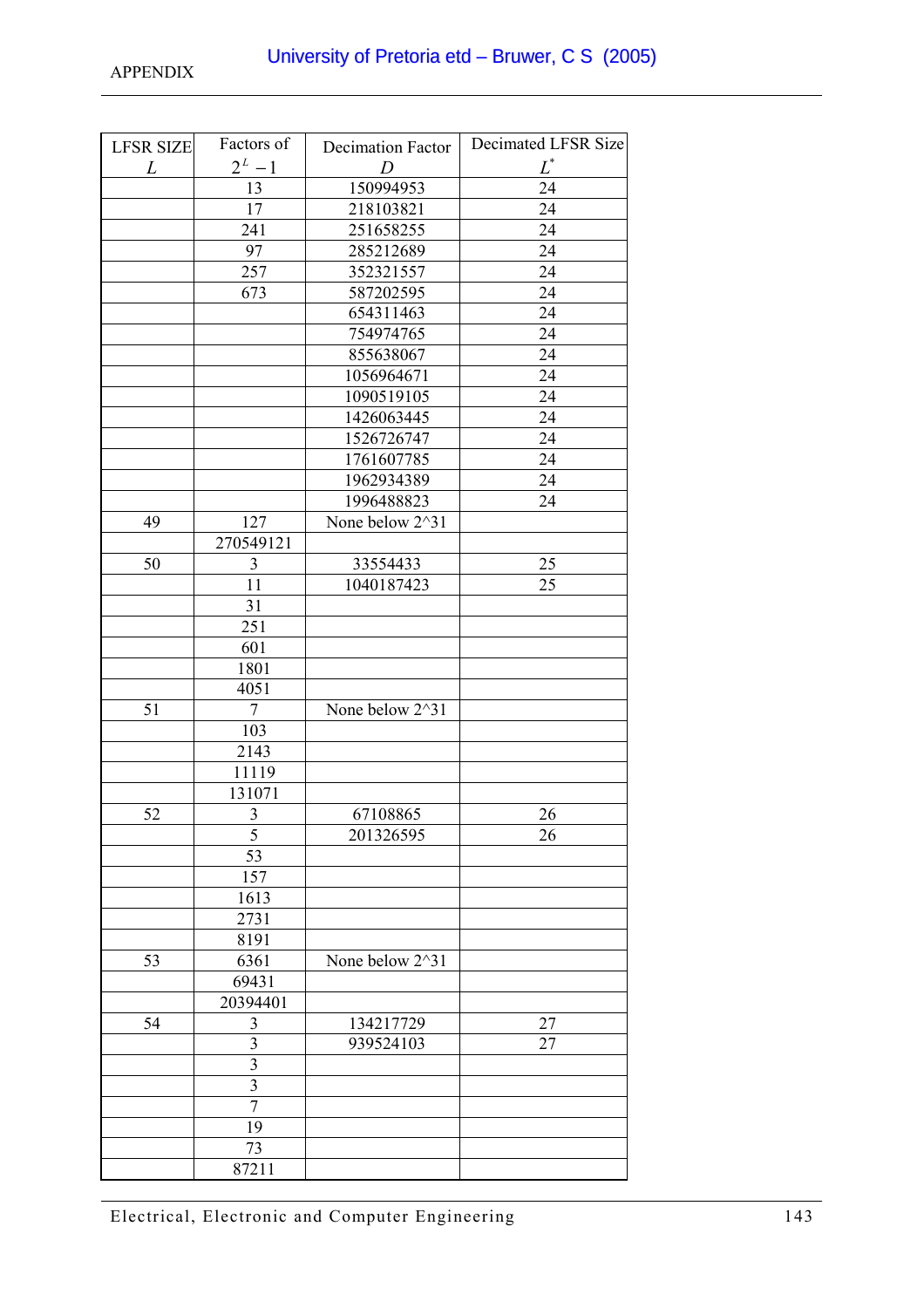APPENDIX

| LFSR SIZE $L$ | Factors of $2^L - 1$ | Decimation Factor $D$ | Decimated LFSR Size $L^*$ |
|---|---|---|---|
| | 13 | 150994953 | 24 |
| | 17 | 218103821 | 24 |
| | 241 | 251658255 | 24 |
| | 97 | 285212689 | 24 |
| | 257 | 352321557 | 24 |
| | 673 | 587202595 | 24 |
| | | 654311463 | 24 |
| | | 754974765 | 24 |
| | | 855638067 | 24 |
| | | 1056964671 | 24 |
| | | 1090519105 | 24 |
| | | 1426063445 | 24 |
| | | 1526726747 | 24 |
| | | 1761607785 | 24 |
| | | 1962934389 | 24 |
| | | 1996488823 | 24 |
| 49 | 127 | None below 2^31 | |
| | 270549121 | | |
| 50 | 3 | 33554433 | 25 |
| | 11 | 1040187423 | 25 |
| | 31 | | |
| | 251 | | |
| | 601 | | |
| | 1801 | | |
| | 4051 | | |
| 51 | 7 | None below 2^31 | |
| | 103 | | |
| | 2143 | | |
| | 11119 | | |
| | 131071 | | |
| 52 | 3 | 67108865 | 26 |
| | 5 | 201326595 | 26 |
| | 53 | | |
| | 157 | | |
| | 1613 | | |
| | 2731 | | |
| | 8191 | | |
| 53 | 6361 | None below 2^31 | |
| | 69431 | | |
| | 20394401 | | |
| 54 | 3 | 134217729 | 27 |
| | 3 | 939524103 | 27 |
| | 3 | | |
| | 3 | | |
| | 7 | | |
| | 19 | | |
| | 73 | | |
| | 87211 | | |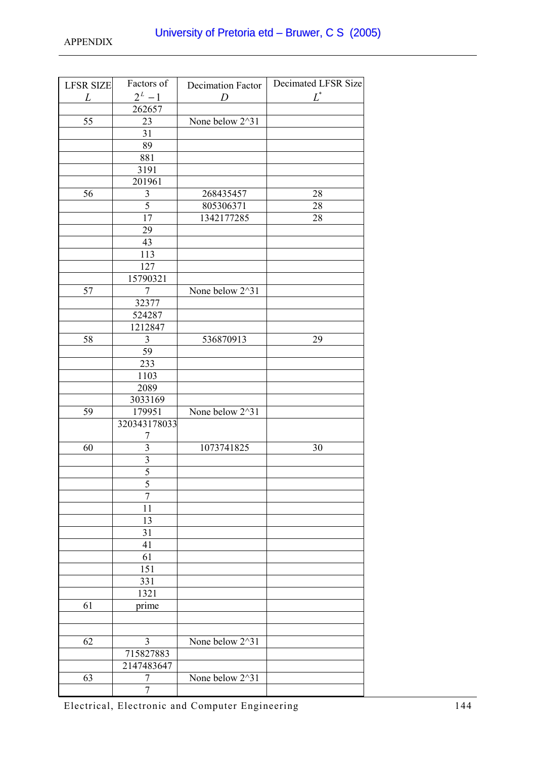| LFSR SIZE $L$ | Factors of $2^L - 1$ | Decimation Factor $D$ | Decimated LFSR Size $L^*$ |
|---|---|---|---|
| | 262657 | | |
| 55 | 23 | None below 2^31 | |
| | 31 | | |
| | 89 | | |
| | 881 | | |
| | 3191 | | |
| | 201961 | | |
| 56 | 3 | 268435457 | 28 |
| | 5 | 805306371 | 28 |
| | 17 | 1342177285 | 28 |
| | 29 | | |
| | 43 | | |
| | 113 | | |
| | 127 | | |
| | 15790321 | | |
| 57 | 7 | None below 2^31 | |
| | 32377 | | |
| | 524287 | | |
| | 1212847 | | |
| 58 | 3 | 536870913 | 29 |
| | 59 | | |
| | 233 | | |
| | 1103 | | |
| | 2089 | | |
| | 3033169 | | |
| 59 | 179951 | None below 2^31 | |
| | 3203431780337 | | |
| 60 | 3 | 1073741825 | 30 |
| | 3 | | |
| | 5 | | |
| | 5 | | |
| | 7 | | |
| | 11 | | |
| | 13 | | |
| | 31 | | |
| | 41 | | |
| | 61 | | |
| | 151 | | |
| | 331 | | |
| | 1321 | | |
| 61 | prime | | |
| | | | |
| | | | |
| 62 | 3 | None below 2^31 | |
| | 715827883 | | |
| | 2147483647 | | |
| 63 | 7 | None below 2^31 | |
| | 7 | | |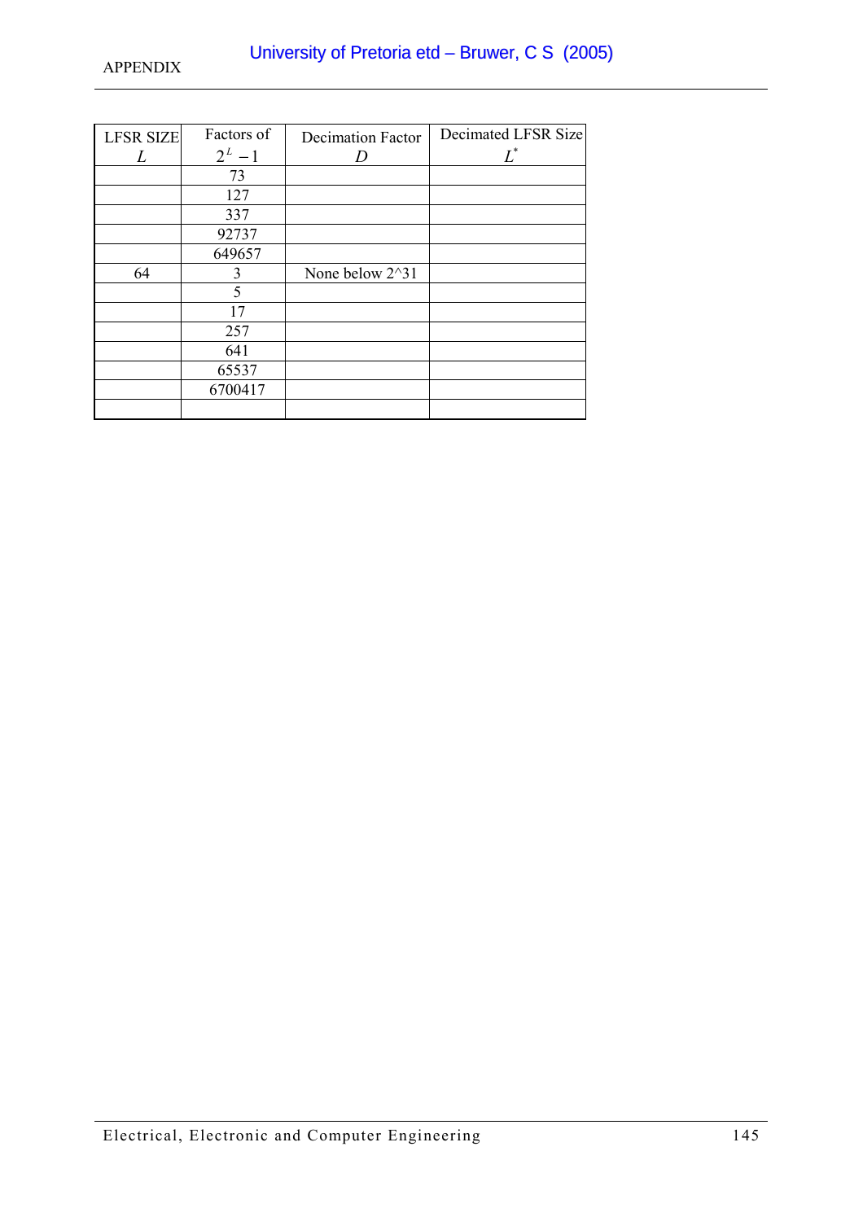| LFSR SIZE $L$ | Factors of $2^L - 1$ | Decimation Factor $D$ | Decimated LFSR Size $L^*$ |
|---|---|---|---|
| | 73 | | |
| | 127 | | |
| | 337 | | |
| | 92737 | | |
| | 649657 | | |
| 64 | 3 | None below 2^31 | |
| | 5 | | |
| | 17 | | |
| | 257 | | |
| | 641 | | |
| | 65537 | | |
| | 6700417 | | |
| | | | |